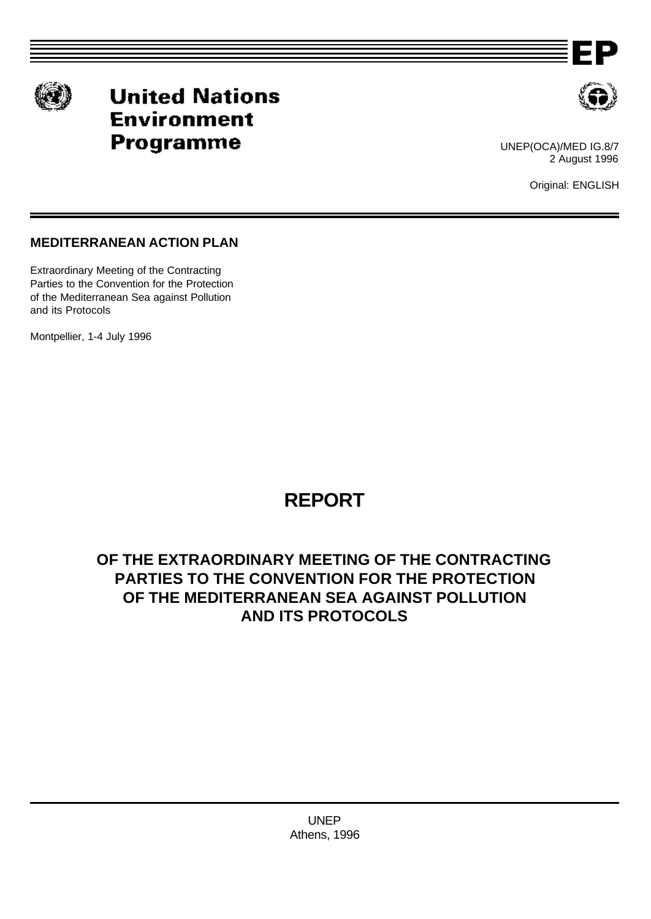EP

United Nations
Environment
Programme

UNEP(OCA)/MED IG.8/7
2 August 1996

Original: ENGLISH

**MEDITERRANEAN ACTION PLAN**

Extraordinary Meeting of the Contracting Parties to the Convention for the Protection of the Mediterranean Sea against Pollution and its Protocols

Montpellier, 1-4 July 1996

# REPORT

## OF THE EXTRAORDINARY MEETING OF THE CONTRACTING PARTIES TO THE CONVENTION FOR THE PROTECTION OF THE MEDITERRANEAN SEA AGAINST POLLUTION AND ITS PROTOCOLS

UNEP
Athens, 1996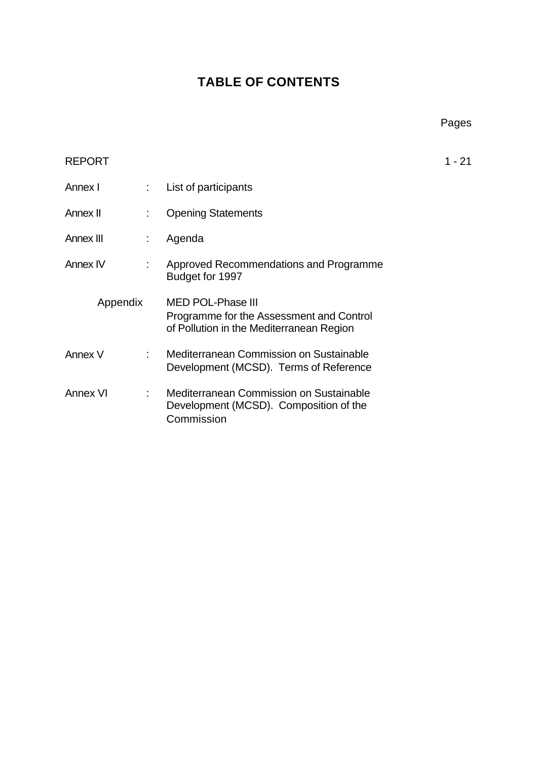# TABLE OF CONTENTS

| | | | Pages |
|---|---|---|---|
| REPORT | | | 1 - 21 |
| Annex I | : | List of participants | |
| Annex II | : | Opening Statements | |
| Annex III | : | Agenda | |
| Annex IV | : | Approved Recommendations and Programme Budget for 1997 | |
| Appendix | | MED POL-Phase III Programme for the Assessment and Control of Pollution in the Mediterranean Region | |
| Annex V | : | Mediterranean Commission on Sustainable Development (MCSD). Terms of Reference | |
| Annex VI | : | Mediterranean Commission on Sustainable Development (MCSD). Composition of the Commission | |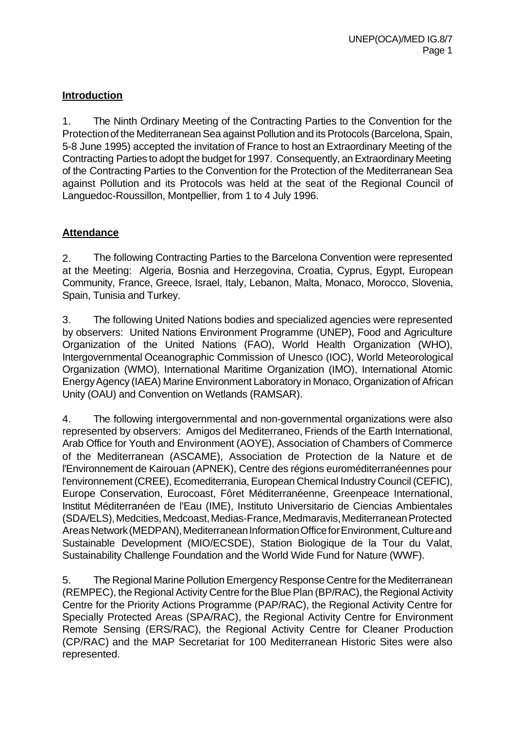## Introduction

1. The Ninth Ordinary Meeting of the Contracting Parties to the Convention for the Protection of the Mediterranean Sea against Pollution and its Protocols (Barcelona, Spain, 5-8 June 1995) accepted the invitation of France to host an Extraordinary Meeting of the Contracting Parties to adopt the budget for 1997. Consequently, an Extraordinary Meeting of the Contracting Parties to the Convention for the Protection of the Mediterranean Sea against Pollution and its Protocols was held at the seat of the Regional Council of Languedoc-Roussillon, Montpellier, from 1 to 4 July 1996.

## Attendance

2. The following Contracting Parties to the Barcelona Convention were represented at the Meeting: Algeria, Bosnia and Herzegovina, Croatia, Cyprus, Egypt, European Community, France, Greece, Israel, Italy, Lebanon, Malta, Monaco, Morocco, Slovenia, Spain, Tunisia and Turkey.

3. The following United Nations bodies and specialized agencies were represented by observers: United Nations Environment Programme (UNEP), Food and Agriculture Organization of the United Nations (FAO), World Health Organization (WHO), Intergovernmental Oceanographic Commission of Unesco (IOC), World Meteorological Organization (WMO), International Maritime Organization (IMO), International Atomic Energy Agency (IAEA) Marine Environment Laboratory in Monaco, Organization of African Unity (OAU) and Convention on Wetlands (RAMSAR).

4. The following intergovernmental and non-governmental organizations were also represented by observers: Amigos del Mediterraneo, Friends of the Earth International, Arab Office for Youth and Environment (AOYE), Association of Chambers of Commerce of the Mediterranean (ASCAME), Association de Protection de la Nature et de l'Environnement de Kairouan (APNEK), Centre des régions euroméditerranéennes pour l'environnement (CREE), Ecomediterrania, European Chemical Industry Council (CEFIC), Europe Conservation, Eurocoast, Fôret Méditerranéenne, Greenpeace International, Institut Méditerranéen de l'Eau (IME), Instituto Universitario de Ciencias Ambientales (SDA/ELS), Medcities, Medcoast, Medias-France, Medmaravis, Mediterranean Protected Areas Network (MEDPAN), Mediterranean Information Office for Environment, Culture and Sustainable Development (MIO/ECSDE), Station Biologique de la Tour du Valat, Sustainability Challenge Foundation and the World Wide Fund for Nature (WWF).

5. The Regional Marine Pollution Emergency Response Centre for the Mediterranean (REMPEC), the Regional Activity Centre for the Blue Plan (BP/RAC), the Regional Activity Centre for the Priority Actions Programme (PAP/RAC), the Regional Activity Centre for Specially Protected Areas (SPA/RAC), the Regional Activity Centre for Environment Remote Sensing (ERS/RAC), the Regional Activity Centre for Cleaner Production (CP/RAC) and the MAP Secretariat for 100 Mediterranean Historic Sites were also represented.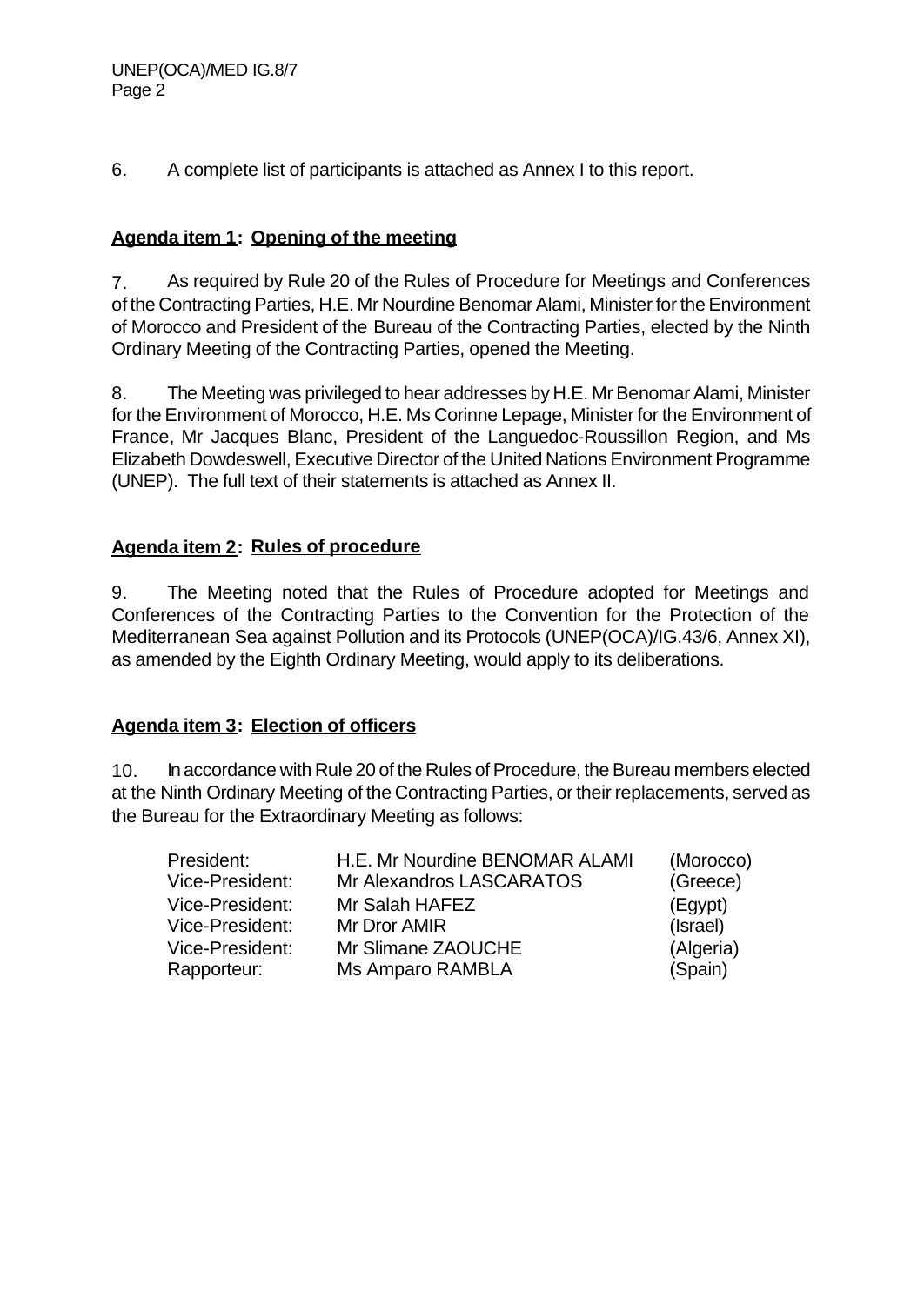6. A complete list of participants is attached as Annex I to this report.

**Agenda item 1: Opening of the meeting**

7. As required by Rule 20 of the Rules of Procedure for Meetings and Conferences of the Contracting Parties, H.E. Mr Nourdine Benomar Alami, Minister for the Environment of Morocco and President of the Bureau of the Contracting Parties, elected by the Ninth Ordinary Meeting of the Contracting Parties, opened the Meeting.

8. The Meeting was privileged to hear addresses by H.E. Mr Benomar Alami, Minister for the Environment of Morocco, H.E. Ms Corinne Lepage, Minister for the Environment of France, Mr Jacques Blanc, President of the Languedoc-Roussillon Region, and Ms Elizabeth Dowdeswell, Executive Director of the United Nations Environment Programme (UNEP). The full text of their statements is attached as Annex II.

**Agenda item 2: Rules of procedure**

9. The Meeting noted that the Rules of Procedure adopted for Meetings and Conferences of the Contracting Parties to the Convention for the Protection of the Mediterranean Sea against Pollution and its Protocols (UNEP(OCA)/IG.43/6, Annex XI), as amended by the Eighth Ordinary Meeting, would apply to its deliberations.

**Agenda item 3: Election of officers**

10. In accordance with Rule 20 of the Rules of Procedure, the Bureau members elected at the Ninth Ordinary Meeting of the Contracting Parties, or their replacements, served as the Bureau for the Extraordinary Meeting as follows:

| | | |
|---|---|---|
| President: | H.E. Mr Nourdine BENOMAR ALAMI | (Morocco) |
| Vice-President: | Mr Alexandros LASCARATOS | (Greece) |
| Vice-President: | Mr Salah HAFEZ | (Egypt) |
| Vice-President: | Mr Dror AMIR | (Israel) |
| Vice-President: | Mr Slimane ZAOUCHE | (Algeria) |
| Rapporteur: | Ms Amparo RAMBLA | (Spain) |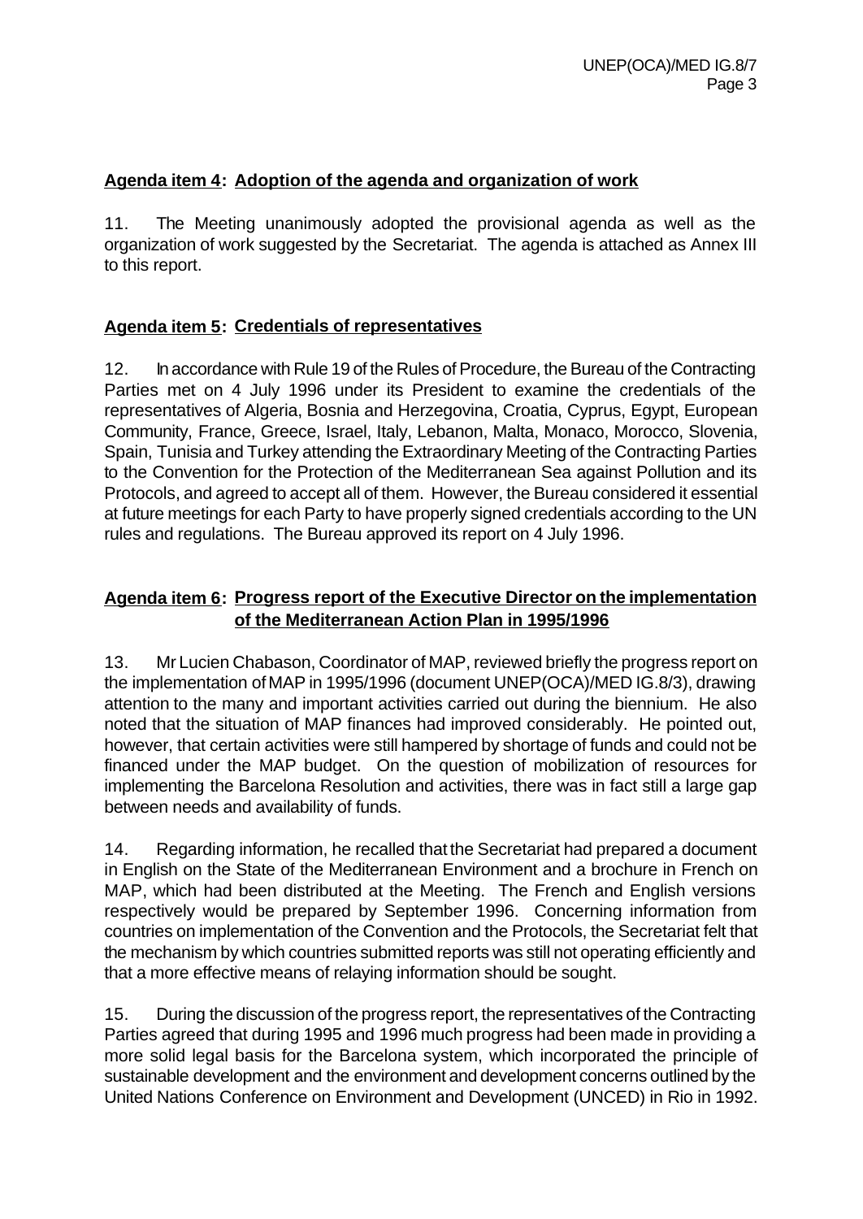## Agenda item 4: Adoption of the agenda and organization of work

11. The Meeting unanimously adopted the provisional agenda as well as the organization of work suggested by the Secretariat. The agenda is attached as Annex III to this report.

## Agenda item 5: Credentials of representatives

12. In accordance with Rule 19 of the Rules of Procedure, the Bureau of the Contracting Parties met on 4 July 1996 under its President to examine the credentials of the representatives of Algeria, Bosnia and Herzegovina, Croatia, Cyprus, Egypt, European Community, France, Greece, Israel, Italy, Lebanon, Malta, Monaco, Morocco, Slovenia, Spain, Tunisia and Turkey attending the Extraordinary Meeting of the Contracting Parties to the Convention for the Protection of the Mediterranean Sea against Pollution and its Protocols, and agreed to accept all of them. However, the Bureau considered it essential at future meetings for each Party to have properly signed credentials according to the UN rules and regulations. The Bureau approved its report on 4 July 1996.

## Agenda item 6: Progress report of the Executive Director on the implementation of the Mediterranean Action Plan in 1995/1996

13. Mr Lucien Chabason, Coordinator of MAP, reviewed briefly the progress report on the implementation of MAP in 1995/1996 (document UNEP(OCA)/MED IG.8/3), drawing attention to the many and important activities carried out during the biennium. He also noted that the situation of MAP finances had improved considerably. He pointed out, however, that certain activities were still hampered by shortage of funds and could not be financed under the MAP budget. On the question of mobilization of resources for implementing the Barcelona Resolution and activities, there was in fact still a large gap between needs and availability of funds.

14. Regarding information, he recalled that the Secretariat had prepared a document in English on the State of the Mediterranean Environment and a brochure in French on MAP, which had been distributed at the Meeting. The French and English versions respectively would be prepared by September 1996. Concerning information from countries on implementation of the Convention and the Protocols, the Secretariat felt that the mechanism by which countries submitted reports was still not operating efficiently and that a more effective means of relaying information should be sought.

15. During the discussion of the progress report, the representatives of the Contracting Parties agreed that during 1995 and 1996 much progress had been made in providing a more solid legal basis for the Barcelona system, which incorporated the principle of sustainable development and the environment and development concerns outlined by the United Nations Conference on Environment and Development (UNCED) in Rio in 1992.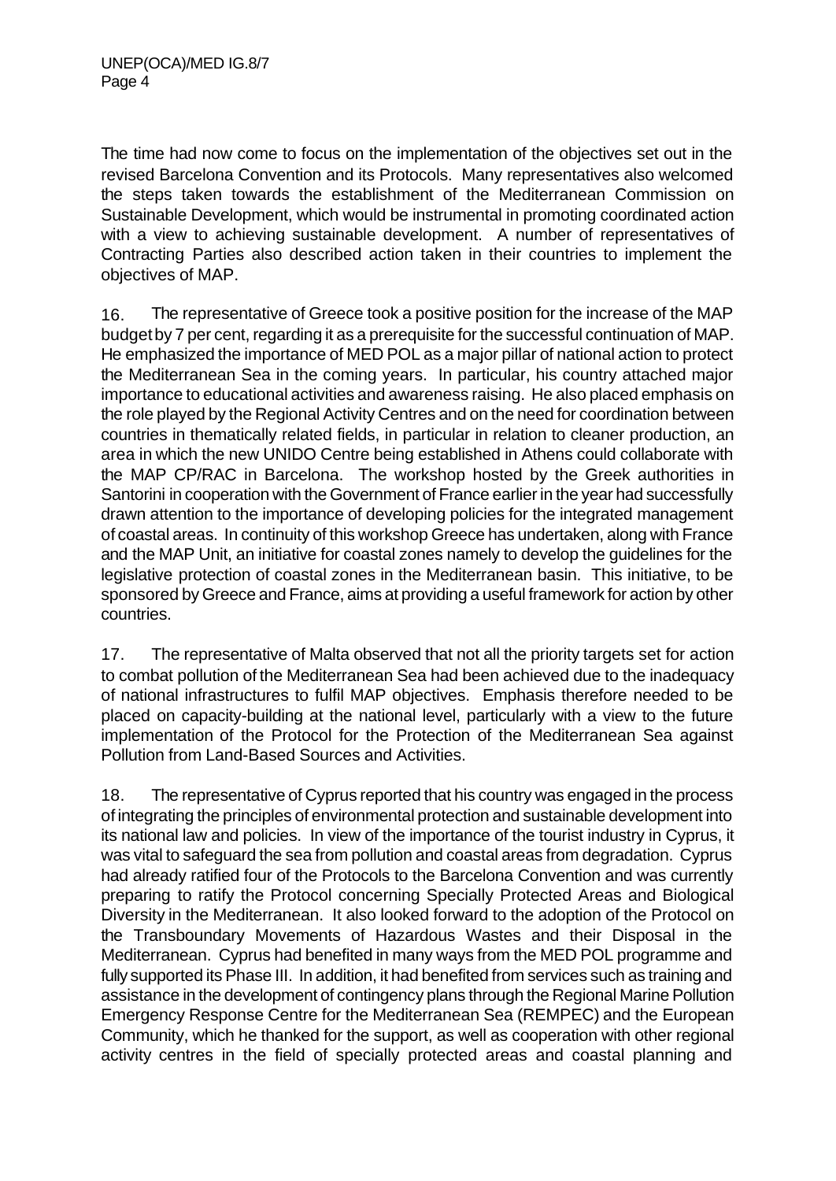The time had now come to focus on the implementation of the objectives set out in the revised Barcelona Convention and its Protocols. Many representatives also welcomed the steps taken towards the establishment of the Mediterranean Commission on Sustainable Development, which would be instrumental in promoting coordinated action with a view to achieving sustainable development. A number of representatives of Contracting Parties also described action taken in their countries to implement the objectives of MAP.

16. The representative of Greece took a positive position for the increase of the MAP budget by 7 per cent, regarding it as a prerequisite for the successful continuation of MAP. He emphasized the importance of MED POL as a major pillar of national action to protect the Mediterranean Sea in the coming years. In particular, his country attached major importance to educational activities and awareness raising. He also placed emphasis on the role played by the Regional Activity Centres and on the need for coordination between countries in thematically related fields, in particular in relation to cleaner production, an area in which the new UNIDO Centre being established in Athens could collaborate with the MAP CP/RAC in Barcelona. The workshop hosted by the Greek authorities in Santorini in cooperation with the Government of France earlier in the year had successfully drawn attention to the importance of developing policies for the integrated management of coastal areas. In continuity of this workshop Greece has undertaken, along with France and the MAP Unit, an initiative for coastal zones namely to develop the guidelines for the legislative protection of coastal zones in the Mediterranean basin. This initiative, to be sponsored by Greece and France, aims at providing a useful framework for action by other countries.

17. The representative of Malta observed that not all the priority targets set for action to combat pollution of the Mediterranean Sea had been achieved due to the inadequacy of national infrastructures to fulfil MAP objectives. Emphasis therefore needed to be placed on capacity-building at the national level, particularly with a view to the future implementation of the Protocol for the Protection of the Mediterranean Sea against Pollution from Land-Based Sources and Activities.

18. The representative of Cyprus reported that his country was engaged in the process of integrating the principles of environmental protection and sustainable development into its national law and policies. In view of the importance of the tourist industry in Cyprus, it was vital to safeguard the sea from pollution and coastal areas from degradation. Cyprus had already ratified four of the Protocols to the Barcelona Convention and was currently preparing to ratify the Protocol concerning Specially Protected Areas and Biological Diversity in the Mediterranean. It also looked forward to the adoption of the Protocol on the Transboundary Movements of Hazardous Wastes and their Disposal in the Mediterranean. Cyprus had benefited in many ways from the MED POL programme and fully supported its Phase III. In addition, it had benefited from services such as training and assistance in the development of contingency plans through the Regional Marine Pollution Emergency Response Centre for the Mediterranean Sea (REMPEC) and the European Community, which he thanked for the support, as well as cooperation with other regional activity centres in the field of specially protected areas and coastal planning and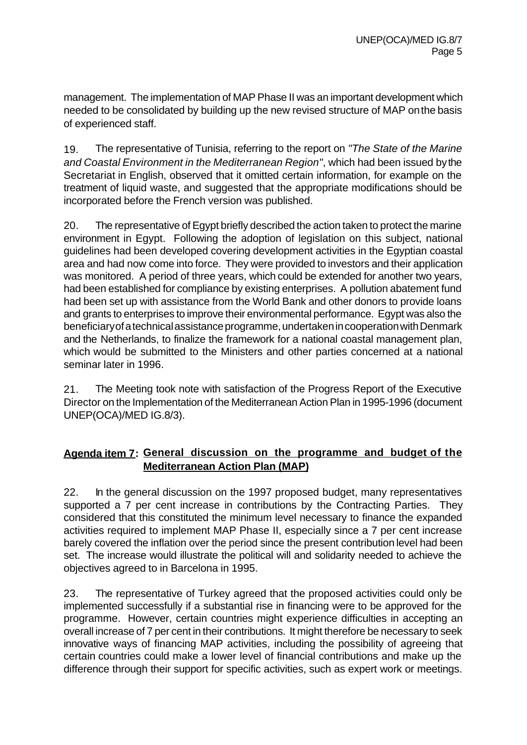management. The implementation of MAP Phase II was an important development which needed to be consolidated by building up the new revised structure of MAP on the basis of experienced staff.

19. The representative of Tunisia, referring to the report on *"The State of the Marine and Coastal Environment in the Mediterranean Region"*, which had been issued by the Secretariat in English, observed that it omitted certain information, for example on the treatment of liquid waste, and suggested that the appropriate modifications should be incorporated before the French version was published.

20. The representative of Egypt briefly described the action taken to protect the marine environment in Egypt. Following the adoption of legislation on this subject, national guidelines had been developed covering development activities in the Egyptian coastal area and had now come into force. They were provided to investors and their application was monitored. A period of three years, which could be extended for another two years, had been established for compliance by existing enterprises. A pollution abatement fund had been set up with assistance from the World Bank and other donors to provide loans and grants to enterprises to improve their environmental performance. Egypt was also the beneficiary of a technical assistance programme, undertaken in cooperation with Denmark and the Netherlands, to finalize the framework for a national coastal management plan, which would be submitted to the Ministers and other parties concerned at a national seminar later in 1996.

21. The Meeting took note with satisfaction of the Progress Report of the Executive Director on the Implementation of the Mediterranean Action Plan in 1995-1996 (document UNEP(OCA)/MED IG.8/3).

## <u>Agenda item 7</u>: <u>General discussion on the programme and budget of the Mediterranean Action Plan (MAP)</u>

22. In the general discussion on the 1997 proposed budget, many representatives supported a 7 per cent increase in contributions by the Contracting Parties. They considered that this constituted the minimum level necessary to finance the expanded activities required to implement MAP Phase II, especially since a 7 per cent increase barely covered the inflation over the period since the present contribution level had been set. The increase would illustrate the political will and solidarity needed to achieve the objectives agreed to in Barcelona in 1995.

23. The representative of Turkey agreed that the proposed activities could only be implemented successfully if a substantial rise in financing were to be approved for the programme. However, certain countries might experience difficulties in accepting an overall increase of 7 per cent in their contributions. It might therefore be necessary to seek innovative ways of financing MAP activities, including the possibility of agreeing that certain countries could make a lower level of financial contributions and make up the difference through their support for specific activities, such as expert work or meetings.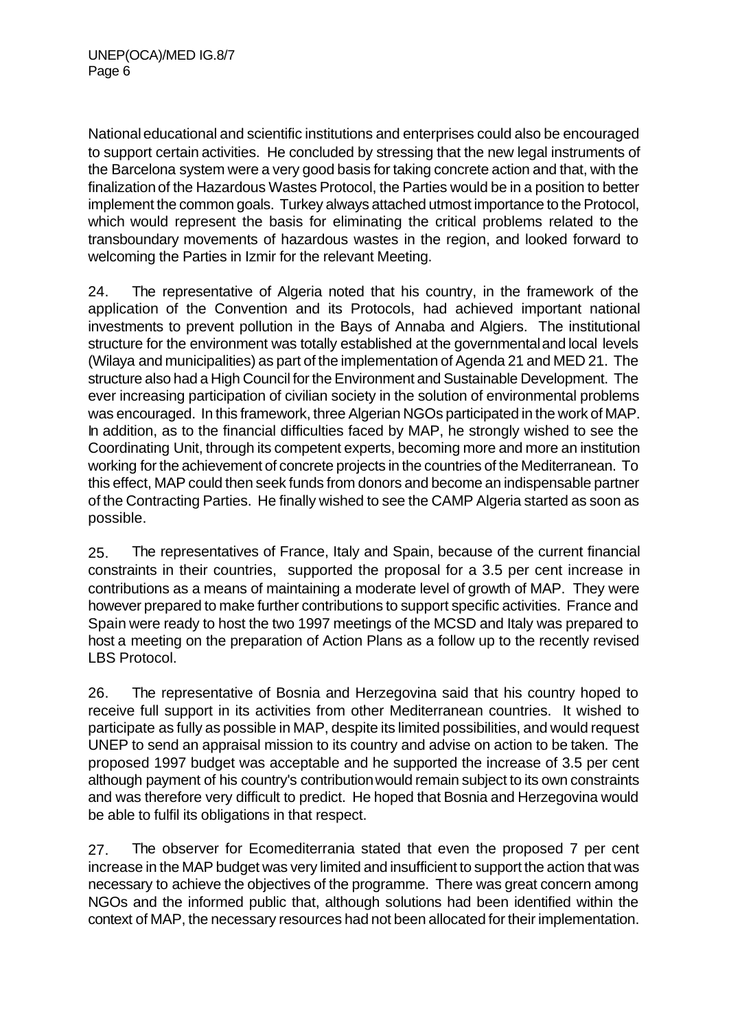National educational and scientific institutions and enterprises could also be encouraged to support certain activities. He concluded by stressing that the new legal instruments of the Barcelona system were a very good basis for taking concrete action and that, with the finalization of the Hazardous Wastes Protocol, the Parties would be in a position to better implement the common goals. Turkey always attached utmost importance to the Protocol, which would represent the basis for eliminating the critical problems related to the transboundary movements of hazardous wastes in the region, and looked forward to welcoming the Parties in Izmir for the relevant Meeting.

24. The representative of Algeria noted that his country, in the framework of the application of the Convention and its Protocols, had achieved important national investments to prevent pollution in the Bays of Annaba and Algiers. The institutional structure for the environment was totally established at the governmental and local levels (Wilaya and municipalities) as part of the implementation of Agenda 21 and MED 21. The structure also had a High Council for the Environment and Sustainable Development. The ever increasing participation of civilian society in the solution of environmental problems was encouraged. In this framework, three Algerian NGOs participated in the work of MAP. In addition, as to the financial difficulties faced by MAP, he strongly wished to see the Coordinating Unit, through its competent experts, becoming more and more an institution working for the achievement of concrete projects in the countries of the Mediterranean. To this effect, MAP could then seek funds from donors and become an indispensable partner of the Contracting Parties. He finally wished to see the CAMP Algeria started as soon as possible.

25. The representatives of France, Italy and Spain, because of the current financial constraints in their countries, supported the proposal for a 3.5 per cent increase in contributions as a means of maintaining a moderate level of growth of MAP. They were however prepared to make further contributions to support specific activities. France and Spain were ready to host the two 1997 meetings of the MCSD and Italy was prepared to host a meeting on the preparation of Action Plans as a follow up to the recently revised LBS Protocol.

26. The representative of Bosnia and Herzegovina said that his country hoped to receive full support in its activities from other Mediterranean countries. It wished to participate as fully as possible in MAP, despite its limited possibilities, and would request UNEP to send an appraisal mission to its country and advise on action to be taken. The proposed 1997 budget was acceptable and he supported the increase of 3.5 per cent although payment of his country's contribution would remain subject to its own constraints and was therefore very difficult to predict. He hoped that Bosnia and Herzegovina would be able to fulfil its obligations in that respect.

27. The observer for Ecomediterrania stated that even the proposed 7 per cent increase in the MAP budget was very limited and insufficient to support the action that was necessary to achieve the objectives of the programme. There was great concern among NGOs and the informed public that, although solutions had been identified within the context of MAP, the necessary resources had not been allocated for their implementation.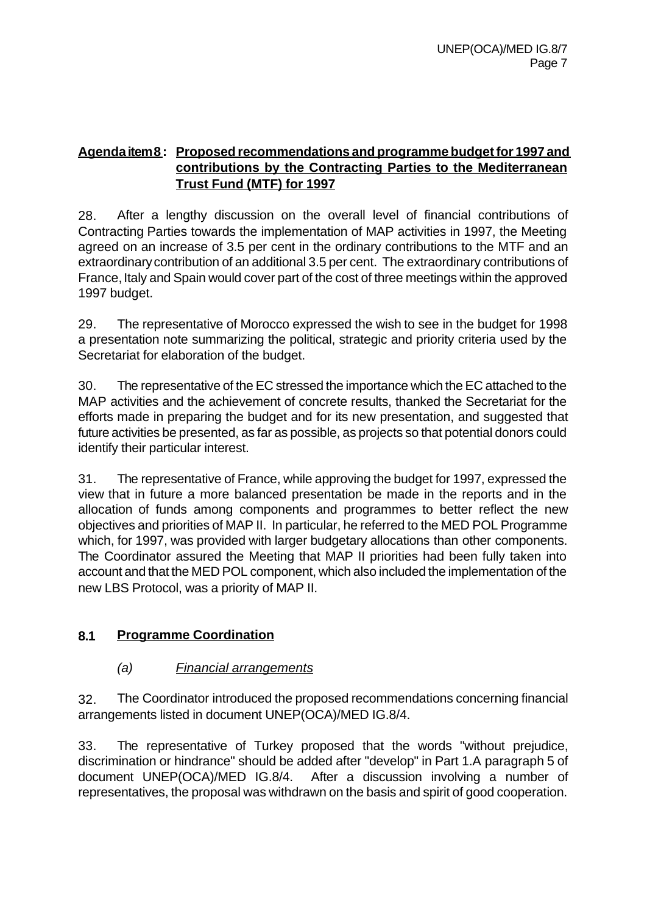## **Agenda item 8: Proposed recommendations and programme budget for 1997 and contributions by the Contracting Parties to the Mediterranean Trust Fund (MTF) for 1997**

28. After a lengthy discussion on the overall level of financial contributions of Contracting Parties towards the implementation of MAP activities in 1997, the Meeting agreed on an increase of 3.5 per cent in the ordinary contributions to the MTF and an extraordinary contribution of an additional 3.5 per cent. The extraordinary contributions of France, Italy and Spain would cover part of the cost of three meetings within the approved 1997 budget.

29. The representative of Morocco expressed the wish to see in the budget for 1998 a presentation note summarizing the political, strategic and priority criteria used by the Secretariat for elaboration of the budget.

30. The representative of the EC stressed the importance which the EC attached to the MAP activities and the achievement of concrete results, thanked the Secretariat for the efforts made in preparing the budget and for its new presentation, and suggested that future activities be presented, as far as possible, as projects so that potential donors could identify their particular interest.

31. The representative of France, while approving the budget for 1997, expressed the view that in future a more balanced presentation be made in the reports and in the allocation of funds among components and programmes to better reflect the new objectives and priorities of MAP II. In particular, he referred to the MED POL Programme which, for 1997, was provided with larger budgetary allocations than other components. The Coordinator assured the Meeting that MAP II priorities had been fully taken into account and that the MED POL component, which also included the implementation of the new LBS Protocol, was a priority of MAP II.

### **8.1 Programme Coordination**

#### *(a) Financial arrangements*

32. The Coordinator introduced the proposed recommendations concerning financial arrangements listed in document UNEP(OCA)/MED IG.8/4.

33. The representative of Turkey proposed that the words "without prejudice, discrimination or hindrance" should be added after "develop" in Part 1.A paragraph 5 of document UNEP(OCA)/MED IG.8/4. After a discussion involving a number of representatives, the proposal was withdrawn on the basis and spirit of good cooperation.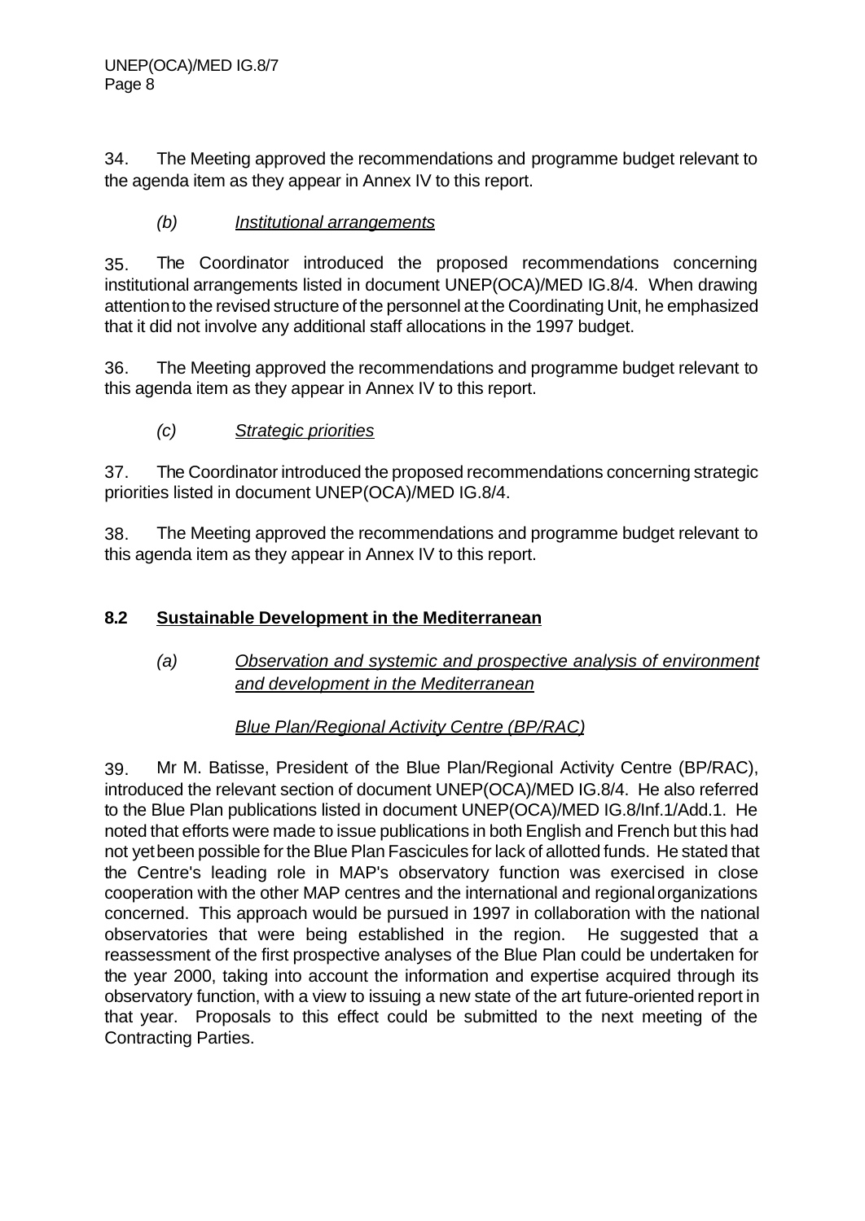34. The Meeting approved the recommendations and programme budget relevant to the agenda item as they appear in Annex IV to this report.

*(b)* *Institutional arrangements*

35. The Coordinator introduced the proposed recommendations concerning institutional arrangements listed in document UNEP(OCA)/MED IG.8/4. When drawing attention to the revised structure of the personnel at the Coordinating Unit, he emphasized that it did not involve any additional staff allocations in the 1997 budget.

36. The Meeting approved the recommendations and programme budget relevant to this agenda item as they appear in Annex IV to this report.

*(c)* *Strategic priorities*

37. The Coordinator introduced the proposed recommendations concerning strategic priorities listed in document UNEP(OCA)/MED IG.8/4.

38. The Meeting approved the recommendations and programme budget relevant to this agenda item as they appear in Annex IV to this report.

### **8.2 Sustainable Development in the Mediterranean**

*(a)* *Observation and systemic and prospective analysis of environment and development in the Mediterranean*

*Blue Plan/Regional Activity Centre (BP/RAC)*

39. Mr M. Batisse, President of the Blue Plan/Regional Activity Centre (BP/RAC), introduced the relevant section of document UNEP(OCA)/MED IG.8/4. He also referred to the Blue Plan publications listed in document UNEP(OCA)/MED IG.8/Inf.1/Add.1. He noted that efforts were made to issue publications in both English and French but this had not yet been possible for the Blue Plan Fascicules for lack of allotted funds. He stated that the Centre's leading role in MAP's observatory function was exercised in close cooperation with the other MAP centres and the international and regional organizations concerned. This approach would be pursued in 1997 in collaboration with the national observatories that were being established in the region. He suggested that a reassessment of the first prospective analyses of the Blue Plan could be undertaken for the year 2000, taking into account the information and expertise acquired through its observatory function, with a view to issuing a new state of the art future-oriented report in that year. Proposals to this effect could be submitted to the next meeting of the Contracting Parties.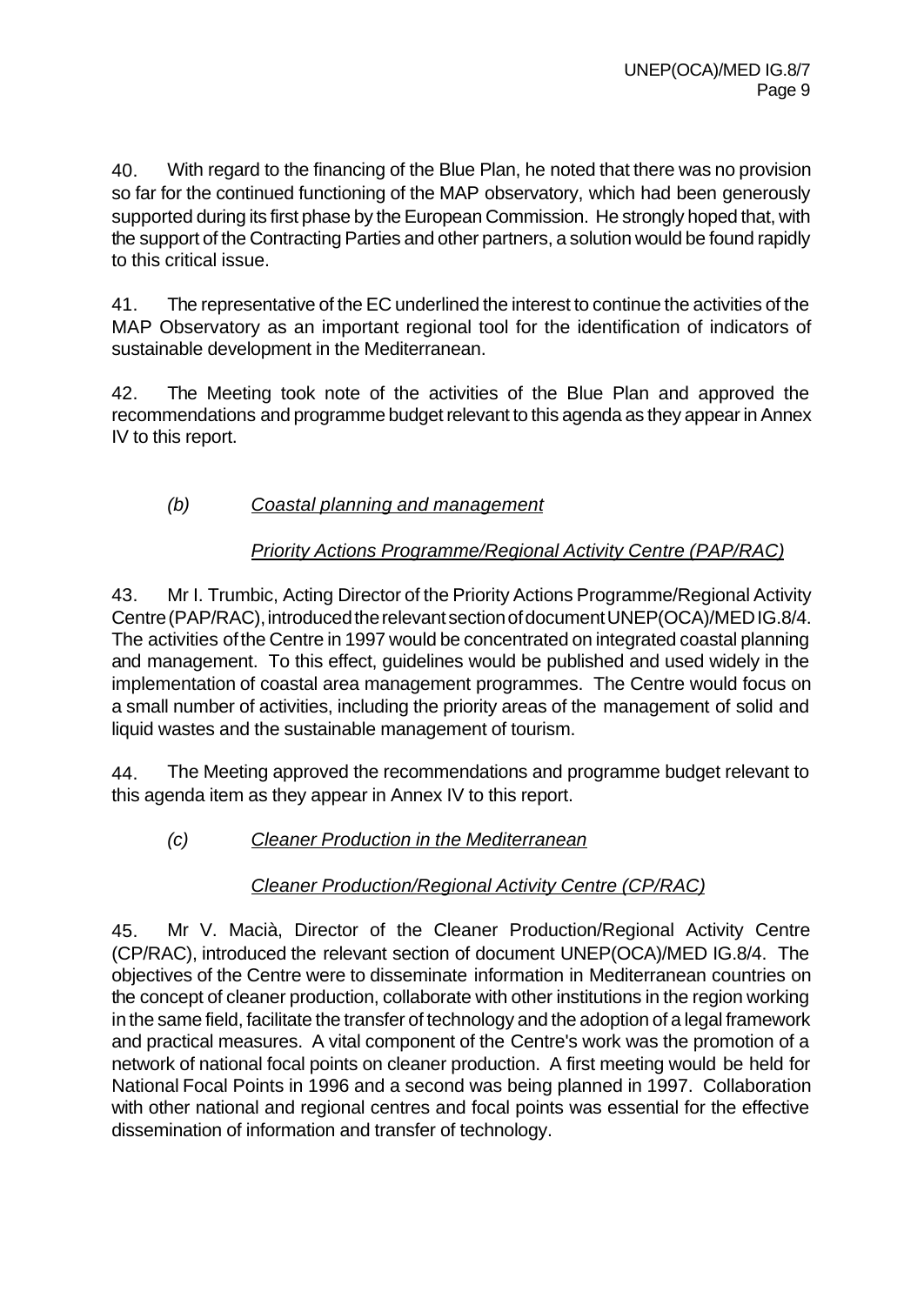40. With regard to the financing of the Blue Plan, he noted that there was no provision so far for the continued functioning of the MAP observatory, which had been generously supported during its first phase by the European Commission. He strongly hoped that, with the support of the Contracting Parties and other partners, a solution would be found rapidly to this critical issue.

41. The representative of the EC underlined the interest to continue the activities of the MAP Observatory as an important regional tool for the identification of indicators of sustainable development in the Mediterranean.

42. The Meeting took note of the activities of the Blue Plan and approved the recommendations and programme budget relevant to this agenda as they appear in Annex IV to this report.

*(b)* *Coastal planning and management*

*Priority Actions Programme/Regional Activity Centre (PAP/RAC)*

43. Mr I. Trumbic, Acting Director of the Priority Actions Programme/Regional Activity Centre (PAP/RAC), introduced the relevant section of document UNEP(OCA)/MED IG.8/4. The activities of the Centre in 1997 would be concentrated on integrated coastal planning and management. To this effect, guidelines would be published and used widely in the implementation of coastal area management programmes. The Centre would focus on a small number of activities, including the priority areas of the management of solid and liquid wastes and the sustainable management of tourism.

44. The Meeting approved the recommendations and programme budget relevant to this agenda item as they appear in Annex IV to this report.

*(c)* *Cleaner Production in the Mediterranean*

*Cleaner Production/Regional Activity Centre (CP/RAC)*

45. Mr V. Macià, Director of the Cleaner Production/Regional Activity Centre (CP/RAC), introduced the relevant section of document UNEP(OCA)/MED IG.8/4. The objectives of the Centre were to disseminate information in Mediterranean countries on the concept of cleaner production, collaborate with other institutions in the region working in the same field, facilitate the transfer of technology and the adoption of a legal framework and practical measures. A vital component of the Centre's work was the promotion of a network of national focal points on cleaner production. A first meeting would be held for National Focal Points in 1996 and a second was being planned in 1997. Collaboration with other national and regional centres and focal points was essential for the effective dissemination of information and transfer of technology.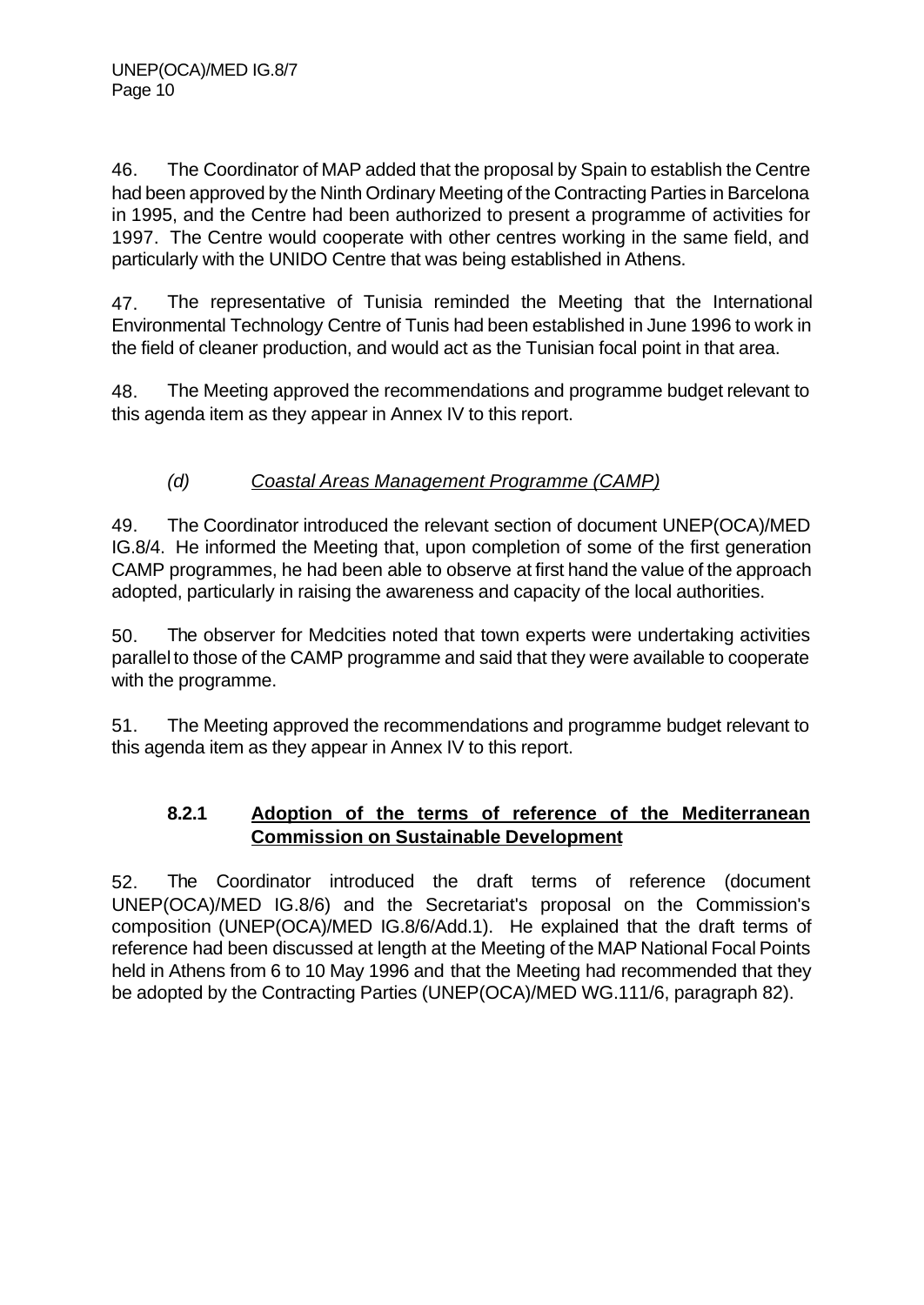46. The Coordinator of MAP added that the proposal by Spain to establish the Centre had been approved by the Ninth Ordinary Meeting of the Contracting Parties in Barcelona in 1995, and the Centre had been authorized to present a programme of activities for 1997. The Centre would cooperate with other centres working in the same field, and particularly with the UNIDO Centre that was being established in Athens.

47. The representative of Tunisia reminded the Meeting that the International Environmental Technology Centre of Tunis had been established in June 1996 to work in the field of cleaner production, and would act as the Tunisian focal point in that area.

48. The Meeting approved the recommendations and programme budget relevant to this agenda item as they appear in Annex IV to this report.

### *(d) Coastal Areas Management Programme (CAMP)*

49. The Coordinator introduced the relevant section of document UNEP(OCA)/MED IG.8/4. He informed the Meeting that, upon completion of some of the first generation CAMP programmes, he had been able to observe at first hand the value of the approach adopted, particularly in raising the awareness and capacity of the local authorities.

50. The observer for Medcities noted that town experts were undertaking activities parallel to those of the CAMP programme and said that they were available to cooperate with the programme.

51. The Meeting approved the recommendations and programme budget relevant to this agenda item as they appear in Annex IV to this report.

### **8.2.1 Adoption of the terms of reference of the Mediterranean Commission on Sustainable Development**

52. The Coordinator introduced the draft terms of reference (document UNEP(OCA)/MED IG.8/6) and the Secretariat's proposal on the Commission's composition (UNEP(OCA)/MED IG.8/6/Add.1). He explained that the draft terms of reference had been discussed at length at the Meeting of the MAP National Focal Points held in Athens from 6 to 10 May 1996 and that the Meeting had recommended that they be adopted by the Contracting Parties (UNEP(OCA)/MED WG.111/6, paragraph 82).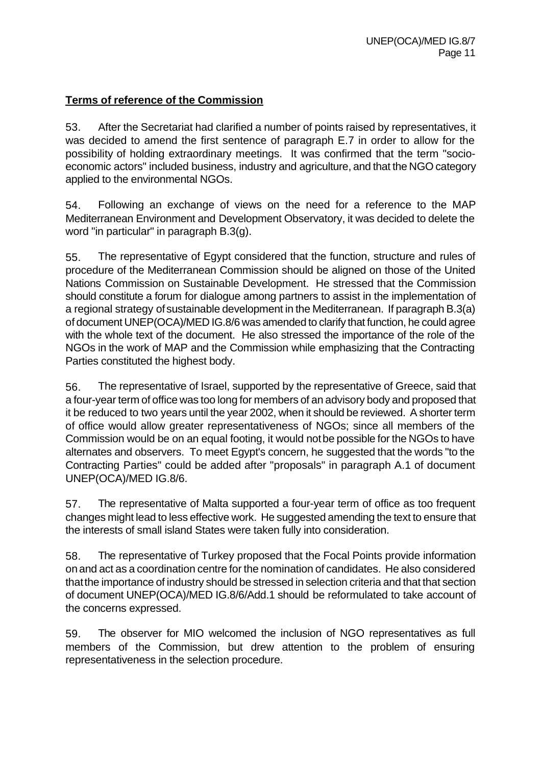**Terms of reference of the Commission**

53. After the Secretariat had clarified a number of points raised by representatives, it was decided to amend the first sentence of paragraph E.7 in order to allow for the possibility of holding extraordinary meetings. It was confirmed that the term "socio-economic actors" included business, industry and agriculture, and that the NGO category applied to the environmental NGOs.

54. Following an exchange of views on the need for a reference to the MAP Mediterranean Environment and Development Observatory, it was decided to delete the word "in particular" in paragraph B.3(g).

55. The representative of Egypt considered that the function, structure and rules of procedure of the Mediterranean Commission should be aligned on those of the United Nations Commission on Sustainable Development. He stressed that the Commission should constitute a forum for dialogue among partners to assist in the implementation of a regional strategy of sustainable development in the Mediterranean. If paragraph B.3(a) of document UNEP(OCA)/MED IG.8/6 was amended to clarify that function, he could agree with the whole text of the document. He also stressed the importance of the role of the NGOs in the work of MAP and the Commission while emphasizing that the Contracting Parties constituted the highest body.

56. The representative of Israel, supported by the representative of Greece, said that a four-year term of office was too long for members of an advisory body and proposed that it be reduced to two years until the year 2002, when it should be reviewed. A shorter term of office would allow greater representativeness of NGOs; since all members of the Commission would be on an equal footing, it would not be possible for the NGOs to have alternates and observers. To meet Egypt's concern, he suggested that the words "to the Contracting Parties" could be added after "proposals" in paragraph A.1 of document UNEP(OCA)/MED IG.8/6.

57. The representative of Malta supported a four-year term of office as too frequent changes might lead to less effective work. He suggested amending the text to ensure that the interests of small island States were taken fully into consideration.

58. The representative of Turkey proposed that the Focal Points provide information on and act as a coordination centre for the nomination of candidates. He also considered that the importance of industry should be stressed in selection criteria and that that section of document UNEP(OCA)/MED IG.8/6/Add.1 should be reformulated to take account of the concerns expressed.

59. The observer for MIO welcomed the inclusion of NGO representatives as full members of the Commission, but drew attention to the problem of ensuring representativeness in the selection procedure.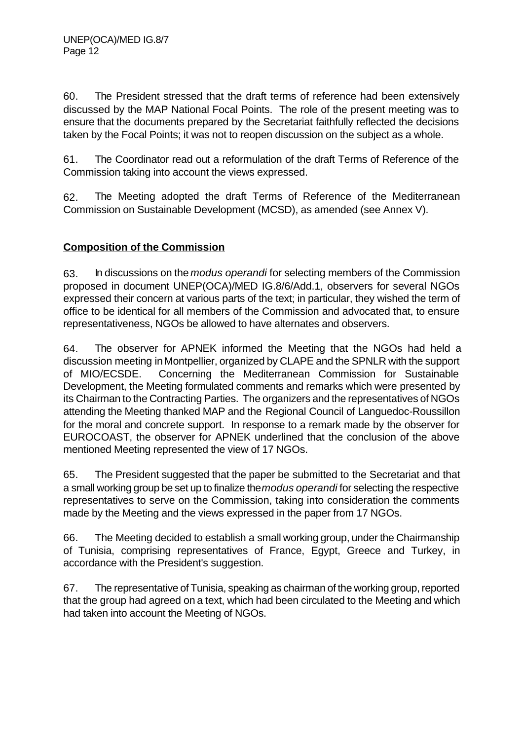60. The President stressed that the draft terms of reference had been extensively discussed by the MAP National Focal Points. The role of the present meeting was to ensure that the documents prepared by the Secretariat faithfully reflected the decisions taken by the Focal Points; it was not to reopen discussion on the subject as a whole.

61. The Coordinator read out a reformulation of the draft Terms of Reference of the Commission taking into account the views expressed.

62. The Meeting adopted the draft Terms of Reference of the Mediterranean Commission on Sustainable Development (MCSD), as amended (see Annex V).

**Composition of the Commission**

63. In discussions on the *modus operandi* for selecting members of the Commission proposed in document UNEP(OCA)/MED IG.8/6/Add.1, observers for several NGOs expressed their concern at various parts of the text; in particular, they wished the term of office to be identical for all members of the Commission and advocated that, to ensure representativeness, NGOs be allowed to have alternates and observers.

64. The observer for APNEK informed the Meeting that the NGOs had held a discussion meeting in Montpellier, organized by CLAPE and the SPNLR with the support of MIO/ECSDE. Concerning the Mediterranean Commission for Sustainable Development, the Meeting formulated comments and remarks which were presented by its Chairman to the Contracting Parties. The organizers and the representatives of NGOs attending the Meeting thanked MAP and the Regional Council of Languedoc-Roussillon for the moral and concrete support. In response to a remark made by the observer for EUROCOAST, the observer for APNEK underlined that the conclusion of the above mentioned Meeting represented the view of 17 NGOs.

65. The President suggested that the paper be submitted to the Secretariat and that a small working group be set up to finalize the *modus operandi* for selecting the respective representatives to serve on the Commission, taking into consideration the comments made by the Meeting and the views expressed in the paper from 17 NGOs.

66. The Meeting decided to establish a small working group, under the Chairmanship of Tunisia, comprising representatives of France, Egypt, Greece and Turkey, in accordance with the President's suggestion.

67. The representative of Tunisia, speaking as chairman of the working group, reported that the group had agreed on a text, which had been circulated to the Meeting and which had taken into account the Meeting of NGOs.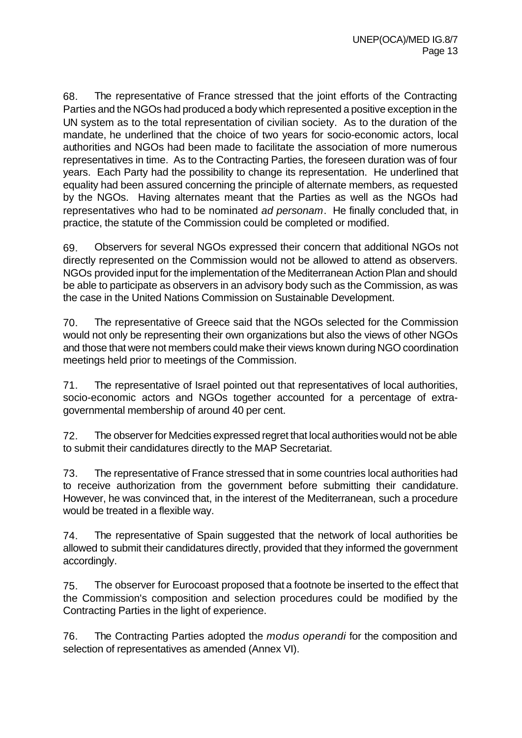68. The representative of France stressed that the joint efforts of the Contracting Parties and the NGOs had produced a body which represented a positive exception in the UN system as to the total representation of civilian society. As to the duration of the mandate, he underlined that the choice of two years for socio-economic actors, local authorities and NGOs had been made to facilitate the association of more numerous representatives in time. As to the Contracting Parties, the foreseen duration was of four years. Each Party had the possibility to change its representation. He underlined that equality had been assured concerning the principle of alternate members, as requested by the NGOs. Having alternates meant that the Parties as well as the NGOs had representatives who had to be nominated *ad personam*. He finally concluded that, in practice, the statute of the Commission could be completed or modified.

69. Observers for several NGOs expressed their concern that additional NGOs not directly represented on the Commission would not be allowed to attend as observers. NGOs provided input for the implementation of the Mediterranean Action Plan and should be able to participate as observers in an advisory body such as the Commission, as was the case in the United Nations Commission on Sustainable Development.

70. The representative of Greece said that the NGOs selected for the Commission would not only be representing their own organizations but also the views of other NGOs and those that were not members could make their views known during NGO coordination meetings held prior to meetings of the Commission.

71. The representative of Israel pointed out that representatives of local authorities, socio-economic actors and NGOs together accounted for a percentage of extra-governmental membership of around 40 per cent.

72. The observer for Medcities expressed regret that local authorities would not be able to submit their candidatures directly to the MAP Secretariat.

73. The representative of France stressed that in some countries local authorities had to receive authorization from the government before submitting their candidature. However, he was convinced that, in the interest of the Mediterranean, such a procedure would be treated in a flexible way.

74. The representative of Spain suggested that the network of local authorities be allowed to submit their candidatures directly, provided that they informed the government accordingly.

75. The observer for Eurocoast proposed that a footnote be inserted to the effect that the Commission's composition and selection procedures could be modified by the Contracting Parties in the light of experience.

76. The Contracting Parties adopted the *modus operandi* for the composition and selection of representatives as amended (Annex VI).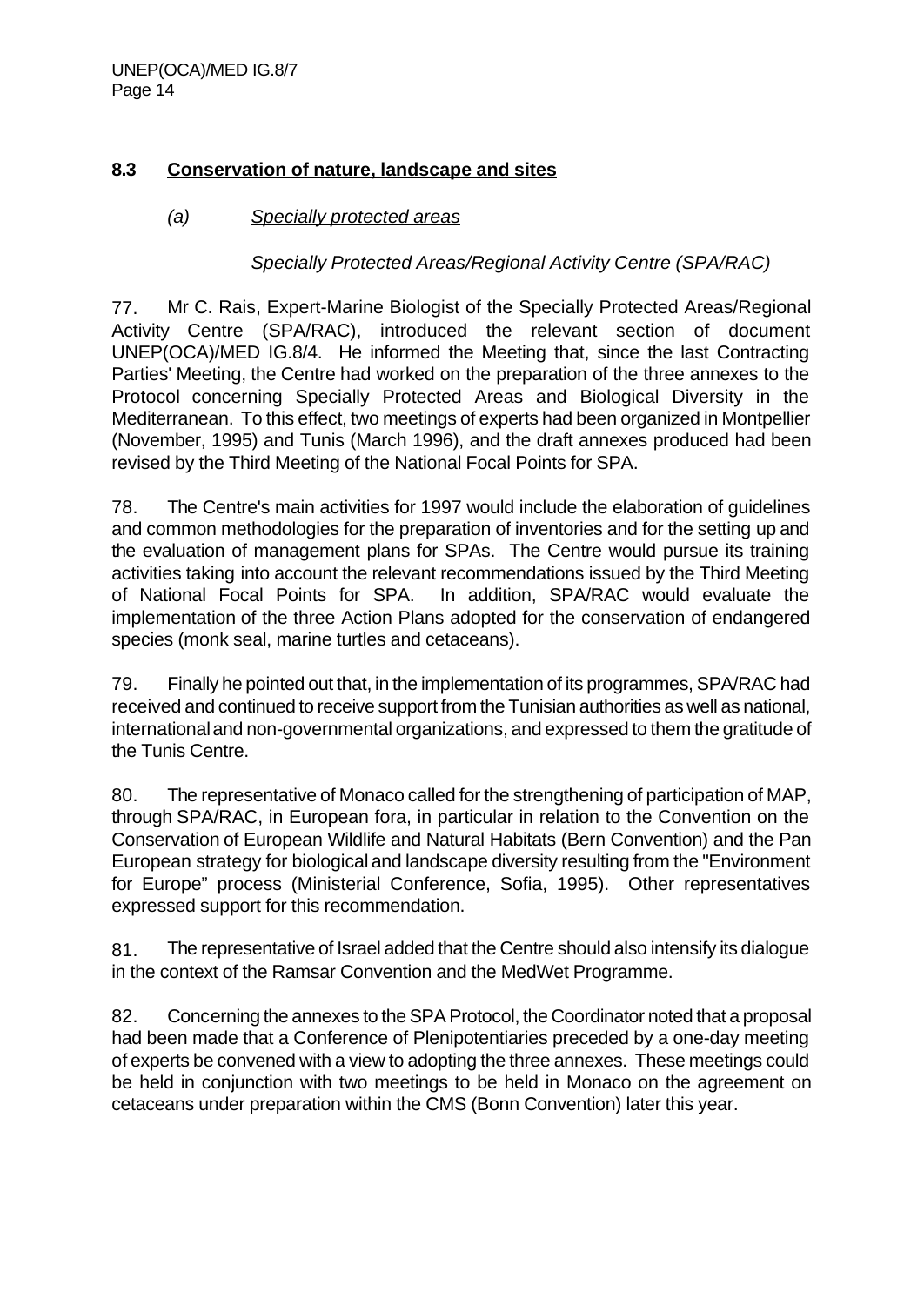### 8.3 Conservation of nature, landscape and sites

#### *(a) Specially protected areas*

*Specially Protected Areas/Regional Activity Centre (SPA/RAC)*

77. Mr C. Rais, Expert-Marine Biologist of the Specially Protected Areas/Regional Activity Centre (SPA/RAC), introduced the relevant section of document UNEP(OCA)/MED IG.8/4. He informed the Meeting that, since the last Contracting Parties' Meeting, the Centre had worked on the preparation of the three annexes to the Protocol concerning Specially Protected Areas and Biological Diversity in the Mediterranean. To this effect, two meetings of experts had been organized in Montpellier (November, 1995) and Tunis (March 1996), and the draft annexes produced had been revised by the Third Meeting of the National Focal Points for SPA.

78. The Centre's main activities for 1997 would include the elaboration of guidelines and common methodologies for the preparation of inventories and for the setting up and the evaluation of management plans for SPAs. The Centre would pursue its training activities taking into account the relevant recommendations issued by the Third Meeting of National Focal Points for SPA. In addition, SPA/RAC would evaluate the implementation of the three Action Plans adopted for the conservation of endangered species (monk seal, marine turtles and cetaceans).

79. Finally he pointed out that, in the implementation of its programmes, SPA/RAC had received and continued to receive support from the Tunisian authorities as well as national, international and non-governmental organizations, and expressed to them the gratitude of the Tunis Centre.

80. The representative of Monaco called for the strengthening of participation of MAP, through SPA/RAC, in European fora, in particular in relation to the Convention on the Conservation of European Wildlife and Natural Habitats (Bern Convention) and the Pan European strategy for biological and landscape diversity resulting from the "Environment for Europe" process (Ministerial Conference, Sofia, 1995). Other representatives expressed support for this recommendation.

81. The representative of Israel added that the Centre should also intensify its dialogue in the context of the Ramsar Convention and the MedWet Programme.

82. Concerning the annexes to the SPA Protocol, the Coordinator noted that a proposal had been made that a Conference of Plenipotentiaries preceded by a one-day meeting of experts be convened with a view to adopting the three annexes. These meetings could be held in conjunction with two meetings to be held in Monaco on the agreement on cetaceans under preparation within the CMS (Bonn Convention) later this year.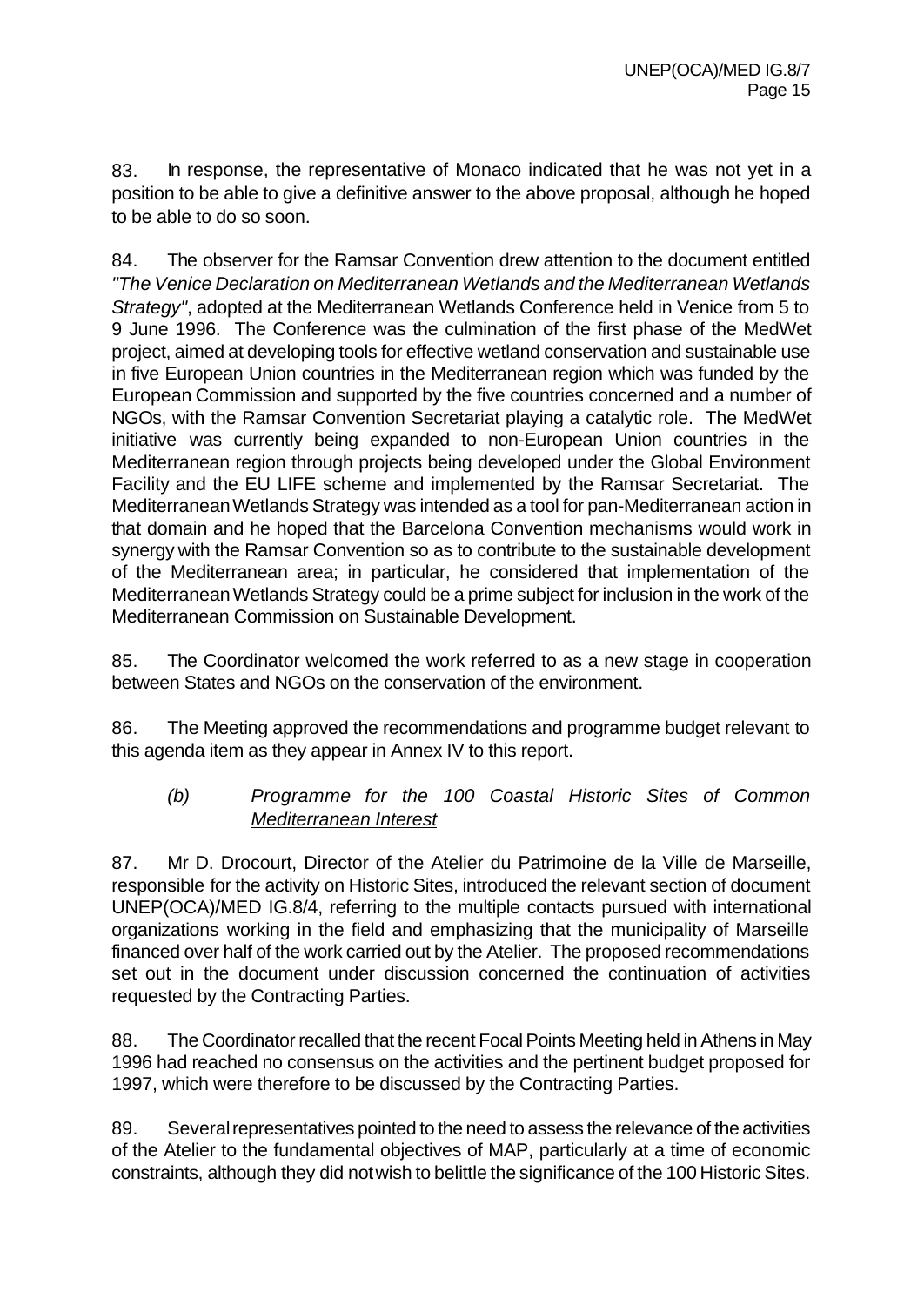83. In response, the representative of Monaco indicated that he was not yet in a position to be able to give a definitive answer to the above proposal, although he hoped to be able to do so soon.

84. The observer for the Ramsar Convention drew attention to the document entitled *"The Venice Declaration on Mediterranean Wetlands and the Mediterranean Wetlands Strategy"*, adopted at the Mediterranean Wetlands Conference held in Venice from 5 to 9 June 1996. The Conference was the culmination of the first phase of the MedWet project, aimed at developing tools for effective wetland conservation and sustainable use in five European Union countries in the Mediterranean region which was funded by the European Commission and supported by the five countries concerned and a number of NGOs, with the Ramsar Convention Secretariat playing a catalytic role. The MedWet initiative was currently being expanded to non-European Union countries in the Mediterranean region through projects being developed under the Global Environment Facility and the EU LIFE scheme and implemented by the Ramsar Secretariat. The Mediterranean Wetlands Strategy was intended as a tool for pan-Mediterranean action in that domain and he hoped that the Barcelona Convention mechanisms would work in synergy with the Ramsar Convention so as to contribute to the sustainable development of the Mediterranean area; in particular, he considered that implementation of the Mediterranean Wetlands Strategy could be a prime subject for inclusion in the work of the Mediterranean Commission on Sustainable Development.

85. The Coordinator welcomed the work referred to as a new stage in cooperation between States and NGOs on the conservation of the environment.

86. The Meeting approved the recommendations and programme budget relevant to this agenda item as they appear in Annex IV to this report.

### *(b) Programme for the 100 Coastal Historic Sites of Common Mediterranean Interest*

87. Mr D. Drocourt, Director of the Atelier du Patrimoine de la Ville de Marseille, responsible for the activity on Historic Sites, introduced the relevant section of document UNEP(OCA)/MED IG.8/4, referring to the multiple contacts pursued with international organizations working in the field and emphasizing that the municipality of Marseille financed over half of the work carried out by the Atelier. The proposed recommendations set out in the document under discussion concerned the continuation of activities requested by the Contracting Parties.

88. The Coordinator recalled that the recent Focal Points Meeting held in Athens in May 1996 had reached no consensus on the activities and the pertinent budget proposed for 1997, which were therefore to be discussed by the Contracting Parties.

89. Several representatives pointed to the need to assess the relevance of the activities of the Atelier to the fundamental objectives of MAP, particularly at a time of economic constraints, although they did not wish to belittle the significance of the 100 Historic Sites.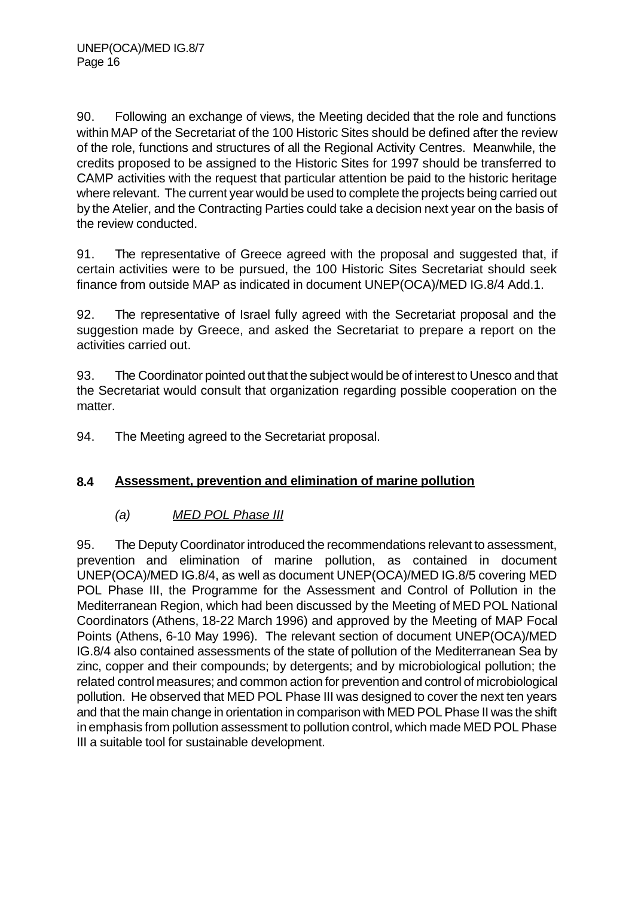90. Following an exchange of views, the Meeting decided that the role and functions within MAP of the Secretariat of the 100 Historic Sites should be defined after the review of the role, functions and structures of all the Regional Activity Centres. Meanwhile, the credits proposed to be assigned to the Historic Sites for 1997 should be transferred to CAMP activities with the request that particular attention be paid to the historic heritage where relevant. The current year would be used to complete the projects being carried out by the Atelier, and the Contracting Parties could take a decision next year on the basis of the review conducted.

91. The representative of Greece agreed with the proposal and suggested that, if certain activities were to be pursued, the 100 Historic Sites Secretariat should seek finance from outside MAP as indicated in document UNEP(OCA)/MED IG.8/4 Add.1.

92. The representative of Israel fully agreed with the Secretariat proposal and the suggestion made by Greece, and asked the Secretariat to prepare a report on the activities carried out.

93. The Coordinator pointed out that the subject would be of interest to Unesco and that the Secretariat would consult that organization regarding possible cooperation on the matter.

94. The Meeting agreed to the Secretariat proposal.

## 8.4 <u>Assessment, prevention and elimination of marine pollution</u>

### *(a) MED POL Phase III*

95. The Deputy Coordinator introduced the recommendations relevant to assessment, prevention and elimination of marine pollution, as contained in document UNEP(OCA)/MED IG.8/4, as well as document UNEP(OCA)/MED IG.8/5 covering MED POL Phase III, the Programme for the Assessment and Control of Pollution in the Mediterranean Region, which had been discussed by the Meeting of MED POL National Coordinators (Athens, 18-22 March 1996) and approved by the Meeting of MAP Focal Points (Athens, 6-10 May 1996). The relevant section of document UNEP(OCA)/MED IG.8/4 also contained assessments of the state of pollution of the Mediterranean Sea by zinc, copper and their compounds; by detergents; and by microbiological pollution; the related control measures; and common action for prevention and control of microbiological pollution. He observed that MED POL Phase III was designed to cover the next ten years and that the main change in orientation in comparison with MED POL Phase II was the shift in emphasis from pollution assessment to pollution control, which made MED POL Phase III a suitable tool for sustainable development.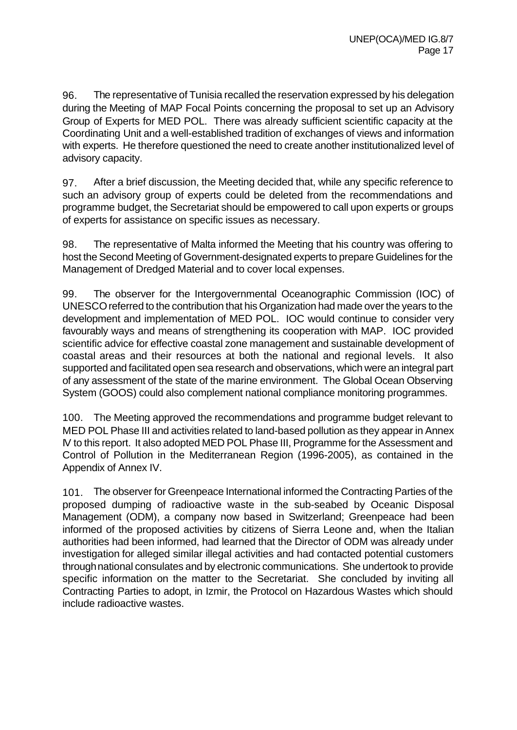96. The representative of Tunisia recalled the reservation expressed by his delegation during the Meeting of MAP Focal Points concerning the proposal to set up an Advisory Group of Experts for MED POL. There was already sufficient scientific capacity at the Coordinating Unit and a well-established tradition of exchanges of views and information with experts. He therefore questioned the need to create another institutionalized level of advisory capacity.

97. After a brief discussion, the Meeting decided that, while any specific reference to such an advisory group of experts could be deleted from the recommendations and programme budget, the Secretariat should be empowered to call upon experts or groups of experts for assistance on specific issues as necessary.

98. The representative of Malta informed the Meeting that his country was offering to host the Second Meeting of Government-designated experts to prepare Guidelines for the Management of Dredged Material and to cover local expenses.

99. The observer for the Intergovernmental Oceanographic Commission (IOC) of UNESCO referred to the contribution that his Organization had made over the years to the development and implementation of MED POL. IOC would continue to consider very favourably ways and means of strengthening its cooperation with MAP. IOC provided scientific advice for effective coastal zone management and sustainable development of coastal areas and their resources at both the national and regional levels. It also supported and facilitated open sea research and observations, which were an integral part of any assessment of the state of the marine environment. The Global Ocean Observing System (GOOS) could also complement national compliance monitoring programmes.

100. The Meeting approved the recommendations and programme budget relevant to MED POL Phase III and activities related to land-based pollution as they appear in Annex IV to this report. It also adopted MED POL Phase III, Programme for the Assessment and Control of Pollution in the Mediterranean Region (1996-2005), as contained in the Appendix of Annex IV.

101. The observer for Greenpeace International informed the Contracting Parties of the proposed dumping of radioactive waste in the sub-seabed by Oceanic Disposal Management (ODM), a company now based in Switzerland; Greenpeace had been informed of the proposed activities by citizens of Sierra Leone and, when the Italian authorities had been informed, had learned that the Director of ODM was already under investigation for alleged similar illegal activities and had contacted potential customers through national consulates and by electronic communications. She undertook to provide specific information on the matter to the Secretariat. She concluded by inviting all Contracting Parties to adopt, in Izmir, the Protocol on Hazardous Wastes which should include radioactive wastes.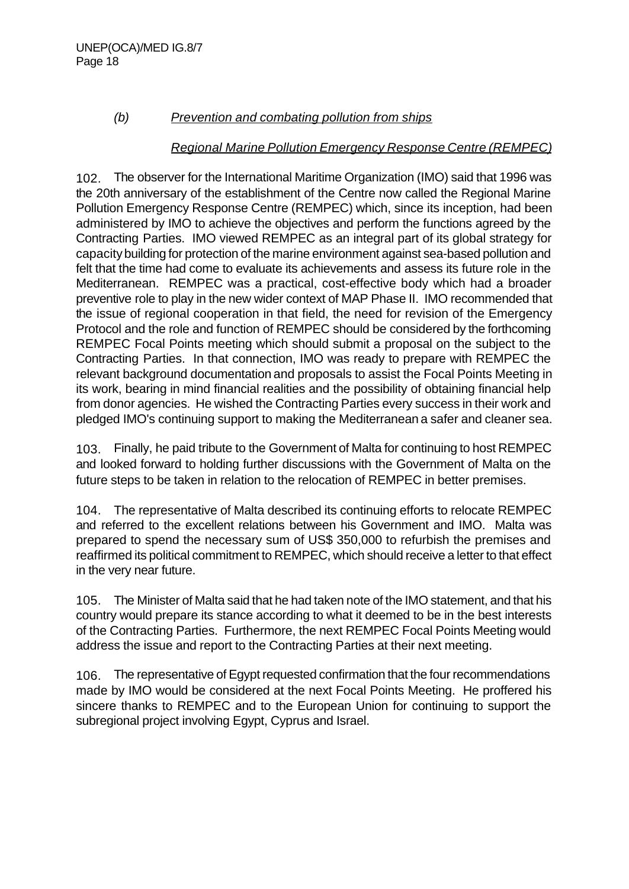*(b) Prevention and combating pollution from ships*

*Regional Marine Pollution Emergency Response Centre (REMPEC)*

102. The observer for the International Maritime Organization (IMO) said that 1996 was the 20th anniversary of the establishment of the Centre now called the Regional Marine Pollution Emergency Response Centre (REMPEC) which, since its inception, had been administered by IMO to achieve the objectives and perform the functions agreed by the Contracting Parties. IMO viewed REMPEC as an integral part of its global strategy for capacity building for protection of the marine environment against sea-based pollution and felt that the time had come to evaluate its achievements and assess its future role in the Mediterranean. REMPEC was a practical, cost-effective body which had a broader preventive role to play in the new wider context of MAP Phase II. IMO recommended that the issue of regional cooperation in that field, the need for revision of the Emergency Protocol and the role and function of REMPEC should be considered by the forthcoming REMPEC Focal Points meeting which should submit a proposal on the subject to the Contracting Parties. In that connection, IMO was ready to prepare with REMPEC the relevant background documentation and proposals to assist the Focal Points Meeting in its work, bearing in mind financial realities and the possibility of obtaining financial help from donor agencies. He wished the Contracting Parties every success in their work and pledged IMO's continuing support to making the Mediterranean a safer and cleaner sea.

103. Finally, he paid tribute to the Government of Malta for continuing to host REMPEC and looked forward to holding further discussions with the Government of Malta on the future steps to be taken in relation to the relocation of REMPEC in better premises.

104. The representative of Malta described its continuing efforts to relocate REMPEC and referred to the excellent relations between his Government and IMO. Malta was prepared to spend the necessary sum of US$ 350,000 to refurbish the premises and reaffirmed its political commitment to REMPEC, which should receive a letter to that effect in the very near future.

105. The Minister of Malta said that he had taken note of the IMO statement, and that his country would prepare its stance according to what it deemed to be in the best interests of the Contracting Parties. Furthermore, the next REMPEC Focal Points Meeting would address the issue and report to the Contracting Parties at their next meeting.

106. The representative of Egypt requested confirmation that the four recommendations made by IMO would be considered at the next Focal Points Meeting. He proffered his sincere thanks to REMPEC and to the European Union for continuing to support the subregional project involving Egypt, Cyprus and Israel.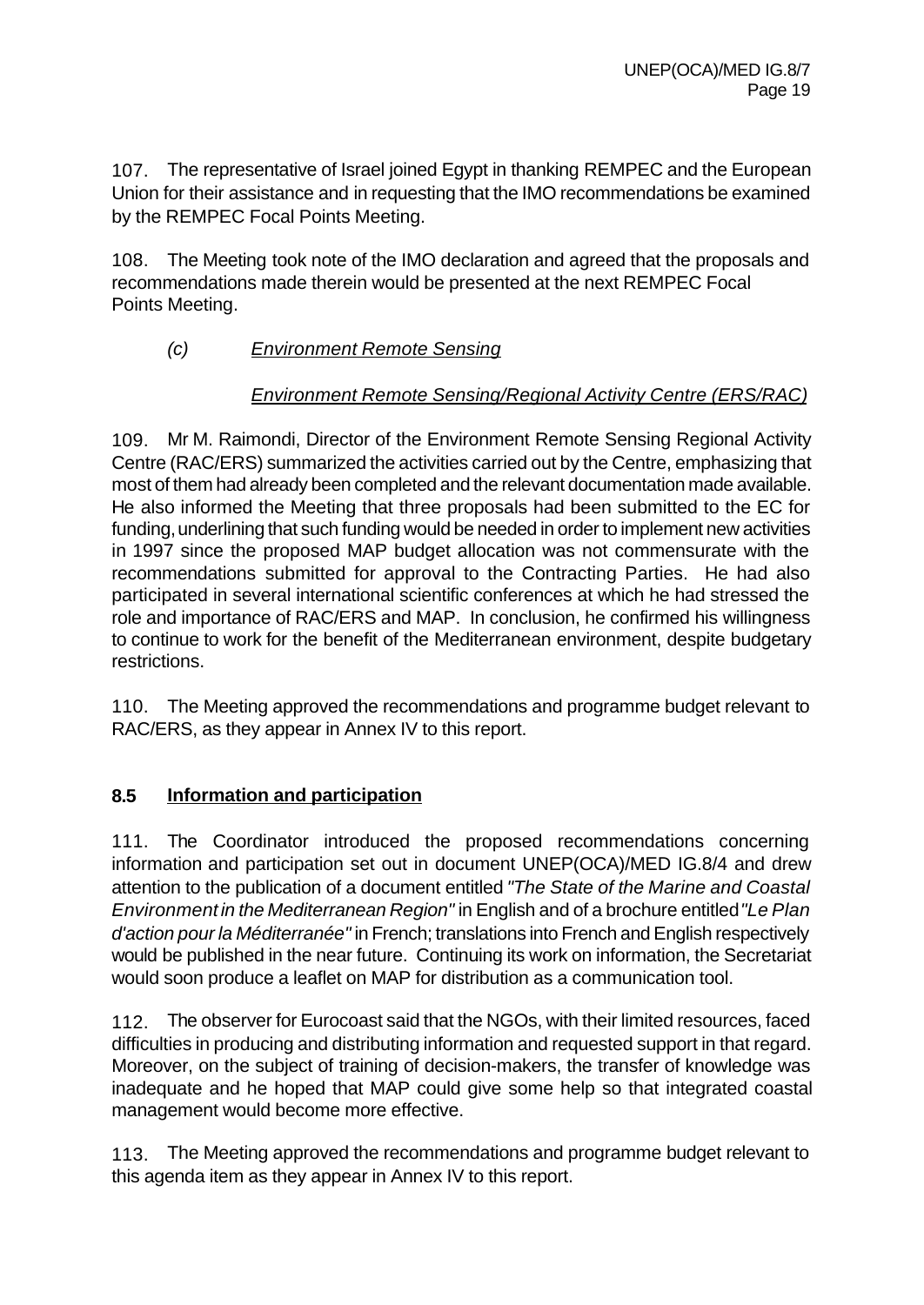107. The representative of Israel joined Egypt in thanking REMPEC and the European Union for their assistance and in requesting that the IMO recommendations be examined by the REMPEC Focal Points Meeting.

108. The Meeting took note of the IMO declaration and agreed that the proposals and recommendations made therein would be presented at the next REMPEC Focal Points Meeting.

*(c)* *Environment Remote Sensing*

*Environment Remote Sensing/Regional Activity Centre (ERS/RAC)*

109. Mr M. Raimondi, Director of the Environment Remote Sensing Regional Activity Centre (RAC/ERS) summarized the activities carried out by the Centre, emphasizing that most of them had already been completed and the relevant documentation made available. He also informed the Meeting that three proposals had been submitted to the EC for funding, underlining that such funding would be needed in order to implement new activities in 1997 since the proposed MAP budget allocation was not commensurate with the recommendations submitted for approval to the Contracting Parties. He had also participated in several international scientific conferences at which he had stressed the role and importance of RAC/ERS and MAP. In conclusion, he confirmed his willingness to continue to work for the benefit of the Mediterranean environment, despite budgetary restrictions.

110. The Meeting approved the recommendations and programme budget relevant to RAC/ERS, as they appear in Annex IV to this report.

## 8.5 Information and participation

111. The Coordinator introduced the proposed recommendations concerning information and participation set out in document UNEP(OCA)/MED IG.8/4 and drew attention to the publication of a document entitled *"The State of the Marine and Coastal Environment in the Mediterranean Region"* in English and of a brochure entitled *"Le Plan d'action pour la Méditerranée"* in French; translations into French and English respectively would be published in the near future. Continuing its work on information, the Secretariat would soon produce a leaflet on MAP for distribution as a communication tool.

112. The observer for Eurocoast said that the NGOs, with their limited resources, faced difficulties in producing and distributing information and requested support in that regard. Moreover, on the subject of training of decision-makers, the transfer of knowledge was inadequate and he hoped that MAP could give some help so that integrated coastal management would become more effective.

113. The Meeting approved the recommendations and programme budget relevant to this agenda item as they appear in Annex IV to this report.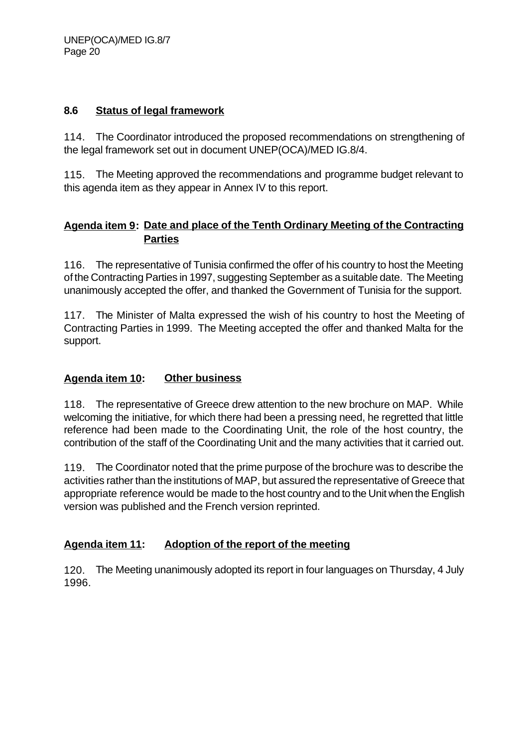### 8.6 Status of legal framework

114. The Coordinator introduced the proposed recommendations on strengthening of the legal framework set out in document UNEP(OCA)/MED IG.8/4.

115. The Meeting approved the recommendations and programme budget relevant to this agenda item as they appear in Annex IV to this report.

## Agenda item 9: Date and place of the Tenth Ordinary Meeting of the Contracting Parties

116. The representative of Tunisia confirmed the offer of his country to host the Meeting of the Contracting Parties in 1997, suggesting September as a suitable date. The Meeting unanimously accepted the offer, and thanked the Government of Tunisia for the support.

117. The Minister of Malta expressed the wish of his country to host the Meeting of Contracting Parties in 1999. The Meeting accepted the offer and thanked Malta for the support.

## Agenda item 10: Other business

118. The representative of Greece drew attention to the new brochure on MAP. While welcoming the initiative, for which there had been a pressing need, he regretted that little reference had been made to the Coordinating Unit, the role of the host country, the contribution of the staff of the Coordinating Unit and the many activities that it carried out.

119. The Coordinator noted that the prime purpose of the brochure was to describe the activities rather than the institutions of MAP, but assured the representative of Greece that appropriate reference would be made to the host country and to the Unit when the English version was published and the French version reprinted.

## Agenda item 11: Adoption of the report of the meeting

120. The Meeting unanimously adopted its report in four languages on Thursday, 4 July 1996.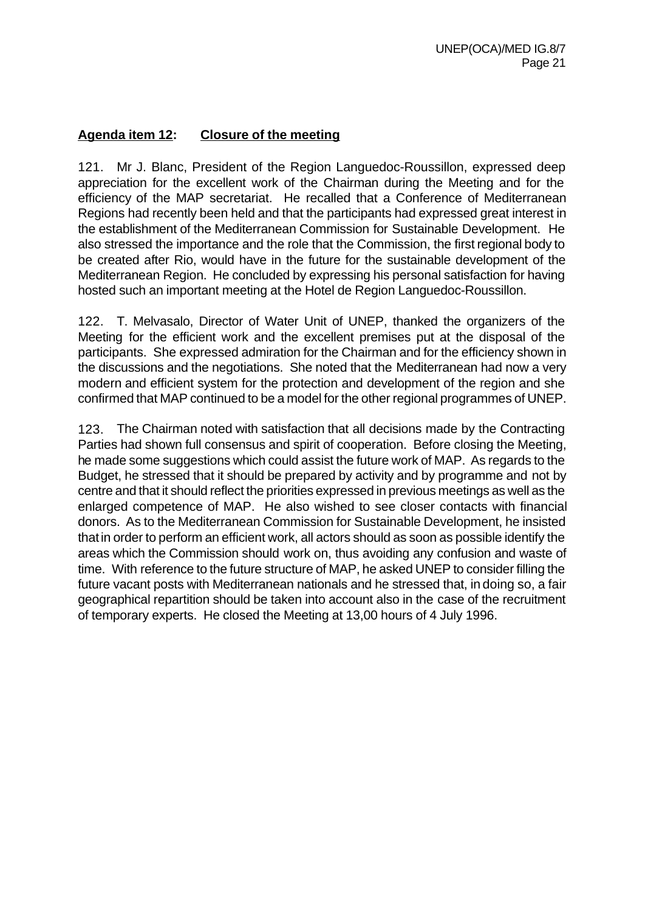**Agenda item 12: Closure of the meeting**

121. Mr J. Blanc, President of the Region Languedoc-Roussillon, expressed deep appreciation for the excellent work of the Chairman during the Meeting and for the efficiency of the MAP secretariat. He recalled that a Conference of Mediterranean Regions had recently been held and that the participants had expressed great interest in the establishment of the Mediterranean Commission for Sustainable Development. He also stressed the importance and the role that the Commission, the first regional body to be created after Rio, would have in the future for the sustainable development of the Mediterranean Region. He concluded by expressing his personal satisfaction for having hosted such an important meeting at the Hotel de Region Languedoc-Roussillon.

122. T. Melvasalo, Director of Water Unit of UNEP, thanked the organizers of the Meeting for the efficient work and the excellent premises put at the disposal of the participants. She expressed admiration for the Chairman and for the efficiency shown in the discussions and the negotiations. She noted that the Mediterranean had now a very modern and efficient system for the protection and development of the region and she confirmed that MAP continued to be a model for the other regional programmes of UNEP.

123. The Chairman noted with satisfaction that all decisions made by the Contracting Parties had shown full consensus and spirit of cooperation. Before closing the Meeting, he made some suggestions which could assist the future work of MAP. As regards to the Budget, he stressed that it should be prepared by activity and by programme and not by centre and that it should reflect the priorities expressed in previous meetings as well as the enlarged competence of MAP. He also wished to see closer contacts with financial donors. As to the Mediterranean Commission for Sustainable Development, he insisted that in order to perform an efficient work, all actors should as soon as possible identify the areas which the Commission should work on, thus avoiding any confusion and waste of time. With reference to the future structure of MAP, he asked UNEP to consider filling the future vacant posts with Mediterranean nationals and he stressed that, in doing so, a fair geographical repartition should be taken into account also in the case of the recruitment of temporary experts. He closed the Meeting at 13,00 hours of 4 July 1996.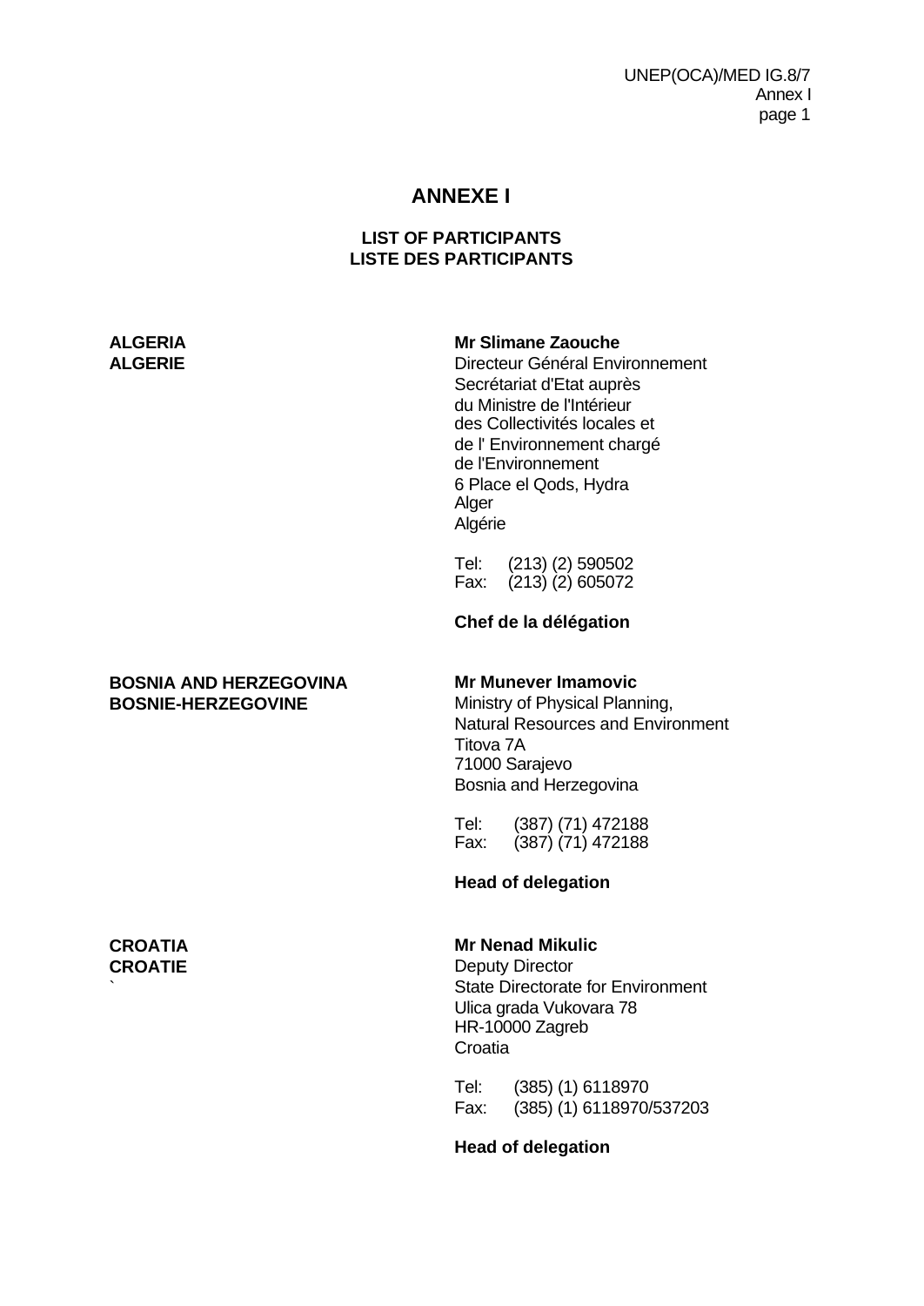# ANNEXE I

## LIST OF PARTICIPANTS
## LISTE DES PARTICIPANTS

**ALGERIA**
**ALGERIE**

**Mr Slimane Zaouche**
Directeur Général Environnement
Secrétariat d'Etat auprès
du Ministre de l'Intérieur
des Collectivités locales et
de l' Environnement chargé
de l'Environnement
6 Place el Qods, Hydra
Alger
Algérie

Tel: (213) (2) 590502
Fax: (213) (2) 605072

**Chef de la délégation**

**BOSNIA AND HERZEGOVINA**
**BOSNIE-HERZEGOVINE**

**Mr Munever Imamovic**
Ministry of Physical Planning,
Natural Resources and Environment
Titova 7A
71000 Sarajevo
Bosnia and Herzegovina

Tel: (387) (71) 472188
Fax: (387) (71) 472188

**Head of delegation**

**CROATIA**
**CROATIE**
`

**Mr Nenad Mikulic**
Deputy Director
State Directorate for Environment
Ulica grada Vukovara 78
HR-10000 Zagreb
Croatia

Tel: (385) (1) 6118970
Fax: (385) (1) 6118970/537203

**Head of delegation**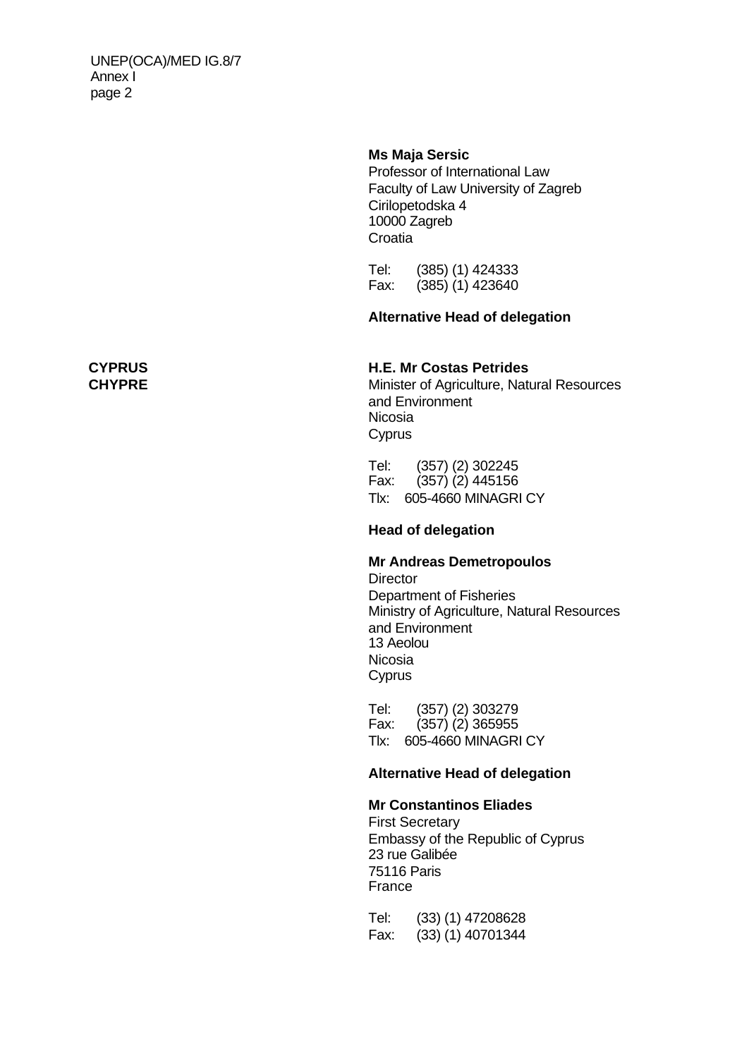**Ms Maja Sersic**
Professor of International Law
Faculty of Law University of Zagreb
Cirilopetodska 4
10000 Zagreb
Croatia

Tel: (385) (1) 424333
Fax: (385) (1) 423640

**Alternative Head of delegation**

**CYPRUS**
**CHYPRE**

**H.E. Mr Costas Petrides**
Minister of Agriculture, Natural Resources and Environment
Nicosia
Cyprus

Tel: (357) (2) 302245
Fax: (357) (2) 445156
Tlx: 605-4660 MINAGRI CY

**Head of delegation**

**Mr Andreas Demetropoulos**
Director
Department of Fisheries
Ministry of Agriculture, Natural Resources and Environment
13 Aeolou
Nicosia
Cyprus

Tel: (357) (2) 303279
Fax: (357) (2) 365955
Tlx: 605-4660 MINAGRI CY

**Alternative Head of delegation**

**Mr Constantinos Eliades**
First Secretary
Embassy of the Republic of Cyprus
23 rue Galibée
75116 Paris
France

Tel: (33) (1) 47208628
Fax: (33) (1) 40701344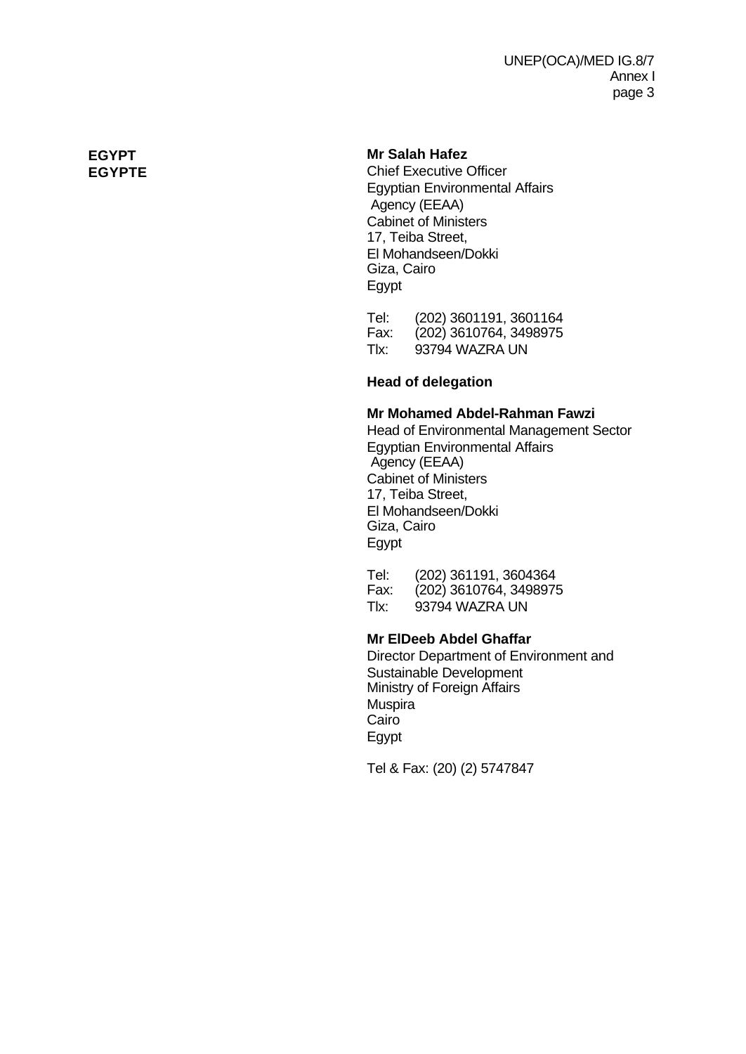**EGYPT**
**EGYPTE**

**Mr Salah Hafez**
Chief Executive Officer
Egyptian Environmental Affairs
 Agency (EEAA)
Cabinet of Ministers
17, Teiba Street,
El Mohandseen/Dokki
Giza, Cairo
Egypt

Tel: (202) 3601191, 3601164
Fax: (202) 3610764, 3498975
Tlx: 93794 WAZRA UN

**Head of delegation**

**Mr Mohamed Abdel-Rahman Fawzi**
Head of Environmental Management Sector
Egyptian Environmental Affairs
 Agency (EEAA)
Cabinet of Ministers
17, Teiba Street,
El Mohandseen/Dokki
Giza, Cairo
Egypt

Tel: (202) 361191, 3604364
Fax: (202) 3610764, 3498975
Tlx: 93794 WAZRA UN

**Mr ElDeeb Abdel Ghaffar**
Director Department of Environment and Sustainable Development
Ministry of Foreign Affairs
Muspira
Cairo
Egypt

Tel & Fax: (20) (2) 5747847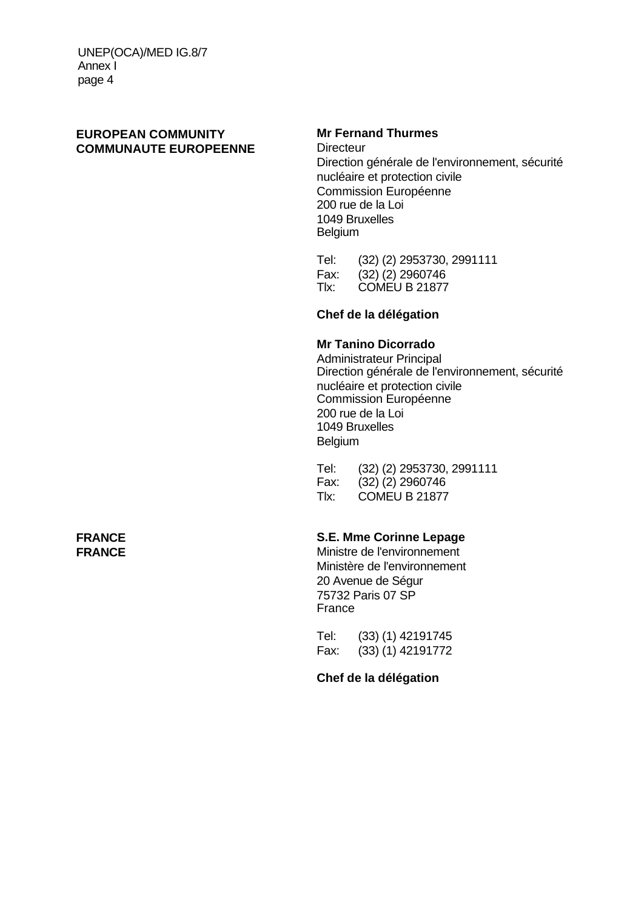**EUROPEAN COMMUNITY**
**COMMUNAUTE EUROPEENNE**

**Mr Fernand Thurmes**
Directeur
Direction générale de l'environnement, sécurité nucléaire et protection civile
Commission Européenne
200 rue de la Loi
1049 Bruxelles
Belgium

Tel: (32) (2) 2953730, 2991111
Fax: (32) (2) 2960746
Tlx: COMEU B 21877

**Chef de la délégation**

**Mr Tanino Dicorrado**
Administrateur Principal
Direction générale de l'environnement, sécurité nucléaire et protection civile
Commission Européenne
200 rue de la Loi
1049 Bruxelles
Belgium

Tel: (32) (2) 2953730, 2991111
Fax: (32) (2) 2960746
Tlx: COMEU B 21877

**FRANCE**
**FRANCE**

**S.E. Mme Corinne Lepage**
Ministre de l'environnement
Ministère de l'environnement
20 Avenue de Ségur
75732 Paris 07 SP
France

Tel: (33) (1) 42191745
Fax: (33) (1) 42191772

**Chef de la délégation**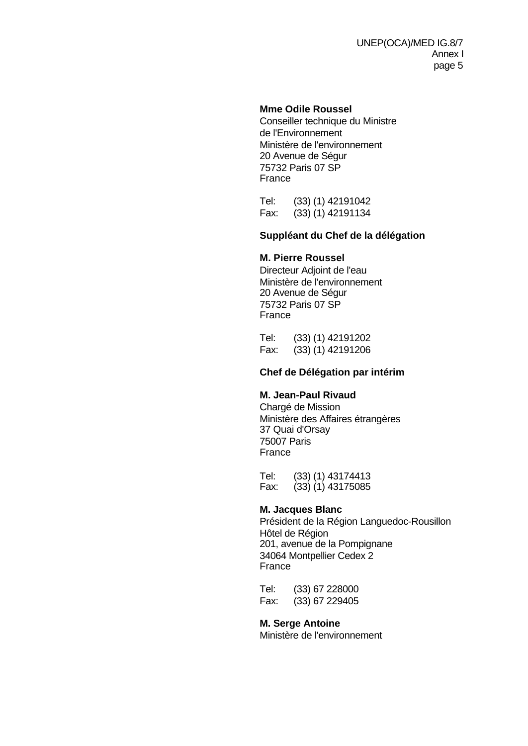**Mme Odile Roussel**
Conseiller technique du Ministre
de l'Environnement
Ministère de l'environnement
20 Avenue de Ségur
75732 Paris 07 SP
France

Tel: (33) (1) 42191042
Fax: (33) (1) 42191134

**Suppléant du Chef de la délégation**

**M. Pierre Roussel**
Directeur Adjoint de l'eau
Ministère de l'environnement
20 Avenue de Ségur
75732 Paris 07 SP
France

Tel: (33) (1) 42191202
Fax: (33) (1) 42191206

**Chef de Délégation par intérim**

**M. Jean-Paul Rivaud**
Chargé de Mission
Ministère des Affaires étrangères
37 Quai d'Orsay
75007 Paris
France

Tel: (33) (1) 43174413
Fax: (33) (1) 43175085

**M. Jacques Blanc**
Président de la Région Languedoc-Rousillon
Hôtel de Région
201, avenue de la Pompignane
34064 Montpellier Cedex 2
France

Tel: (33) 67 228000
Fax: (33) 67 229405

**M. Serge Antoine**
Ministère de l'environnement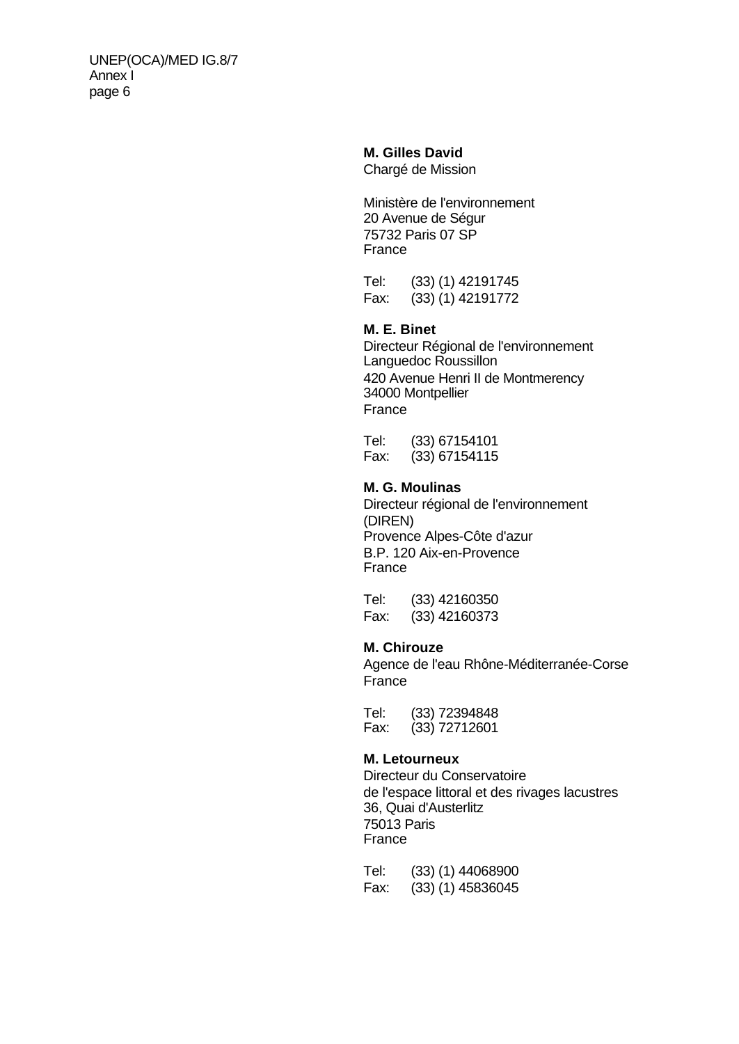**M. Gilles David**
Chargé de Mission

Ministère de l'environnement
20 Avenue de Ségur
75732 Paris 07 SP
France

Tel: (33) (1) 42191745
Fax: (33) (1) 42191772

**M. E. Binet**
Directeur Régional de l'environnement
Languedoc Roussillon
420 Avenue Henri II de Montmerency
34000 Montpellier
France

Tel: (33) 67154101
Fax: (33) 67154115

**M. G. Moulinas**
Directeur régional de l'environnement
(DIREN)
Provence Alpes-Côte d'azur
B.P. 120 Aix-en-Provence
France

Tel: (33) 42160350
Fax: (33) 42160373

**M. Chirouze**
Agence de l'eau Rhône-Méditerranée-Corse
France

Tel: (33) 72394848
Fax: (33) 72712601

**M. Letourneux**
Directeur du Conservatoire
de l'espace littoral et des rivages lacustres
36, Quai d'Austerlitz
75013 Paris
France

Tel: (33) (1) 44068900
Fax: (33) (1) 45836045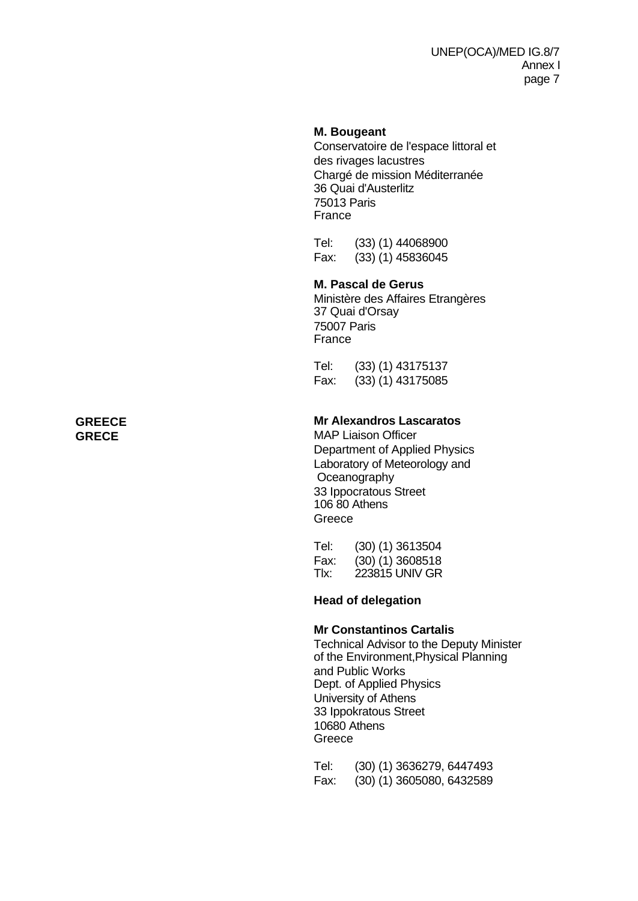**M. Bougeant**
Conservatoire de l'espace littoral et
des rivages lacustres
Chargé de mission Méditerranée
36 Quai d'Austerlitz
75013 Paris
France

Tel: (33) (1) 44068900
Fax: (33) (1) 45836045

**M. Pascal de Gerus**
Ministère des Affaires Etrangères
37 Quai d'Orsay
75007 Paris
France

Tel: (33) (1) 43175137
Fax: (33) (1) 43175085

**GREECE**
**GRECE**

**Mr Alexandros Lascaratos**
MAP Liaison Officer
Department of Applied Physics
Laboratory of Meteorology and
Oceanography
33 Ippocratous Street
106 80 Athens
Greece

Tel: (30) (1) 3613504
Fax: (30) (1) 3608518
Tlx: 223815 UNIV GR

**Head of delegation**

**Mr Constantinos Cartalis**
Technical Advisor to the Deputy Minister
of the Environment,Physical Planning
and Public Works
Dept. of Applied Physics
University of Athens
33 Ippokratous Street
10680 Athens
Greece

Tel: (30) (1) 3636279, 6447493
Fax: (30) (1) 3605080, 6432589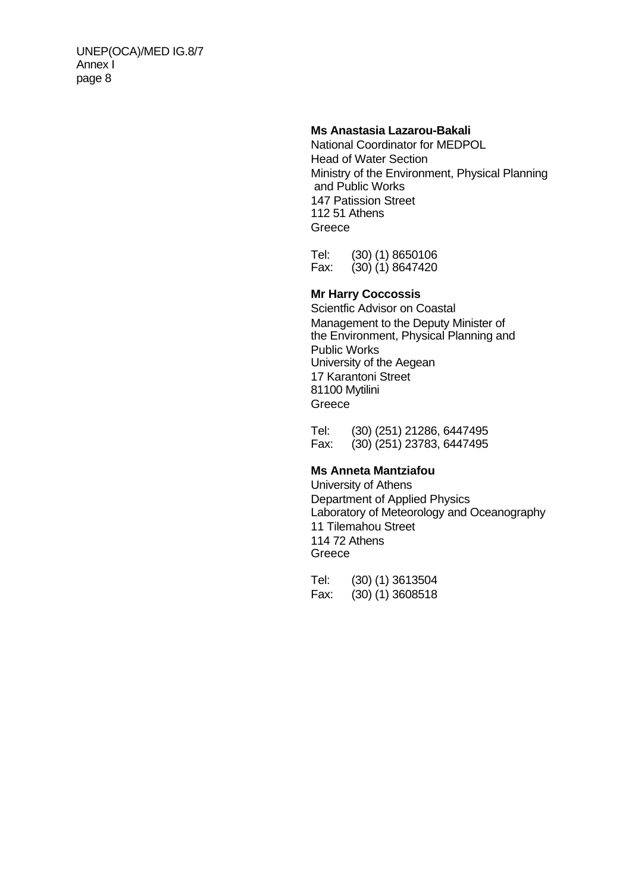**Ms Anastasia Lazarou-Bakali**
National Coordinator for MEDPOL
Head of Water Section
Ministry of the Environment, Physical Planning and Public Works
147 Patission Street
112 51 Athens
Greece

Tel: (30) (1) 8650106
Fax: (30) (1) 8647420

**Mr Harry Coccossis**
Scientfic Advisor on Coastal Management to the Deputy Minister of the Environment, Physical Planning and Public Works
University of the Aegean
17 Karantoni Street
81100 Mytilini
Greece

Tel: (30) (251) 21286, 6447495
Fax: (30) (251) 23783, 6447495

**Ms Anneta Mantziafou**
University of Athens
Department of Applied Physics
Laboratory of Meteorology and Oceanography
11 Tilemahou Street
114 72 Athens
Greece

Tel: (30) (1) 3613504
Fax: (30) (1) 3608518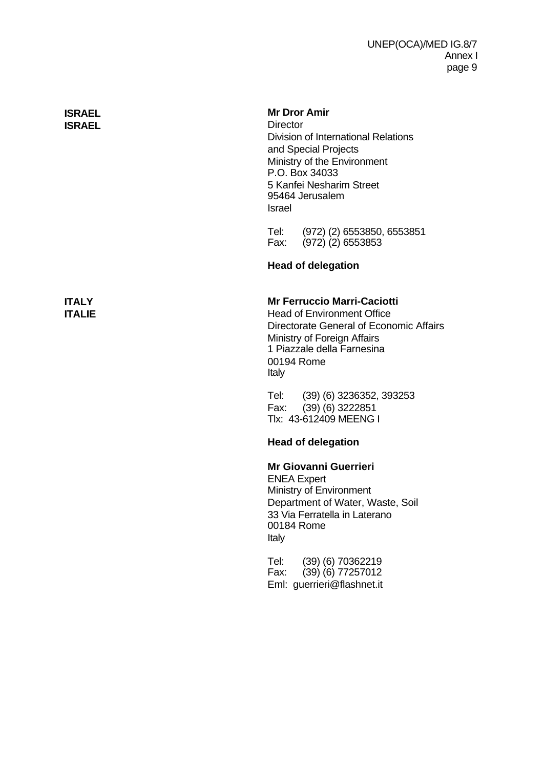**ISRAEL**
**ISRAEL**

**Mr Dror Amir**
Director
Division of International Relations
and Special Projects
Ministry of the Environment
P.O. Box 34033
5 Kanfei Nesharim Street
95464 Jerusalem
Israel

Tel: (972) (2) 6553850, 6553851
Fax: (972) (2) 6553853

**Head of delegation**

**ITALY**
**ITALIE**

**Mr Ferruccio Marri-Caciotti**
Head of Environment Office
Directorate General of Economic Affairs
Ministry of Foreign Affairs
1 Piazzale della Farnesina
00194 Rome
Italy

Tel: (39) (6) 3236352, 393253
Fax: (39) (6) 3222851
Tlx: 43-612409 MEENG I

**Head of delegation**

**Mr Giovanni Guerrieri**
ENEA Expert
Ministry of Environment
Department of Water, Waste, Soil
33 Via Ferratella in Laterano
00184 Rome
Italy

Tel: (39) (6) 70362219
Fax: (39) (6) 77257012
Eml: guerrieri@flashnet.it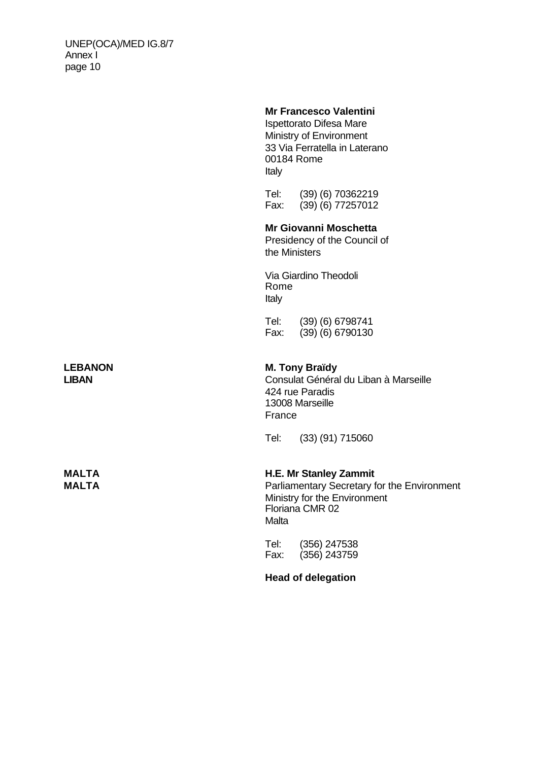**Mr Francesco Valentini**
Ispettorato Difesa Mare
Ministry of Environment
33 Via Ferratella in Laterano
00184 Rome
Italy

Tel: (39) (6) 70362219
Fax: (39) (6) 77257012

**Mr Giovanni Moschetta**
Presidency of the Council of
the Ministers

Via Giardino Theodoli
Rome
Italy

Tel: (39) (6) 6798741
Fax: (39) (6) 6790130

**LEBANON**
**LIBAN**

**M. Tony Braïdy**
Consulat Général du Liban à Marseille
424 rue Paradis
13008 Marseille
France

Tel: (33) (91) 715060

**MALTA**
**MALTA**

**H.E. Mr Stanley Zammit**
Parliamentary Secretary for the Environment
Ministry for the Environment
Floriana CMR 02
Malta

Tel: (356) 247538
Fax: (356) 243759

**Head of delegation**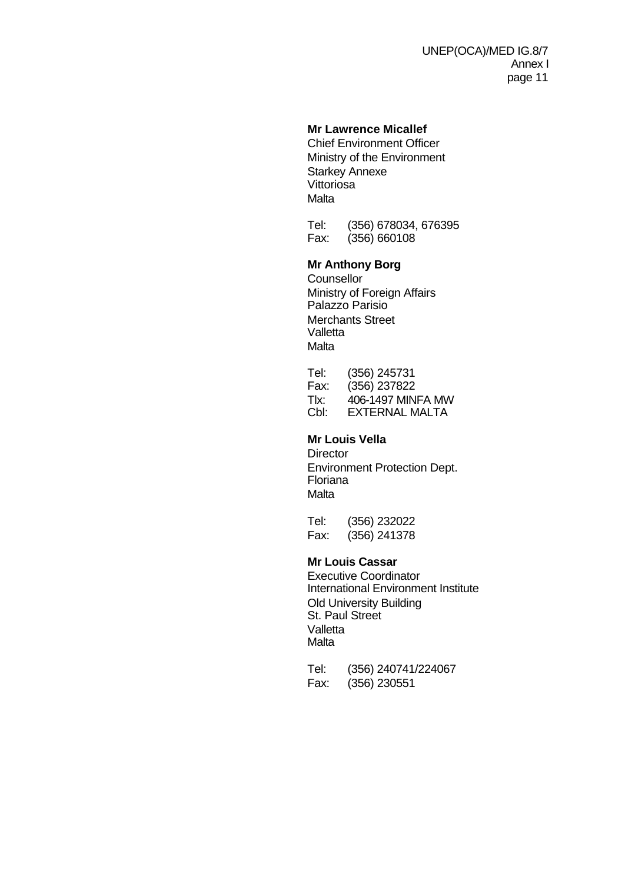**Mr Lawrence Micallef**
Chief Environment Officer
Ministry of the Environment
Starkey Annexe
Vittoriosa
Malta

Tel: (356) 678034, 676395
Fax: (356) 660108

**Mr Anthony Borg**
Counsellor
Ministry of Foreign Affairs
Palazzo Parisio
Merchants Street
Valletta
Malta

Tel: (356) 245731
Fax: (356) 237822
Tlx: 406-1497 MINFA MW
Cbl: EXTERNAL MALTA

**Mr Louis Vella**
Director
Environment Protection Dept.
Floriana
Malta

Tel: (356) 232022
Fax: (356) 241378

**Mr Louis Cassar**
Executive Coordinator
International Environment Institute
Old University Building
St. Paul Street
Valletta
Malta

Tel: (356) 240741/224067
Fax: (356) 230551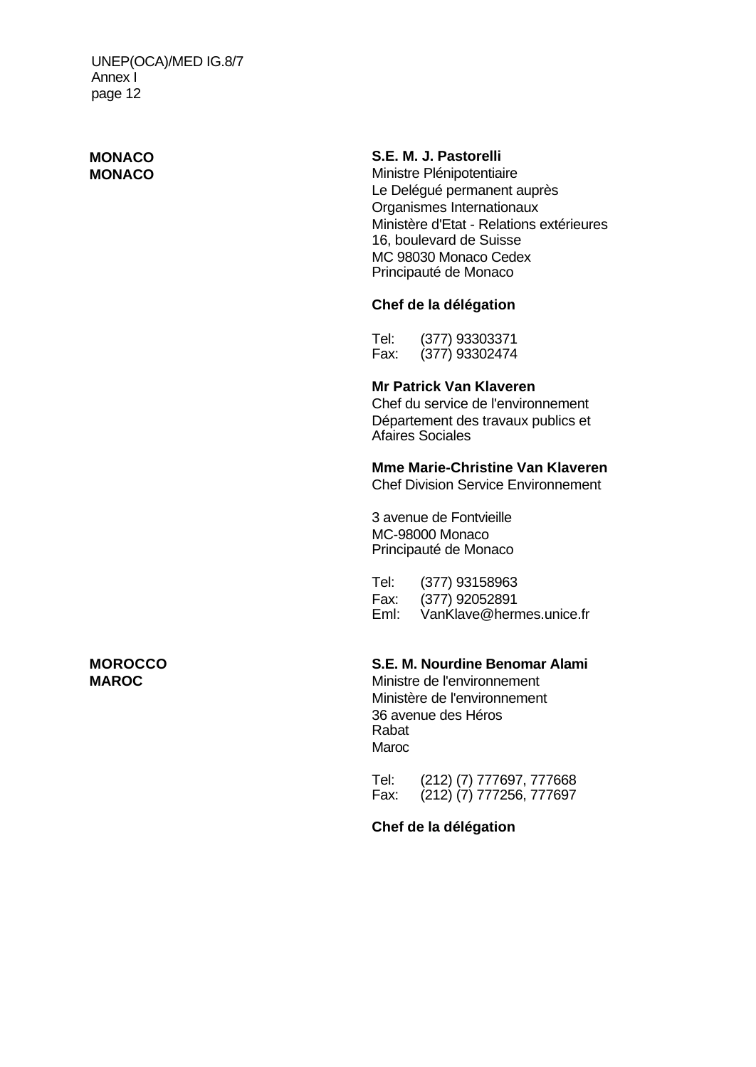**MONACO**
**MONACO**

**S.E. M. J. Pastorelli**
Ministre Plénipotentiaire
Le Delégué permanent auprès
Organismes Internationaux
Ministère d'Etat - Relations extérieures
16, boulevard de Suisse
MC 98030 Monaco Cedex
Principauté de Monaco

**Chef de la délégation**

Tel: (377) 93303371
Fax: (377) 93302474

**Mr Patrick Van Klaveren**
Chef du service de l'environnement
Département des travaux publics et
Afaires Sociales

**Mme Marie-Christine Van Klaveren**
Chef Division Service Environnement

3 avenue de Fontvieille
MC-98000 Monaco
Principauté de Monaco

Tel: (377) 93158963
Fax: (377) 92052891
Eml: VanKlave@hermes.unice.fr

**MOROCCO**
**MAROC**

**S.E. M. Nourdine Benomar Alami**
Ministre de l'environnement
Ministère de l'environnement
36 avenue des Héros
Rabat
Maroc

Tel: (212) (7) 777697, 777668
Fax: (212) (7) 777256, 777697

**Chef de la délégation**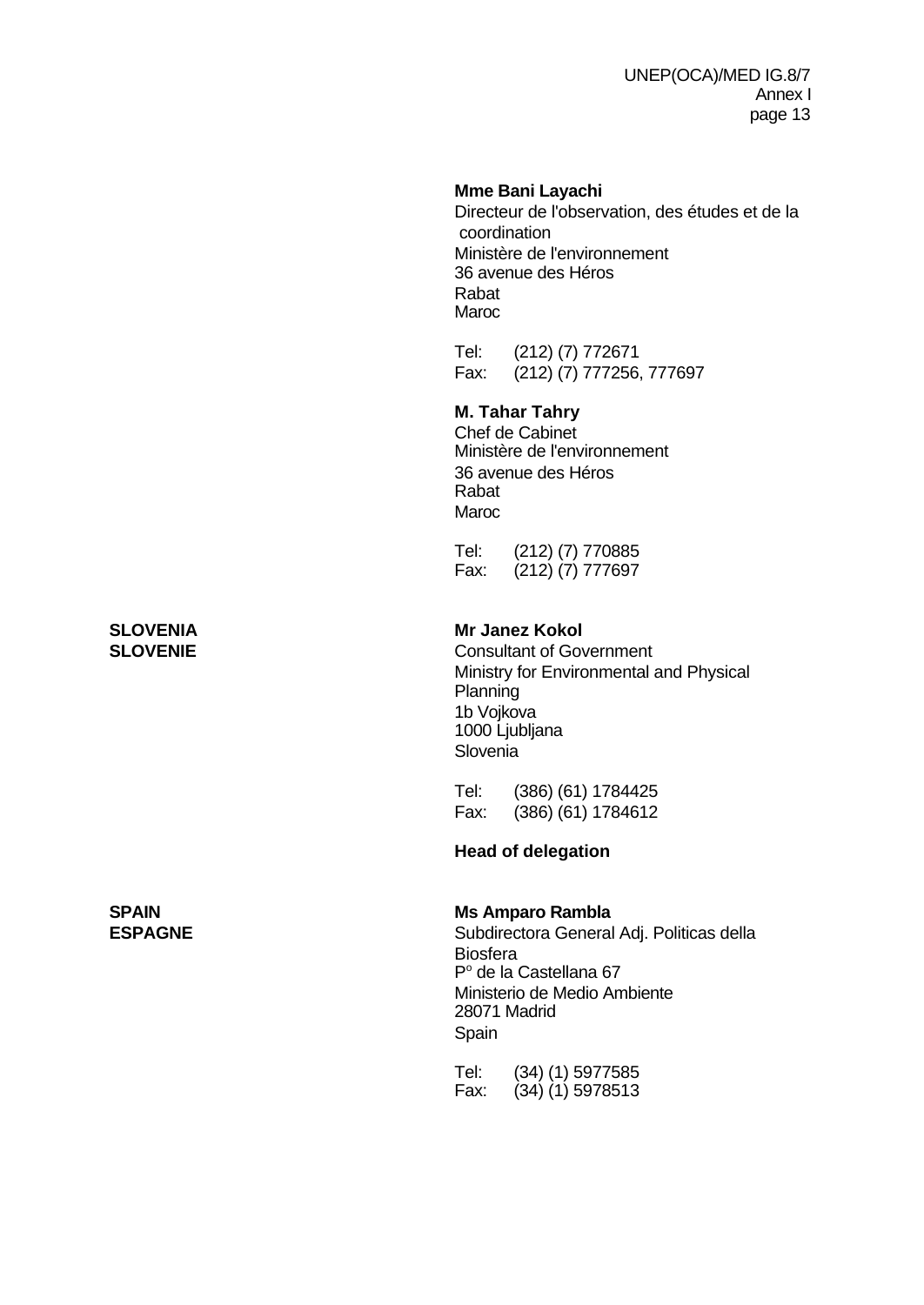**Mme Bani Layachi**
Directeur de l'observation, des études et de la coordination
Ministère de l'environnement
36 avenue des Héros
Rabat
Maroc

Tel: (212) (7) 772671
Fax: (212) (7) 777256, 777697

**M. Tahar Tahry**
Chef de Cabinet
Ministère de l'environnement
36 avenue des Héros
Rabat
Maroc

Tel: (212) (7) 770885
Fax: (212) (7) 777697

**SLOVENIA**
**SLOVENIE**

**Mr Janez Kokol**
Consultant of Government
Ministry for Environmental and Physical Planning
1b Vojkova
1000 Ljubljana
Slovenia

Tel: (386) (61) 1784425
Fax: (386) (61) 1784612

**Head of delegation**

**SPAIN**
**ESPAGNE**

**Ms Amparo Rambla**
Subdirectora General Adj. Politicas della Biosfera
P$^{o}$ de la Castellana 67
Ministerio de Medio Ambiente
28071 Madrid
Spain

Tel: (34) (1) 5977585
Fax: (34) (1) 5978513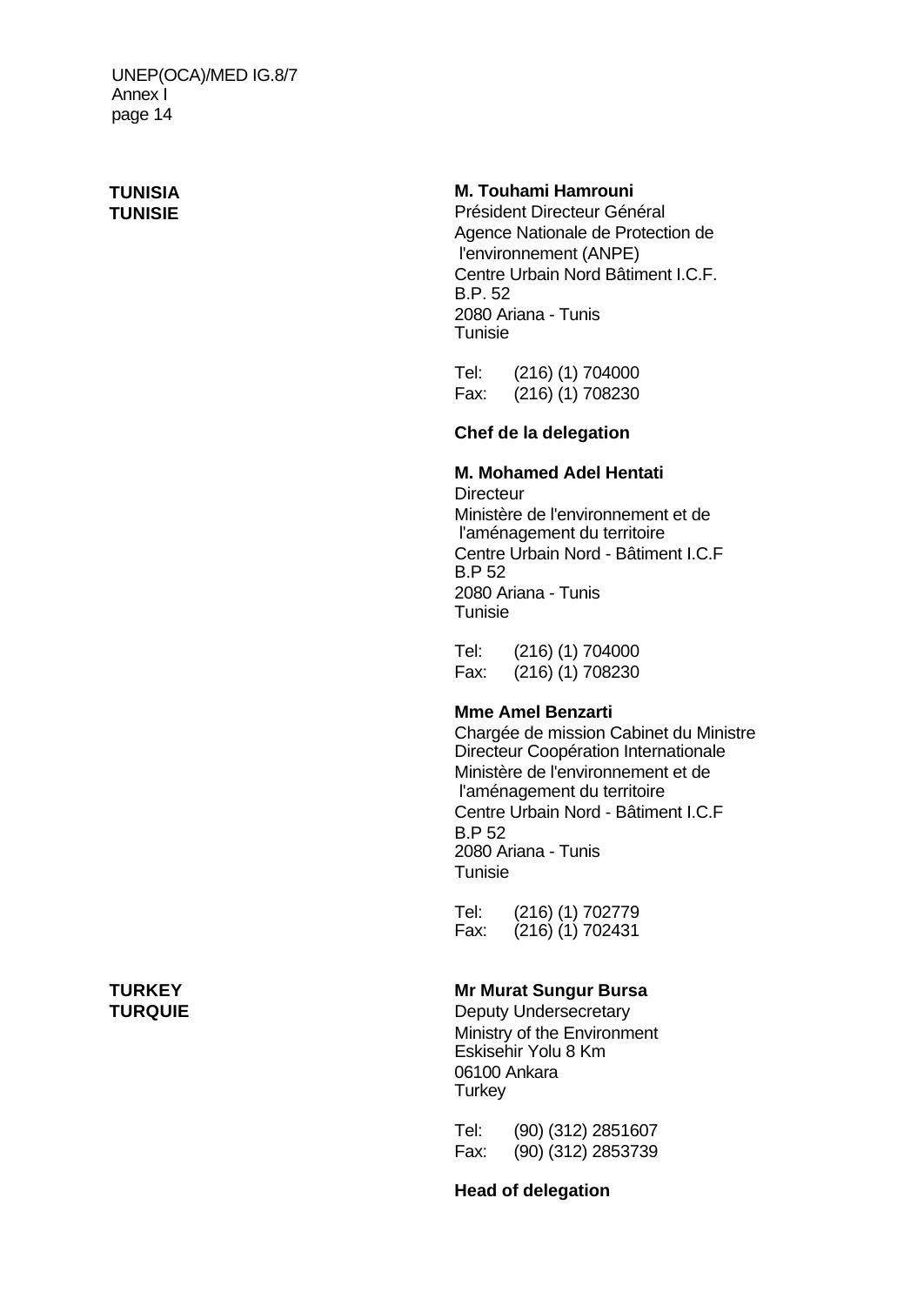**TUNISIA**
**TUNISIE**

**M. Touhami Hamrouni**
Président Directeur Général
Agence Nationale de Protection de l'environnement (ANPE)
Centre Urbain Nord Bâtiment I.C.F.
B.P. 52
2080 Ariana - Tunis
Tunisie

Tel: (216) (1) 704000
Fax: (216) (1) 708230

**Chef de la delegation**

**M. Mohamed Adel Hentati**
Directeur
Ministère de l'environnement et de l'aménagement du territoire
Centre Urbain Nord - Bâtiment I.C.F
B.P 52
2080 Ariana - Tunis
Tunisie

Tel: (216) (1) 704000
Fax: (216) (1) 708230

**Mme Amel Benzarti**
Chargée de mission Cabinet du Ministre
Directeur Coopération Internationale
Ministère de l'environnement et de l'aménagement du territoire
Centre Urbain Nord - Bâtiment I.C.F
B.P 52
2080 Ariana - Tunis
Tunisie

Tel: (216) (1) 702779
Fax: (216) (1) 702431

**TURKEY**
**TURQUIE**

**Mr Murat Sungur Bursa**
Deputy Undersecretary
Ministry of the Environment
Eskisehir Yolu 8 Km
06100 Ankara
Turkey

Tel: (90) (312) 2851607
Fax: (90) (312) 2853739

**Head of delegation**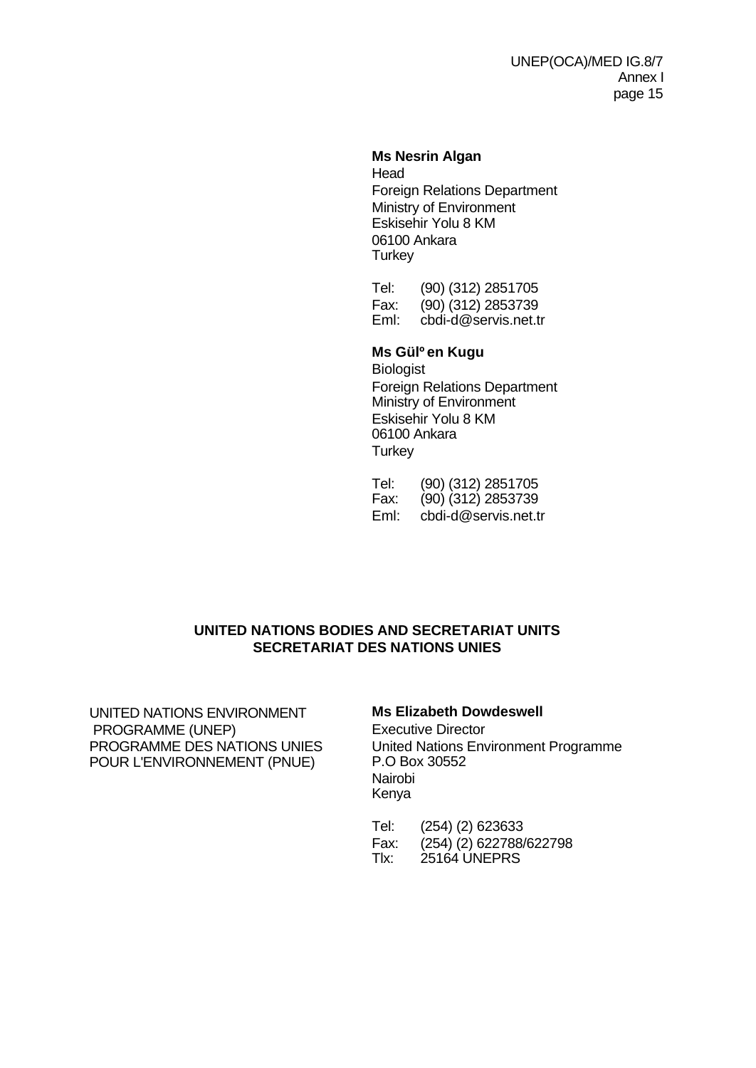**Ms Nesrin Algan**
Head
Foreign Relations Department
Ministry of Environment
Eskisehir Yolu 8 KM
06100 Ankara
Turkey

Tel: (90) (312) 2851705
Fax: (90) (312) 2853739
Eml: cbdi-d@servis.net.tr

**Ms Gülºen Kugu**
Biologist
Foreign Relations Department
Ministry of Environment
Eskisehir Yolu 8 KM
06100 Ankara
Turkey

Tel: (90) (312) 2851705
Fax: (90) (312) 2853739
Eml: cbdi-d@servis.net.tr

**UNITED NATIONS BODIES AND SECRETARIAT UNITS**
**SECRETARIAT DES NATIONS UNIES**

UNITED NATIONS ENVIRONMENT PROGRAMME (UNEP)
PROGRAMME DES NATIONS UNIES POUR L'ENVIRONNEMENT (PNUE)

**Ms Elizabeth Dowdeswell**
Executive Director
United Nations Environment Programme
P.O Box 30552
Nairobi
Kenya

Tel: (254) (2) 623633
Fax: (254) (2) 622788/622798
Tlx: 25164 UNEPRS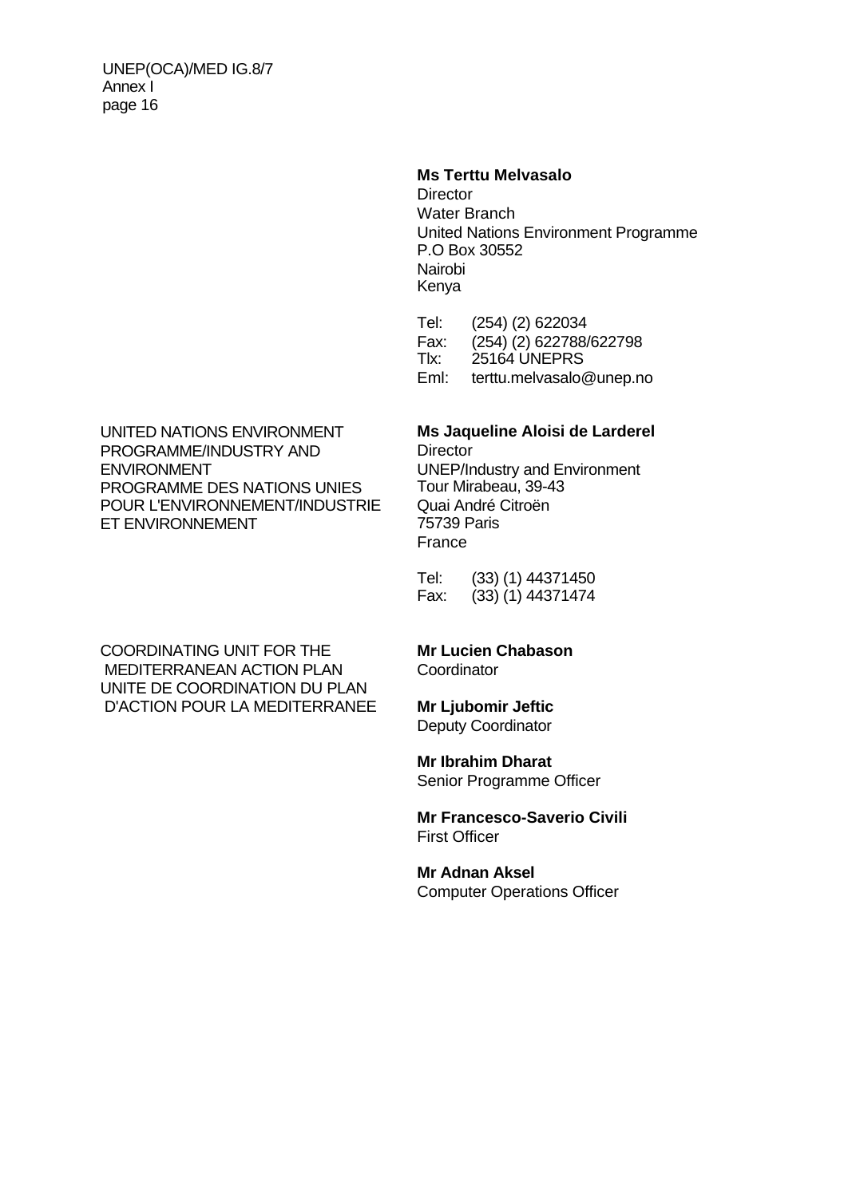**Ms Terttu Melvasalo**
Director
Water Branch
United Nations Environment Programme
P.O Box 30552
Nairobi
Kenya

Tel: (254) (2) 622034
Fax: (254) (2) 622788/622798
Tlx: 25164 UNEPRS
Eml: terttu.melvasalo@unep.no

UNITED NATIONS ENVIRONMENT PROGRAMME/INDUSTRY AND ENVIRONMENT
PROGRAMME DES NATIONS UNIES POUR L'ENVIRONNEMENT/INDUSTRIE ET ENVIRONNEMENT

**Ms Jaqueline Aloisi de Larderel**
Director
UNEP/Industry and Environment
Tour Mirabeau, 39-43
Quai André Citroën
75739 Paris
France

Tel: (33) (1) 44371450
Fax: (33) (1) 44371474

COORDINATING UNIT FOR THE MEDITERRANEAN ACTION PLAN
UNITE DE COORDINATION DU PLAN D'ACTION POUR LA MEDITERRANEE

**Mr Lucien Chabason**
Coordinator

**Mr Ljubomir Jeftic**
Deputy Coordinator

**Mr Ibrahim Dharat**
Senior Programme Officer

**Mr Francesco-Saverio Civili**
First Officer

**Mr Adnan Aksel**
Computer Operations Officer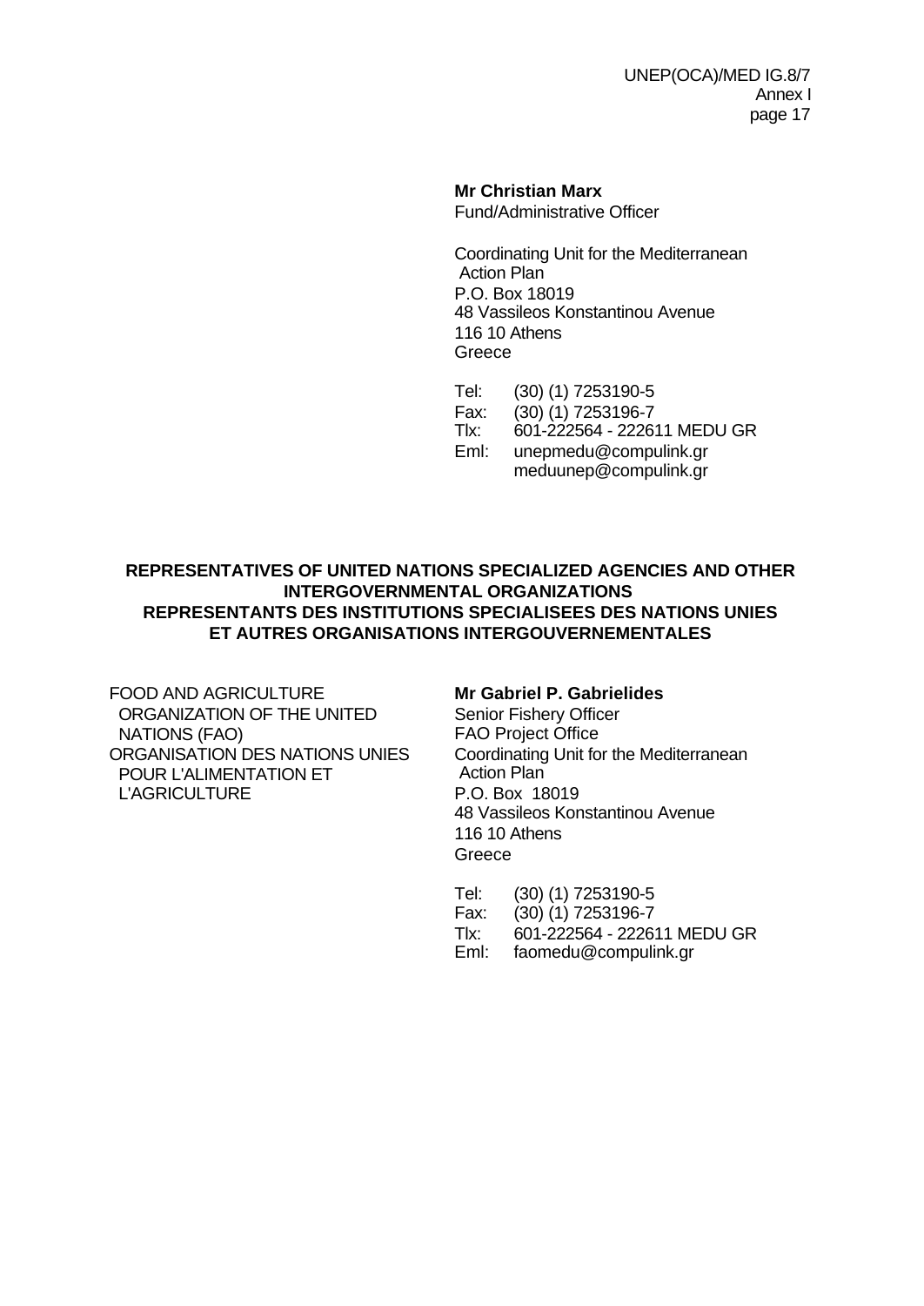**Mr Christian Marx**
Fund/Administrative Officer

Coordinating Unit for the Mediterranean Action Plan
P.O. Box 18019
48 Vassileos Konstantinou Avenue
116 10 Athens
Greece

Tel: (30) (1) 7253190-5
Fax: (30) (1) 7253196-7
Tlx: 601-222564 - 222611 MEDU GR
Eml: unepmedu@compulink.gr
meduunep@compulink.gr

## REPRESENTATIVES OF UNITED NATIONS SPECIALIZED AGENCIES AND OTHER INTERGOVERNMENTAL ORGANIZATIONS
## REPRESENTANTS DES INSTITUTIONS SPECIALISEES DES NATIONS UNIES ET AUTRES ORGANISATIONS INTERGOUVERNEMENTALES

FOOD AND AGRICULTURE ORGANIZATION OF THE UNITED NATIONS (FAO)
ORGANISATION DES NATIONS UNIES POUR L'ALIMENTATION ET L'AGRICULTURE

**Mr Gabriel P. Gabrielides**
Senior Fishery Officer
FAO Project Office
Coordinating Unit for the Mediterranean Action Plan
P.O. Box 18019
48 Vassileos Konstantinou Avenue
116 10 Athens
Greece

Tel: (30) (1) 7253190-5
Fax: (30) (1) 7253196-7
Tlx: 601-222564 - 222611 MEDU GR
Eml: faomedu@compulink.gr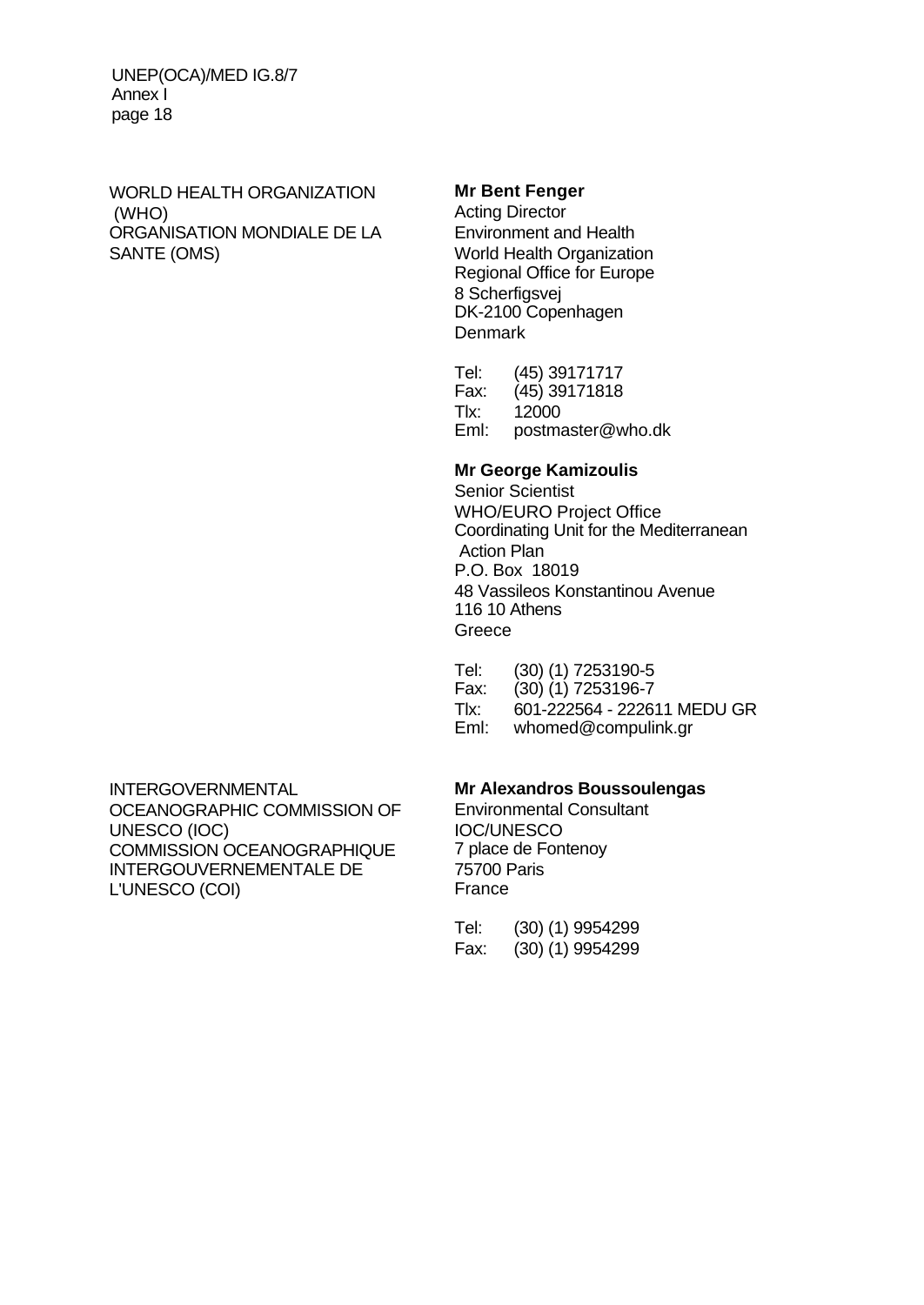WORLD HEALTH ORGANIZATION (WHO)
ORGANISATION MONDIALE DE LA SANTE (OMS)

**Mr Bent Fenger**
Acting Director
Environment and Health
World Health Organization
Regional Office for Europe
8 Scherfigsvej
DK-2100 Copenhagen
Denmark

Tel: (45) 39171717
Fax: (45) 39171818
Tlx: 12000
Eml: postmaster@who.dk

**Mr George Kamizoulis**
Senior Scientist
WHO/EURO Project Office
Coordinating Unit for the Mediterranean Action Plan
P.O. Box 18019
48 Vassileos Konstantinou Avenue
116 10 Athens
Greece

Tel: (30) (1) 7253190-5
Fax: (30) (1) 7253196-7
Tlx: 601-222564 - 222611 MEDU GR
Eml: whomed@compulink.gr

INTERGOVERNMENTAL OCEANOGRAPHIC COMMISSION OF UNESCO (IOC)
COMMISSION OCEANOGRAPHIQUE INTERGOUVERNEMENTALE DE L'UNESCO (COI)

**Mr Alexandros Boussoulengas**
Environmental Consultant
IOC/UNESCO
7 place de Fontenoy
75700 Paris
France

Tel: (30) (1) 9954299
Fax: (30) (1) 9954299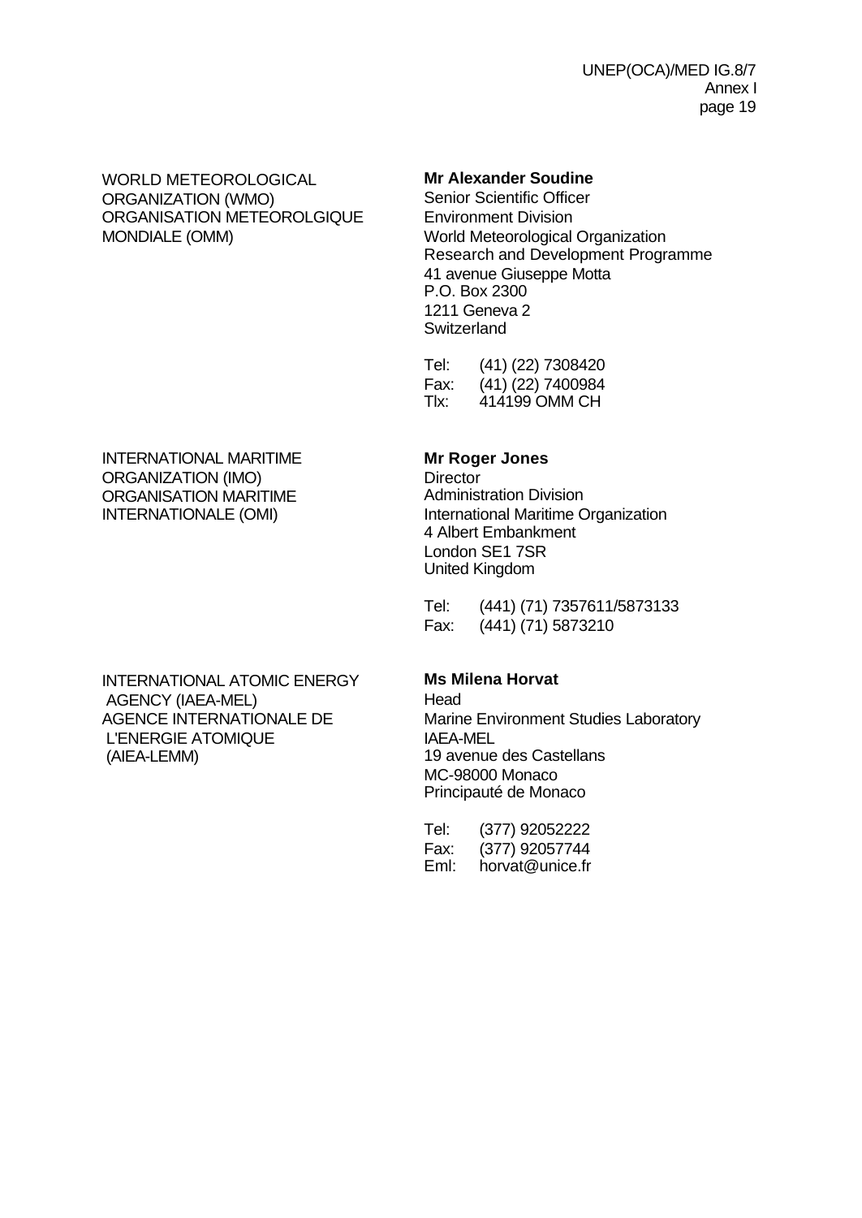WORLD METEOROLOGICAL ORGANIZATION (WMO)
ORGANISATION METEOROLGIQUE MONDIALE (OMM)

**Mr Alexander Soudine**
Senior Scientific Officer
Environment Division
World Meteorological Organization
Research and Development Programme
41 avenue Giuseppe Motta
P.O. Box 2300
1211 Geneva 2
Switzerland

Tel: (41) (22) 7308420
Fax: (41) (22) 7400984
Tlx: 414199 OMM CH

INTERNATIONAL MARITIME ORGANIZATION (IMO)
ORGANISATION MARITIME INTERNATIONALE (OMI)

**Mr Roger Jones**
Director
Administration Division
International Maritime Organization
4 Albert Embankment
London SE1 7SR
United Kingdom

Tel: (441) (71) 7357611/5873133
Fax: (441) (71) 5873210

INTERNATIONAL ATOMIC ENERGY AGENCY (IAEA-MEL)
AGENCE INTERNATIONALE DE L'ENERGIE ATOMIQUE (AIEA-LEMM)

**Ms Milena Horvat**
Head
Marine Environment Studies Laboratory
IAEA-MEL
19 avenue des Castellans
MC-98000 Monaco
Principauté de Monaco

Tel: (377) 92052222
Fax: (377) 92057744
Eml: horvat@unice.fr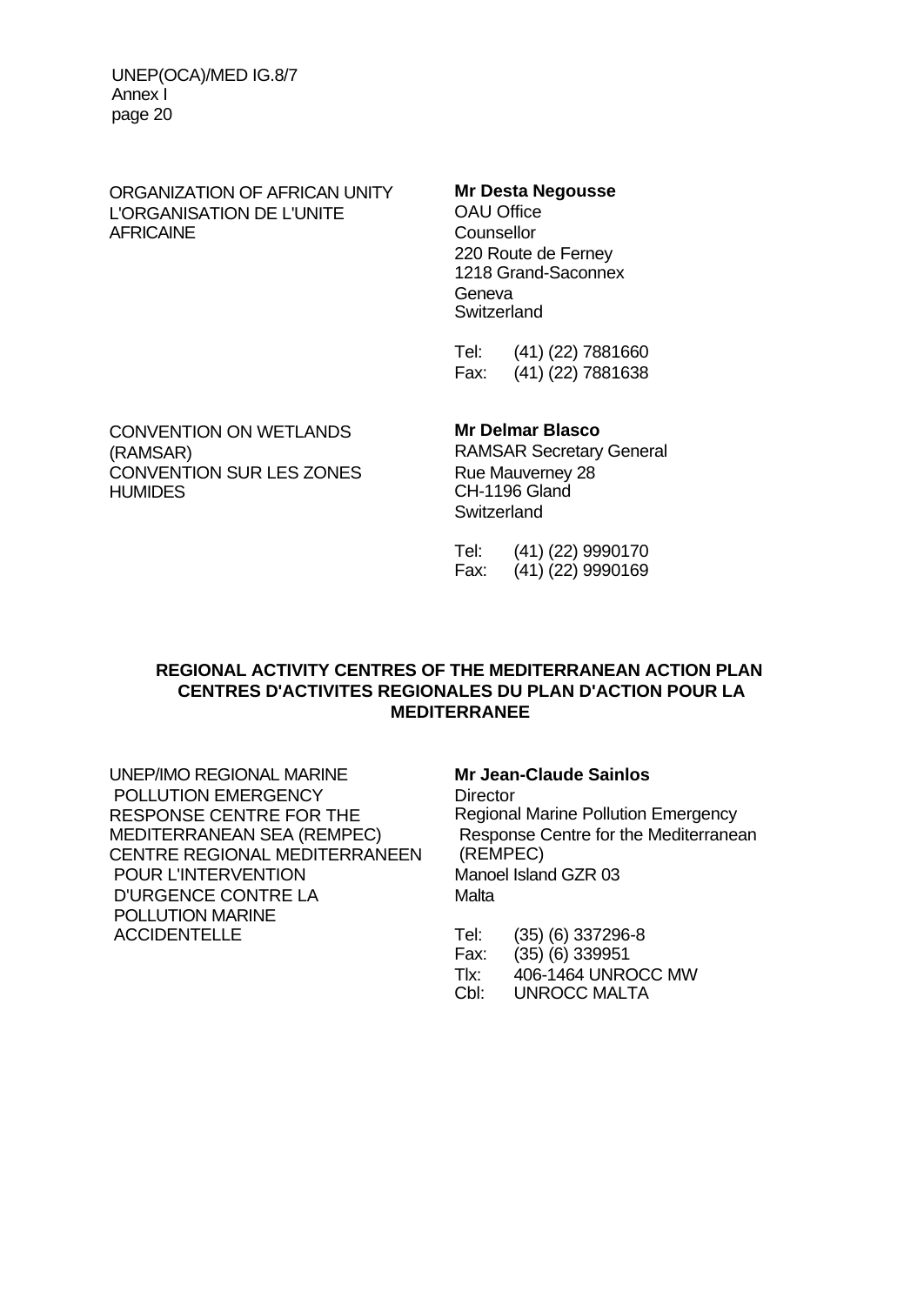ORGANIZATION OF AFRICAN UNITY
L'ORGANISATION DE L'UNITE AFRICAINE

**Mr Desta Negousse**
OAU Office
Counsellor
220 Route de Ferney
1218 Grand-Saconnex
Geneva
Switzerland

Tel: (41) (22) 7881660
Fax: (41) (22) 7881638

CONVENTION ON WETLANDS (RAMSAR)
CONVENTION SUR LES ZONES HUMIDES

**Mr Delmar Blasco**
RAMSAR Secretary General
Rue Mauverney 28
CH-1196 Gland
Switzerland

Tel: (41) (22) 9990170
Fax: (41) (22) 9990169

## REGIONAL ACTIVITY CENTRES OF THE MEDITERRANEAN ACTION PLAN
## CENTRES D'ACTIVITES REGIONALES DU PLAN D'ACTION POUR LA MEDITERRANEE

UNEP/IMO REGIONAL MARINE POLLUTION EMERGENCY RESPONSE CENTRE FOR THE MEDITERRANEAN SEA (REMPEC)
CENTRE REGIONAL MEDITERRANEEN POUR L'INTERVENTION D'URGENCE CONTRE LA POLLUTION MARINE ACCIDENTELLE

**Mr Jean-Claude Sainlos**
Director
Regional Marine Pollution Emergency Response Centre for the Mediterranean (REMPEC)
Manoel Island GZR 03
Malta

Tel: (35) (6) 337296-8
Fax: (35) (6) 339951
Tlx: 406-1464 UNROCC MW
Cbl: UNROCC MALTA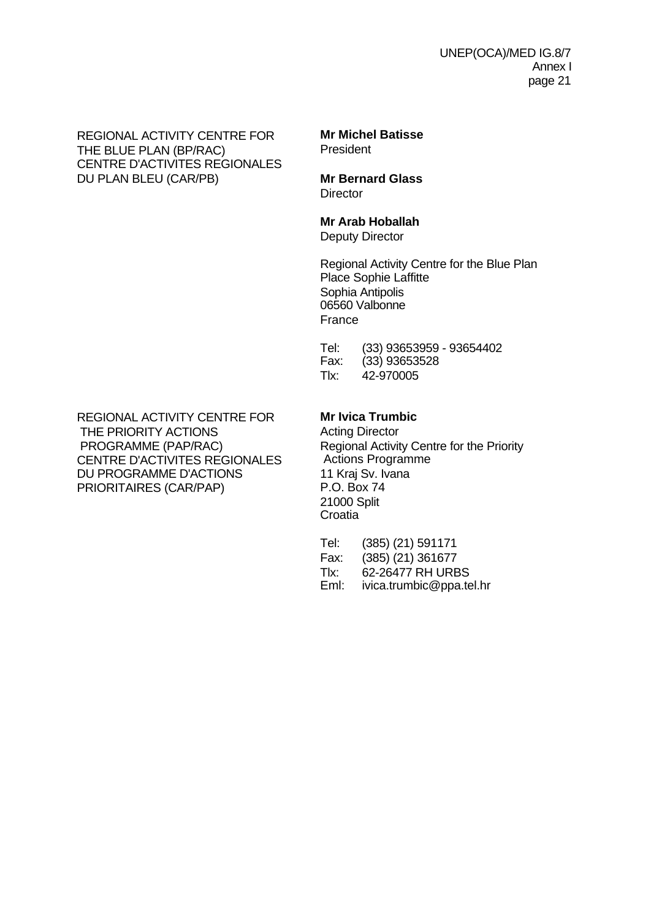REGIONAL ACTIVITY CENTRE FOR THE BLUE PLAN (BP/RAC)
CENTRE D'ACTIVITES REGIONALES DU PLAN BLEU (CAR/PB)

**Mr Michel Batisse**
President

**Mr Bernard Glass**
Director

**Mr Arab Hoballah**
Deputy Director

Regional Activity Centre for the Blue Plan
Place Sophie Laffitte
Sophia Antipolis
06560 Valbonne
France

Tel: (33) 93653959 - 93654402
Fax: (33) 93653528
Tlx: 42-970005

REGIONAL ACTIVITY CENTRE FOR THE PRIORITY ACTIONS PROGRAMME (PAP/RAC)
CENTRE D'ACTIVITES REGIONALES DU PROGRAMME D'ACTIONS PRIORITAIRES (CAR/PAP)

**Mr Ivica Trumbic**
Acting Director
Regional Activity Centre for the Priority Actions Programme
11 Kraj Sv. Ivana
P.O. Box 74
21000 Split
Croatia

Tel: (385) (21) 591171
Fax: (385) (21) 361677
Tlx: 62-26477 RH URBS
Eml: ivica.trumbic@ppa.tel.hr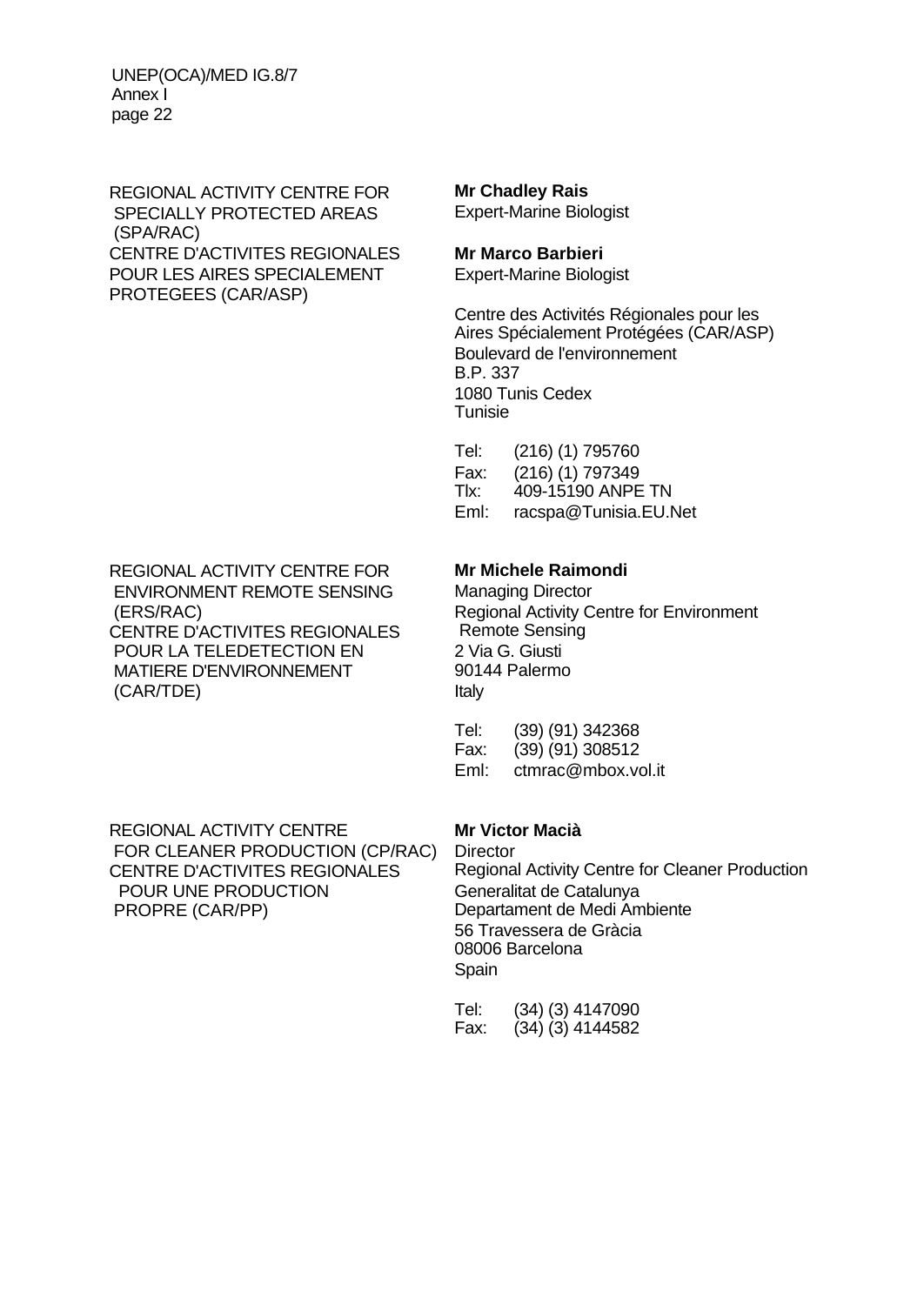REGIONAL ACTIVITY CENTRE FOR SPECIALLY PROTECTED AREAS (SPA/RAC)
CENTRE D'ACTIVITES REGIONALES POUR LES AIRES SPECIALEMENT PROTEGEES (CAR/ASP)

**Mr Chadley Rais**
Expert-Marine Biologist

**Mr Marco Barbieri**
Expert-Marine Biologist

Centre des Activités Régionales pour les Aires Spécialement Protégées (CAR/ASP)
Boulevard de l'environnement
B.P. 337
1080 Tunis Cedex
Tunisie

Tel: (216) (1) 795760
Fax: (216) (1) 797349
Tlx: 409-15190 ANPE TN
Eml: racspa@Tunisia.EU.Net

REGIONAL ACTIVITY CENTRE FOR ENVIRONMENT REMOTE SENSING (ERS/RAC)
CENTRE D'ACTIVITES REGIONALES POUR LA TELEDETECTION EN MATIERE D'ENVIRONNEMENT (CAR/TDE)

**Mr Michele Raimondi**
Managing Director
Regional Activity Centre for Environment Remote Sensing
2 Via G. Giusti
90144 Palermo
Italy

Tel: (39) (91) 342368
Fax: (39) (91) 308512
Eml: ctmrac@mbox.vol.it

REGIONAL ACTIVITY CENTRE FOR CLEANER PRODUCTION (CP/RAC)
CENTRE D'ACTIVITES REGIONALES POUR UNE PRODUCTION PROPRE (CAR/PP)

**Mr Victor Macià**
Director
Regional Activity Centre for Cleaner Production
Generalitat de Catalunya
Departament de Medi Ambiente
56 Travessera de Gràcia
08006 Barcelona
Spain

Tel: (34) (3) 4147090
Fax: (34) (3) 4144582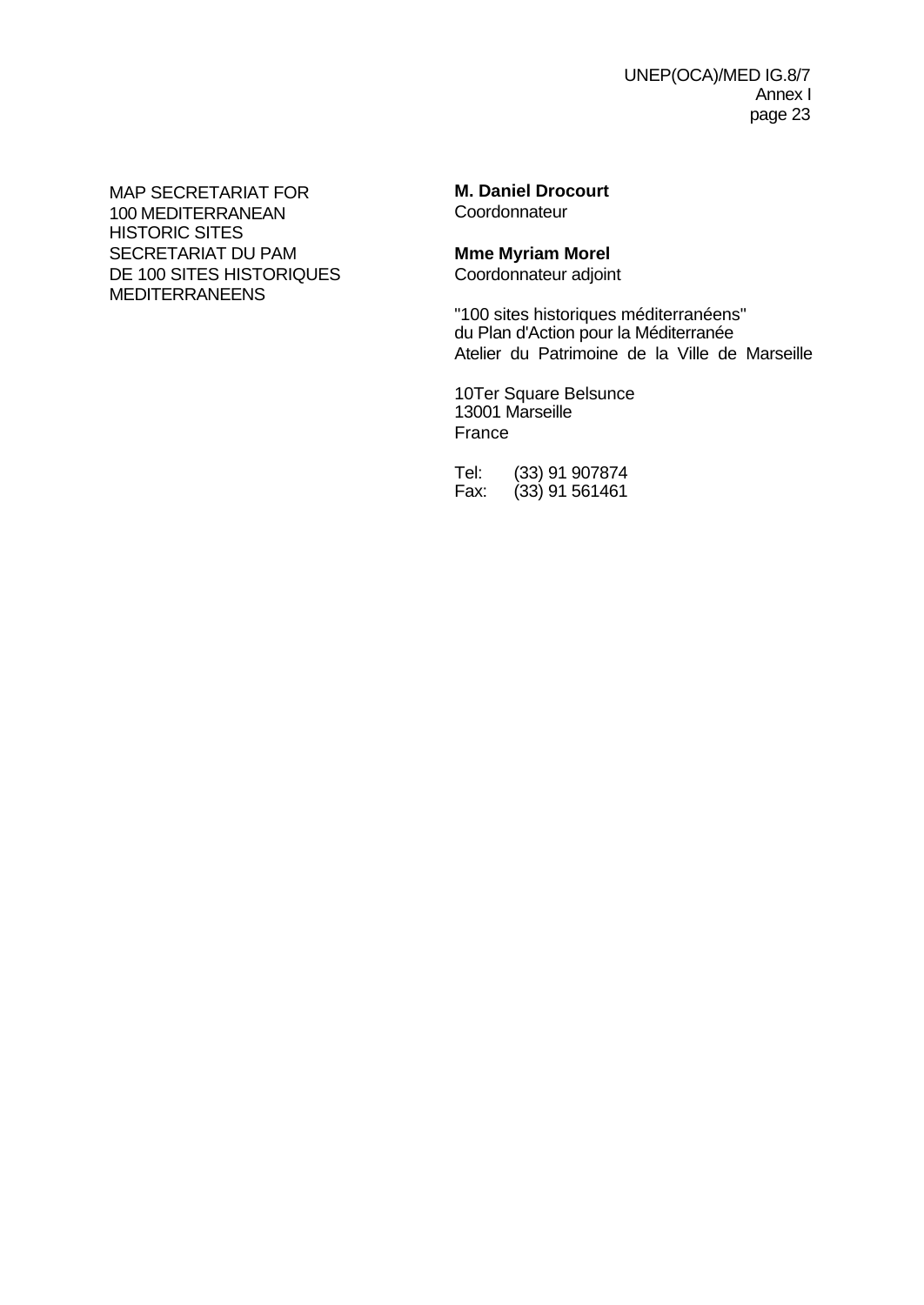MAP SECRETARIAT FOR
100 MEDITERRANEAN
HISTORIC SITES
SECRETARIAT DU PAM
DE 100 SITES HISTORIQUES
MEDITERRANEENS

**M. Daniel Drocourt**
Coordonnateur

**Mme Myriam Morel**
Coordonnateur adjoint

"100 sites historiques méditerranéens"
du Plan d'Action pour la Méditerranée
Atelier du Patrimoine de la Ville de Marseille

10Ter Square Belsunce
13001 Marseille
France

Tel: (33) 91 907874
Fax: (33) 91 561461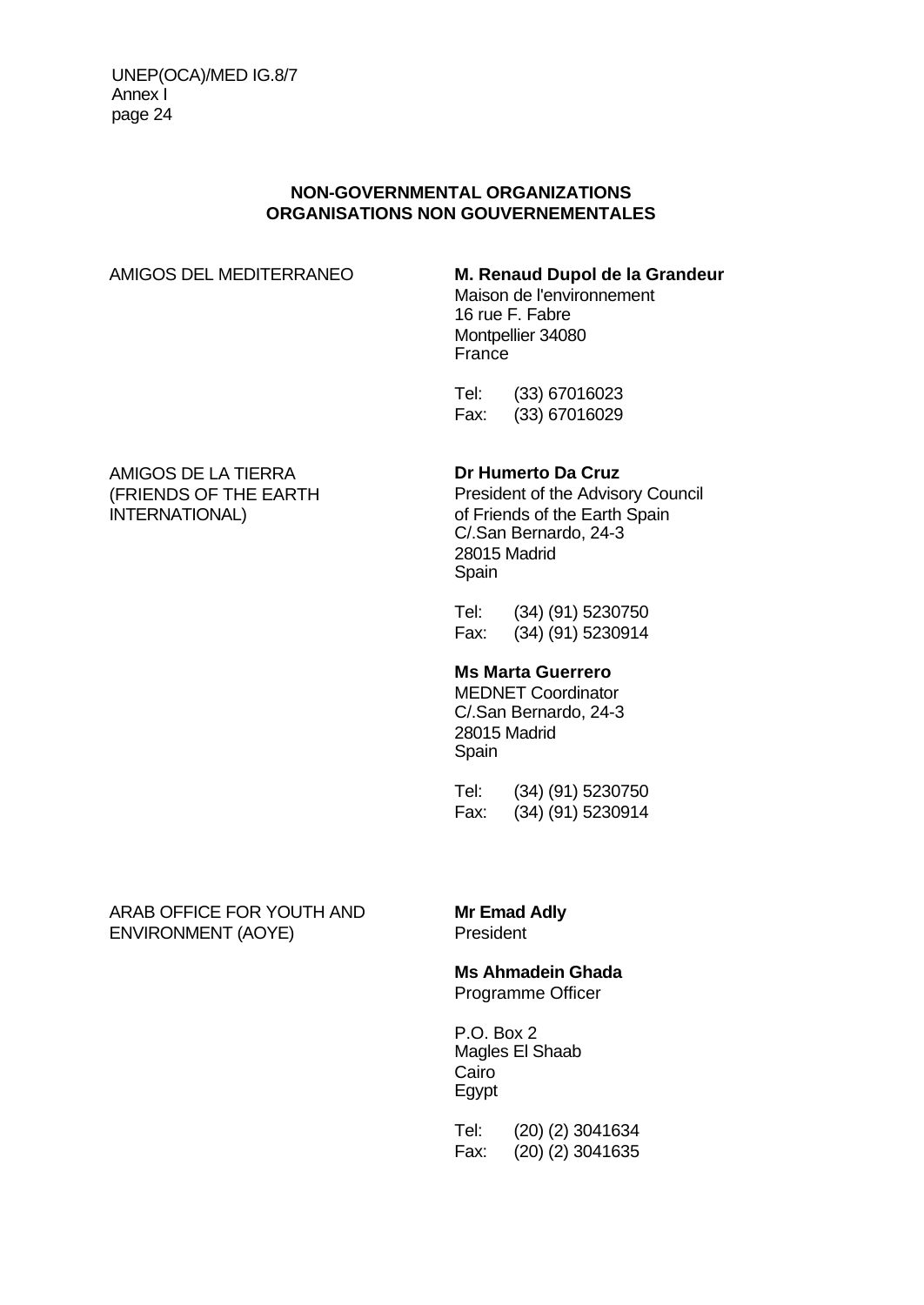**NON-GOVERNMENTAL ORGANIZATIONS**
**ORGANISATIONS NON GOUVERNEMENTALES**

| | |
|---|---|
| AMIGOS DEL MEDITERRANEO | **M. Renaud Dupol de la Grandeur**<br>Maison de l'environnement<br>16 rue F. Fabre<br>Montpellier 34080<br>France<br><br>Tel: (33) 67016023<br>Fax: (33) 67016029 |
| AMIGOS DE LA TIERRA (FRIENDS OF THE EARTH INTERNATIONAL) | **Dr Humerto Da Cruz**<br>President of the Advisory Council of Friends of the Earth Spain<br>C/.San Bernardo, 24-3<br>28015 Madrid<br>Spain<br><br>Tel: (34) (91) 5230750<br>Fax: (34) (91) 5230914<br><br>**Ms Marta Guerrero**<br>MEDNET Coordinator<br>C/.San Bernardo, 24-3<br>28015 Madrid<br>Spain<br><br>Tel: (34) (91) 5230750<br>Fax: (34) (91) 5230914 |
| ARAB OFFICE FOR YOUTH AND ENVIRONMENT (AOYE) | **Mr Emad Adly**<br>President<br><br>**Ms Ahmadein Ghada**<br>Programme Officer<br><br>P.O. Box 2<br>Magles El Shaab<br>Cairo<br>Egypt<br><br>Tel: (20) (2) 3041634<br>Fax: (20) (2) 3041635 |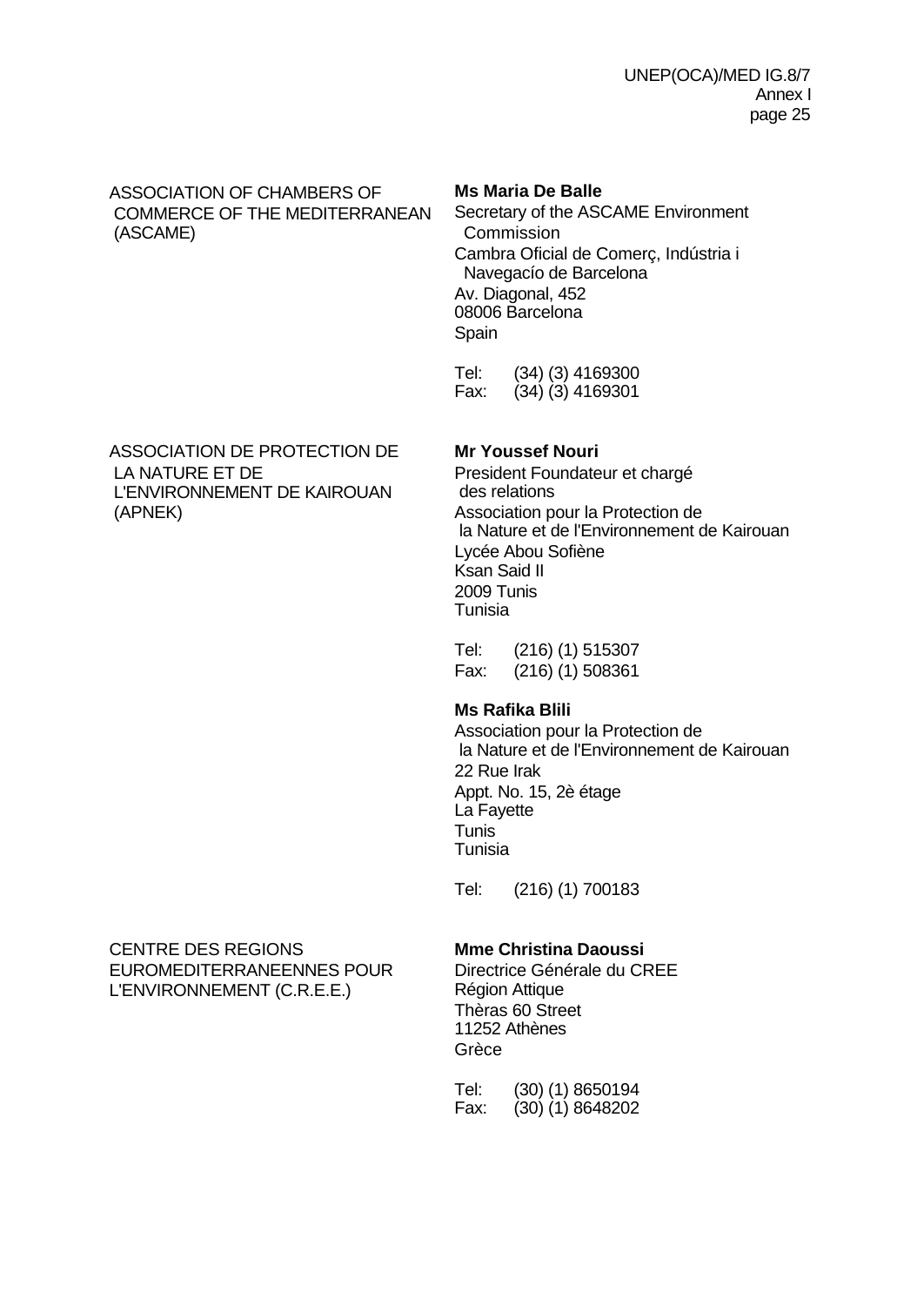ASSOCIATION OF CHAMBERS OF COMMERCE OF THE MEDITERRANEAN (ASCAME)

**Ms Maria De Balle**
Secretary of the ASCAME Environment Commission
Cambra Oficial de Comerç, Indústria i Navegacío de Barcelona
Av. Diagonal, 452
08006 Barcelona
Spain

Tel: (34) (3) 4169300
Fax: (34) (3) 4169301

ASSOCIATION DE PROTECTION DE LA NATURE ET DE L'ENVIRONNEMENT DE KAIROUAN (APNEK)

**Mr Youssef Nouri**
President Foundateur et chargé des relations
Association pour la Protection de la Nature et de l'Environnement de Kairouan
Lycée Abou Sofiène
Ksan Said II
2009 Tunis
Tunisia

Tel: (216) (1) 515307
Fax: (216) (1) 508361

**Ms Rafika Blili**
Association pour la Protection de la Nature et de l'Environnement de Kairouan
22 Rue Irak
Appt. No. 15, 2è étage
La Fayette
Tunis
Tunisia

Tel: (216) (1) 700183

CENTRE DES REGIONS EUROMEDITERRANEENNES POUR L'ENVIRONNEMENT (C.R.E.E.)

**Mme Christina Daoussi**
Directrice Générale du CREE
Région Attique
Thèras 60 Street
11252 Athènes
Grèce

Tel: (30) (1) 8650194
Fax: (30) (1) 8648202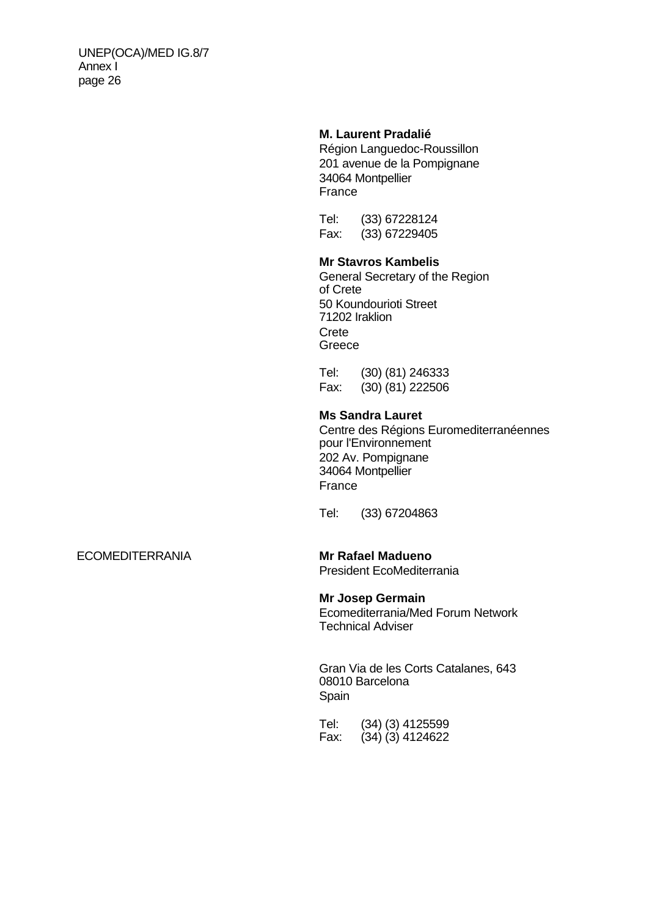**M. Laurent Pradalié**
Région Languedoc-Roussillon
201 avenue de la Pompignane
34064 Montpellier
France

Tel: (33) 67228124
Fax: (33) 67229405

**Mr Stavros Kambelis**
General Secretary of the Region of Crete
50 Koundourioti Street
71202 Iraklion
Crete
Greece

Tel: (30) (81) 246333
Fax: (30) (81) 222506

**Ms Sandra Lauret**
Centre des Régions Euromediterranéennes pour l'Environnement
202 Av. Pompignane
34064 Montpellier
France

Tel: (33) 67204863

ECOMEDITERRANIA

**Mr Rafael Madueno**
President EcoMediterrania

**Mr Josep Germain**
Ecomediterrania/Med Forum Network
Technical Adviser

Gran Via de les Corts Catalanes, 643
08010 Barcelona
Spain

Tel: (34) (3) 4125599
Fax: (34) (3) 4124622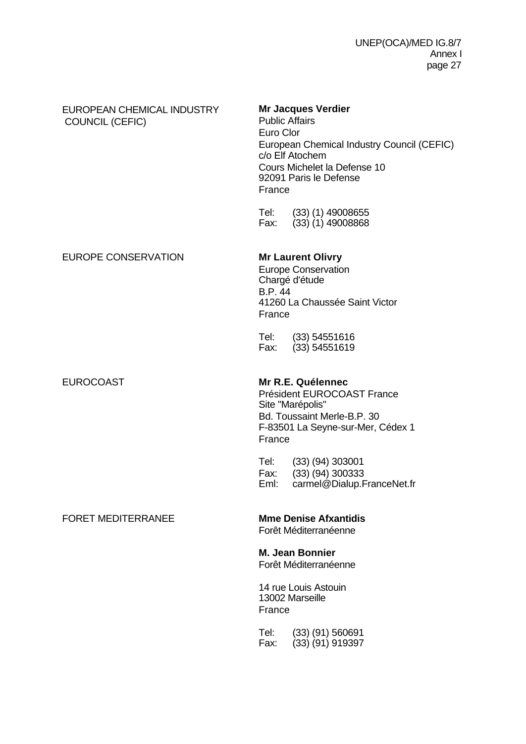| | |
|---|---|
| EUROPEAN CHEMICAL INDUSTRY COUNCIL (CEFIC) | **Mr Jacques Verdier**<br>Public Affairs<br>Euro Clor<br>European Chemical Industry Council (CEFIC)<br>c/o Elf Atochem<br>Cours Michelet la Defense 10<br>92091 Paris le Defense<br>France<br><br>Tel: (33) (1) 49008655<br>Fax: (33) (1) 49008868 |
| EUROPE CONSERVATION | **Mr Laurent Olivry**<br>Europe Conservation<br>Chargé d'étude<br>B.P. 44<br>41260 La Chaussée Saint Victor<br>France<br><br>Tel: (33) 54551616<br>Fax: (33) 54551619 |
| EUROCOAST | **Mr R.E. Quélennec**<br>Président EUROCOAST France<br>Site "Marépolis"<br>Bd. Toussaint Merle-B.P. 30<br>F-83501 La Seyne-sur-Mer, Cédex 1<br>France<br><br>Tel: (33) (94) 303001<br>Fax: (33) (94) 300333<br>Eml: carmel@Dialup.FranceNet.fr |
| FORET MEDITERRANEE | **Mme Denise Afxantidis**<br>Forêt Méditerranéenne<br><br>**M. Jean Bonnier**<br>Forêt Méditerranéenne<br><br>14 rue Louis Astouin<br>13002 Marseille<br>France<br><br>Tel: (33) (91) 560691<br>Fax: (33) (91) 919397 |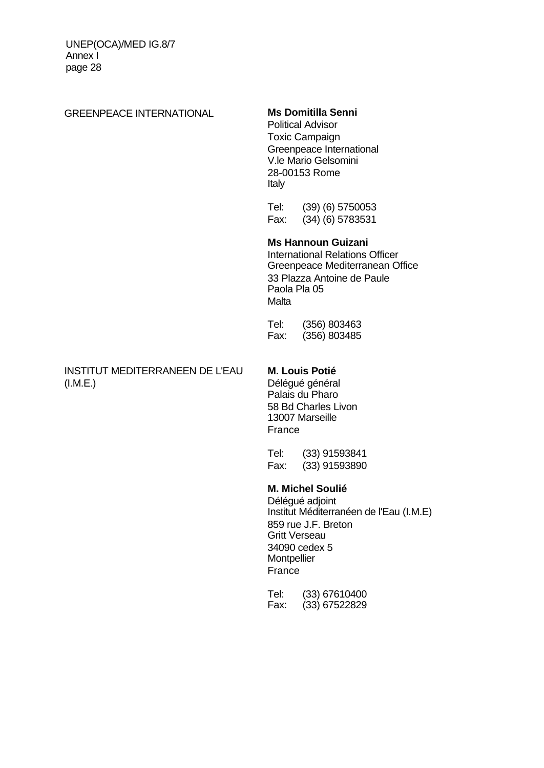GREENPEACE INTERNATIONAL

**Ms Domitilla Senni**
Political Advisor
Toxic Campaign
Greenpeace International
V.le Mario Gelsomini
28-00153 Rome
Italy

Tel: (39) (6) 5750053
Fax: (34) (6) 5783531

**Ms Hannoun Guizani**
International Relations Officer
Greenpeace Mediterranean Office
33 Plazza Antoine de Paule
Paola Pla 05
Malta

Tel: (356) 803463
Fax: (356) 803485

INSTITUT MEDITERRANEEN DE L'EAU (I.M.E.)

**M. Louis Potié**
Délégué général
Palais du Pharo
58 Bd Charles Livon
13007 Marseille
France

Tel: (33) 91593841
Fax: (33) 91593890

**M. Michel Soulié**
Délégué adjoint
Institut Méditerranéen de l'Eau (I.M.E)
859 rue J.F. Breton
Gritt Verseau
34090 cedex 5
Montpellier
France

Tel: (33) 67610400
Fax: (33) 67522829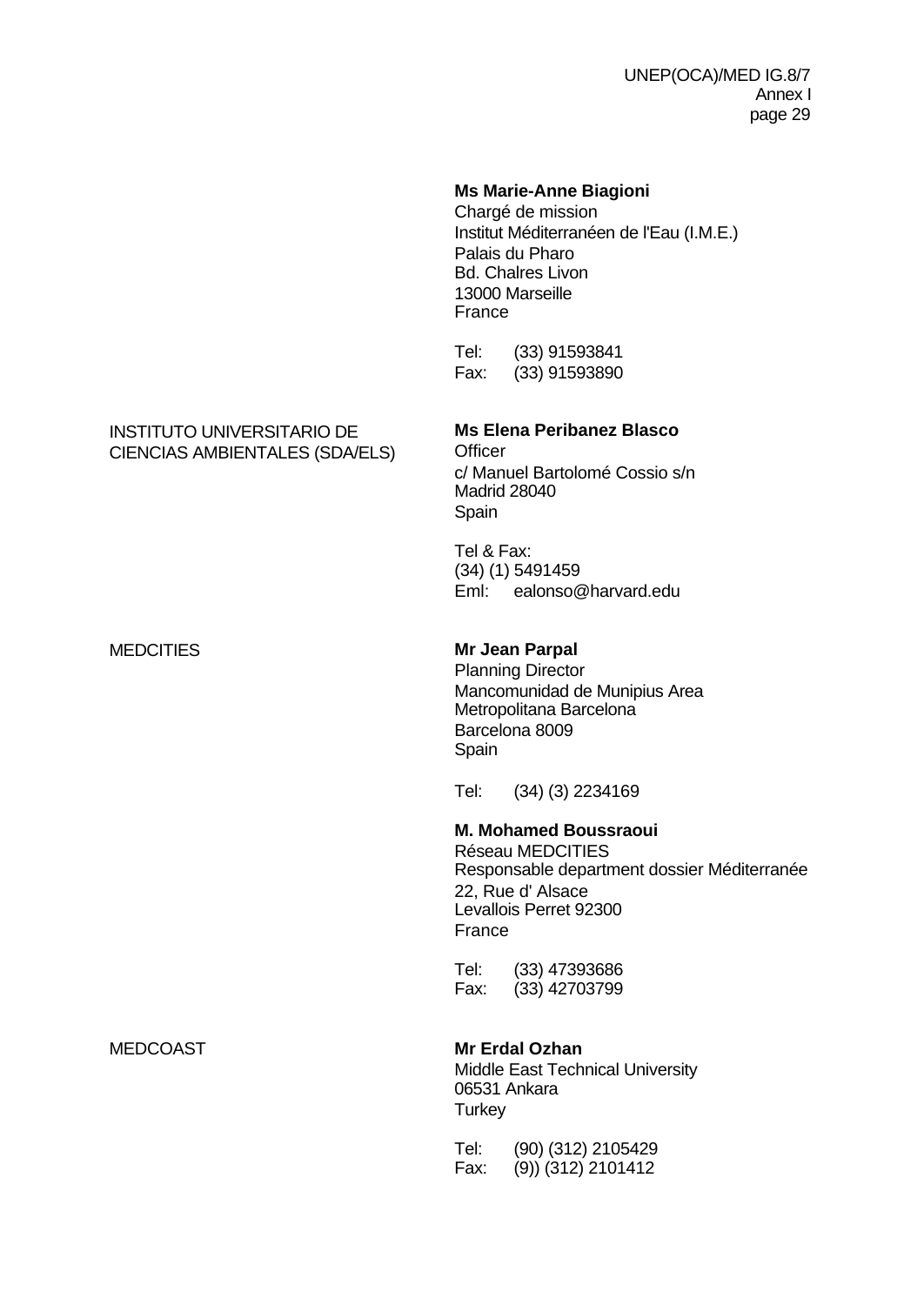**Ms Marie-Anne Biagioni**
Chargé de mission
Institut Méditerranéen de l'Eau (I.M.E.)
Palais du Pharo
Bd. Chalres Livon
13000 Marseille
France

Tel: (33) 91593841
Fax: (33) 91593890

INSTITUTO UNIVERSITARIO DE CIENCIAS AMBIENTALES (SDA/ELS)

**Ms Elena Peribanez Blasco**
Officer
c/ Manuel Bartolomé Cossio s/n
Madrid 28040
Spain

Tel & Fax:
(34) (1) 5491459
Eml: ealonso@harvard.edu

MEDCITIES

**Mr Jean Parpal**
Planning Director
Mancomunidad de Munipius Area Metropolitana Barcelona
Barcelona 8009
Spain

Tel: (34) (3) 2234169

**M. Mohamed Boussraoui**
Réseau MEDCITIES
Responsable department dossier Méditerranée
22, Rue d' Alsace
Levallois Perret 92300
France

Tel: (33) 47393686
Fax: (33) 42703799

MEDCOAST

**Mr Erdal Ozhan**
Middle East Technical University
06531 Ankara
Turkey

Tel: (90) (312) 2105429
Fax: (9)) (312) 2101412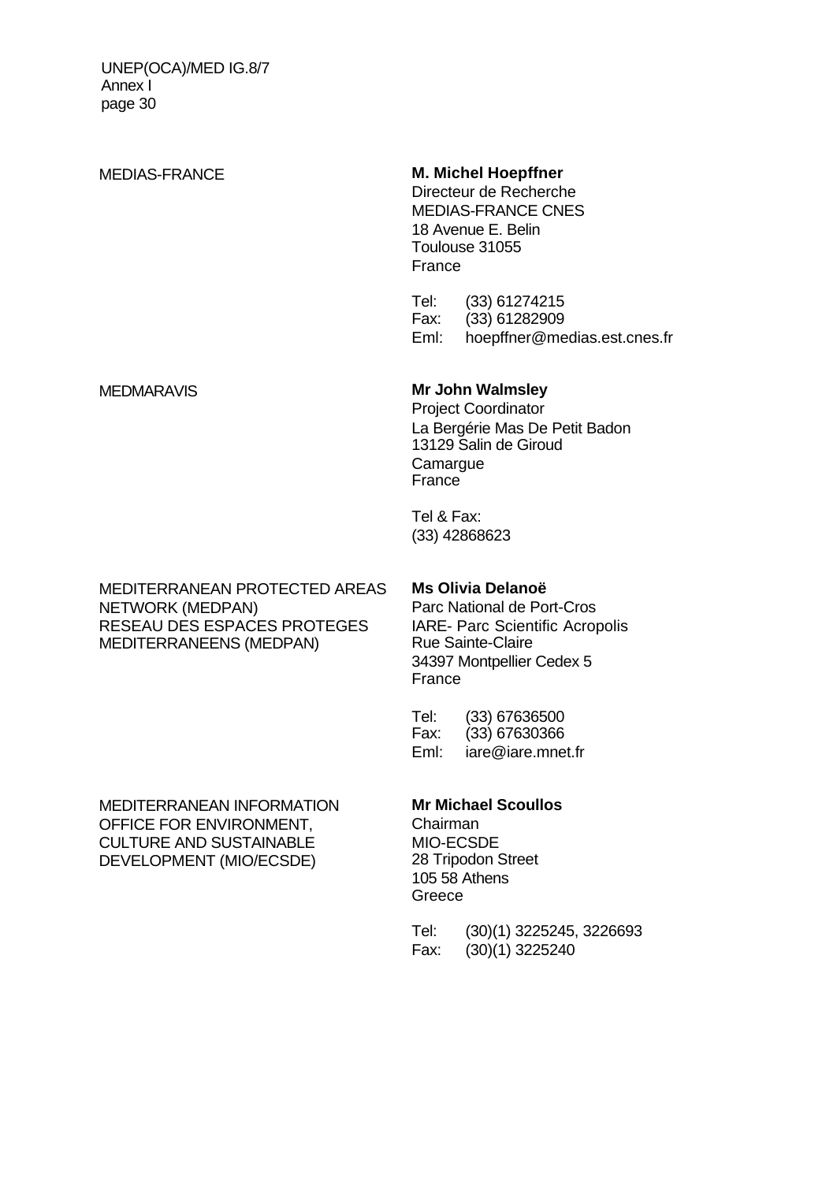| | |
|---|---|
| MEDIAS-FRANCE | **M. Michel Hoepffner**<br>Directeur de Recherche<br>MEDIAS-FRANCE CNES<br>18 Avenue E. Belin<br>Toulouse 31055<br>France<br><br>Tel: (33) 61274215<br>Fax: (33) 61282909<br>Eml: hoepffner@medias.est.cnes.fr |
| MEDMARAVIS | **Mr John Walmsley**<br>Project Coordinator<br>La Bergérie Mas De Petit Badon<br>13129 Salin de Giroud<br>Camargue<br>France<br><br>Tel & Fax:<br>(33) 42868623 |
| MEDITERRANEAN PROTECTED AREAS NETWORK (MEDPAN)<br>RESEAU DES ESPACES PROTEGES MEDITERRANEENS (MEDPAN) | **Ms Olivia Delanoë**<br>Parc National de Port-Cros<br>IARE- Parc Scientific Acropolis<br>Rue Sainte-Claire<br>34397 Montpellier Cedex 5<br>France<br><br>Tel: (33) 67636500<br>Fax: (33) 67630366<br>Eml: iare@iare.mnet.fr |
| MEDITERRANEAN INFORMATION OFFICE FOR ENVIRONMENT, CULTURE AND SUSTAINABLE DEVELOPMENT (MIO/ECSDE) | **Mr Michael Scoullos**<br>Chairman<br>MIO-ECSDE<br>28 Tripodon Street<br>105 58 Athens<br>Greece<br><br>Tel: (30)(1) 3225245, 3226693<br>Fax: (30)(1) 3225240 |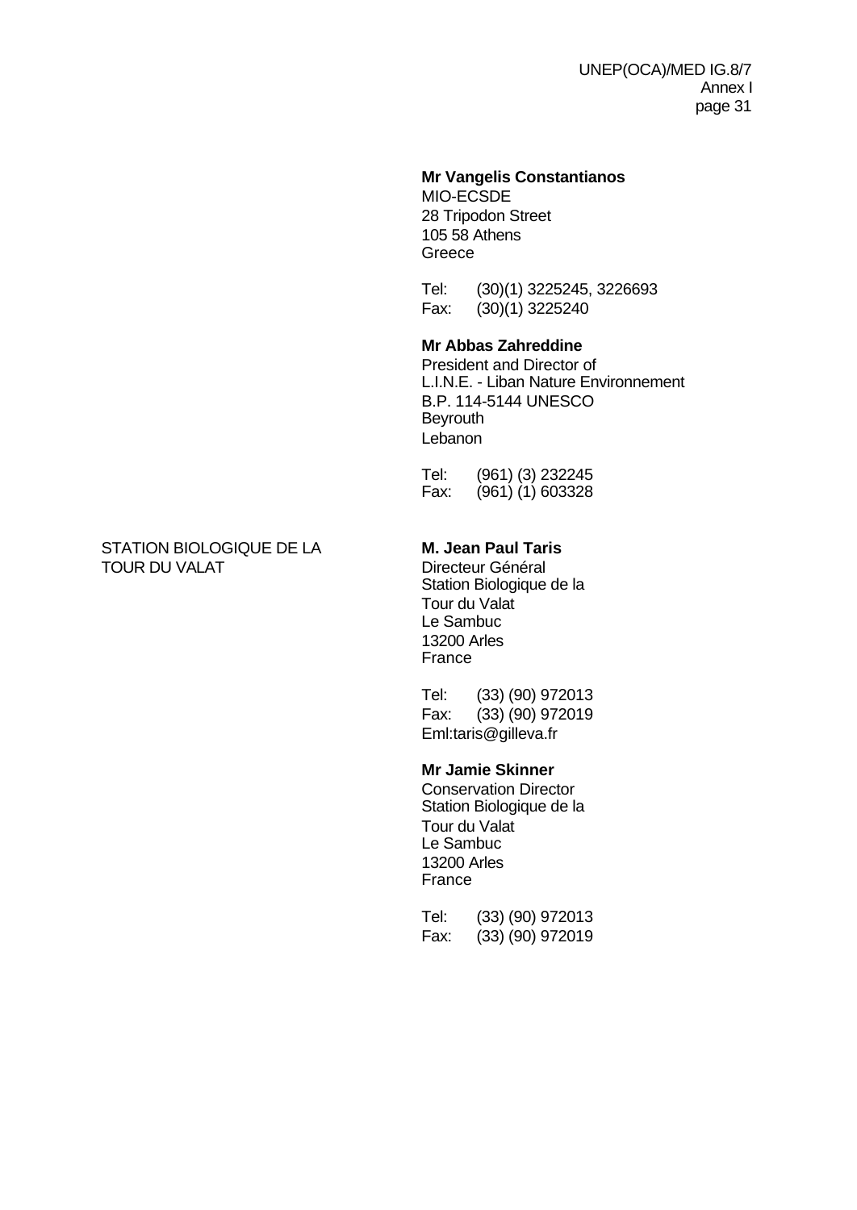**Mr Vangelis Constantianos**
MIO-ECSDE
28 Tripodon Street
105 58 Athens
Greece

Tel: (30)(1) 3225245, 3226693
Fax: (30)(1) 3225240

**Mr Abbas Zahreddine**
President and Director of
L.I.N.E. - Liban Nature Environnement
B.P. 114-5144 UNESCO
Beyrouth
Lebanon

Tel: (961) (3) 232245
Fax: (961) (1) 603328

STATION BIOLOGIQUE DE LA TOUR DU VALAT

**M. Jean Paul Taris**
Directeur Général
Station Biologique de la
Tour du Valat
Le Sambuc
13200 Arles
France

Tel: (33) (90) 972013
Fax: (33) (90) 972019
Eml:taris@gilleva.fr

**Mr Jamie Skinner**
Conservation Director
Station Biologique de la
Tour du Valat
Le Sambuc
13200 Arles
France

Tel: (33) (90) 972013
Fax: (33) (90) 972019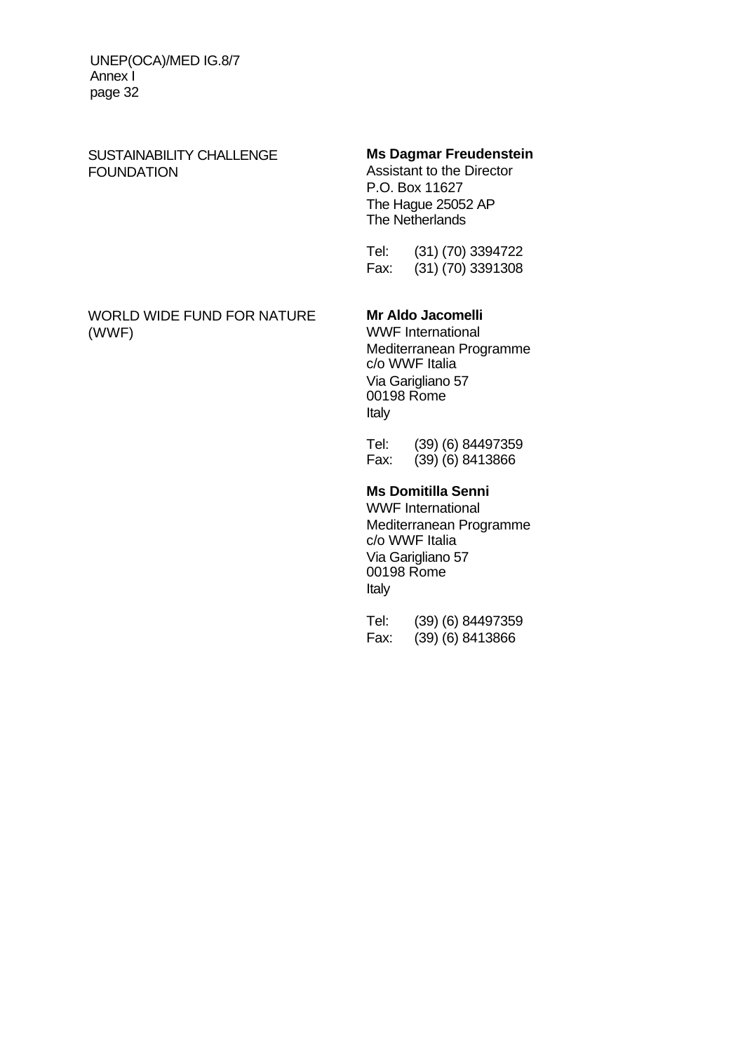SUSTAINABILITY CHALLENGE FOUNDATION

**Ms Dagmar Freudenstein**
Assistant to the Director
P.O. Box 11627
The Hague 25052 AP
The Netherlands

Tel: (31) (70) 3394722
Fax: (31) (70) 3391308

WORLD WIDE FUND FOR NATURE (WWF)

**Mr Aldo Jacomelli**
WWF International
Mediterranean Programme
c/o WWF Italia
Via Garigliano 57
00198 Rome
Italy

Tel: (39) (6) 84497359
Fax: (39) (6) 8413866

**Ms Domitilla Senni**
WWF International
Mediterranean Programme
c/o WWF Italia
Via Garigliano 57
00198 Rome
Italy

Tel: (39) (6) 84497359
Fax: (39) (6) 8413866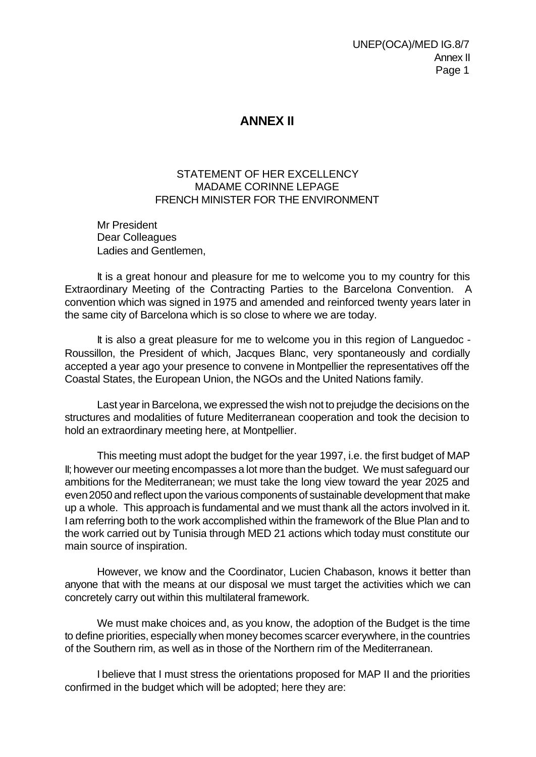# ANNEX II

STATEMENT OF HER EXCELLENCY
MADAME CORINNE LEPAGE
FRENCH MINISTER FOR THE ENVIRONMENT

Mr President
Dear Colleagues
Ladies and Gentlemen,

It is a great honour and pleasure for me to welcome you to my country for this Extraordinary Meeting of the Contracting Parties to the Barcelona Convention. A convention which was signed in 1975 and amended and reinforced twenty years later in the same city of Barcelona which is so close to where we are today.

It is also a great pleasure for me to welcome you in this region of Languedoc - Roussillon, the President of which, Jacques Blanc, very spontaneously and cordially accepted a year ago your presence to convene in Montpellier the representatives off the Coastal States, the European Union, the NGOs and the United Nations family.

Last year in Barcelona, we expressed the wish not to prejudge the decisions on the structures and modalities of future Mediterranean cooperation and took the decision to hold an extraordinary meeting here, at Montpellier.

This meeting must adopt the budget for the year 1997, i.e. the first budget of MAP II; however our meeting encompasses a lot more than the budget. We must safeguard our ambitions for the Mediterranean; we must take the long view toward the year 2025 and even 2050 and reflect upon the various components of sustainable development that make up a whole. This approach is fundamental and we must thank all the actors involved in it. I am referring both to the work accomplished within the framework of the Blue Plan and to the work carried out by Tunisia through MED 21 actions which today must constitute our main source of inspiration.

However, we know and the Coordinator, Lucien Chabason, knows it better than anyone that with the means at our disposal we must target the activities which we can concretely carry out within this multilateral framework.

We must make choices and, as you know, the adoption of the Budget is the time to define priorities, especially when money becomes scarcer everywhere, in the countries of the Southern rim, as well as in those of the Northern rim of the Mediterranean.

I believe that I must stress the orientations proposed for MAP II and the priorities confirmed in the budget which will be adopted; here they are: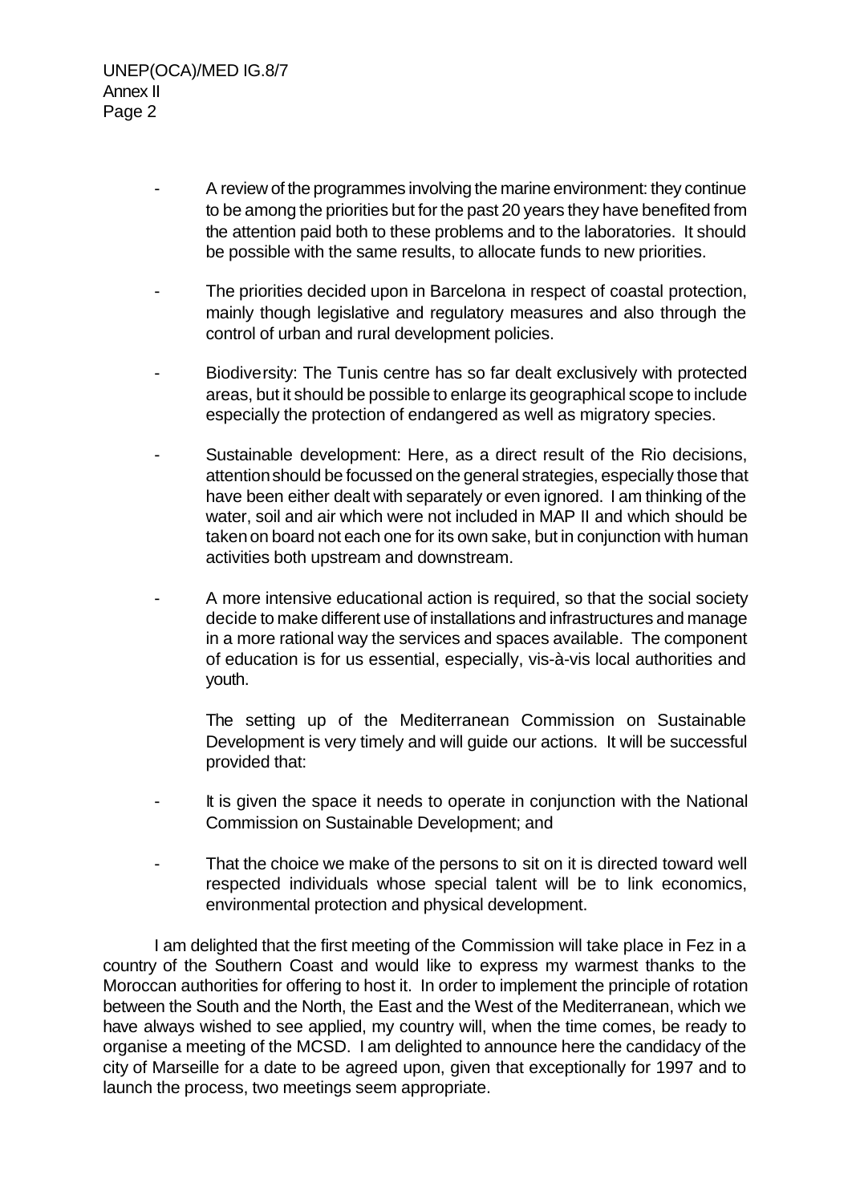- A review of the programmes involving the marine environment: they continue to be among the priorities but for the past 20 years they have benefited from the attention paid both to these problems and to the laboratories. It should be possible with the same results, to allocate funds to new priorities.

- The priorities decided upon in Barcelona in respect of coastal protection, mainly though legislative and regulatory measures and also through the control of urban and rural development policies.

- Biodiversity: The Tunis centre has so far dealt exclusively with protected areas, but it should be possible to enlarge its geographical scope to include especially the protection of endangered as well as migratory species.

- Sustainable development: Here, as a direct result of the Rio decisions, attention should be focussed on the general strategies, especially those that have been either dealt with separately or even ignored. I am thinking of the water, soil and air which were not included in MAP II and which should be taken on board not each one for its own sake, but in conjunction with human activities both upstream and downstream.

- A more intensive educational action is required, so that the social society decide to make different use of installations and infrastructures and manage in a more rational way the services and spaces available. The component of education is for us essential, especially, vis-à-vis local authorities and youth.

  The setting up of the Mediterranean Commission on Sustainable Development is very timely and will guide our actions. It will be successful provided that:

- It is given the space it needs to operate in conjunction with the National Commission on Sustainable Development; and

- That the choice we make of the persons to sit on it is directed toward well respected individuals whose special talent will be to link economics, environmental protection and physical development.

I am delighted that the first meeting of the Commission will take place in Fez in a country of the Southern Coast and would like to express my warmest thanks to the Moroccan authorities for offering to host it. In order to implement the principle of rotation between the South and the North, the East and the West of the Mediterranean, which we have always wished to see applied, my country will, when the time comes, be ready to organise a meeting of the MCSD. I am delighted to announce here the candidacy of the city of Marseille for a date to be agreed upon, given that exceptionally for 1997 and to launch the process, two meetings seem appropriate.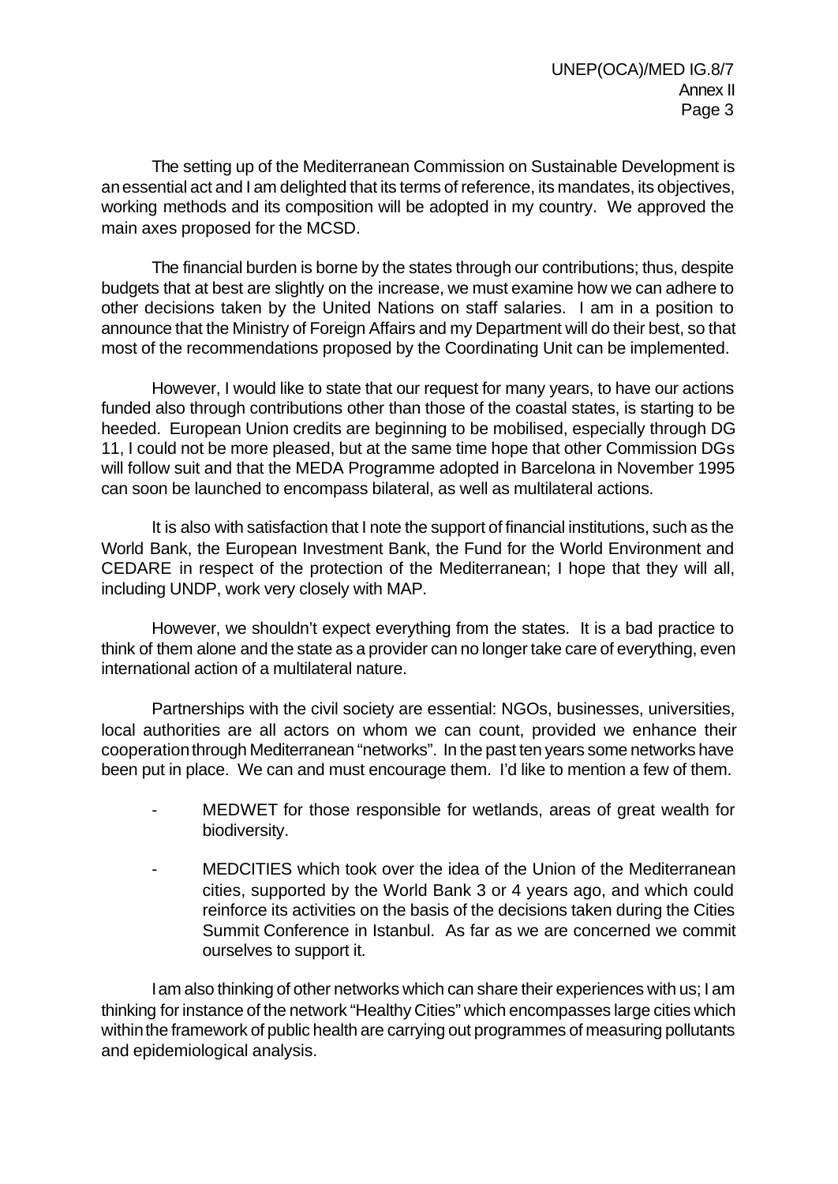The setting up of the Mediterranean Commission on Sustainable Development is an essential act and I am delighted that its terms of reference, its mandates, its objectives, working methods and its composition will be adopted in my country. We approved the main axes proposed for the MCSD.

The financial burden is borne by the states through our contributions; thus, despite budgets that at best are slightly on the increase, we must examine how we can adhere to other decisions taken by the United Nations on staff salaries. I am in a position to announce that the Ministry of Foreign Affairs and my Department will do their best, so that most of the recommendations proposed by the Coordinating Unit can be implemented.

However, I would like to state that our request for many years, to have our actions funded also through contributions other than those of the coastal states, is starting to be heeded. European Union credits are beginning to be mobilised, especially through DG 11, I could not be more pleased, but at the same time hope that other Commission DGs will follow suit and that the MEDA Programme adopted in Barcelona in November 1995 can soon be launched to encompass bilateral, as well as multilateral actions.

It is also with satisfaction that I note the support of financial institutions, such as the World Bank, the European Investment Bank, the Fund for the World Environment and CEDARE in respect of the protection of the Mediterranean; I hope that they will all, including UNDP, work very closely with MAP.

However, we shouldn't expect everything from the states. It is a bad practice to think of them alone and the state as a provider can no longer take care of everything, even international action of a multilateral nature.

Partnerships with the civil society are essential: NGOs, businesses, universities, local authorities are all actors on whom we can count, provided we enhance their cooperation through Mediterranean "networks". In the past ten years some networks have been put in place. We can and must encourage them. I'd like to mention a few of them.

- MEDWET for those responsible for wetlands, areas of great wealth for biodiversity.
- MEDCITIES which took over the idea of the Union of the Mediterranean cities, supported by the World Bank 3 or 4 years ago, and which could reinforce its activities on the basis of the decisions taken during the Cities Summit Conference in Istanbul. As far as we are concerned we commit ourselves to support it.

I am also thinking of other networks which can share their experiences with us; I am thinking for instance of the network "Healthy Cities" which encompasses large cities which within the framework of public health are carrying out programmes of measuring pollutants and epidemiological analysis.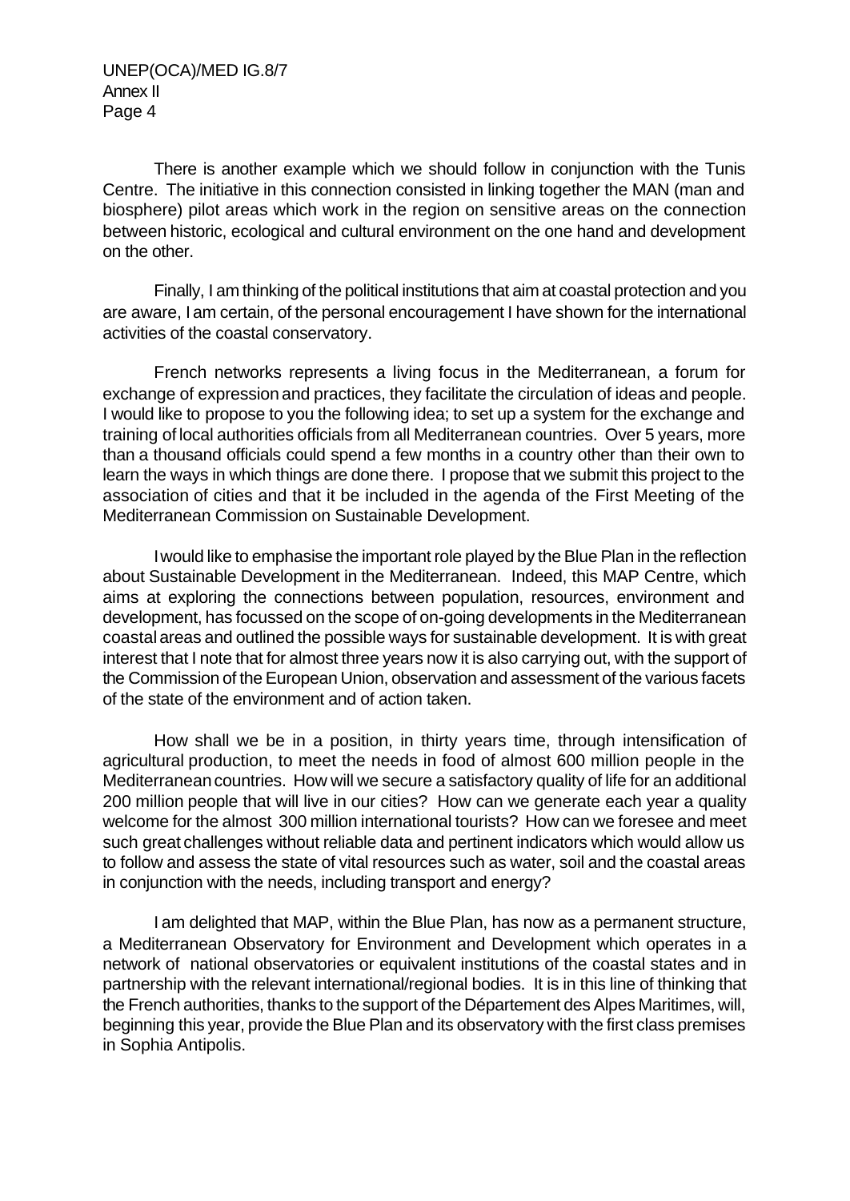There is another example which we should follow in conjunction with the Tunis Centre. The initiative in this connection consisted in linking together the MAN (man and biosphere) pilot areas which work in the region on sensitive areas on the connection between historic, ecological and cultural environment on the one hand and development on the other.

Finally, I am thinking of the political institutions that aim at coastal protection and you are aware, I am certain, of the personal encouragement I have shown for the international activities of the coastal conservatory.

French networks represents a living focus in the Mediterranean, a forum for exchange of expression and practices, they facilitate the circulation of ideas and people. I would like to propose to you the following idea; to set up a system for the exchange and training of local authorities officials from all Mediterranean countries. Over 5 years, more than a thousand officials could spend a few months in a country other than their own to learn the ways in which things are done there. I propose that we submit this project to the association of cities and that it be included in the agenda of the First Meeting of the Mediterranean Commission on Sustainable Development.

I would like to emphasise the important role played by the Blue Plan in the reflection about Sustainable Development in the Mediterranean. Indeed, this MAP Centre, which aims at exploring the connections between population, resources, environment and development, has focussed on the scope of on-going developments in the Mediterranean coastal areas and outlined the possible ways for sustainable development. It is with great interest that I note that for almost three years now it is also carrying out, with the support of the Commission of the European Union, observation and assessment of the various facets of the state of the environment and of action taken.

How shall we be in a position, in thirty years time, through intensification of agricultural production, to meet the needs in food of almost 600 million people in the Mediterranean countries. How will we secure a satisfactory quality of life for an additional 200 million people that will live in our cities? How can we generate each year a quality welcome for the almost 300 million international tourists? How can we foresee and meet such great challenges without reliable data and pertinent indicators which would allow us to follow and assess the state of vital resources such as water, soil and the coastal areas in conjunction with the needs, including transport and energy?

I am delighted that MAP, within the Blue Plan, has now as a permanent structure, a Mediterranean Observatory for Environment and Development which operates in a network of national observatories or equivalent institutions of the coastal states and in partnership with the relevant international/regional bodies. It is in this line of thinking that the French authorities, thanks to the support of the Département des Alpes Maritimes, will, beginning this year, provide the Blue Plan and its observatory with the first class premises in Sophia Antipolis.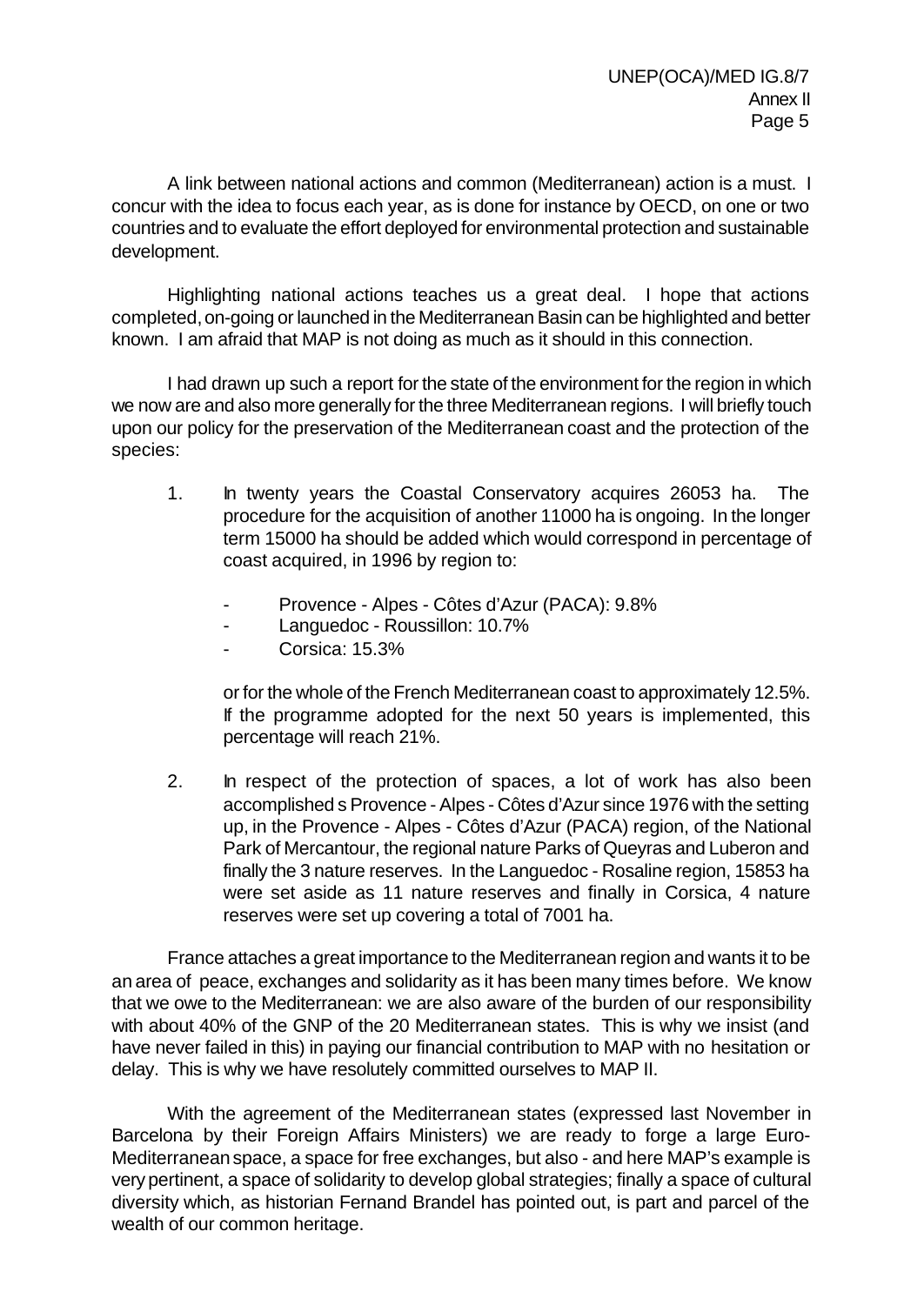A link between national actions and common (Mediterranean) action is a must. I concur with the idea to focus each year, as is done for instance by OECD, on one or two countries and to evaluate the effort deployed for environmental protection and sustainable development.

Highlighting national actions teaches us a great deal. I hope that actions completed, on-going or launched in the Mediterranean Basin can be highlighted and better known. I am afraid that MAP is not doing as much as it should in this connection.

I had drawn up such a report for the state of the environment for the region in which we now are and also more generally for the three Mediterranean regions. I will briefly touch upon our policy for the preservation of the Mediterranean coast and the protection of the species:

1. In twenty years the Coastal Conservatory acquires 26053 ha. The procedure for the acquisition of another 11000 ha is ongoing. In the longer term 15000 ha should be added which would correspond in percentage of coast acquired, in 1996 by region to:

   - Provence - Alpes - Côtes d'Azur (PACA): 9.8%
   - Languedoc - Roussillon: 10.7%
   - Corsica: 15.3%

   or for the whole of the French Mediterranean coast to approximately 12.5%. If the programme adopted for the next 50 years is implemented, this percentage will reach 21%.

2. In respect of the protection of spaces, a lot of work has also been accomplished s Provence - Alpes - Côtes d'Azur since 1976 with the setting up, in the Provence - Alpes - Côtes d'Azur (PACA) region, of the National Park of Mercantour, the regional nature Parks of Queyras and Luberon and finally the 3 nature reserves. In the Languedoc - Rosaline region, 15853 ha were set aside as 11 nature reserves and finally in Corsica, 4 nature reserves were set up covering a total of 7001 ha.

France attaches a great importance to the Mediterranean region and wants it to be an area of peace, exchanges and solidarity as it has been many times before. We know that we owe to the Mediterranean: we are also aware of the burden of our responsibility with about 40% of the GNP of the 20 Mediterranean states. This is why we insist (and have never failed in this) in paying our financial contribution to MAP with no hesitation or delay. This is why we have resolutely committed ourselves to MAP II.

With the agreement of the Mediterranean states (expressed last November in Barcelona by their Foreign Affairs Ministers) we are ready to forge a large Euro-Mediterranean space, a space for free exchanges, but also - and here MAP's example is very pertinent, a space of solidarity to develop global strategies; finally a space of cultural diversity which, as historian Fernand Brandel has pointed out, is part and parcel of the wealth of our common heritage.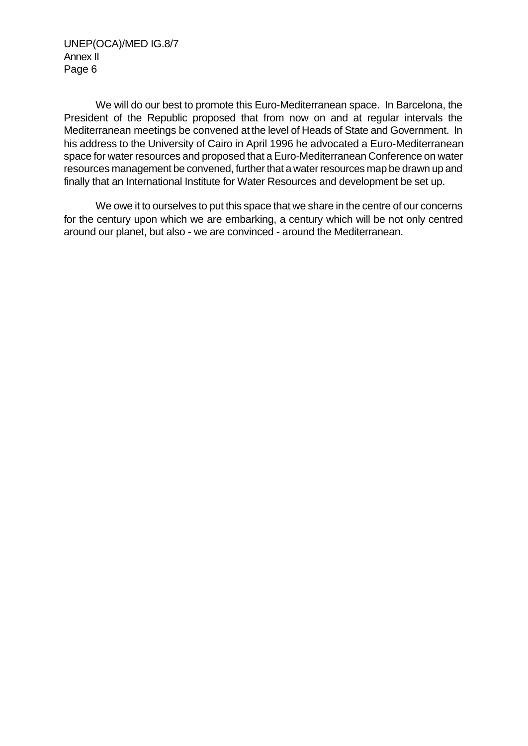We will do our best to promote this Euro-Mediterranean space. In Barcelona, the President of the Republic proposed that from now on and at regular intervals the Mediterranean meetings be convened at the level of Heads of State and Government. In his address to the University of Cairo in April 1996 he advocated a Euro-Mediterranean space for water resources and proposed that a Euro-Mediterranean Conference on water resources management be convened, further that a water resources map be drawn up and finally that an International Institute for Water Resources and development be set up.

We owe it to ourselves to put this space that we share in the centre of our concerns for the century upon which we are embarking, a century which will be not only centred around our planet, but also - we are convinced - around the Mediterranean.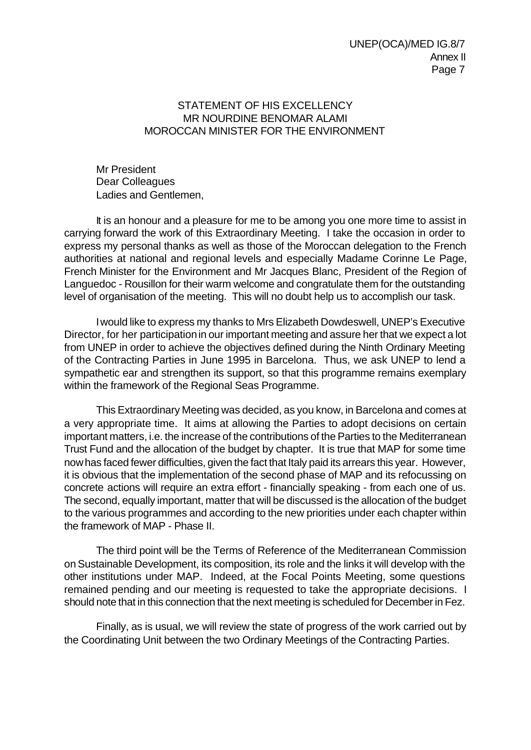STATEMENT OF HIS EXCELLENCY
MR NOURDINE BENOMAR ALAMI
MOROCCAN MINISTER FOR THE ENVIRONMENT

Mr President
Dear Colleagues
Ladies and Gentlemen,

It is an honour and a pleasure for me to be among you one more time to assist in carrying forward the work of this Extraordinary Meeting. I take the occasion in order to express my personal thanks as well as those of the Moroccan delegation to the French authorities at national and regional levels and especially Madame Corinne Le Page, French Minister for the Environment and Mr Jacques Blanc, President of the Region of Languedoc - Rousillon for their warm welcome and congratulate them for the outstanding level of organisation of the meeting. This will no doubt help us to accomplish our task.

I would like to express my thanks to Mrs Elizabeth Dowdeswell, UNEP's Executive Director, for her participation in our important meeting and assure her that we expect a lot from UNEP in order to achieve the objectives defined during the Ninth Ordinary Meeting of the Contracting Parties in June 1995 in Barcelona. Thus, we ask UNEP to lend a sympathetic ear and strengthen its support, so that this programme remains exemplary within the framework of the Regional Seas Programme.

This Extraordinary Meeting was decided, as you know, in Barcelona and comes at a very appropriate time. It aims at allowing the Parties to adopt decisions on certain important matters, i.e. the increase of the contributions of the Parties to the Mediterranean Trust Fund and the allocation of the budget by chapter. It is true that MAP for some time now has faced fewer difficulties, given the fact that Italy paid its arrears this year. However, it is obvious that the implementation of the second phase of MAP and its refocussing on concrete actions will require an extra effort - financially speaking - from each one of us. The second, equally important, matter that will be discussed is the allocation of the budget to the various programmes and according to the new priorities under each chapter within the framework of MAP - Phase II.

The third point will be the Terms of Reference of the Mediterranean Commission on Sustainable Development, its composition, its role and the links it will develop with the other institutions under MAP. Indeed, at the Focal Points Meeting, some questions remained pending and our meeting is requested to take the appropriate decisions. I should note that in this connection that the next meeting is scheduled for December in Fez.

Finally, as is usual, we will review the state of progress of the work carried out by the Coordinating Unit between the two Ordinary Meetings of the Contracting Parties.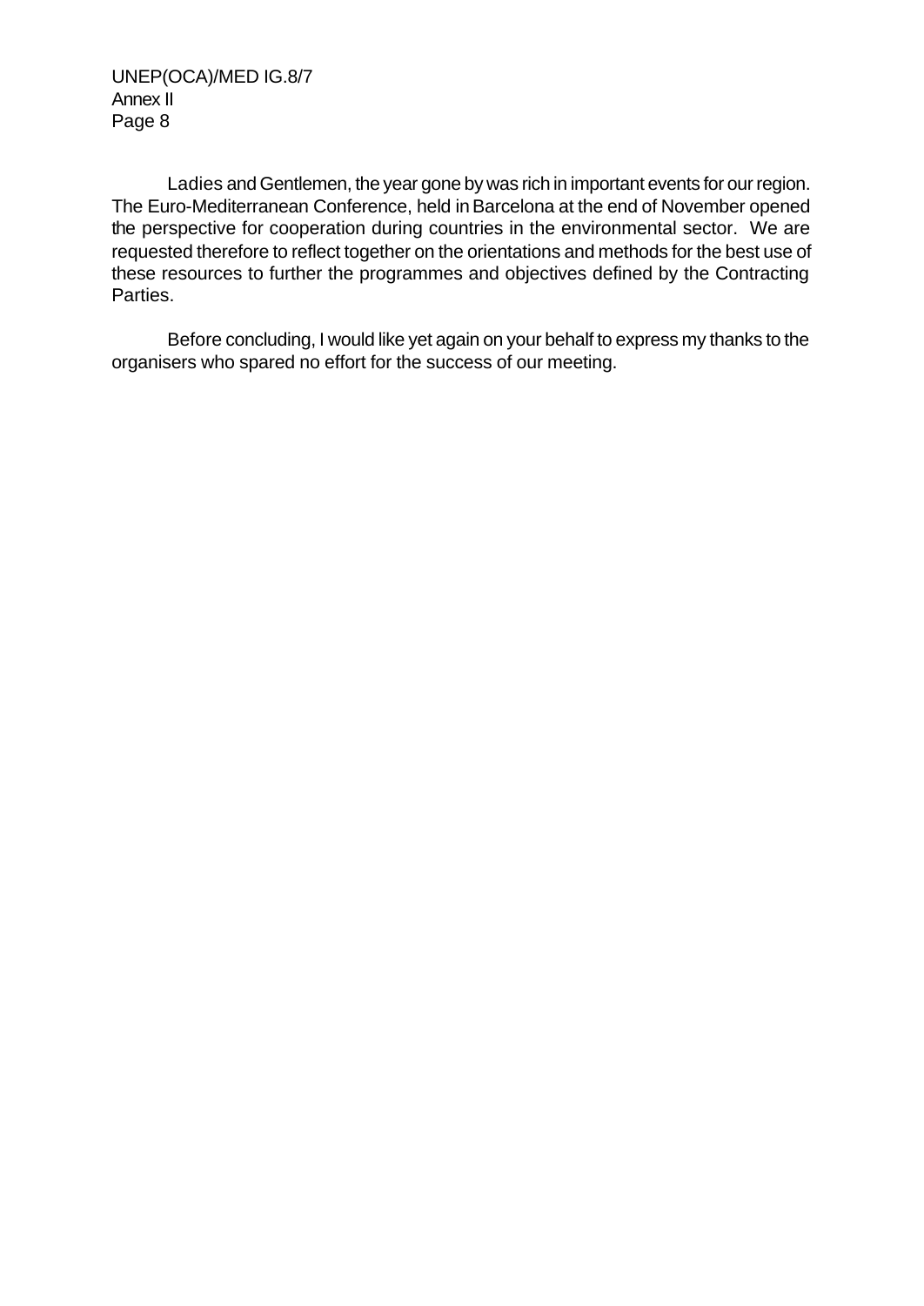Ladies and Gentlemen, the year gone by was rich in important events for our region. The Euro-Mediterranean Conference, held in Barcelona at the end of November opened the perspective for cooperation during countries in the environmental sector. We are requested therefore to reflect together on the orientations and methods for the best use of these resources to further the programmes and objectives defined by the Contracting Parties.

Before concluding, I would like yet again on your behalf to express my thanks to the organisers who spared no effort for the success of our meeting.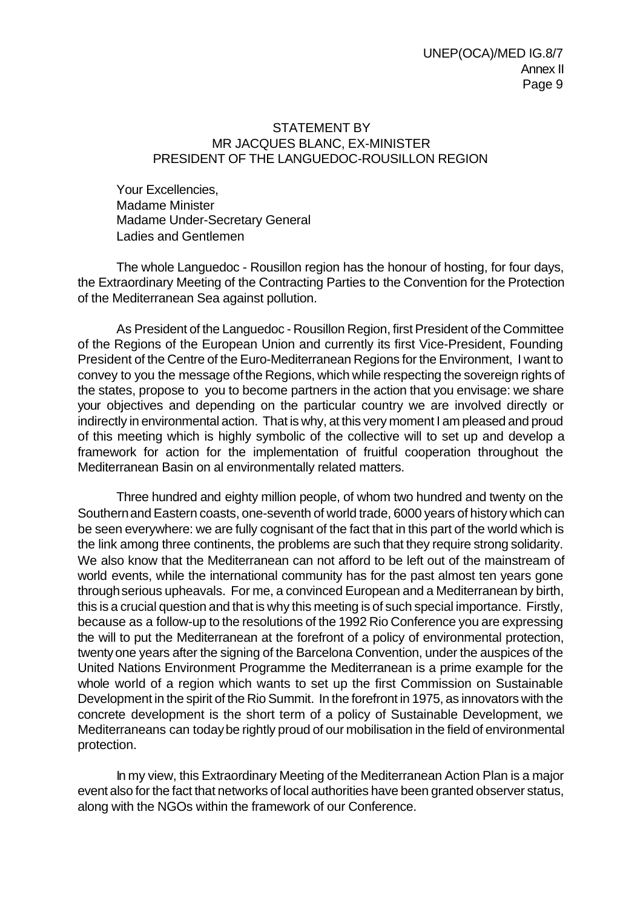STATEMENT BY
MR JACQUES BLANC, EX-MINISTER
PRESIDENT OF THE LANGUEDOC-ROUSILLON REGION

Your Excellencies,
Madame Minister
Madame Under-Secretary General
Ladies and Gentlemen

The whole Languedoc - Rousillon region has the honour of hosting, for four days, the Extraordinary Meeting of the Contracting Parties to the Convention for the Protection of the Mediterranean Sea against pollution.

As President of the Languedoc - Rousillon Region, first President of the Committee of the Regions of the European Union and currently its first Vice-President, Founding President of the Centre of the Euro-Mediterranean Regions for the Environment, I want to convey to you the message of the Regions, which while respecting the sovereign rights of the states, propose to you to become partners in the action that you envisage: we share your objectives and depending on the particular country we are involved directly or indirectly in environmental action. That is why, at this very moment I am pleased and proud of this meeting which is highly symbolic of the collective will to set up and develop a framework for action for the implementation of fruitful cooperation throughout the Mediterranean Basin on al environmentally related matters.

Three hundred and eighty million people, of whom two hundred and twenty on the Southern and Eastern coasts, one-seventh of world trade, 6000 years of history which can be seen everywhere: we are fully cognisant of the fact that in this part of the world which is the link among three continents, the problems are such that they require strong solidarity. We also know that the Mediterranean can not afford to be left out of the mainstream of world events, while the international community has for the past almost ten years gone through serious upheavals. For me, a convinced European and a Mediterranean by birth, this is a crucial question and that is why this meeting is of such special importance. Firstly, because as a follow-up to the resolutions of the 1992 Rio Conference you are expressing the will to put the Mediterranean at the forefront of a policy of environmental protection, twenty one years after the signing of the Barcelona Convention, under the auspices of the United Nations Environment Programme the Mediterranean is a prime example for the whole world of a region which wants to set up the first Commission on Sustainable Development in the spirit of the Rio Summit. In the forefront in 1975, as innovators with the concrete development is the short term of a policy of Sustainable Development, we Mediterraneans can today be rightly proud of our mobilisation in the field of environmental protection.

In my view, this Extraordinary Meeting of the Mediterranean Action Plan is a major event also for the fact that networks of local authorities have been granted observer status, along with the NGOs within the framework of our Conference.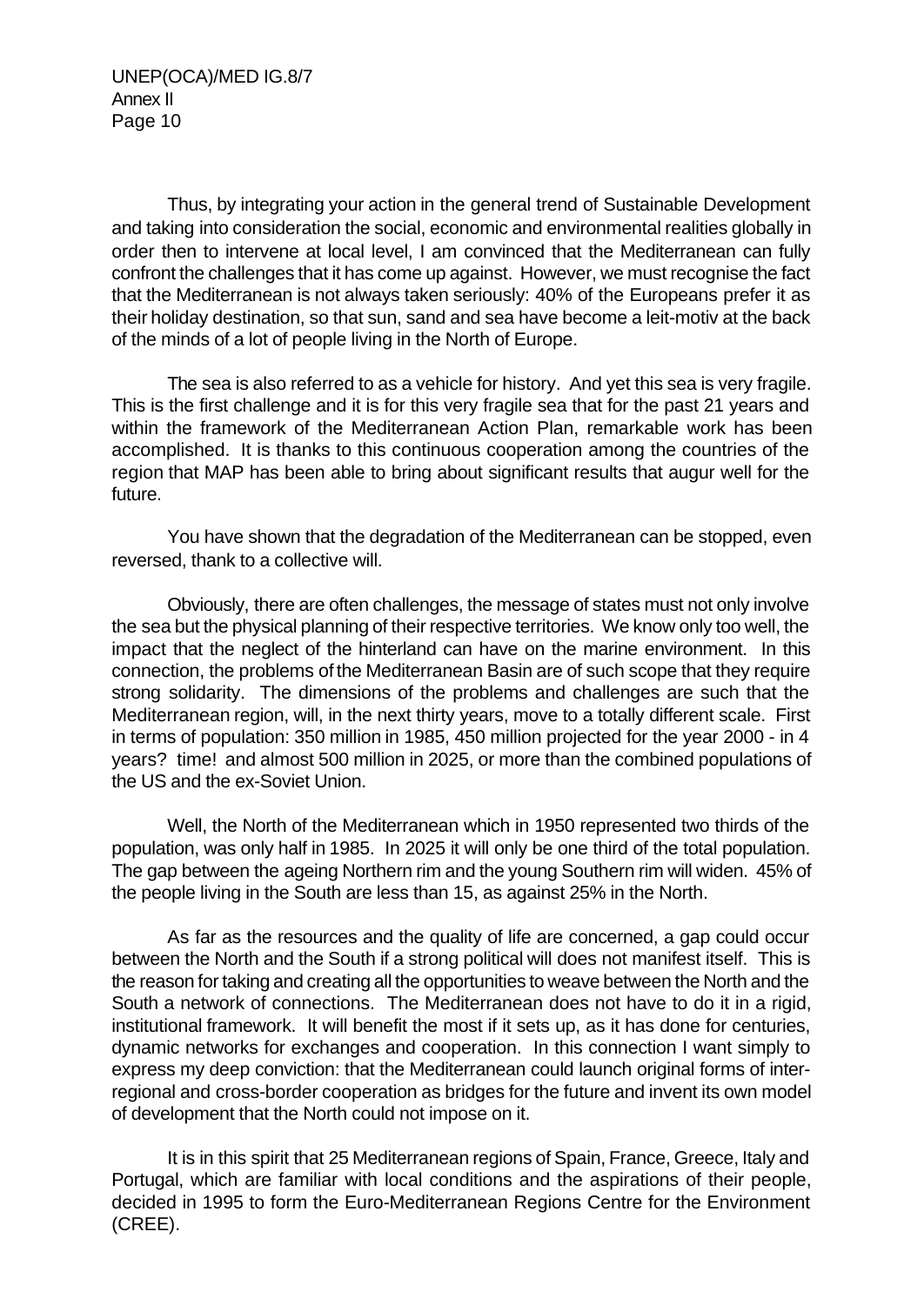Thus, by integrating your action in the general trend of Sustainable Development and taking into consideration the social, economic and environmental realities globally in order then to intervene at local level, I am convinced that the Mediterranean can fully confront the challenges that it has come up against. However, we must recognise the fact that the Mediterranean is not always taken seriously: 40% of the Europeans prefer it as their holiday destination, so that sun, sand and sea have become a leit-motiv at the back of the minds of a lot of people living in the North of Europe.

The sea is also referred to as a vehicle for history. And yet this sea is very fragile. This is the first challenge and it is for this very fragile sea that for the past 21 years and within the framework of the Mediterranean Action Plan, remarkable work has been accomplished. It is thanks to this continuous cooperation among the countries of the region that MAP has been able to bring about significant results that augur well for the future.

You have shown that the degradation of the Mediterranean can be stopped, even reversed, thank to a collective will.

Obviously, there are often challenges, the message of states must not only involve the sea but the physical planning of their respective territories. We know only too well, the impact that the neglect of the hinterland can have on the marine environment. In this connection, the problems of the Mediterranean Basin are of such scope that they require strong solidarity. The dimensions of the problems and challenges are such that the Mediterranean region, will, in the next thirty years, move to a totally different scale. First in terms of population: 350 million in 1985, 450 million projected for the year 2000 - in 4 years? time! and almost 500 million in 2025, or more than the combined populations of the US and the ex-Soviet Union.

Well, the North of the Mediterranean which in 1950 represented two thirds of the population, was only half in 1985. In 2025 it will only be one third of the total population. The gap between the ageing Northern rim and the young Southern rim will widen. 45% of the people living in the South are less than 15, as against 25% in the North.

As far as the resources and the quality of life are concerned, a gap could occur between the North and the South if a strong political will does not manifest itself. This is the reason for taking and creating all the opportunities to weave between the North and the South a network of connections. The Mediterranean does not have to do it in a rigid, institutional framework. It will benefit the most if it sets up, as it has done for centuries, dynamic networks for exchanges and cooperation. In this connection I want simply to express my deep conviction: that the Mediterranean could launch original forms of inter-regional and cross-border cooperation as bridges for the future and invent its own model of development that the North could not impose on it.

It is in this spirit that 25 Mediterranean regions of Spain, France, Greece, Italy and Portugal, which are familiar with local conditions and the aspirations of their people, decided in 1995 to form the Euro-Mediterranean Regions Centre for the Environment (CREE).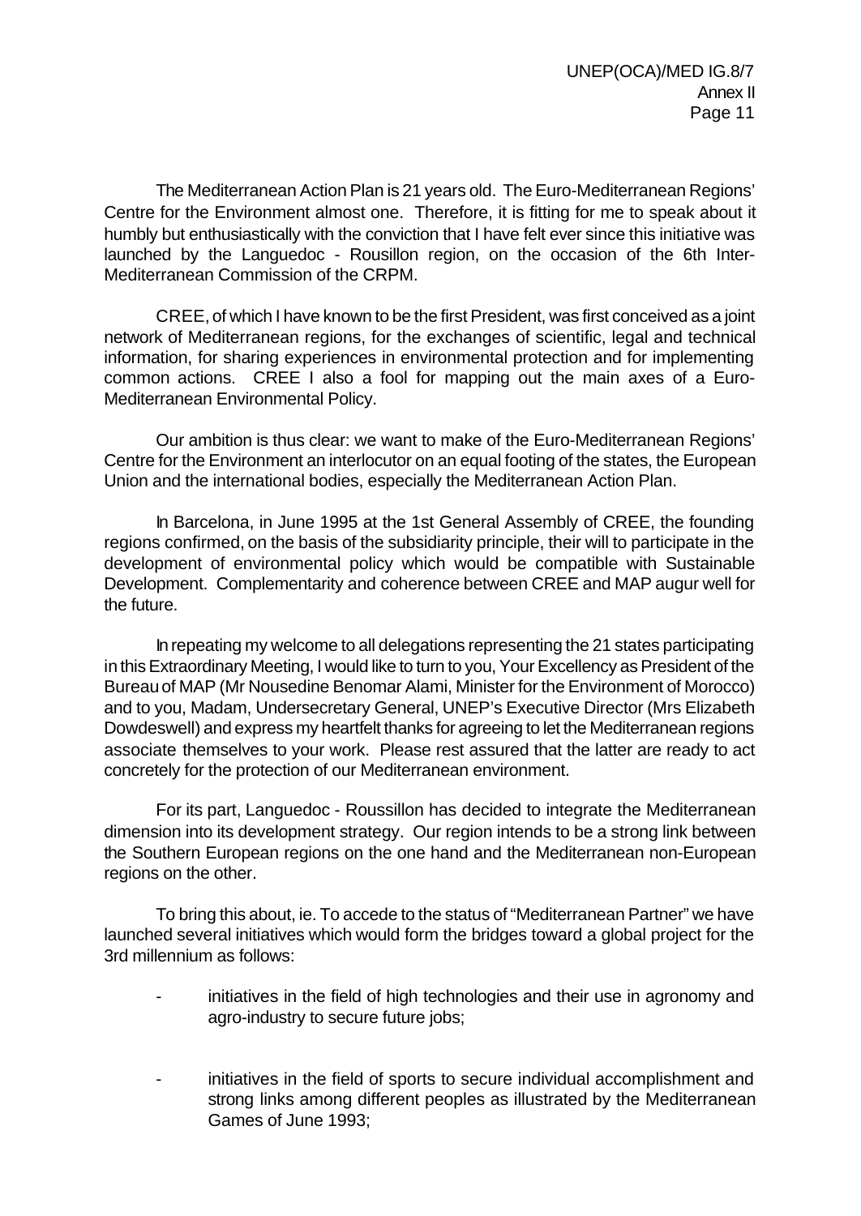The Mediterranean Action Plan is 21 years old. The Euro-Mediterranean Regions' Centre for the Environment almost one. Therefore, it is fitting for me to speak about it humbly but enthusiastically with the conviction that I have felt ever since this initiative was launched by the Languedoc - Rousillon region, on the occasion of the 6th Inter-Mediterranean Commission of the CRPM.

CREE, of which I have known to be the first President, was first conceived as a joint network of Mediterranean regions, for the exchanges of scientific, legal and technical information, for sharing experiences in environmental protection and for implementing common actions. CREE I also a fool for mapping out the main axes of a Euro-Mediterranean Environmental Policy.

Our ambition is thus clear: we want to make of the Euro-Mediterranean Regions' Centre for the Environment an interlocutor on an equal footing of the states, the European Union and the international bodies, especially the Mediterranean Action Plan.

In Barcelona, in June 1995 at the 1st General Assembly of CREE, the founding regions confirmed, on the basis of the subsidiarity principle, their will to participate in the development of environmental policy which would be compatible with Sustainable Development. Complementarity and coherence between CREE and MAP augur well for the future.

In repeating my welcome to all delegations representing the 21 states participating in this Extraordinary Meeting, I would like to turn to you, Your Excellency as President of the Bureau of MAP (Mr Nousedine Benomar Alami, Minister for the Environment of Morocco) and to you, Madam, Undersecretary General, UNEP's Executive Director (Mrs Elizabeth Dowdeswell) and express my heartfelt thanks for agreeing to let the Mediterranean regions associate themselves to your work. Please rest assured that the latter are ready to act concretely for the protection of our Mediterranean environment.

For its part, Languedoc - Roussillon has decided to integrate the Mediterranean dimension into its development strategy. Our region intends to be a strong link between the Southern European regions on the one hand and the Mediterranean non-European regions on the other.

To bring this about, ie. To accede to the status of "Mediterranean Partner" we have launched several initiatives which would form the bridges toward a global project for the 3rd millennium as follows:

- initiatives in the field of high technologies and their use in agronomy and agro-industry to secure future jobs;

- initiatives in the field of sports to secure individual accomplishment and strong links among different peoples as illustrated by the Mediterranean Games of June 1993;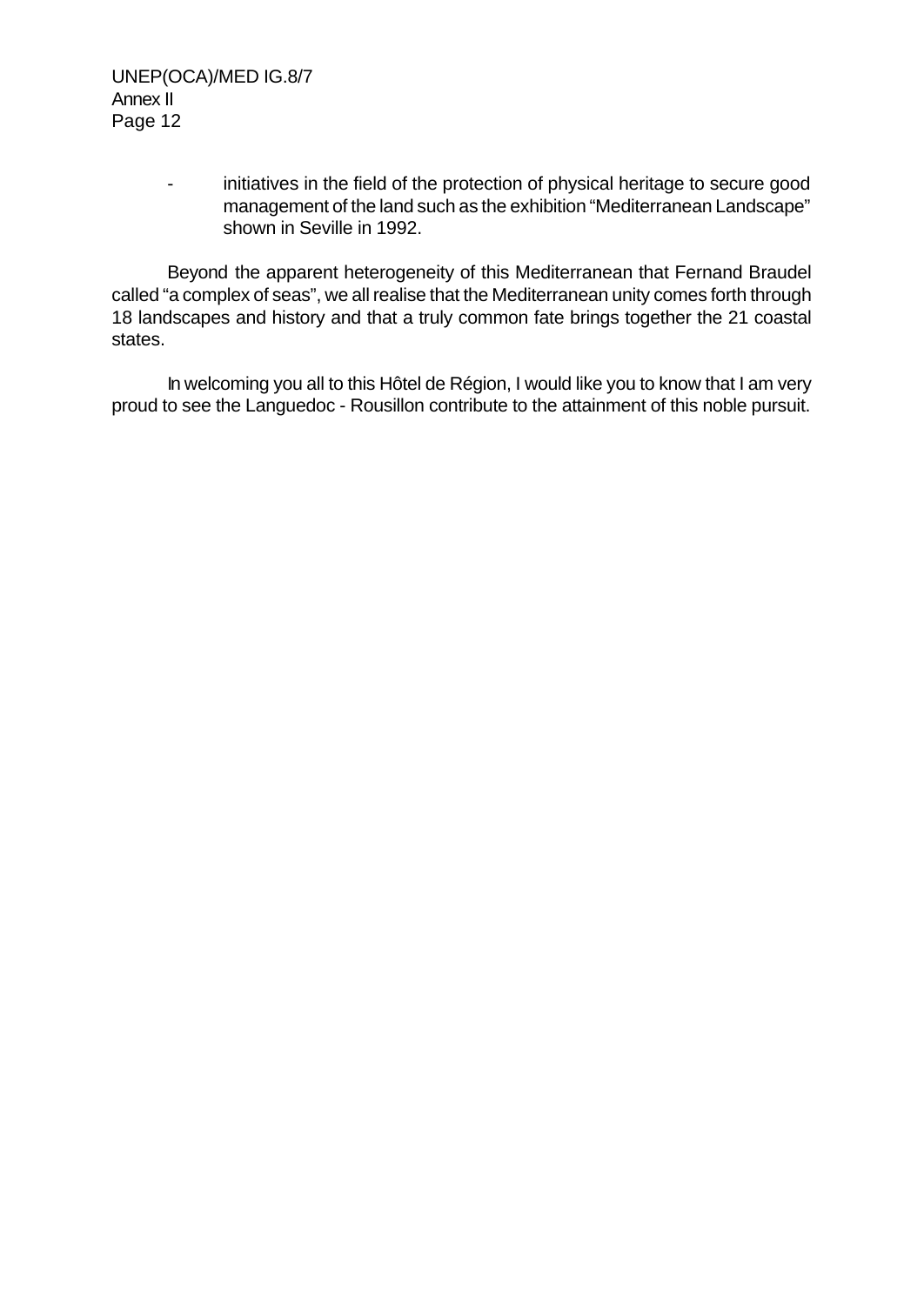- initiatives in the field of the protection of physical heritage to secure good management of the land such as the exhibition “Mediterranean Landscape” shown in Seville in 1992.

Beyond the apparent heterogeneity of this Mediterranean that Fernand Braudel called “a complex of seas”, we all realise that the Mediterranean unity comes forth through 18 landscapes and history and that a truly common fate brings together the 21 coastal states.

In welcoming you all to this Hôtel de Région, I would like you to know that I am very proud to see the Languedoc - Rousillon contribute to the attainment of this noble pursuit.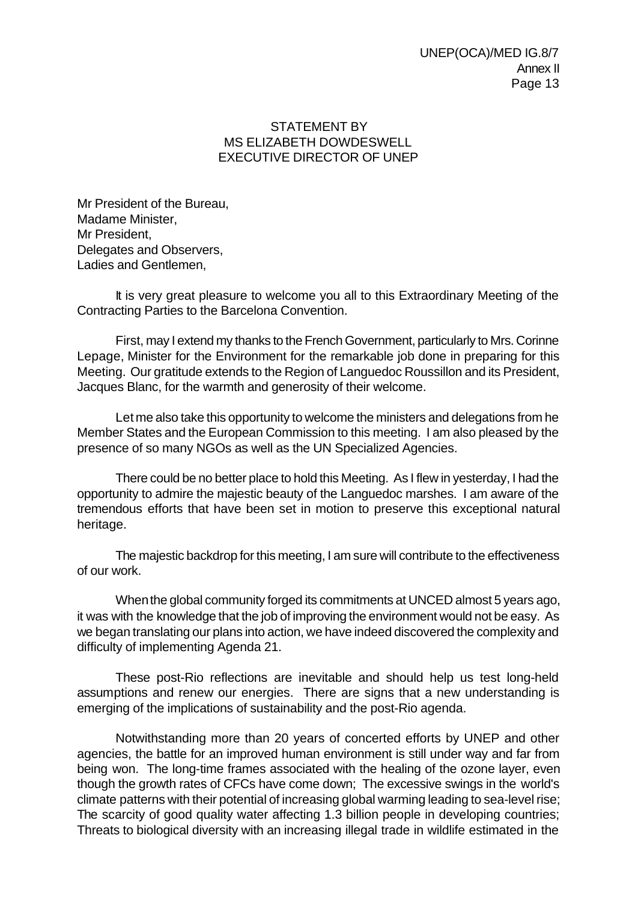## STATEMENT BY
## MS ELIZABETH DOWDESWELL
## EXECUTIVE DIRECTOR OF UNEP

Mr President of the Bureau,
Madame Minister,
Mr President,
Delegates and Observers,
Ladies and Gentlemen,

It is very great pleasure to welcome you all to this Extraordinary Meeting of the Contracting Parties to the Barcelona Convention.

First, may I extend my thanks to the French Government, particularly to Mrs. Corinne Lepage, Minister for the Environment for the remarkable job done in preparing for this Meeting. Our gratitude extends to the Region of Languedoc Roussillon and its President, Jacques Blanc, for the warmth and generosity of their welcome.

Let me also take this opportunity to welcome the ministers and delegations from he Member States and the European Commission to this meeting. I am also pleased by the presence of so many NGOs as well as the UN Specialized Agencies.

There could be no better place to hold this Meeting. As I flew in yesterday, I had the opportunity to admire the majestic beauty of the Languedoc marshes. I am aware of the tremendous efforts that have been set in motion to preserve this exceptional natural heritage.

The majestic backdrop for this meeting, I am sure will contribute to the effectiveness of our work.

When the global community forged its commitments at UNCED almost 5 years ago, it was with the knowledge that the job of improving the environment would not be easy. As we began translating our plans into action, we have indeed discovered the complexity and difficulty of implementing Agenda 21.

These post-Rio reflections are inevitable and should help us test long-held assumptions and renew our energies. There are signs that a new understanding is emerging of the implications of sustainability and the post-Rio agenda.

Notwithstanding more than 20 years of concerted efforts by UNEP and other agencies, the battle for an improved human environment is still under way and far from being won. The long-time frames associated with the healing of the ozone layer, even though the growth rates of CFCs have come down; The excessive swings in the world's climate patterns with their potential of increasing global warming leading to sea-level rise; The scarcity of good quality water affecting 1.3 billion people in developing countries; Threats to biological diversity with an increasing illegal trade in wildlife estimated in the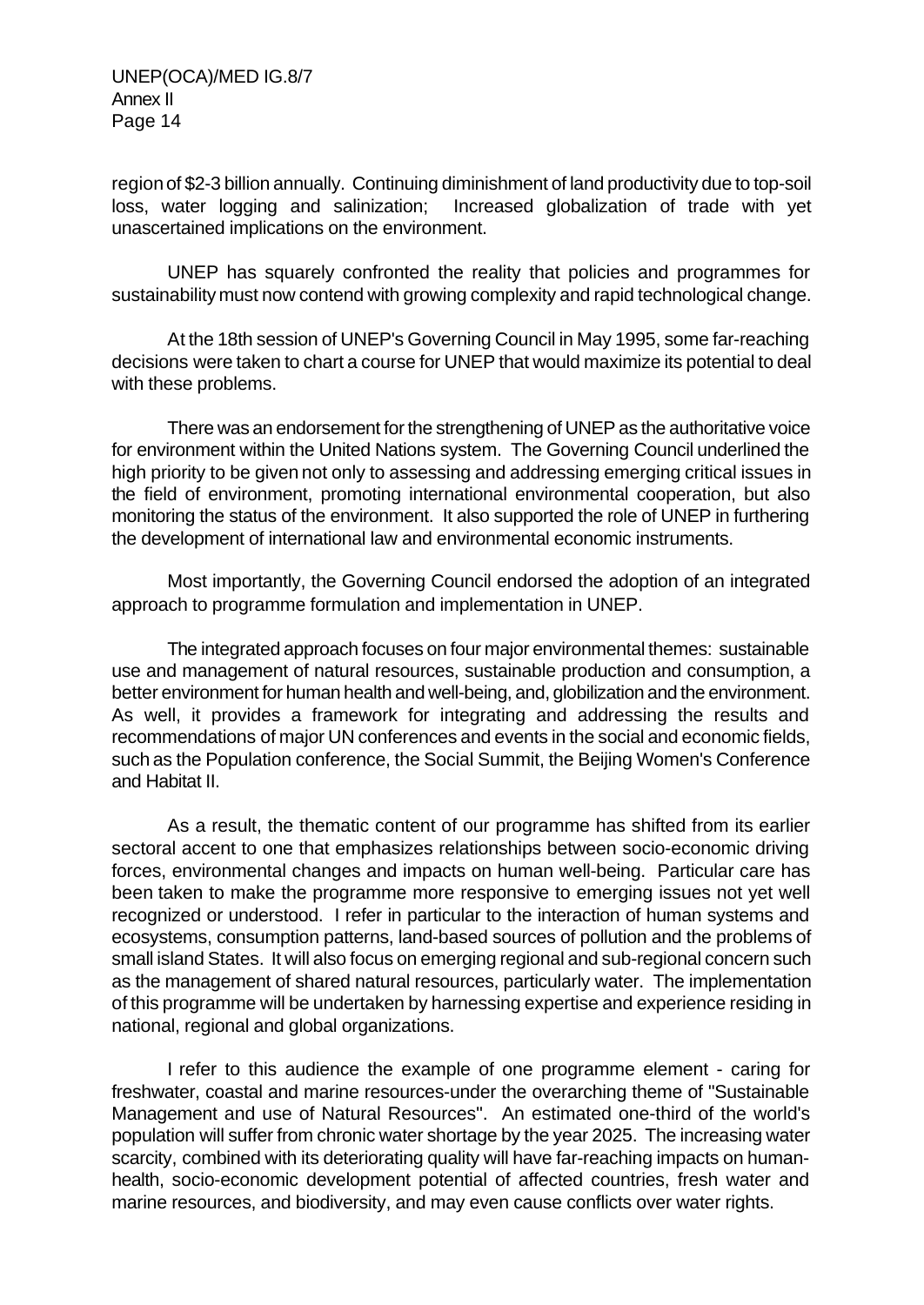region of $2-3 billion annually. Continuing diminishment of land productivity due to top-soil loss, water logging and salinization; Increased globalization of trade with yet unascertained implications on the environment.

UNEP has squarely confronted the reality that policies and programmes for sustainability must now contend with growing complexity and rapid technological change.

At the 18th session of UNEP's Governing Council in May 1995, some far-reaching decisions were taken to chart a course for UNEP that would maximize its potential to deal with these problems.

There was an endorsement for the strengthening of UNEP as the authoritative voice for environment within the United Nations system. The Governing Council underlined the high priority to be given not only to assessing and addressing emerging critical issues in the field of environment, promoting international environmental cooperation, but also monitoring the status of the environment. It also supported the role of UNEP in furthering the development of international law and environmental economic instruments.

Most importantly, the Governing Council endorsed the adoption of an integrated approach to programme formulation and implementation in UNEP.

The integrated approach focuses on four major environmental themes: sustainable use and management of natural resources, sustainable production and consumption, a better environment for human health and well-being, and, globilization and the environment. As well, it provides a framework for integrating and addressing the results and recommendations of major UN conferences and events in the social and economic fields, such as the Population conference, the Social Summit, the Beijing Women's Conference and Habitat II.

As a result, the thematic content of our programme has shifted from its earlier sectoral accent to one that emphasizes relationships between socio-economic driving forces, environmental changes and impacts on human well-being. Particular care has been taken to make the programme more responsive to emerging issues not yet well recognized or understood. I refer in particular to the interaction of human systems and ecosystems, consumption patterns, land-based sources of pollution and the problems of small island States. It will also focus on emerging regional and sub-regional concern such as the management of shared natural resources, particularly water. The implementation of this programme will be undertaken by harnessing expertise and experience residing in national, regional and global organizations.

I refer to this audience the example of one programme element - caring for freshwater, coastal and marine resources-under the overarching theme of "Sustainable Management and use of Natural Resources". An estimated one-third of the world's population will suffer from chronic water shortage by the year 2025. The increasing water scarcity, combined with its deteriorating quality will have far-reaching impacts on human-health, socio-economic development potential of affected countries, fresh water and marine resources, and biodiversity, and may even cause conflicts over water rights.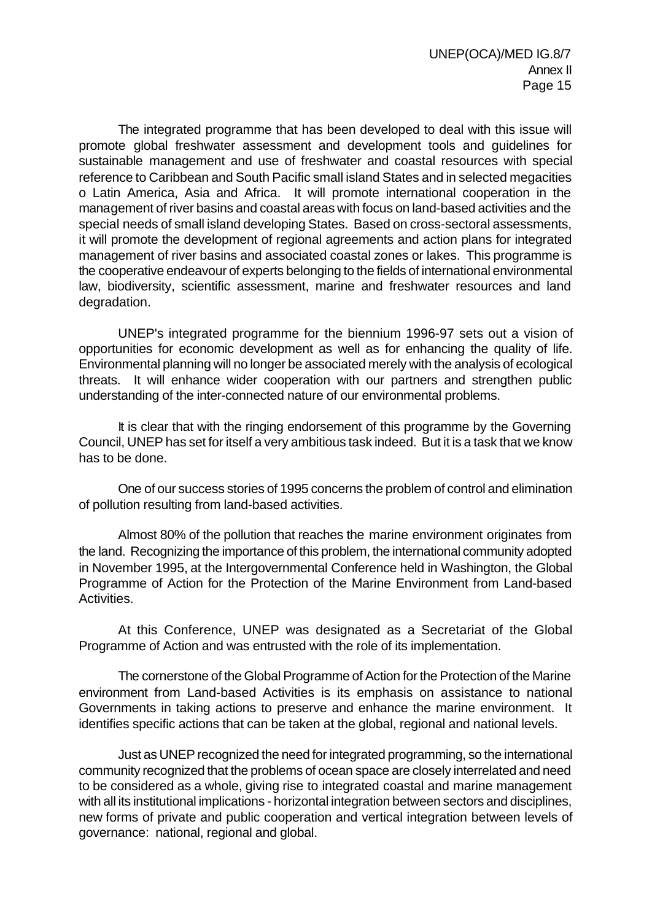The integrated programme that has been developed to deal with this issue will promote global freshwater assessment and development tools and guidelines for sustainable management and use of freshwater and coastal resources with special reference to Caribbean and South Pacific small island States and in selected megacities o Latin America, Asia and Africa. It will promote international cooperation in the management of river basins and coastal areas with focus on land-based activities and the special needs of small island developing States. Based on cross-sectoral assessments, it will promote the development of regional agreements and action plans for integrated management of river basins and associated coastal zones or lakes. This programme is the cooperative endeavour of experts belonging to the fields of international environmental law, biodiversity, scientific assessment, marine and freshwater resources and land degradation.

UNEP's integrated programme for the biennium 1996-97 sets out a vision of opportunities for economic development as well as for enhancing the quality of life. Environmental planning will no longer be associated merely with the analysis of ecological threats. It will enhance wider cooperation with our partners and strengthen public understanding of the inter-connected nature of our environmental problems.

It is clear that with the ringing endorsement of this programme by the Governing Council, UNEP has set for itself a very ambitious task indeed. But it is a task that we know has to be done.

One of our success stories of 1995 concerns the problem of control and elimination of pollution resulting from land-based activities.

Almost 80% of the pollution that reaches the marine environment originates from the land. Recognizing the importance of this problem, the international community adopted in November 1995, at the Intergovernmental Conference held in Washington, the Global Programme of Action for the Protection of the Marine Environment from Land-based Activities.

At this Conference, UNEP was designated as a Secretariat of the Global Programme of Action and was entrusted with the role of its implementation.

The cornerstone of the Global Programme of Action for the Protection of the Marine environment from Land-based Activities is its emphasis on assistance to national Governments in taking actions to preserve and enhance the marine environment. It identifies specific actions that can be taken at the global, regional and national levels.

Just as UNEP recognized the need for integrated programming, so the international community recognized that the problems of ocean space are closely interrelated and need to be considered as a whole, giving rise to integrated coastal and marine management with all its institutional implications - horizontal integration between sectors and disciplines, new forms of private and public cooperation and vertical integration between levels of governance: national, regional and global.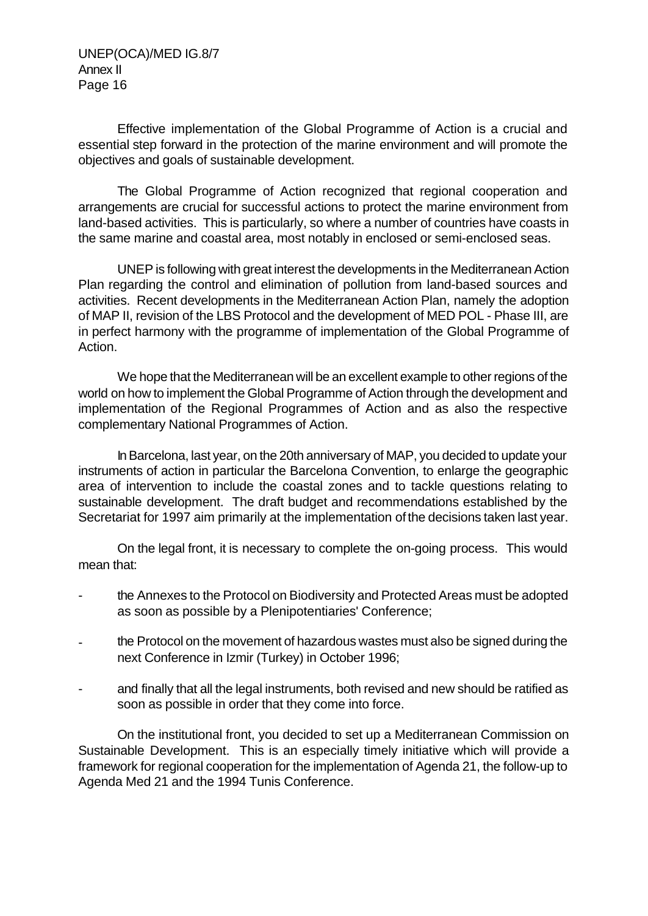Effective implementation of the Global Programme of Action is a crucial and essential step forward in the protection of the marine environment and will promote the objectives and goals of sustainable development.

The Global Programme of Action recognized that regional cooperation and arrangements are crucial for successful actions to protect the marine environment from land-based activities. This is particularly, so where a number of countries have coasts in the same marine and coastal area, most notably in enclosed or semi-enclosed seas.

UNEP is following with great interest the developments in the Mediterranean Action Plan regarding the control and elimination of pollution from land-based sources and activities. Recent developments in the Mediterranean Action Plan, namely the adoption of MAP II, revision of the LBS Protocol and the development of MED POL - Phase III, are in perfect harmony with the programme of implementation of the Global Programme of Action.

We hope that the Mediterranean will be an excellent example to other regions of the world on how to implement the Global Programme of Action through the development and implementation of the Regional Programmes of Action and as also the respective complementary National Programmes of Action.

In Barcelona, last year, on the 20th anniversary of MAP, you decided to update your instruments of action in particular the Barcelona Convention, to enlarge the geographic area of intervention to include the coastal zones and to tackle questions relating to sustainable development. The draft budget and recommendations established by the Secretariat for 1997 aim primarily at the implementation of the decisions taken last year.

On the legal front, it is necessary to complete the on-going process. This would mean that:

- the Annexes to the Protocol on Biodiversity and Protected Areas must be adopted as soon as possible by a Plenipotentiaries' Conference;
- the Protocol on the movement of hazardous wastes must also be signed during the next Conference in Izmir (Turkey) in October 1996;
- and finally that all the legal instruments, both revised and new should be ratified as soon as possible in order that they come into force.

On the institutional front, you decided to set up a Mediterranean Commission on Sustainable Development. This is an especially timely initiative which will provide a framework for regional cooperation for the implementation of Agenda 21, the follow-up to Agenda Med 21 and the 1994 Tunis Conference.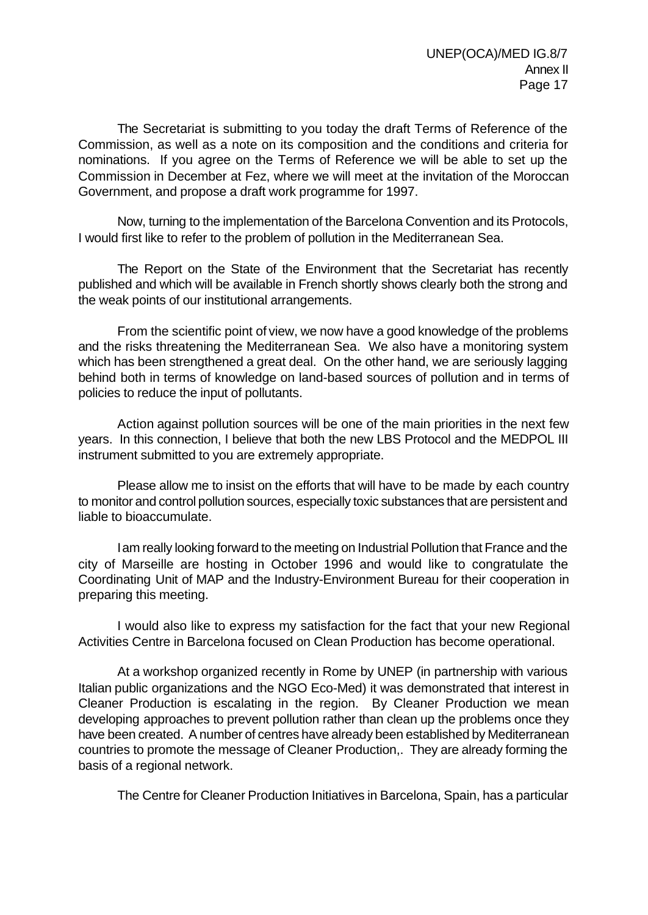The Secretariat is submitting to you today the draft Terms of Reference of the Commission, as well as a note on its composition and the conditions and criteria for nominations. If you agree on the Terms of Reference we will be able to set up the Commission in December at Fez, where we will meet at the invitation of the Moroccan Government, and propose a draft work programme for 1997.

Now, turning to the implementation of the Barcelona Convention and its Protocols, I would first like to refer to the problem of pollution in the Mediterranean Sea.

The Report on the State of the Environment that the Secretariat has recently published and which will be available in French shortly shows clearly both the strong and the weak points of our institutional arrangements.

From the scientific point of view, we now have a good knowledge of the problems and the risks threatening the Mediterranean Sea. We also have a monitoring system which has been strengthened a great deal. On the other hand, we are seriously lagging behind both in terms of knowledge on land-based sources of pollution and in terms of policies to reduce the input of pollutants.

Action against pollution sources will be one of the main priorities in the next few years. In this connection, I believe that both the new LBS Protocol and the MEDPOL III instrument submitted to you are extremely appropriate.

Please allow me to insist on the efforts that will have to be made by each country to monitor and control pollution sources, especially toxic substances that are persistent and liable to bioaccumulate.

I am really looking forward to the meeting on Industrial Pollution that France and the city of Marseille are hosting in October 1996 and would like to congratulate the Coordinating Unit of MAP and the Industry-Environment Bureau for their cooperation in preparing this meeting.

I would also like to express my satisfaction for the fact that your new Regional Activities Centre in Barcelona focused on Clean Production has become operational.

At a workshop organized recently in Rome by UNEP (in partnership with various Italian public organizations and the NGO Eco-Med) it was demonstrated that interest in Cleaner Production is escalating in the region. By Cleaner Production we mean developing approaches to prevent pollution rather than clean up the problems once they have been created. A number of centres have already been established by Mediterranean countries to promote the message of Cleaner Production,. They are already forming the basis of a regional network.

The Centre for Cleaner Production Initiatives in Barcelona, Spain, has a particular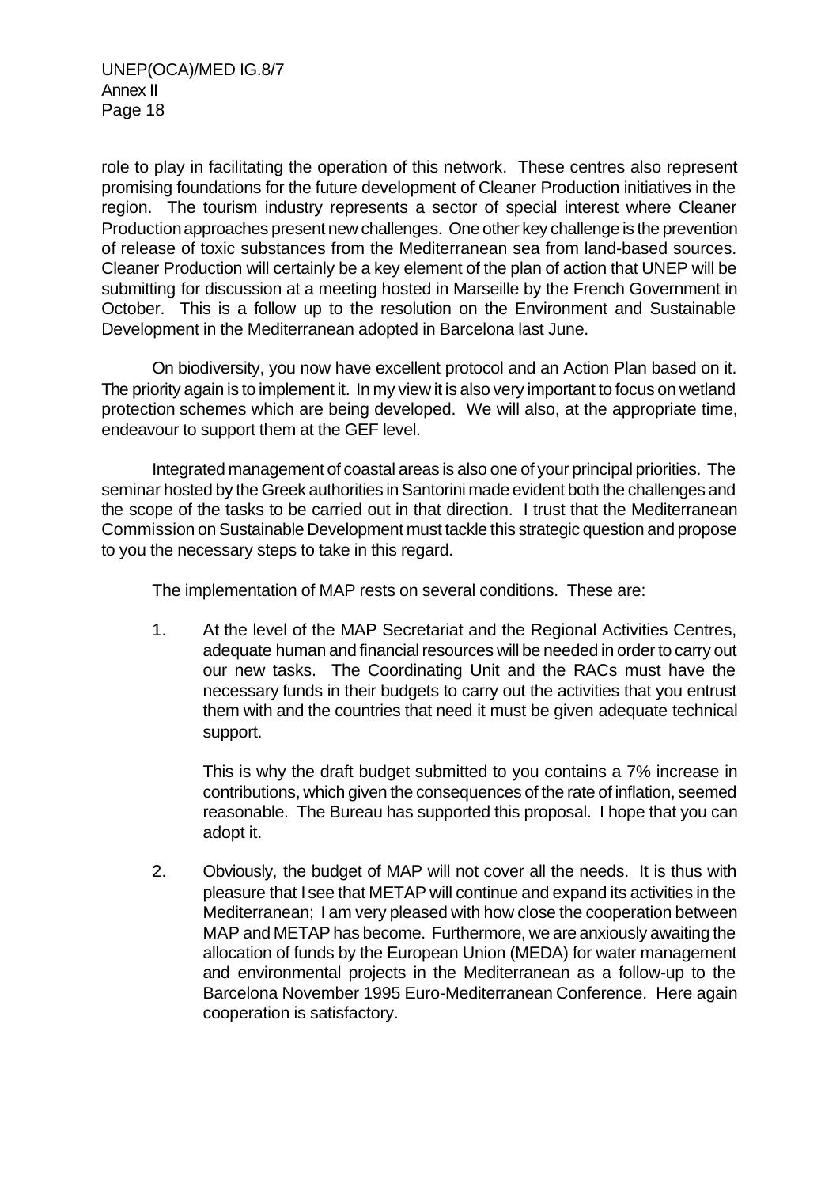role to play in facilitating the operation of this network. These centres also represent promising foundations for the future development of Cleaner Production initiatives in the region. The tourism industry represents a sector of special interest where Cleaner Production approaches present new challenges. One other key challenge is the prevention of release of toxic substances from the Mediterranean sea from land-based sources. Cleaner Production will certainly be a key element of the plan of action that UNEP will be submitting for discussion at a meeting hosted in Marseille by the French Government in October. This is a follow up to the resolution on the Environment and Sustainable Development in the Mediterranean adopted in Barcelona last June.

On biodiversity, you now have excellent protocol and an Action Plan based on it. The priority again is to implement it. In my view it is also very important to focus on wetland protection schemes which are being developed. We will also, at the appropriate time, endeavour to support them at the GEF level.

Integrated management of coastal areas is also one of your principal priorities. The seminar hosted by the Greek authorities in Santorini made evident both the challenges and the scope of the tasks to be carried out in that direction. I trust that the Mediterranean Commission on Sustainable Development must tackle this strategic question and propose to you the necessary steps to take in this regard.

The implementation of MAP rests on several conditions. These are:

1. At the level of the MAP Secretariat and the Regional Activities Centres, adequate human and financial resources will be needed in order to carry out our new tasks. The Coordinating Unit and the RACs must have the necessary funds in their budgets to carry out the activities that you entrust them with and the countries that need it must be given adequate technical support.

   This is why the draft budget submitted to you contains a 7% increase in contributions, which given the consequences of the rate of inflation, seemed reasonable. The Bureau has supported this proposal. I hope that you can adopt it.

2. Obviously, the budget of MAP will not cover all the needs. It is thus with pleasure that I see that METAP will continue and expand its activities in the Mediterranean; I am very pleased with how close the cooperation between MAP and METAP has become. Furthermore, we are anxiously awaiting the allocation of funds by the European Union (MEDA) for water management and environmental projects in the Mediterranean as a follow-up to the Barcelona November 1995 Euro-Mediterranean Conference. Here again cooperation is satisfactory.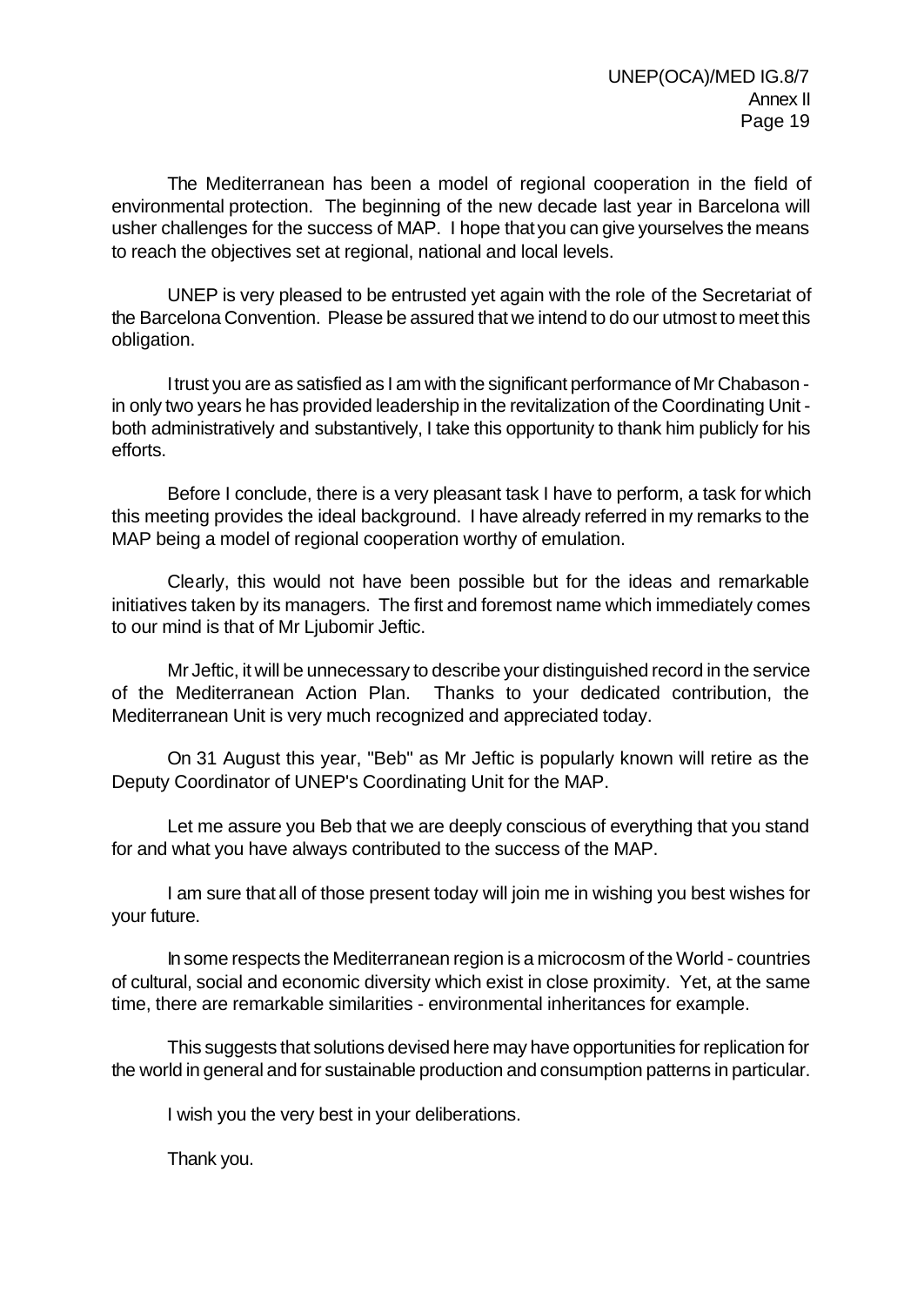The Mediterranean has been a model of regional cooperation in the field of environmental protection. The beginning of the new decade last year in Barcelona will usher challenges for the success of MAP. I hope that you can give yourselves the means to reach the objectives set at regional, national and local levels.

UNEP is very pleased to be entrusted yet again with the role of the Secretariat of the Barcelona Convention. Please be assured that we intend to do our utmost to meet this obligation.

I trust you are as satisfied as I am with the significant performance of Mr Chabason - in only two years he has provided leadership in the revitalization of the Coordinating Unit - both administratively and substantively, I take this opportunity to thank him publicly for his efforts.

Before I conclude, there is a very pleasant task I have to perform, a task for which this meeting provides the ideal background. I have already referred in my remarks to the MAP being a model of regional cooperation worthy of emulation.

Clearly, this would not have been possible but for the ideas and remarkable initiatives taken by its managers. The first and foremost name which immediately comes to our mind is that of Mr Ljubomir Jeftic.

Mr Jeftic, it will be unnecessary to describe your distinguished record in the service of the Mediterranean Action Plan. Thanks to your dedicated contribution, the Mediterranean Unit is very much recognized and appreciated today.

On 31 August this year, "Beb" as Mr Jeftic is popularly known will retire as the Deputy Coordinator of UNEP's Coordinating Unit for the MAP.

Let me assure you Beb that we are deeply conscious of everything that you stand for and what you have always contributed to the success of the MAP.

I am sure that all of those present today will join me in wishing you best wishes for your future.

In some respects the Mediterranean region is a microcosm of the World - countries of cultural, social and economic diversity which exist in close proximity. Yet, at the same time, there are remarkable similarities - environmental inheritances for example.

This suggests that solutions devised here may have opportunities for replication for the world in general and for sustainable production and consumption patterns in particular.

I wish you the very best in your deliberations.

Thank you.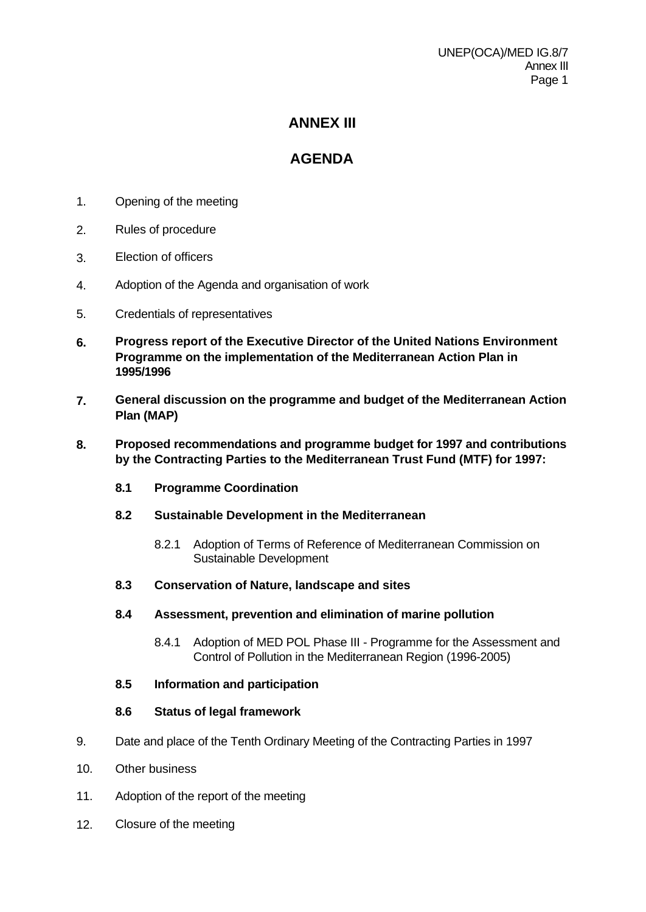# ANNEX III

# AGENDA

1. Opening of the meeting

2. Rules of procedure

3. Election of officers

4. Adoption of the Agenda and organisation of work

5. Credentials of representatives

6. **Progress report of the Executive Director of the United Nations Environment Programme on the implementation of the Mediterranean Action Plan in 1995/1996**

7. **General discussion on the programme and budget of the Mediterranean Action Plan (MAP)**

8. **Proposed recommendations and programme budget for 1997 and contributions by the Contracting Parties to the Mediterranean Trust Fund (MTF) for 1997:**

   **8.1 Programme Coordination**

   **8.2 Sustainable Development in the Mediterranean**

      8.2.1 Adoption of Terms of Reference of Mediterranean Commission on Sustainable Development

   **8.3 Conservation of Nature, landscape and sites**

   **8.4 Assessment, prevention and elimination of marine pollution**

      8.4.1 Adoption of MED POL Phase III - Programme for the Assessment and Control of Pollution in the Mediterranean Region (1996-2005)

   **8.5 Information and participation**

   **8.6 Status of legal framework**

9. Date and place of the Tenth Ordinary Meeting of the Contracting Parties in 1997

10. Other business

11. Adoption of the report of the meeting

12. Closure of the meeting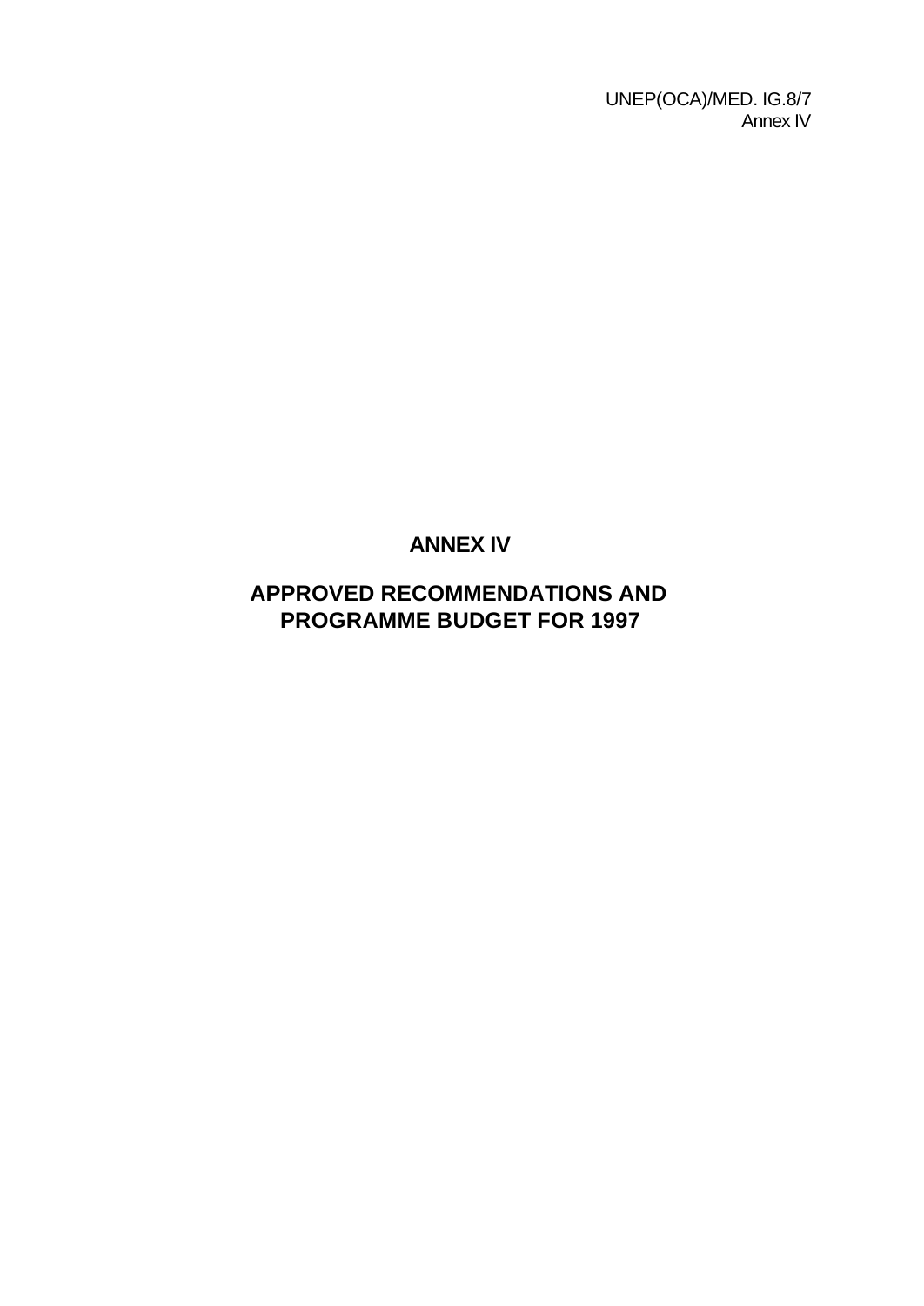# ANNEX IV

## APPROVED RECOMMENDATIONS AND PROGRAMME BUDGET FOR 1997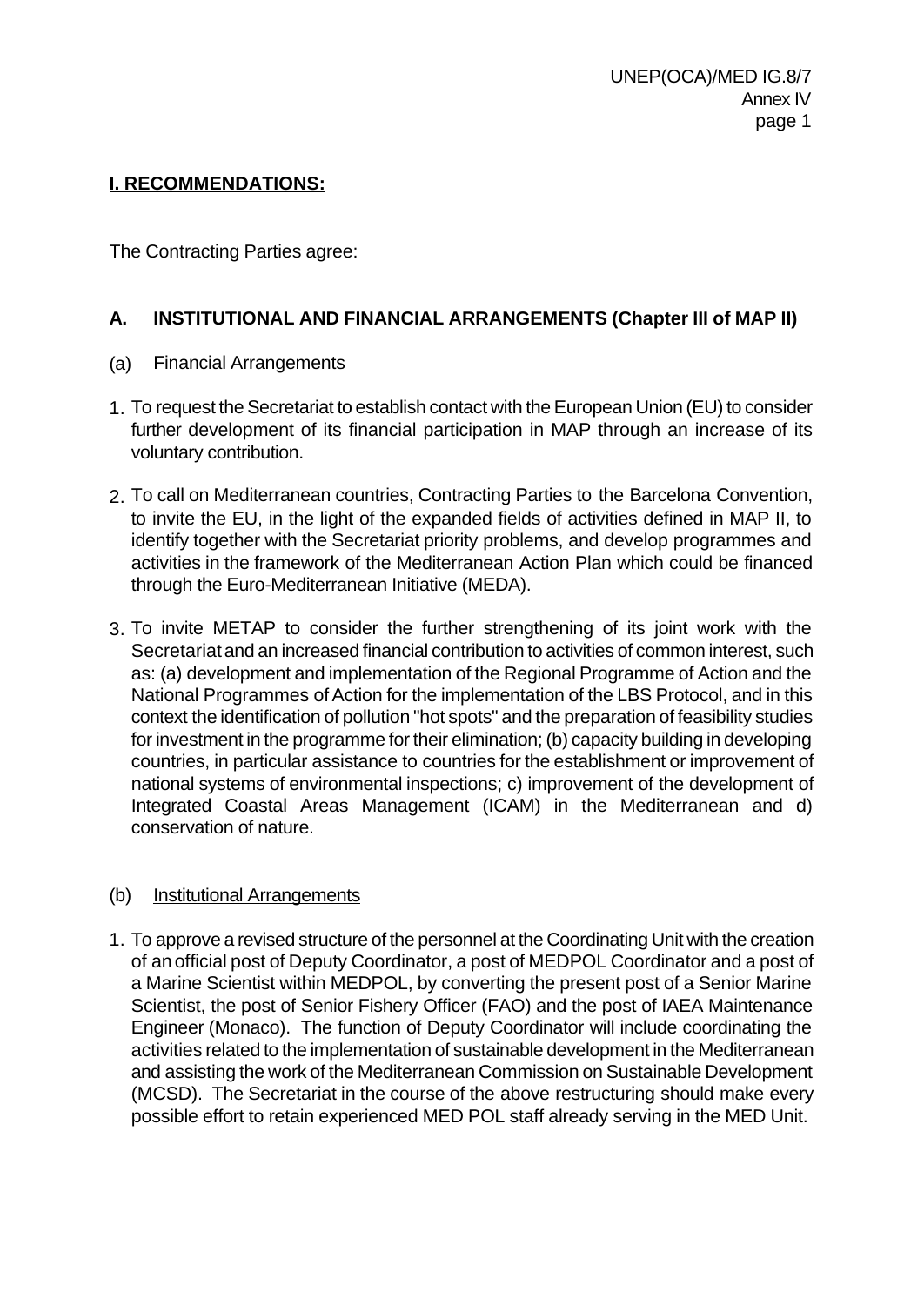## I. RECOMMENDATIONS:

The Contracting Parties agree:

### A. INSTITUTIONAL AND FINANCIAL ARRANGEMENTS (Chapter III of MAP II)

(a) Financial Arrangements

1. To request the Secretariat to establish contact with the European Union (EU) to consider further development of its financial participation in MAP through an increase of its voluntary contribution.

2. To call on Mediterranean countries, Contracting Parties to the Barcelona Convention, to invite the EU, in the light of the expanded fields of activities defined in MAP II, to identify together with the Secretariat priority problems, and develop programmes and activities in the framework of the Mediterranean Action Plan which could be financed through the Euro-Mediterranean Initiative (MEDA).

3. To invite METAP to consider the further strengthening of its joint work with the Secretariat and an increased financial contribution to activities of common interest, such as: (a) development and implementation of the Regional Programme of Action and the National Programmes of Action for the implementation of the LBS Protocol, and in this context the identification of pollution "hot spots" and the preparation of feasibility studies for investment in the programme for their elimination; (b) capacity building in developing countries, in particular assistance to countries for the establishment or improvement of national systems of environmental inspections; c) improvement of the development of Integrated Coastal Areas Management (ICAM) in the Mediterranean and d) conservation of nature.

(b) Institutional Arrangements

1. To approve a revised structure of the personnel at the Coordinating Unit with the creation of an official post of Deputy Coordinator, a post of MEDPOL Coordinator and a post of a Marine Scientist within MEDPOL, by converting the present post of a Senior Marine Scientist, the post of Senior Fishery Officer (FAO) and the post of IAEA Maintenance Engineer (Monaco). The function of Deputy Coordinator will include coordinating the activities related to the implementation of sustainable development in the Mediterranean and assisting the work of the Mediterranean Commission on Sustainable Development (MCSD). The Secretariat in the course of the above restructuring should make every possible effort to retain experienced MED POL staff already serving in the MED Unit.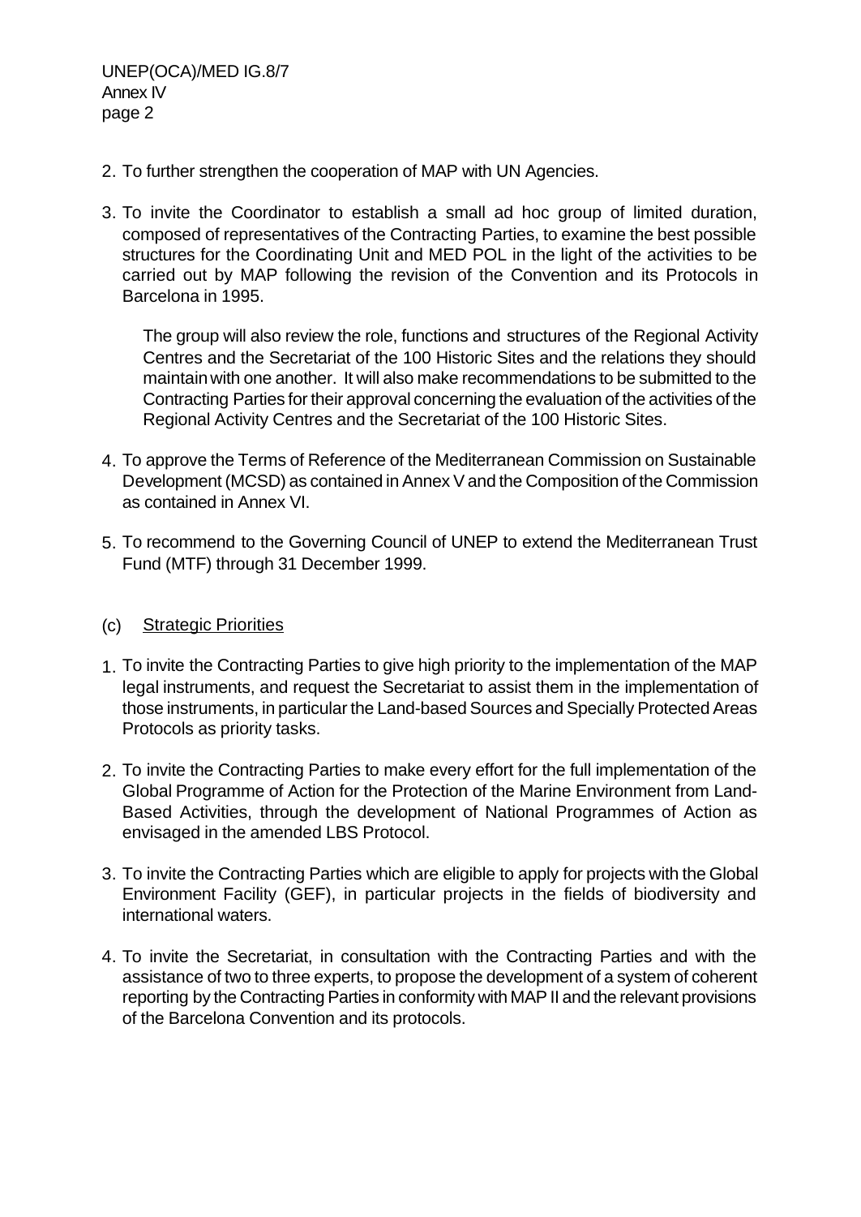2. To further strengthen the cooperation of MAP with UN Agencies.

3. To invite the Coordinator to establish a small ad hoc group of limited duration, composed of representatives of the Contracting Parties, to examine the best possible structures for the Coordinating Unit and MED POL in the light of the activities to be carried out by MAP following the revision of the Convention and its Protocols in Barcelona in 1995.

   The group will also review the role, functions and structures of the Regional Activity Centres and the Secretariat of the 100 Historic Sites and the relations they should maintain with one another. It will also make recommendations to be submitted to the Contracting Parties for their approval concerning the evaluation of the activities of the Regional Activity Centres and the Secretariat of the 100 Historic Sites.

4. To approve the Terms of Reference of the Mediterranean Commission on Sustainable Development (MCSD) as contained in Annex V and the Composition of the Commission as contained in Annex VI.

5. To recommend to the Governing Council of UNEP to extend the Mediterranean Trust Fund (MTF) through 31 December 1999.

(c) Strategic Priorities

1. To invite the Contracting Parties to give high priority to the implementation of the MAP legal instruments, and request the Secretariat to assist them in the implementation of those instruments, in particular the Land-based Sources and Specially Protected Areas Protocols as priority tasks.

2. To invite the Contracting Parties to make every effort for the full implementation of the Global Programme of Action for the Protection of the Marine Environment from Land-Based Activities, through the development of National Programmes of Action as envisaged in the amended LBS Protocol.

3. To invite the Contracting Parties which are eligible to apply for projects with the Global Environment Facility (GEF), in particular projects in the fields of biodiversity and international waters.

4. To invite the Secretariat, in consultation with the Contracting Parties and with the assistance of two to three experts, to propose the development of a system of coherent reporting by the Contracting Parties in conformity with MAP II and the relevant provisions of the Barcelona Convention and its protocols.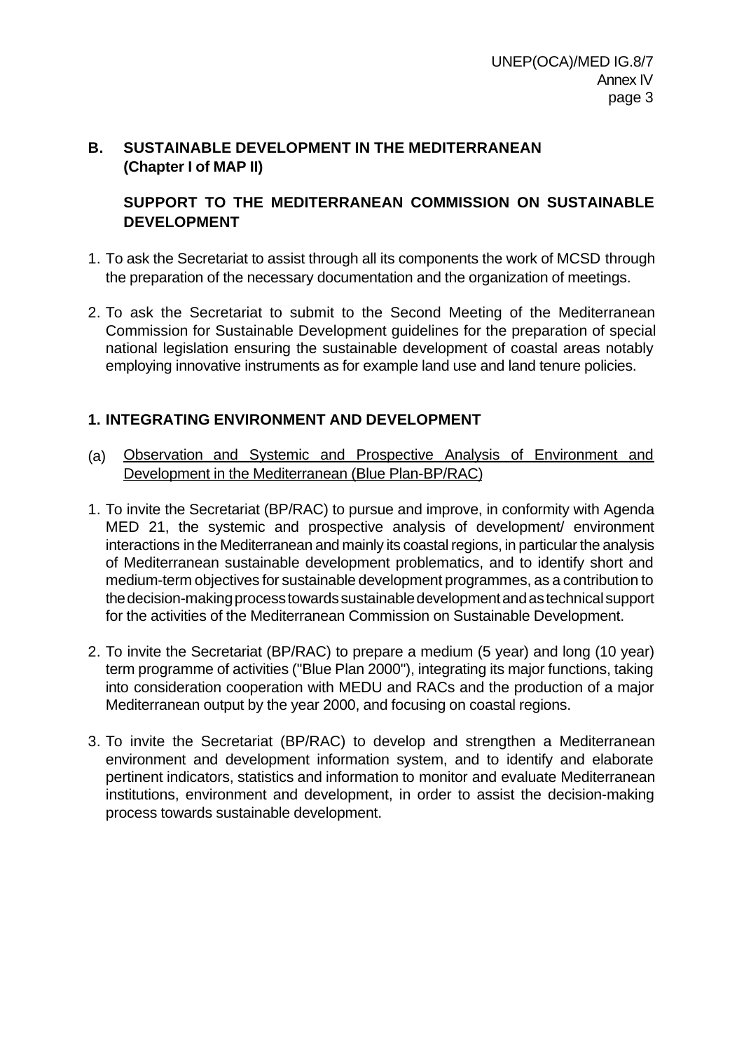## B. SUSTAINABLE DEVELOPMENT IN THE MEDITERRANEAN (Chapter I of MAP II)

### SUPPORT TO THE MEDITERRANEAN COMMISSION ON SUSTAINABLE DEVELOPMENT

1. To ask the Secretariat to assist through all its components the work of MCSD through the preparation of the necessary documentation and the organization of meetings.

2. To ask the Secretariat to submit to the Second Meeting of the Mediterranean Commission for Sustainable Development guidelines for the preparation of special national legislation ensuring the sustainable development of coastal areas notably employing innovative instruments as for example land use and land tenure policies.

### 1. INTEGRATING ENVIRONMENT AND DEVELOPMENT

(a) Observation and Systemic and Prospective Analysis of Environment and Development in the Mediterranean (Blue Plan-BP/RAC)

1. To invite the Secretariat (BP/RAC) to pursue and improve, in conformity with Agenda MED 21, the systemic and prospective analysis of development/ environment interactions in the Mediterranean and mainly its coastal regions, in particular the analysis of Mediterranean sustainable development problematics, and to identify short and medium-term objectives for sustainable development programmes, as a contribution to the decision-making process towards sustainable development and as technical support for the activities of the Mediterranean Commission on Sustainable Development.

2. To invite the Secretariat (BP/RAC) to prepare a medium (5 year) and long (10 year) term programme of activities ("Blue Plan 2000"), integrating its major functions, taking into consideration cooperation with MEDU and RACs and the production of a major Mediterranean output by the year 2000, and focusing on coastal regions.

3. To invite the Secretariat (BP/RAC) to develop and strengthen a Mediterranean environment and development information system, and to identify and elaborate pertinent indicators, statistics and information to monitor and evaluate Mediterranean institutions, environment and development, in order to assist the decision-making process towards sustainable development.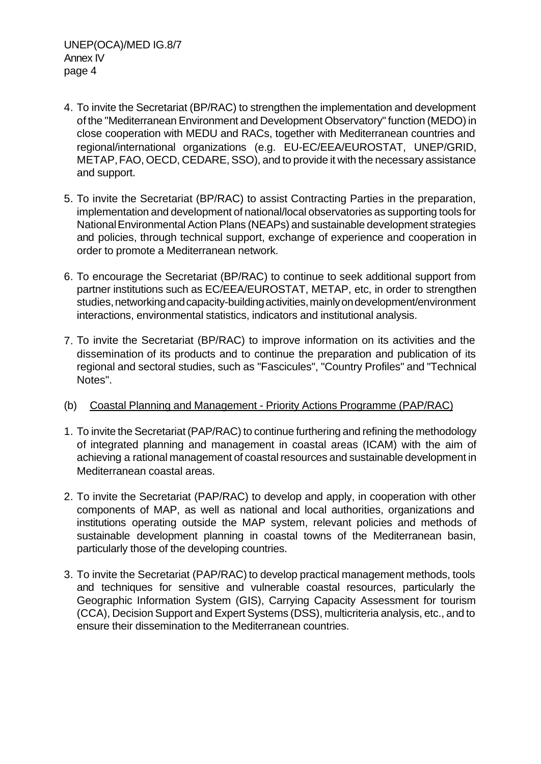4. To invite the Secretariat (BP/RAC) to strengthen the implementation and development of the "Mediterranean Environment and Development Observatory" function (MEDO) in close cooperation with MEDU and RACs, together with Mediterranean countries and regional/international organizations (e.g. EU-EC/EEA/EUROSTAT, UNEP/GRID, METAP, FAO, OECD, CEDARE, SSO), and to provide it with the necessary assistance and support.

5. To invite the Secretariat (BP/RAC) to assist Contracting Parties in the preparation, implementation and development of national/local observatories as supporting tools for National Environmental Action Plans (NEAPs) and sustainable development strategies and policies, through technical support, exchange of experience and cooperation in order to promote a Mediterranean network.

6. To encourage the Secretariat (BP/RAC) to continue to seek additional support from partner institutions such as EC/EEA/EUROSTAT, METAP, etc, in order to strengthen studies, networking and capacity-building activities, mainly on development/environment interactions, environmental statistics, indicators and institutional analysis.

7. To invite the Secretariat (BP/RAC) to improve information on its activities and the dissemination of its products and to continue the preparation and publication of its regional and sectoral studies, such as "Fascicules", "Country Profiles" and "Technical Notes".

(b) Coastal Planning and Management - Priority Actions Programme (PAP/RAC)

1. To invite the Secretariat (PAP/RAC) to continue furthering and refining the methodology of integrated planning and management in coastal areas (ICAM) with the aim of achieving a rational management of coastal resources and sustainable development in Mediterranean coastal areas.

2. To invite the Secretariat (PAP/RAC) to develop and apply, in cooperation with other components of MAP, as well as national and local authorities, organizations and institutions operating outside the MAP system, relevant policies and methods of sustainable development planning in coastal towns of the Mediterranean basin, particularly those of the developing countries.

3. To invite the Secretariat (PAP/RAC) to develop practical management methods, tools and techniques for sensitive and vulnerable coastal resources, particularly the Geographic Information System (GIS), Carrying Capacity Assessment for tourism (CCA), Decision Support and Expert Systems (DSS), multicriteria analysis, etc., and to ensure their dissemination to the Mediterranean countries.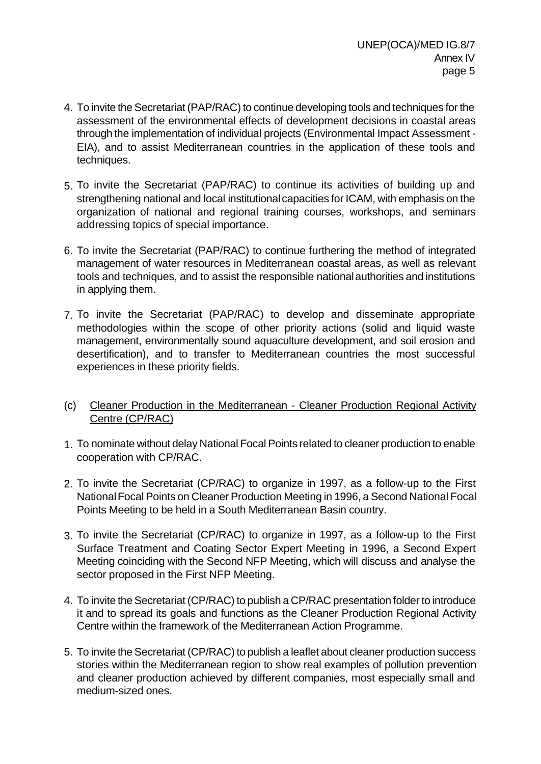4. To invite the Secretariat (PAP/RAC) to continue developing tools and techniques for the assessment of the environmental effects of development decisions in coastal areas through the implementation of individual projects (Environmental Impact Assessment - EIA), and to assist Mediterranean countries in the application of these tools and techniques.

5. To invite the Secretariat (PAP/RAC) to continue its activities of building up and strengthening national and local institutional capacities for ICAM, with emphasis on the organization of national and regional training courses, workshops, and seminars addressing topics of special importance.

6. To invite the Secretariat (PAP/RAC) to continue furthering the method of integrated management of water resources in Mediterranean coastal areas, as well as relevant tools and techniques, and to assist the responsible national authorities and institutions in applying them.

7. To invite the Secretariat (PAP/RAC) to develop and disseminate appropriate methodologies within the scope of other priority actions (solid and liquid waste management, environmentally sound aquaculture development, and soil erosion and desertification), and to transfer to Mediterranean countries the most successful experiences in these priority fields.

(c) Cleaner Production in the Mediterranean - Cleaner Production Regional Activity Centre (CP/RAC)

1. To nominate without delay National Focal Points related to cleaner production to enable cooperation with CP/RAC.

2. To invite the Secretariat (CP/RAC) to organize in 1997, as a follow-up to the First National Focal Points on Cleaner Production Meeting in 1996, a Second National Focal Points Meeting to be held in a South Mediterranean Basin country.

3. To invite the Secretariat (CP/RAC) to organize in 1997, as a follow-up to the First Surface Treatment and Coating Sector Expert Meeting in 1996, a Second Expert Meeting coinciding with the Second NFP Meeting, which will discuss and analyse the sector proposed in the First NFP Meeting.

4. To invite the Secretariat (CP/RAC) to publish a CP/RAC presentation folder to introduce it and to spread its goals and functions as the Cleaner Production Regional Activity Centre within the framework of the Mediterranean Action Programme.

5. To invite the Secretariat (CP/RAC) to publish a leaflet about cleaner production success stories within the Mediterranean region to show real examples of pollution prevention and cleaner production achieved by different companies, most especially small and medium-sized ones.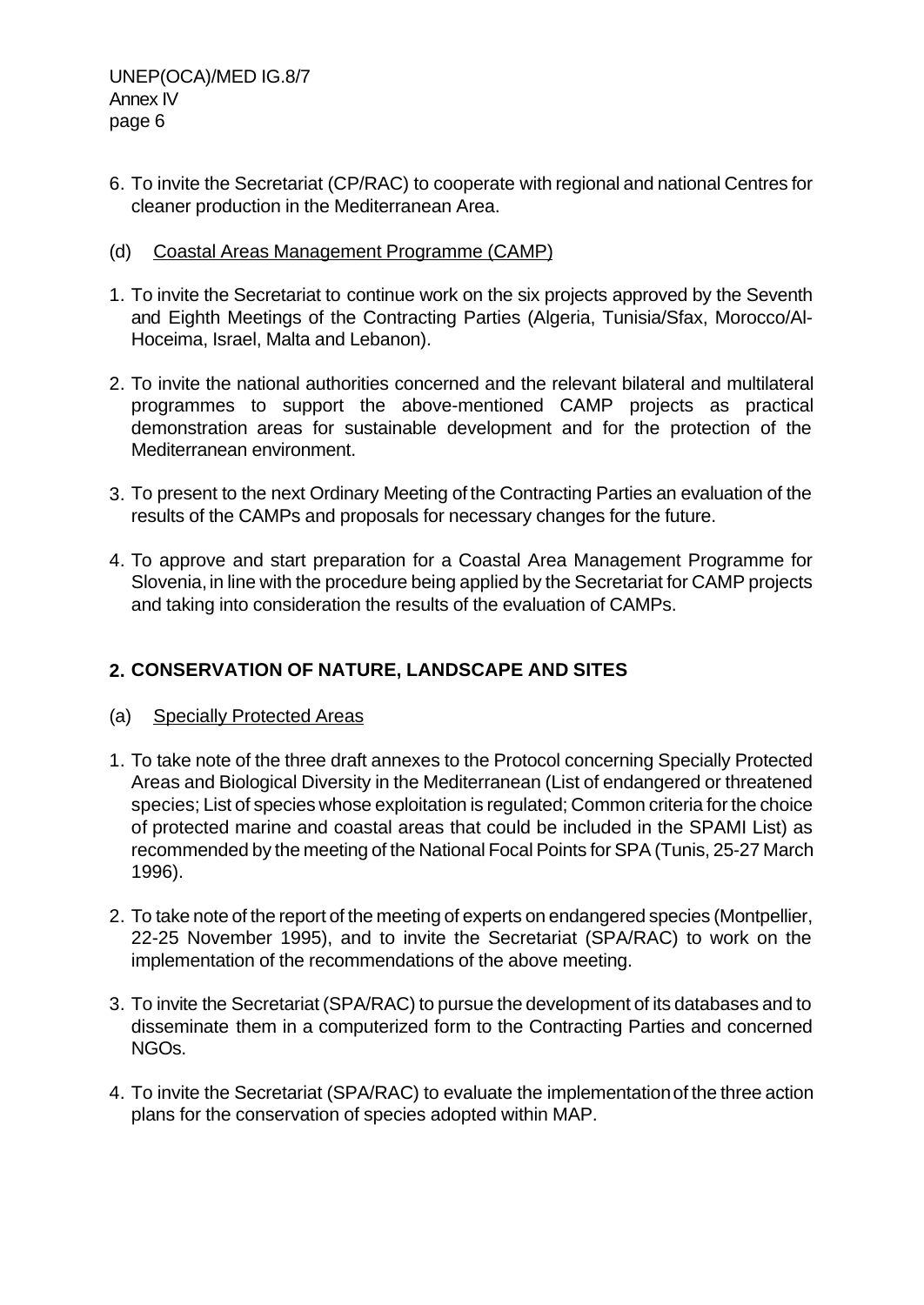6. To invite the Secretariat (CP/RAC) to cooperate with regional and national Centres for cleaner production in the Mediterranean Area.

(d) Coastal Areas Management Programme (CAMP)

1. To invite the Secretariat to continue work on the six projects approved by the Seventh and Eighth Meetings of the Contracting Parties (Algeria, Tunisia/Sfax, Morocco/Al-Hoceima, Israel, Malta and Lebanon).

2. To invite the national authorities concerned and the relevant bilateral and multilateral programmes to support the above-mentioned CAMP projects as practical demonstration areas for sustainable development and for the protection of the Mediterranean environment.

3. To present to the next Ordinary Meeting of the Contracting Parties an evaluation of the results of the CAMPs and proposals for necessary changes for the future.

4. To approve and start preparation for a Coastal Area Management Programme for Slovenia, in line with the procedure being applied by the Secretariat for CAMP projects and taking into consideration the results of the evaluation of CAMPs.

## 2. CONSERVATION OF NATURE, LANDSCAPE AND SITES

(a) Specially Protected Areas

1. To take note of the three draft annexes to the Protocol concerning Specially Protected Areas and Biological Diversity in the Mediterranean (List of endangered or threatened species; List of species whose exploitation is regulated; Common criteria for the choice of protected marine and coastal areas that could be included in the SPAMI List) as recommended by the meeting of the National Focal Points for SPA (Tunis, 25-27 March 1996).

2. To take note of the report of the meeting of experts on endangered species (Montpellier, 22-25 November 1995), and to invite the Secretariat (SPA/RAC) to work on the implementation of the recommendations of the above meeting.

3. To invite the Secretariat (SPA/RAC) to pursue the development of its databases and to disseminate them in a computerized form to the Contracting Parties and concerned NGOs.

4. To invite the Secretariat (SPA/RAC) to evaluate the implementation of the three action plans for the conservation of species adopted within MAP.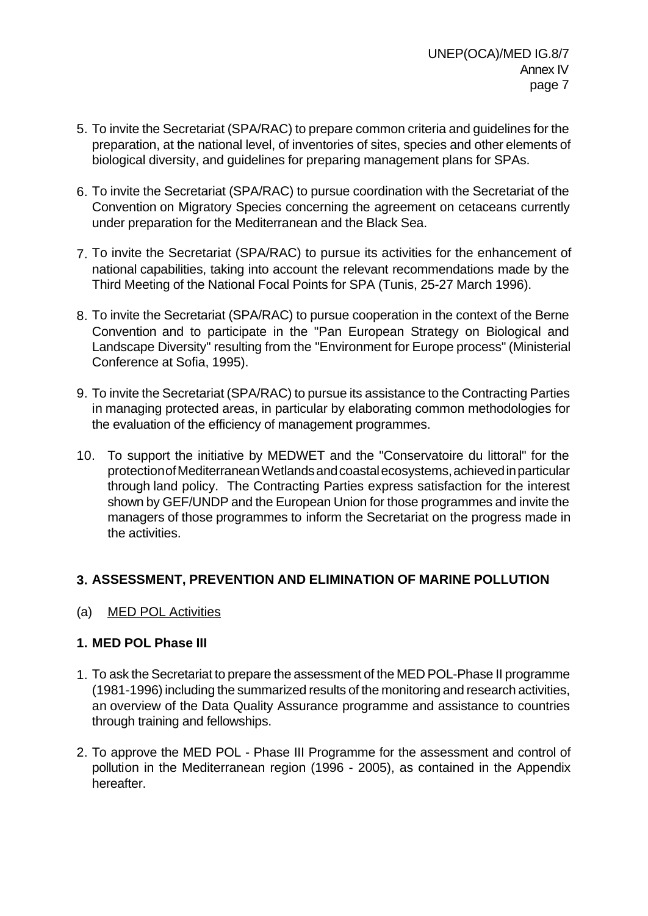5. To invite the Secretariat (SPA/RAC) to prepare common criteria and guidelines for the preparation, at the national level, of inventories of sites, species and other elements of biological diversity, and guidelines for preparing management plans for SPAs.

6. To invite the Secretariat (SPA/RAC) to pursue coordination with the Secretariat of the Convention on Migratory Species concerning the agreement on cetaceans currently under preparation for the Mediterranean and the Black Sea.

7. To invite the Secretariat (SPA/RAC) to pursue its activities for the enhancement of national capabilities, taking into account the relevant recommendations made by the Third Meeting of the National Focal Points for SPA (Tunis, 25-27 March 1996).

8. To invite the Secretariat (SPA/RAC) to pursue cooperation in the context of the Berne Convention and to participate in the "Pan European Strategy on Biological and Landscape Diversity" resulting from the "Environment for Europe process" (Ministerial Conference at Sofia, 1995).

9. To invite the Secretariat (SPA/RAC) to pursue its assistance to the Contracting Parties in managing protected areas, in particular by elaborating common methodologies for the evaluation of the efficiency of management programmes.

10. To support the initiative by MEDWET and the "Conservatoire du littoral" for the protection of Mediterranean Wetlands and coastal ecosystems, achieved in particular through land policy. The Contracting Parties express satisfaction for the interest shown by GEF/UNDP and the European Union for those programmes and invite the managers of those programmes to inform the Secretariat on the progress made in the activities.

## 3. ASSESSMENT, PREVENTION AND ELIMINATION OF MARINE POLLUTION

(a) MED POL Activities

### 1. MED POL Phase III

1. To ask the Secretariat to prepare the assessment of the MED POL-Phase II programme (1981-1996) including the summarized results of the monitoring and research activities, an overview of the Data Quality Assurance programme and assistance to countries through training and fellowships.

2. To approve the MED POL - Phase III Programme for the assessment and control of pollution in the Mediterranean region (1996 - 2005), as contained in the Appendix hereafter.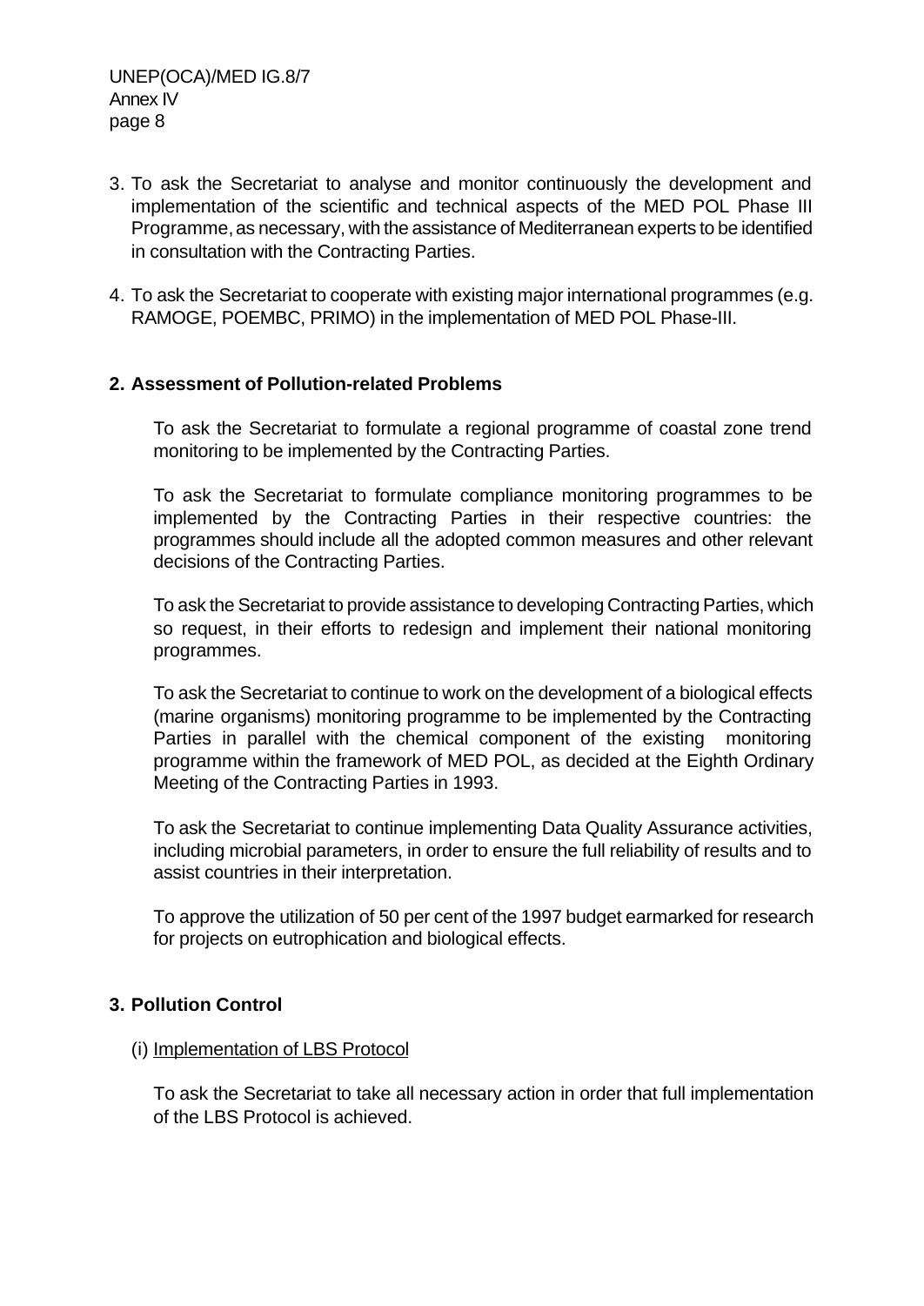3. To ask the Secretariat to analyse and monitor continuously the development and implementation of the scientific and technical aspects of the MED POL Phase III Programme, as necessary, with the assistance of Mediterranean experts to be identified in consultation with the Contracting Parties.

4. To ask the Secretariat to cooperate with existing major international programmes (e.g. RAMOGE, POEMBC, PRIMO) in the implementation of MED POL Phase-III.

## 2. Assessment of Pollution-related Problems

To ask the Secretariat to formulate a regional programme of coastal zone trend monitoring to be implemented by the Contracting Parties.

To ask the Secretariat to formulate compliance monitoring programmes to be implemented by the Contracting Parties in their respective countries: the programmes should include all the adopted common measures and other relevant decisions of the Contracting Parties.

To ask the Secretariat to provide assistance to developing Contracting Parties, which so request, in their efforts to redesign and implement their national monitoring programmes.

To ask the Secretariat to continue to work on the development of a biological effects (marine organisms) monitoring programme to be implemented by the Contracting Parties in parallel with the chemical component of the existing monitoring programme within the framework of MED POL, as decided at the Eighth Ordinary Meeting of the Contracting Parties in 1993.

To ask the Secretariat to continue implementing Data Quality Assurance activities, including microbial parameters, in order to ensure the full reliability of results and to assist countries in their interpretation.

To approve the utilization of 50 per cent of the 1997 budget earmarked for research for projects on eutrophication and biological effects.

## 3. Pollution Control

(i) Implementation of LBS Protocol

To ask the Secretariat to take all necessary action in order that full implementation of the LBS Protocol is achieved.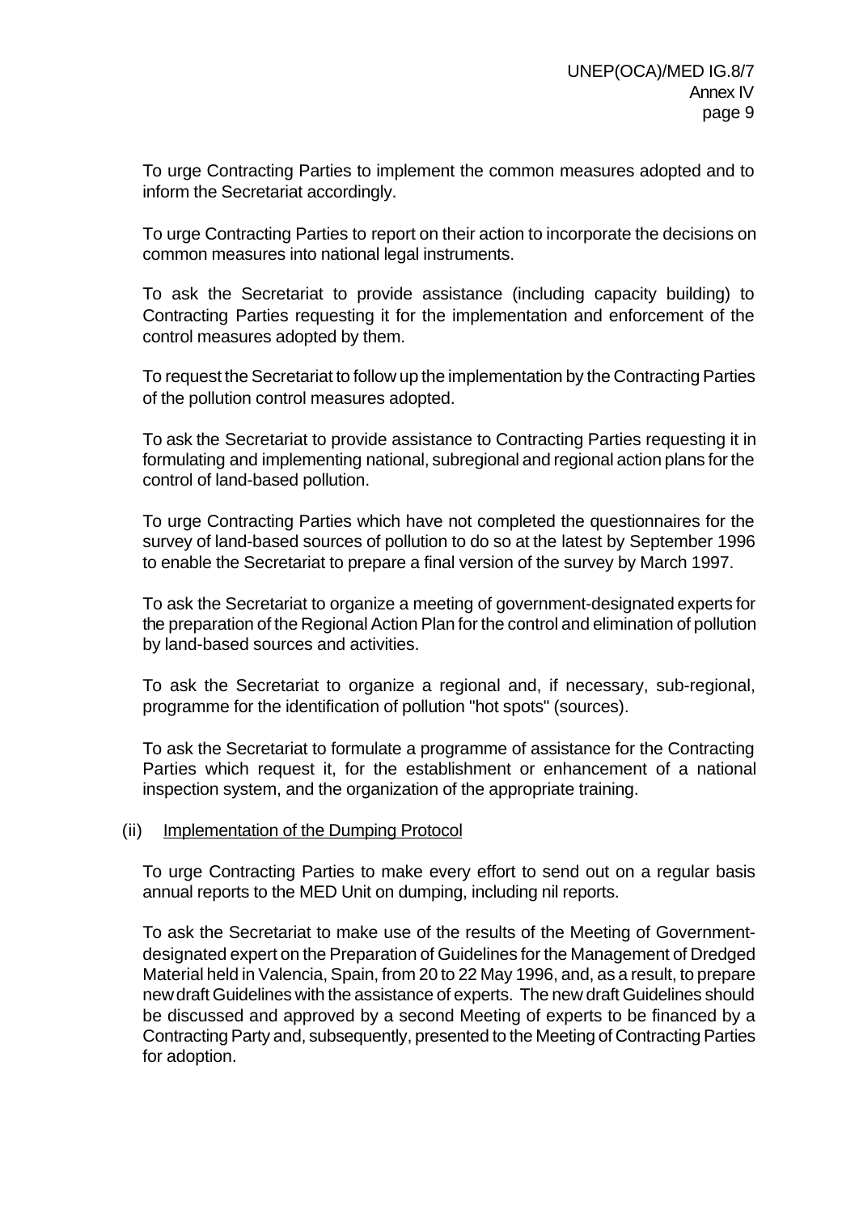To urge Contracting Parties to implement the common measures adopted and to inform the Secretariat accordingly.

To urge Contracting Parties to report on their action to incorporate the decisions on common measures into national legal instruments.

To ask the Secretariat to provide assistance (including capacity building) to Contracting Parties requesting it for the implementation and enforcement of the control measures adopted by them.

To request the Secretariat to follow up the implementation by the Contracting Parties of the pollution control measures adopted.

To ask the Secretariat to provide assistance to Contracting Parties requesting it in formulating and implementing national, subregional and regional action plans for the control of land-based pollution.

To urge Contracting Parties which have not completed the questionnaires for the survey of land-based sources of pollution to do so at the latest by September 1996 to enable the Secretariat to prepare a final version of the survey by March 1997.

To ask the Secretariat to organize a meeting of government-designated experts for the preparation of the Regional Action Plan for the control and elimination of pollution by land-based sources and activities.

To ask the Secretariat to organize a regional and, if necessary, sub-regional, programme for the identification of pollution "hot spots" (sources).

To ask the Secretariat to formulate a programme of assistance for the Contracting Parties which request it, for the establishment or enhancement of a national inspection system, and the organization of the appropriate training.

(ii) Implementation of the Dumping Protocol

To urge Contracting Parties to make every effort to send out on a regular basis annual reports to the MED Unit on dumping, including nil reports.

To ask the Secretariat to make use of the results of the Meeting of Government-designated expert on the Preparation of Guidelines for the Management of Dredged Material held in Valencia, Spain, from 20 to 22 May 1996, and, as a result, to prepare new draft Guidelines with the assistance of experts. The new draft Guidelines should be discussed and approved by a second Meeting of experts to be financed by a Contracting Party and, subsequently, presented to the Meeting of Contracting Parties for adoption.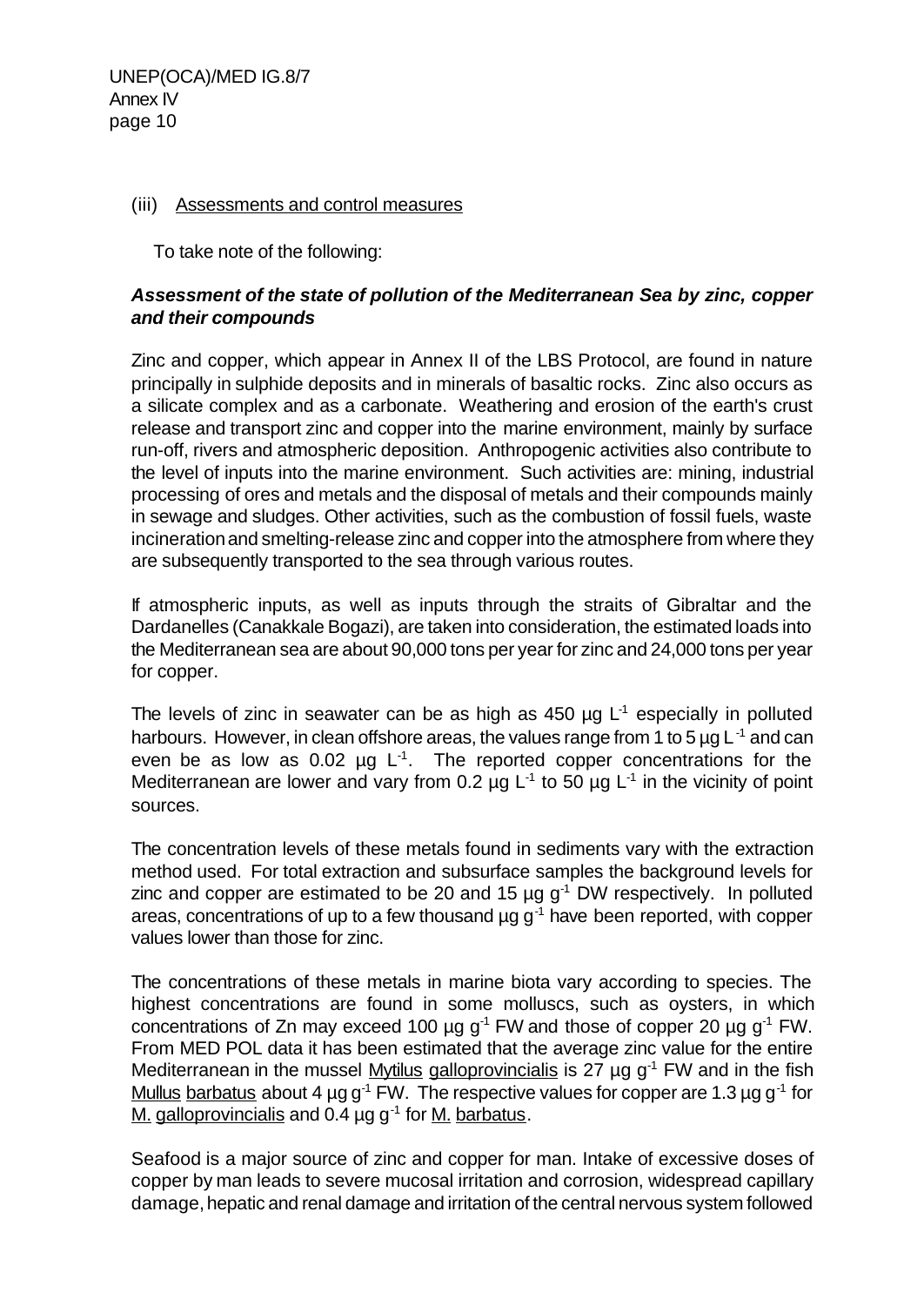(iii) Assessments and control measures

To take note of the following:

***Assessment of the state of pollution of the Mediterranean Sea by zinc, copper and their compounds***

Zinc and copper, which appear in Annex II of the LBS Protocol, are found in nature principally in sulphide deposits and in minerals of basaltic rocks. Zinc also occurs as a silicate complex and as a carbonate. Weathering and erosion of the earth's crust release and transport zinc and copper into the marine environment, mainly by surface run-off, rivers and atmospheric deposition. Anthropogenic activities also contribute to the level of inputs into the marine environment. Such activities are: mining, industrial processing of ores and metals and the disposal of metals and their compounds mainly in sewage and sludges. Other activities, such as the combustion of fossil fuels, waste incineration and smelting-release zinc and copper into the atmosphere from where they are subsequently transported to the sea through various routes.

If atmospheric inputs, as well as inputs through the straits of Gibraltar and the Dardanelles (Canakkale Bogazi), are taken into consideration, the estimated loads into the Mediterranean sea are about 90,000 tons per year for zinc and 24,000 tons per year for copper.

The levels of zinc in seawater can be as high as 450 µg $L^{-1}$ especially in polluted harbours. However, in clean offshore areas, the values range from 1 to 5 µg $L^{-1}$ and can even be as low as 0.02 µg $L^{-1}$. The reported copper concentrations for the Mediterranean are lower and vary from 0.2 µg $L^{-1}$ to 50 µg $L^{-1}$ in the vicinity of point sources.

The concentration levels of these metals found in sediments vary with the extraction method used. For total extraction and subsurface samples the background levels for zinc and copper are estimated to be 20 and 15 µg $g^{-1}$ DW respectively. In polluted areas, concentrations of up to a few thousand µg $g^{-1}$ have been reported, with copper values lower than those for zinc.

The concentrations of these metals in marine biota vary according to species. The highest concentrations are found in some molluscs, such as oysters, in which concentrations of Zn may exceed 100 µg $g^{-1}$ FW and those of copper 20 µg $g^{-1}$ FW. From MED POL data it has been estimated that the average zinc value for the entire Mediterranean in the mussel Mytilus galloprovincialis is 27 µg $g^{-1}$ FW and in the fish Mullus barbatus about 4 µg $g^{-1}$ FW. The respective values for copper are 1.3 µg $g^{-1}$ for M. galloprovincialis and 0.4 µg $g^{-1}$ for M. barbatus.

Seafood is a major source of zinc and copper for man. Intake of excessive doses of copper by man leads to severe mucosal irritation and corrosion, widespread capillary damage, hepatic and renal damage and irritation of the central nervous system followed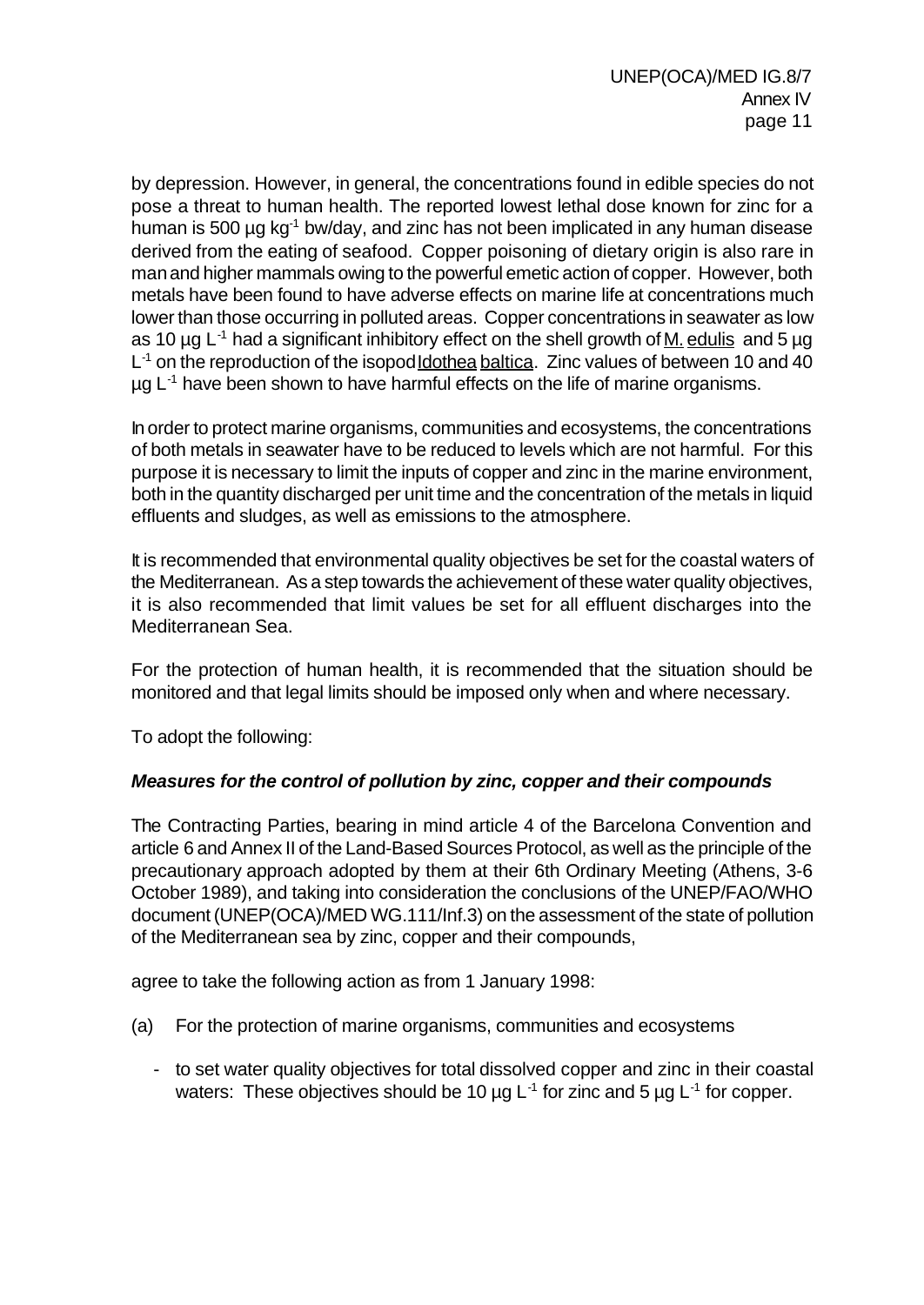by depression. However, in general, the concentrations found in edible species do not pose a threat to human health. The reported lowest lethal dose known for zinc for a human is 500 µg $kg^{-1}$ bw/day, and zinc has not been implicated in any human disease derived from the eating of seafood. Copper poisoning of dietary origin is also rare in man and higher mammals owing to the powerful emetic action of copper. However, both metals have been found to have adverse effects on marine life at concentrations much lower than those occurring in polluted areas. Copper concentrations in seawater as low as 10 µg $L^{-1}$ had a significant inhibitory effect on the shell growth of M. edulis and 5 µg $L^{-1}$ on the reproduction of the isopod Idothea baltica. Zinc values of between 10 and 40 µg $L^{-1}$ have been shown to have harmful effects on the life of marine organisms.

In order to protect marine organisms, communities and ecosystems, the concentrations of both metals in seawater have to be reduced to levels which are not harmful. For this purpose it is necessary to limit the inputs of copper and zinc in the marine environment, both in the quantity discharged per unit time and the concentration of the metals in liquid effluents and sludges, as well as emissions to the atmosphere.

It is recommended that environmental quality objectives be set for the coastal waters of the Mediterranean. As a step towards the achievement of these water quality objectives, it is also recommended that limit values be set for all effluent discharges into the Mediterranean Sea.

For the protection of human health, it is recommended that the situation should be monitored and that legal limits should be imposed only when and where necessary.

To adopt the following:

***Measures for the control of pollution by zinc, copper and their compounds***

The Contracting Parties, bearing in mind article 4 of the Barcelona Convention and article 6 and Annex II of the Land-Based Sources Protocol, as well as the principle of the precautionary approach adopted by them at their 6th Ordinary Meeting (Athens, 3-6 October 1989), and taking into consideration the conclusions of the UNEP/FAO/WHO document (UNEP(OCA)/MED WG.111/Inf.3) on the assessment of the state of pollution of the Mediterranean sea by zinc, copper and their compounds,

agree to take the following action as from 1 January 1998:

(a) For the protection of marine organisms, communities and ecosystems

- to set water quality objectives for total dissolved copper and zinc in their coastal waters: These objectives should be 10 µg $L^{-1}$ for zinc and 5 µg $L^{-1}$ for copper.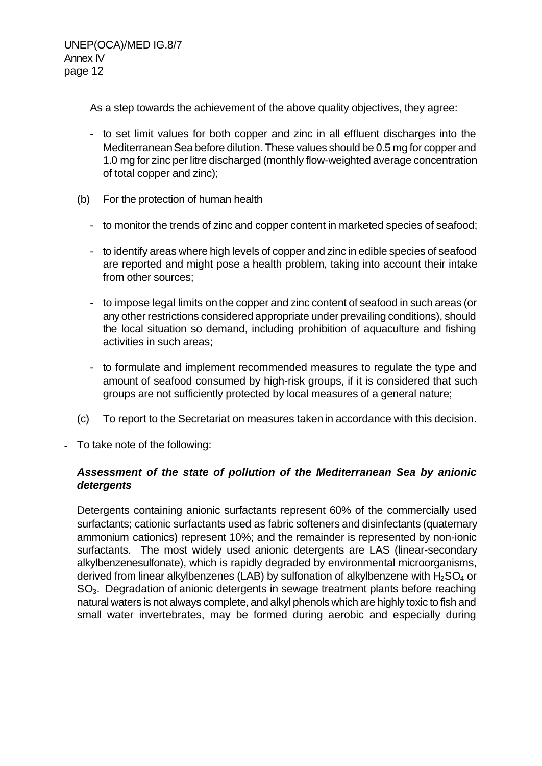As a step towards the achievement of the above quality objectives, they agree:

- to set limit values for both copper and zinc in all effluent discharges into the Mediterranean Sea before dilution. These values should be 0.5 mg for copper and 1.0 mg for zinc per litre discharged (monthly flow-weighted average concentration of total copper and zinc);

(b) For the protection of human health

- to monitor the trends of zinc and copper content in marketed species of seafood;
- to identify areas where high levels of copper and zinc in edible species of seafood are reported and might pose a health problem, taking into account their intake from other sources;
- to impose legal limits on the copper and zinc content of seafood in such areas (or any other restrictions considered appropriate under prevailing conditions), should the local situation so demand, including prohibition of aquaculture and fishing activities in such areas;
- to formulate and implement recommended measures to regulate the type and amount of seafood consumed by high-risk groups, if it is considered that such groups are not sufficiently protected by local measures of a general nature;

(c) To report to the Secretariat on measures taken in accordance with this decision.

- To take note of the following:

***Assessment of the state of pollution of the Mediterranean Sea by anionic detergents***

Detergents containing anionic surfactants represent 60% of the commercially used surfactants; cationic surfactants used as fabric softeners and disinfectants (quaternary ammonium cationics) represent 10%; and the remainder is represented by non-ionic surfactants. The most widely used anionic detergents are LAS (linear-secondary alkylbenzenesulfonate), which is rapidly degraded by environmental microorganisms, derived from linear alkylbenzenes (LAB) by sulfonation of alkylbenzene with $H_2SO_4$ or $SO_3$. Degradation of anionic detergents in sewage treatment plants before reaching natural waters is not always complete, and alkyl phenols which are highly toxic to fish and small water invertebrates, may be formed during aerobic and especially during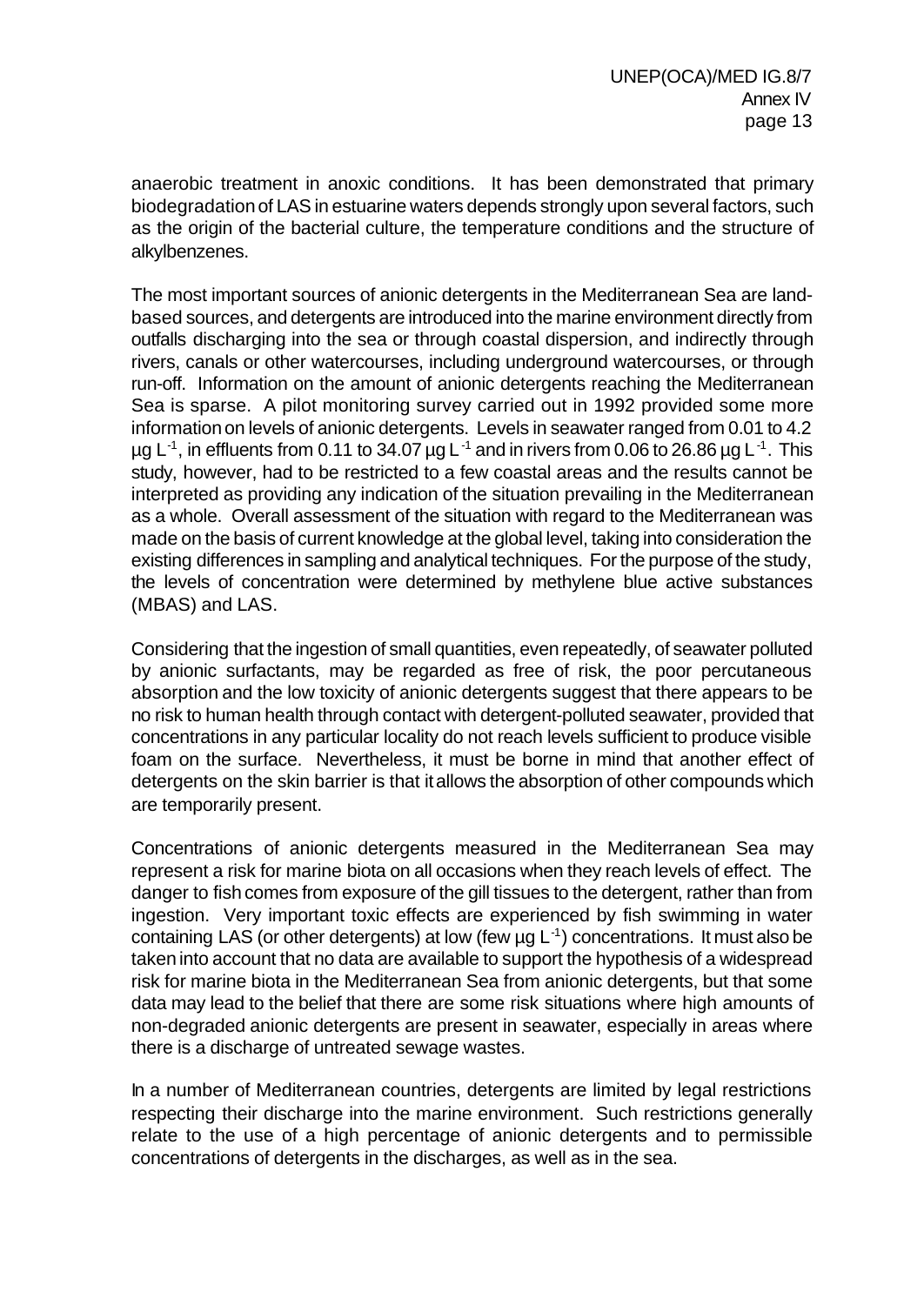anaerobic treatment in anoxic conditions. It has been demonstrated that primary biodegradation of LAS in estuarine waters depends strongly upon several factors, such as the origin of the bacterial culture, the temperature conditions and the structure of alkylbenzenes.

The most important sources of anionic detergents in the Mediterranean Sea are land-based sources, and detergents are introduced into the marine environment directly from outfalls discharging into the sea or through coastal dispersion, and indirectly through rivers, canals or other watercourses, including underground watercourses, or through run-off. Information on the amount of anionic detergents reaching the Mediterranean Sea is sparse. A pilot monitoring survey carried out in 1992 provided some more information on levels of anionic detergents. Levels in seawater ranged from 0.01 to 4.2 $\mu g\ L^{-1}$, in effluents from 0.11 to 34.07 $\mu g\ L^{-1}$ and in rivers from 0.06 to 26.86 $\mu g\ L^{-1}$. This study, however, had to be restricted to a few coastal areas and the results cannot be interpreted as providing any indication of the situation prevailing in the Mediterranean as a whole. Overall assessment of the situation with regard to the Mediterranean was made on the basis of current knowledge at the global level, taking into consideration the existing differences in sampling and analytical techniques. For the purpose of the study, the levels of concentration were determined by methylene blue active substances (MBAS) and LAS.

Considering that the ingestion of small quantities, even repeatedly, of seawater polluted by anionic surfactants, may be regarded as free of risk, the poor percutaneous absorption and the low toxicity of anionic detergents suggest that there appears to be no risk to human health through contact with detergent-polluted seawater, provided that concentrations in any particular locality do not reach levels sufficient to produce visible foam on the surface. Nevertheless, it must be borne in mind that another effect of detergents on the skin barrier is that it allows the absorption of other compounds which are temporarily present.

Concentrations of anionic detergents measured in the Mediterranean Sea may represent a risk for marine biota on all occasions when they reach levels of effect. The danger to fish comes from exposure of the gill tissues to the detergent, rather than from ingestion. Very important toxic effects are experienced by fish swimming in water containing LAS (or other detergents) at low (few $\mu g\ L^{-1}$) concentrations. It must also be taken into account that no data are available to support the hypothesis of a widespread risk for marine biota in the Mediterranean Sea from anionic detergents, but that some data may lead to the belief that there are some risk situations where high amounts of non-degraded anionic detergents are present in seawater, especially in areas where there is a discharge of untreated sewage wastes.

In a number of Mediterranean countries, detergents are limited by legal restrictions respecting their discharge into the marine environment. Such restrictions generally relate to the use of a high percentage of anionic detergents and to permissible concentrations of detergents in the discharges, as well as in the sea.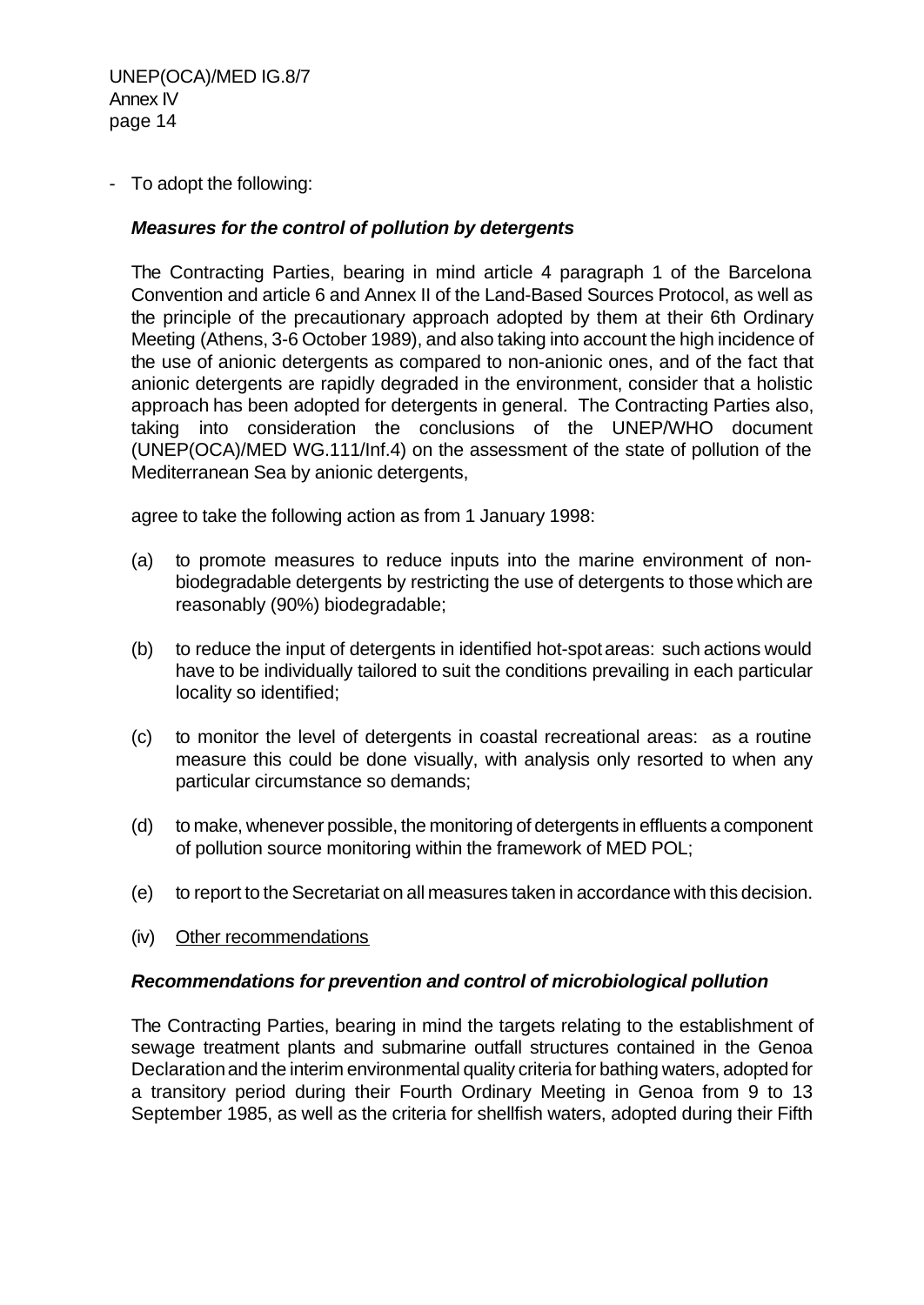- To adopt the following:

***Measures for the control of pollution by detergents***

The Contracting Parties, bearing in mind article 4 paragraph 1 of the Barcelona Convention and article 6 and Annex II of the Land-Based Sources Protocol, as well as the principle of the precautionary approach adopted by them at their 6th Ordinary Meeting (Athens, 3-6 October 1989), and also taking into account the high incidence of the use of anionic detergents as compared to non-anionic ones, and of the fact that anionic detergents are rapidly degraded in the environment, consider that a holistic approach has been adopted for detergents in general. The Contracting Parties also, taking into consideration the conclusions of the UNEP/WHO document (UNEP(OCA)/MED WG.111/Inf.4) on the assessment of the state of pollution of the Mediterranean Sea by anionic detergents,

agree to take the following action as from 1 January 1998:

(a) to promote measures to reduce inputs into the marine environment of non-biodegradable detergents by restricting the use of detergents to those which are reasonably (90%) biodegradable;

(b) to reduce the input of detergents in identified hot-spot areas: such actions would have to be individually tailored to suit the conditions prevailing in each particular locality so identified;

(c) to monitor the level of detergents in coastal recreational areas: as a routine measure this could be done visually, with analysis only resorted to when any particular circumstance so demands;

(d) to make, whenever possible, the monitoring of detergents in effluents a component of pollution source monitoring within the framework of MED POL;

(e) to report to the Secretariat on all measures taken in accordance with this decision.

(iv) Other recommendations

***Recommendations for prevention and control of microbiological pollution***

The Contracting Parties, bearing in mind the targets relating to the establishment of sewage treatment plants and submarine outfall structures contained in the Genoa Declaration and the interim environmental quality criteria for bathing waters, adopted for a transitory period during their Fourth Ordinary Meeting in Genoa from 9 to 13 September 1985, as well as the criteria for shellfish waters, adopted during their Fifth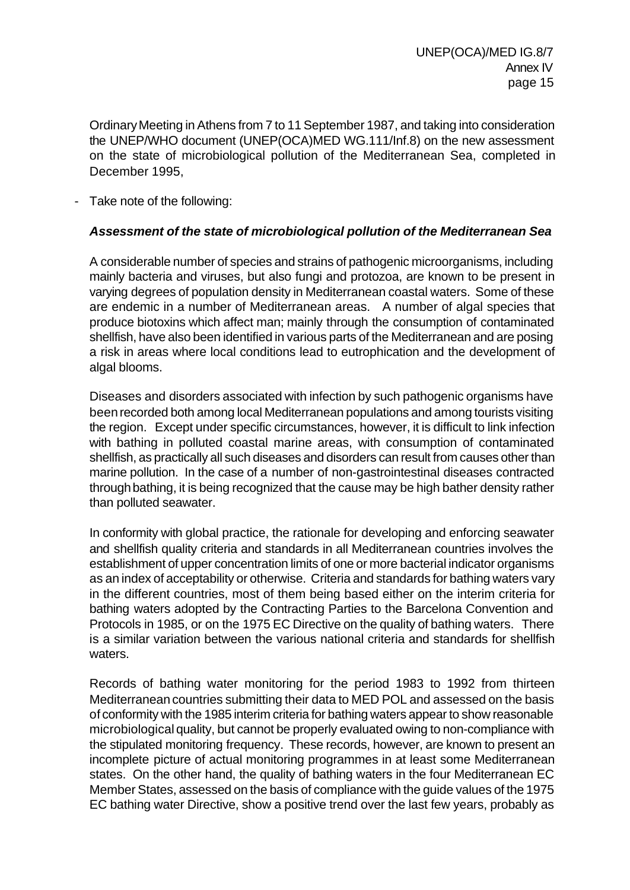Ordinary Meeting in Athens from 7 to 11 September 1987, and taking into consideration the UNEP/WHO document (UNEP(OCA)MED WG.111/Inf.8) on the new assessment on the state of microbiological pollution of the Mediterranean Sea, completed in December 1995,

- Take note of the following:

***Assessment of the state of microbiological pollution of the Mediterranean Sea***

A considerable number of species and strains of pathogenic microorganisms, including mainly bacteria and viruses, but also fungi and protozoa, are known to be present in varying degrees of population density in Mediterranean coastal waters. Some of these are endemic in a number of Mediterranean areas. A number of algal species that produce biotoxins which affect man; mainly through the consumption of contaminated shellfish, have also been identified in various parts of the Mediterranean and are posing a risk in areas where local conditions lead to eutrophication and the development of algal blooms.

Diseases and disorders associated with infection by such pathogenic organisms have been recorded both among local Mediterranean populations and among tourists visiting the region. Except under specific circumstances, however, it is difficult to link infection with bathing in polluted coastal marine areas, with consumption of contaminated shellfish, as practically all such diseases and disorders can result from causes other than marine pollution. In the case of a number of non-gastrointestinal diseases contracted through bathing, it is being recognized that the cause may be high bather density rather than polluted seawater.

In conformity with global practice, the rationale for developing and enforcing seawater and shellfish quality criteria and standards in all Mediterranean countries involves the establishment of upper concentration limits of one or more bacterial indicator organisms as an index of acceptability or otherwise. Criteria and standards for bathing waters vary in the different countries, most of them being based either on the interim criteria for bathing waters adopted by the Contracting Parties to the Barcelona Convention and Protocols in 1985, or on the 1975 EC Directive on the quality of bathing waters. There is a similar variation between the various national criteria and standards for shellfish waters.

Records of bathing water monitoring for the period 1983 to 1992 from thirteen Mediterranean countries submitting their data to MED POL and assessed on the basis of conformity with the 1985 interim criteria for bathing waters appear to show reasonable microbiological quality, but cannot be properly evaluated owing to non-compliance with the stipulated monitoring frequency. These records, however, are known to present an incomplete picture of actual monitoring programmes in at least some Mediterranean states. On the other hand, the quality of bathing waters in the four Mediterranean EC Member States, assessed on the basis of compliance with the guide values of the 1975 EC bathing water Directive, show a positive trend over the last few years, probably as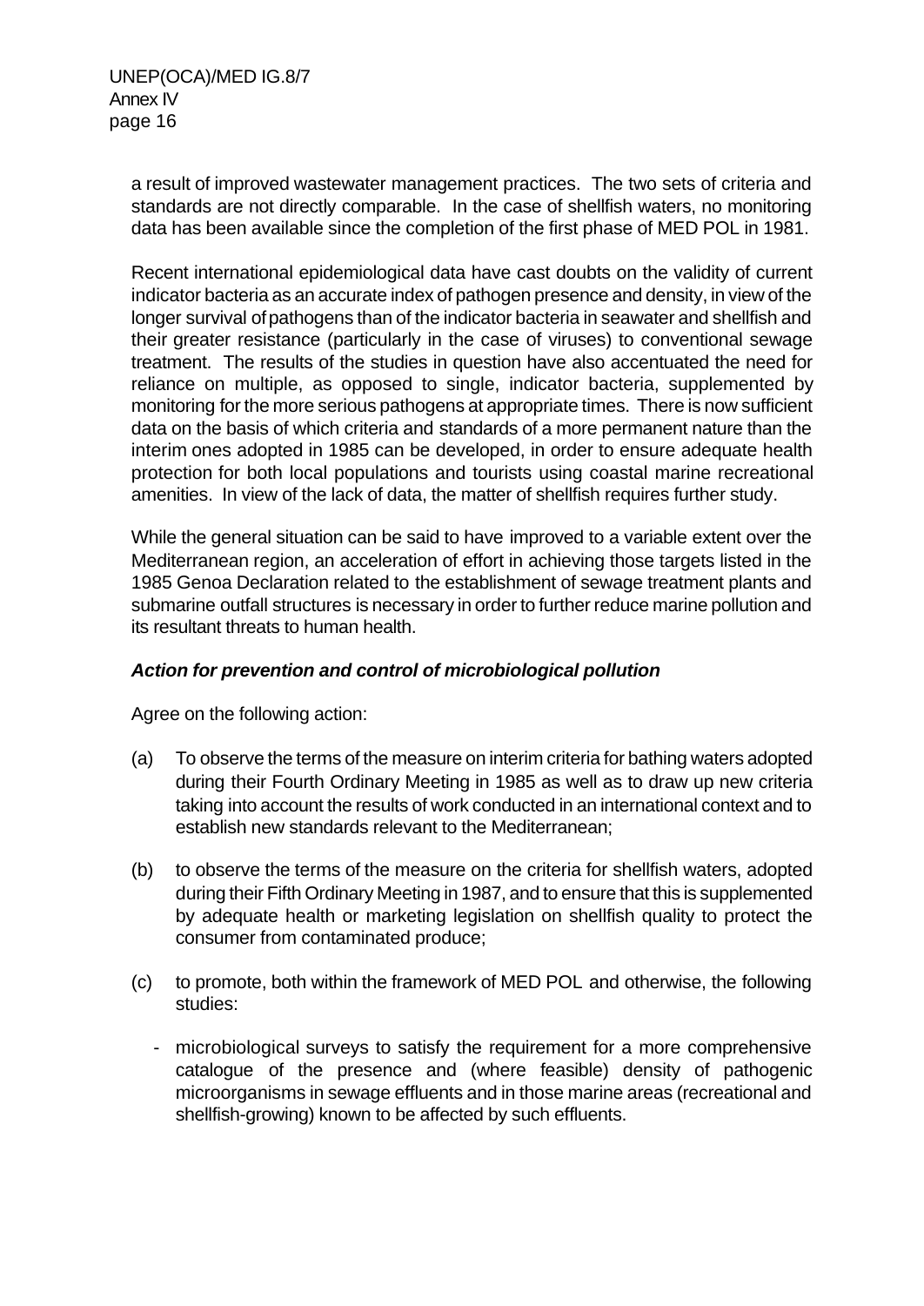a result of improved wastewater management practices. The two sets of criteria and standards are not directly comparable. In the case of shellfish waters, no monitoring data has been available since the completion of the first phase of MED POL in 1981.

Recent international epidemiological data have cast doubts on the validity of current indicator bacteria as an accurate index of pathogen presence and density, in view of the longer survival of pathogens than of the indicator bacteria in seawater and shellfish and their greater resistance (particularly in the case of viruses) to conventional sewage treatment. The results of the studies in question have also accentuated the need for reliance on multiple, as opposed to single, indicator bacteria, supplemented by monitoring for the more serious pathogens at appropriate times. There is now sufficient data on the basis of which criteria and standards of a more permanent nature than the interim ones adopted in 1985 can be developed, in order to ensure adequate health protection for both local populations and tourists using coastal marine recreational amenities. In view of the lack of data, the matter of shellfish requires further study.

While the general situation can be said to have improved to a variable extent over the Mediterranean region, an acceleration of effort in achieving those targets listed in the 1985 Genoa Declaration related to the establishment of sewage treatment plants and submarine outfall structures is necessary in order to further reduce marine pollution and its resultant threats to human health.

***Action for prevention and control of microbiological pollution***

Agree on the following action:

(a) To observe the terms of the measure on interim criteria for bathing waters adopted during their Fourth Ordinary Meeting in 1985 as well as to draw up new criteria taking into account the results of work conducted in an international context and to establish new standards relevant to the Mediterranean;

(b) to observe the terms of the measure on the criteria for shellfish waters, adopted during their Fifth Ordinary Meeting in 1987, and to ensure that this is supplemented by adequate health or marketing legislation on shellfish quality to protect the consumer from contaminated produce;

(c) to promote, both within the framework of MED POL and otherwise, the following studies:

- microbiological surveys to satisfy the requirement for a more comprehensive catalogue of the presence and (where feasible) density of pathogenic microorganisms in sewage effluents and in those marine areas (recreational and shellfish-growing) known to be affected by such effluents.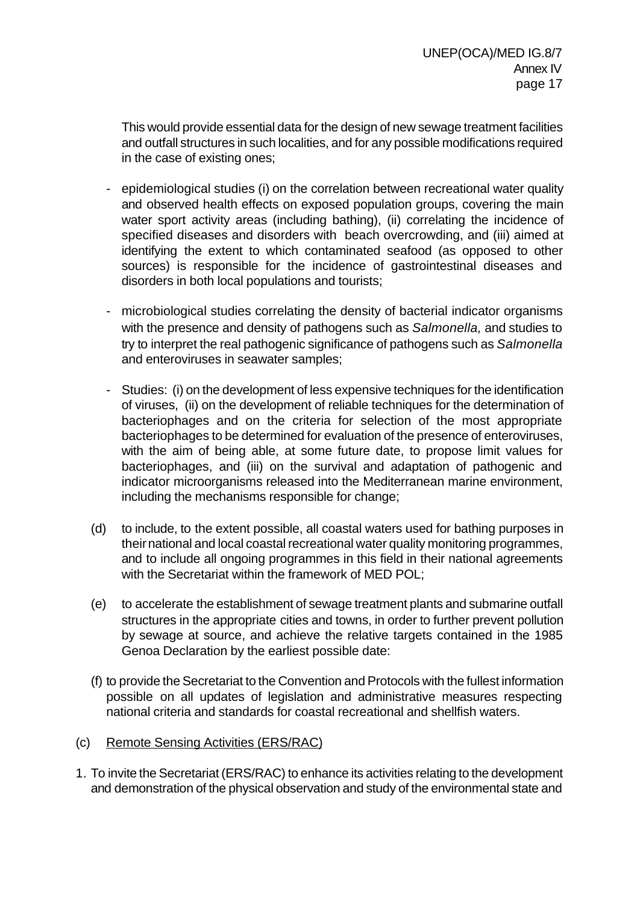This would provide essential data for the design of new sewage treatment facilities and outfall structures in such localities, and for any possible modifications required in the case of existing ones;

- epidemiological studies (i) on the correlation between recreational water quality and observed health effects on exposed population groups, covering the main water sport activity areas (including bathing), (ii) correlating the incidence of specified diseases and disorders with beach overcrowding, and (iii) aimed at identifying the extent to which contaminated seafood (as opposed to other sources) is responsible for the incidence of gastrointestinal diseases and disorders in both local populations and tourists;

- microbiological studies correlating the density of bacterial indicator organisms with the presence and density of pathogens such as *Salmonella,* and studies to try to interpret the real pathogenic significance of pathogens such as *Salmonella* and enteroviruses in seawater samples;

- Studies: (i) on the development of less expensive techniques for the identification of viruses, (ii) on the development of reliable techniques for the determination of bacteriophages and on the criteria for selection of the most appropriate bacteriophages to be determined for evaluation of the presence of enteroviruses, with the aim of being able, at some future date, to propose limit values for bacteriophages, and (iii) on the survival and adaptation of pathogenic and indicator microorganisms released into the Mediterranean marine environment, including the mechanisms responsible for change;

(d) to include, to the extent possible, all coastal waters used for bathing purposes in their national and local coastal recreational water quality monitoring programmes, and to include all ongoing programmes in this field in their national agreements with the Secretariat within the framework of MED POL;

(e) to accelerate the establishment of sewage treatment plants and submarine outfall structures in the appropriate cities and towns, in order to further prevent pollution by sewage at source, and achieve the relative targets contained in the 1985 Genoa Declaration by the earliest possible date:

(f) to provide the Secretariat to the Convention and Protocols with the fullest information possible on all updates of legislation and administrative measures respecting national criteria and standards for coastal recreational and shellfish waters.

(c) Remote Sensing Activities (ERS/RAC)

1. To invite the Secretariat (ERS/RAC) to enhance its activities relating to the development and demonstration of the physical observation and study of the environmental state and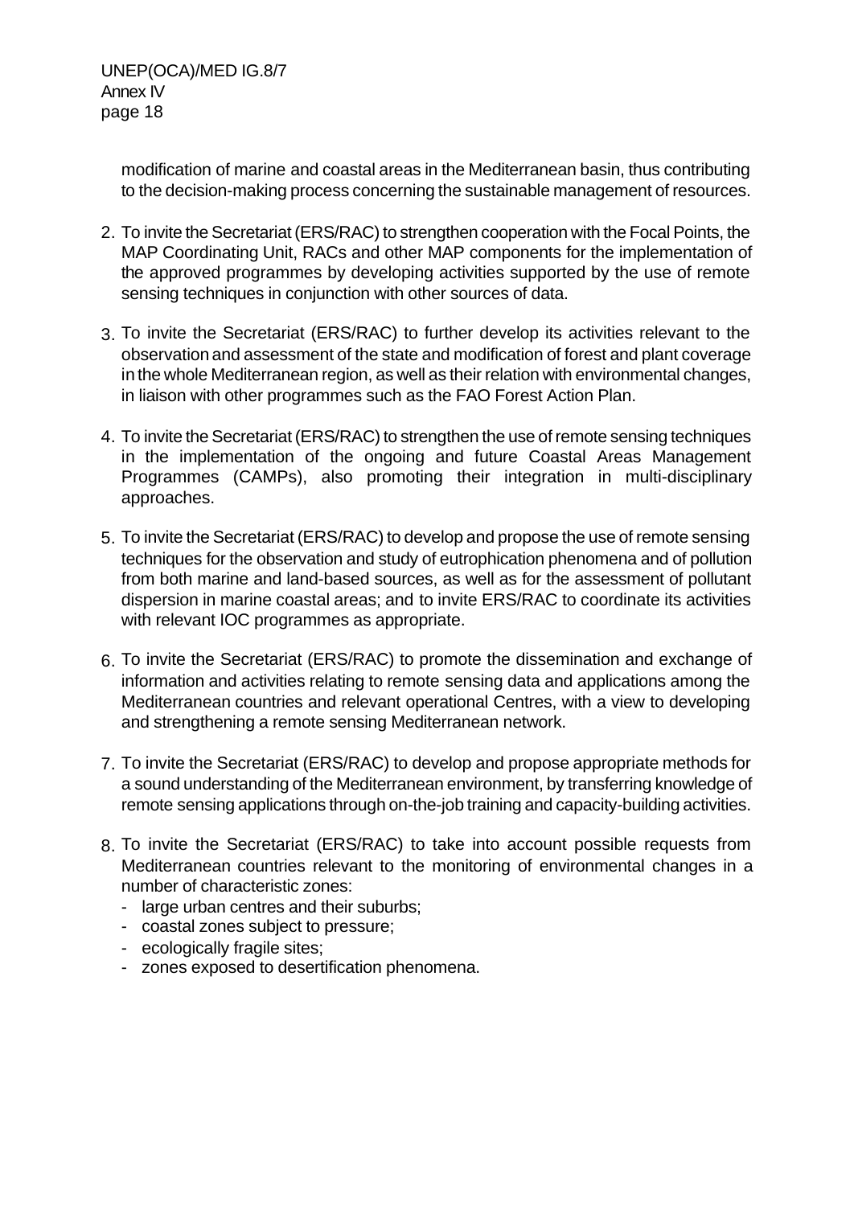modification of marine and coastal areas in the Mediterranean basin, thus contributing to the decision-making process concerning the sustainable management of resources.

2. To invite the Secretariat (ERS/RAC) to strengthen cooperation with the Focal Points, the MAP Coordinating Unit, RACs and other MAP components for the implementation of the approved programmes by developing activities supported by the use of remote sensing techniques in conjunction with other sources of data.

3. To invite the Secretariat (ERS/RAC) to further develop its activities relevant to the observation and assessment of the state and modification of forest and plant coverage in the whole Mediterranean region, as well as their relation with environmental changes, in liaison with other programmes such as the FAO Forest Action Plan.

4. To invite the Secretariat (ERS/RAC) to strengthen the use of remote sensing techniques in the implementation of the ongoing and future Coastal Areas Management Programmes (CAMPs), also promoting their integration in multi-disciplinary approaches.

5. To invite the Secretariat (ERS/RAC) to develop and propose the use of remote sensing techniques for the observation and study of eutrophication phenomena and of pollution from both marine and land-based sources, as well as for the assessment of pollutant dispersion in marine coastal areas; and to invite ERS/RAC to coordinate its activities with relevant IOC programmes as appropriate.

6. To invite the Secretariat (ERS/RAC) to promote the dissemination and exchange of information and activities relating to remote sensing data and applications among the Mediterranean countries and relevant operational Centres, with a view to developing and strengthening a remote sensing Mediterranean network.

7. To invite the Secretariat (ERS/RAC) to develop and propose appropriate methods for a sound understanding of the Mediterranean environment, by transferring knowledge of remote sensing applications through on-the-job training and capacity-building activities.

8. To invite the Secretariat (ERS/RAC) to take into account possible requests from Mediterranean countries relevant to the monitoring of environmental changes in a number of characteristic zones:
   - large urban centres and their suburbs;
   - coastal zones subject to pressure;
   - ecologically fragile sites;
   - zones exposed to desertification phenomena.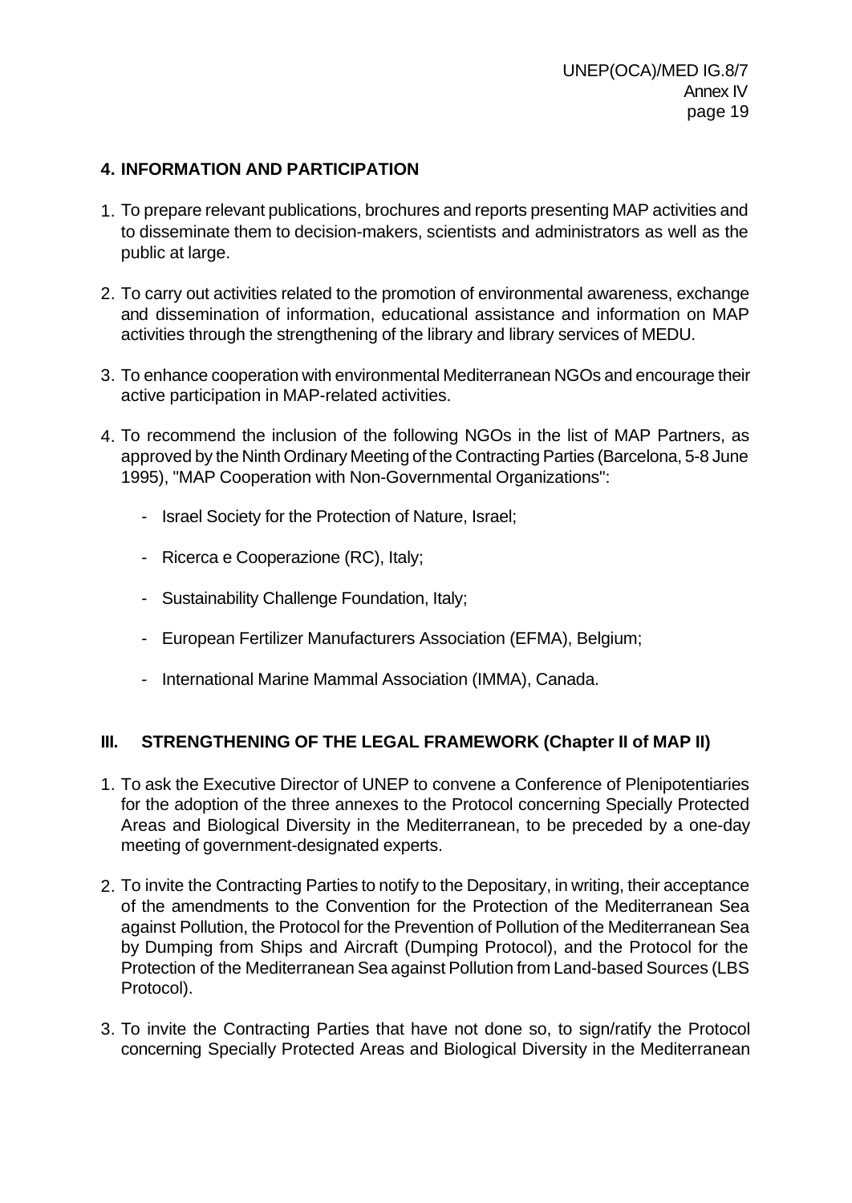## 4. INFORMATION AND PARTICIPATION

1. To prepare relevant publications, brochures and reports presenting MAP activities and to disseminate them to decision-makers, scientists and administrators as well as the public at large.

2. To carry out activities related to the promotion of environmental awareness, exchange and dissemination of information, educational assistance and information on MAP activities through the strengthening of the library and library services of MEDU.

3. To enhance cooperation with environmental Mediterranean NGOs and encourage their active participation in MAP-related activities.

4. To recommend the inclusion of the following NGOs in the list of MAP Partners, as approved by the Ninth Ordinary Meeting of the Contracting Parties (Barcelona, 5-8 June 1995), "MAP Cooperation with Non-Governmental Organizations":

   - Israel Society for the Protection of Nature, Israel;

   - Ricerca e Cooperazione (RC), Italy;

   - Sustainability Challenge Foundation, Italy;

   - European Fertilizer Manufacturers Association (EFMA), Belgium;

   - International Marine Mammal Association (IMMA), Canada.

## III. STRENGTHENING OF THE LEGAL FRAMEWORK (Chapter II of MAP II)

1. To ask the Executive Director of UNEP to convene a Conference of Plenipotentiaries for the adoption of the three annexes to the Protocol concerning Specially Protected Areas and Biological Diversity in the Mediterranean, to be preceded by a one-day meeting of government-designated experts.

2. To invite the Contracting Parties to notify to the Depositary, in writing, their acceptance of the amendments to the Convention for the Protection of the Mediterranean Sea against Pollution, the Protocol for the Prevention of Pollution of the Mediterranean Sea by Dumping from Ships and Aircraft (Dumping Protocol), and the Protocol for the Protection of the Mediterranean Sea against Pollution from Land-based Sources (LBS Protocol).

3. To invite the Contracting Parties that have not done so, to sign/ratify the Protocol concerning Specially Protected Areas and Biological Diversity in the Mediterranean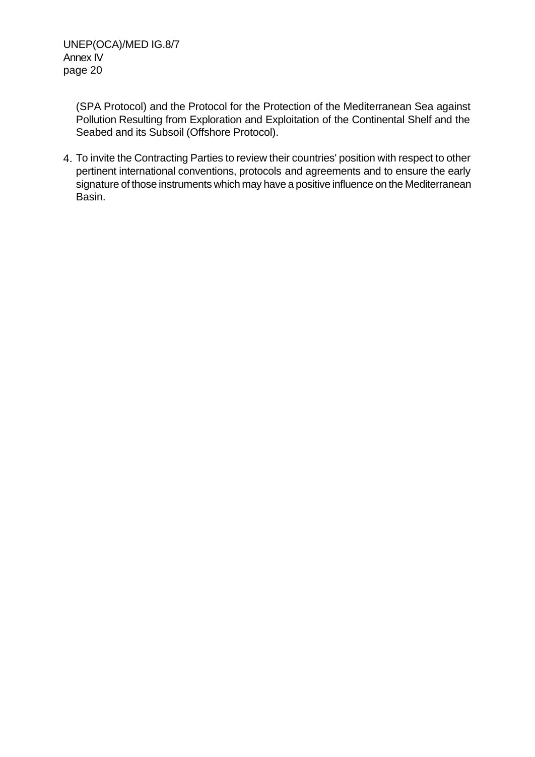(SPA Protocol) and the Protocol for the Protection of the Mediterranean Sea against Pollution Resulting from Exploration and Exploitation of the Continental Shelf and the Seabed and its Subsoil (Offshore Protocol).

4. To invite the Contracting Parties to review their countries' position with respect to other pertinent international conventions, protocols and agreements and to ensure the early signature of those instruments which may have a positive influence on the Mediterranean Basin.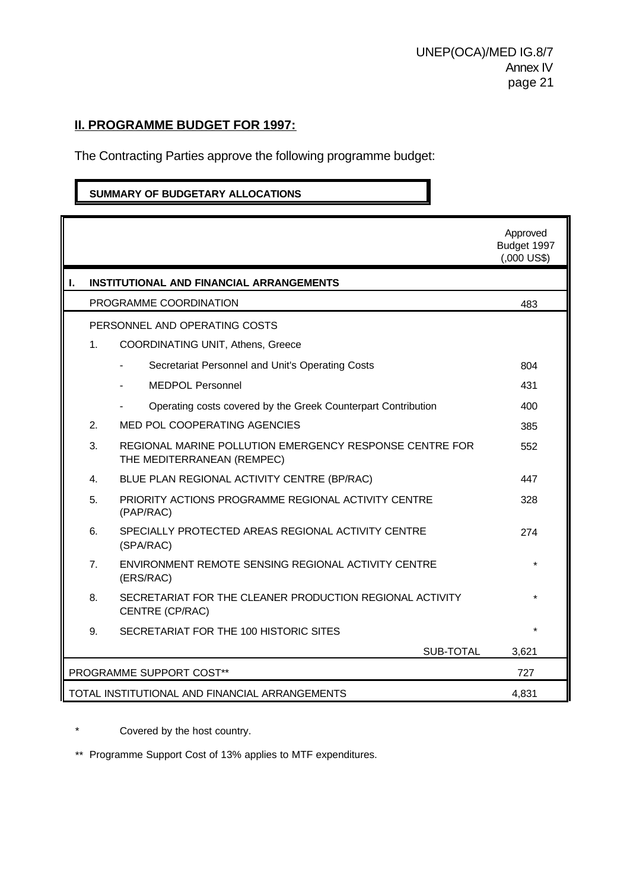## II. PROGRAMME BUDGET FOR 1997:

The Contracting Parties approve the following programme budget:

**SUMMARY OF BUDGETARY ALLOCATIONS**

| | | | Approved Budget 1997 (,000 US$) |
|---|---|---|---|
| **I.** | **INSTITUTIONAL AND FINANCIAL ARRANGEMENTS** | | |
| | PROGRAMME COORDINATION | | 483 |
| | PERSONNEL AND OPERATING COSTS | | |
| | 1. | COORDINATING UNIT, Athens, Greece | |
| | | - Secretariat Personnel and Unit's Operating Costs | 804 |
| | | - MEDPOL Personnel | 431 |
| | | - Operating costs covered by the Greek Counterpart Contribution | 400 |
| | 2. | MED POL COOPERATING AGENCIES | 385 |
| | 3. | REGIONAL MARINE POLLUTION EMERGENCY RESPONSE CENTRE FOR THE MEDITERRANEAN (REMPEC) | 552 |
| | 4. | BLUE PLAN REGIONAL ACTIVITY CENTRE (BP/RAC) | 447 |
| | 5. | PRIORITY ACTIONS PROGRAMME REGIONAL ACTIVITY CENTRE (PAP/RAC) | 328 |
| | 6. | SPECIALLY PROTECTED AREAS REGIONAL ACTIVITY CENTRE (SPA/RAC) | 274 |
| | 7. | ENVIRONMENT REMOTE SENSING REGIONAL ACTIVITY CENTRE (ERS/RAC) | * |
| | 8. | SECRETARIAT FOR THE CLEANER PRODUCTION REGIONAL ACTIVITY CENTRE (CP/RAC) | * |
| | 9. | SECRETARIAT FOR THE 100 HISTORIC SITES | * |
| | | SUB-TOTAL | 3,621 |
| PROGRAMME SUPPORT COST** | | | 727 |
| TOTAL INSTITUTIONAL AND FINANCIAL ARRANGEMENTS | | | 4,831 |

\* Covered by the host country.

** Programme Support Cost of 13% applies to MTF expenditures.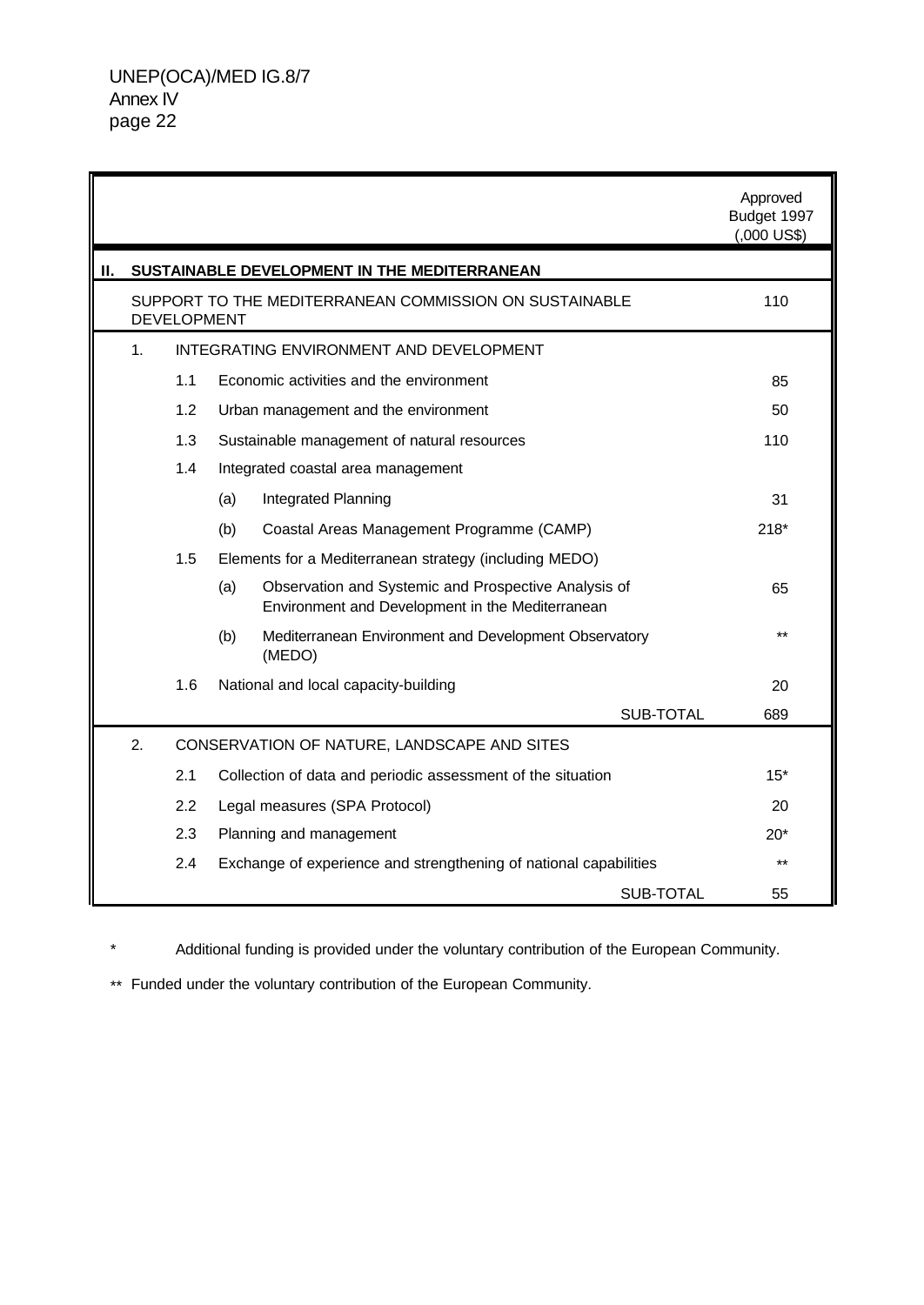| | | | | Approved Budget 1997 (,000 US$) |
|---|---|---|---|---|
| **II.** | **SUSTAINABLE DEVELOPMENT IN THE MEDITERRANEAN** | | | |
| | SUPPORT TO THE MEDITERRANEAN COMMISSION ON SUSTAINABLE DEVELOPMENT | | | 110 |
| 1. | INTEGRATING ENVIRONMENT AND DEVELOPMENT | | | |
| | 1.1 | Economic activities and the environment | | 85 |
| | 1.2 | Urban management and the environment | | 50 |
| | 1.3 | Sustainable management of natural resources | | 110 |
| | 1.4 | Integrated coastal area management | | |
| | | (a) | Integrated Planning | 31 |
| | | (b) | Coastal Areas Management Programme (CAMP) | 218* |
| | 1.5 | Elements for a Mediterranean strategy (including MEDO) | | |
| | | (a) | Observation and Systemic and Prospective Analysis of Environment and Development in the Mediterranean | 65 |
| | | (b) | Mediterranean Environment and Development Observatory (MEDO) | ** |
| | 1.6 | National and local capacity-building | | 20 |
| | | | SUB-TOTAL | 689 |
| 2. | CONSERVATION OF NATURE, LANDSCAPE AND SITES | | | |
| | 2.1 | Collection of data and periodic assessment of the situation | | 15* |
| | 2.2 | Legal measures (SPA Protocol) | | 20 |
| | 2.3 | Planning and management | | 20* |
| | 2.4 | Exchange of experience and strengthening of national capabilities | | ** |
| | | | SUB-TOTAL | 55 |

\* Additional funding is provided under the voluntary contribution of the European Community.

\** Funded under the voluntary contribution of the European Community.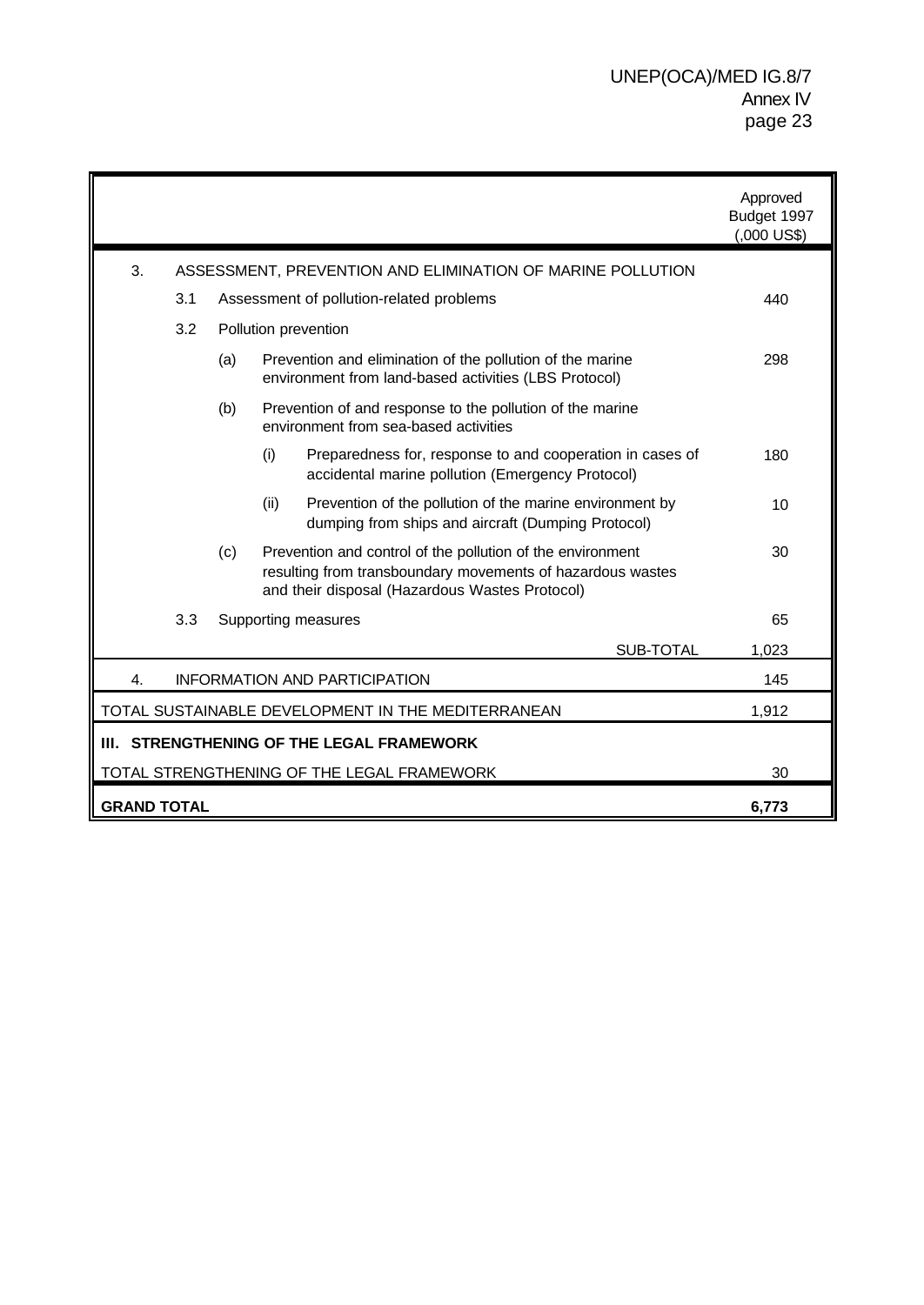| | | | | | Approved Budget 1997 (,000 US$) |
|---|---|---|---|---|---|
| 3. | ASSESSMENT, PREVENTION AND ELIMINATION OF MARINE POLLUTION | | | | |
| | 3.1 | Assessment of pollution-related problems | | | 440 |
| | 3.2 | Pollution prevention | | | |
| | | (a) | Prevention and elimination of the pollution of the marine environment from land-based activities (LBS Protocol) | | 298 |
| | | (b) | Prevention of and response to the pollution of the marine environment from sea-based activities | | |
| | | | (i) | Preparedness for, response to and cooperation in cases of accidental marine pollution (Emergency Protocol) | 180 |
| | | | (ii) | Prevention of the pollution of the marine environment by dumping from ships and aircraft (Dumping Protocol) | 10 |
| | | (c) | Prevention and control of the pollution of the environment resulting from transboundary movements of hazardous wastes and their disposal (Hazardous Wastes Protocol) | | 30 |
| | 3.3 | Supporting measures | | | 65 |
| | | | | SUB-TOTAL | 1,023 |
| 4. | INFORMATION AND PARTICIPATION | | | | 145 |
| TOTAL SUSTAINABLE DEVELOPMENT IN THE MEDITERRANEAN | | | | | 1,912 |
| **III. STRENGTHENING OF THE LEGAL FRAMEWORK** | | | | | |
| TOTAL STRENGTHENING OF THE LEGAL FRAMEWORK | | | | | 30 |
| **GRAND TOTAL** | | | | | **6,773** |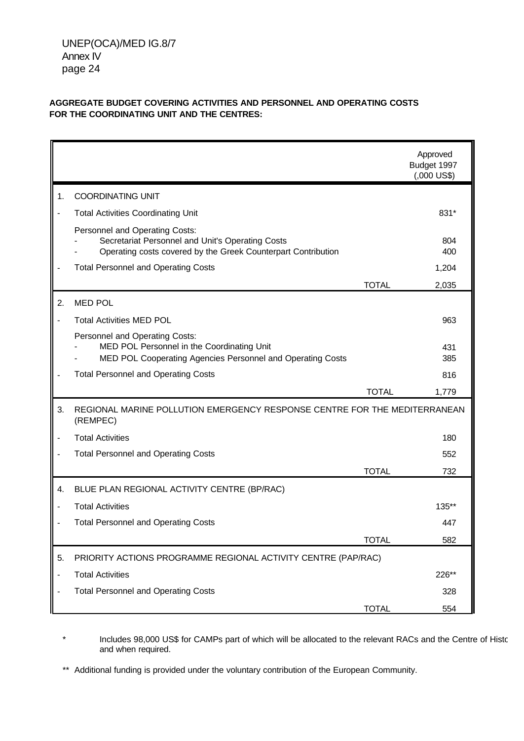**AGGREGATE BUDGET COVERING ACTIVITIES AND PERSONNEL AND OPERATING COSTS FOR THE COORDINATING UNIT AND THE CENTRES:**

| | | | Approved Budget 1997 (,000 US$) |
|---|---|---|---|
| 1. | COORDINATING UNIT | | |
| - | Total Activities Coordinating Unit | | 831* |
| | Personnel and Operating Costs: | | |
| | - Secretariat Personnel and Unit's Operating Costs | | 804 |
| | - Operating costs covered by the Greek Counterpart Contribution | | 400 |
| - | Total Personnel and Operating Costs | | 1,204 |
| | | TOTAL | 2,035 |
| 2. | MED POL | | |
| - | Total Activities MED POL | | 963 |
| | Personnel and Operating Costs: | | |
| | - MED POL Personnel in the Coordinating Unit | | 431 |
| | - MED POL Cooperating Agencies Personnel and Operating Costs | | 385 |
| - | Total Personnel and Operating Costs | | 816 |
| | | TOTAL | 1,779 |
| 3. | REGIONAL MARINE POLLUTION EMERGENCY RESPONSE CENTRE FOR THE MEDITERRANEAN (REMPEC) | | |
| - | Total Activities | | 180 |
| - | Total Personnel and Operating Costs | | 552 |
| | | TOTAL | 732 |
| 4. | BLUE PLAN REGIONAL ACTIVITY CENTRE (BP/RAC) | | |
| - | Total Activities | | 135** |
| - | Total Personnel and Operating Costs | | 447 |
| | | TOTAL | 582 |
| 5. | PRIORITY ACTIONS PROGRAMME REGIONAL ACTIVITY CENTRE (PAP/RAC) | | |
| - | Total Activities | | 226** |
| - | Total Personnel and Operating Costs | | 328 |
| | | TOTAL | 554 |

\* Includes 98,000 US$ for CAMPs part of which will be allocated to the relevant RACs and the Centre of Histc and when required.

** Additional funding is provided under the voluntary contribution of the European Community.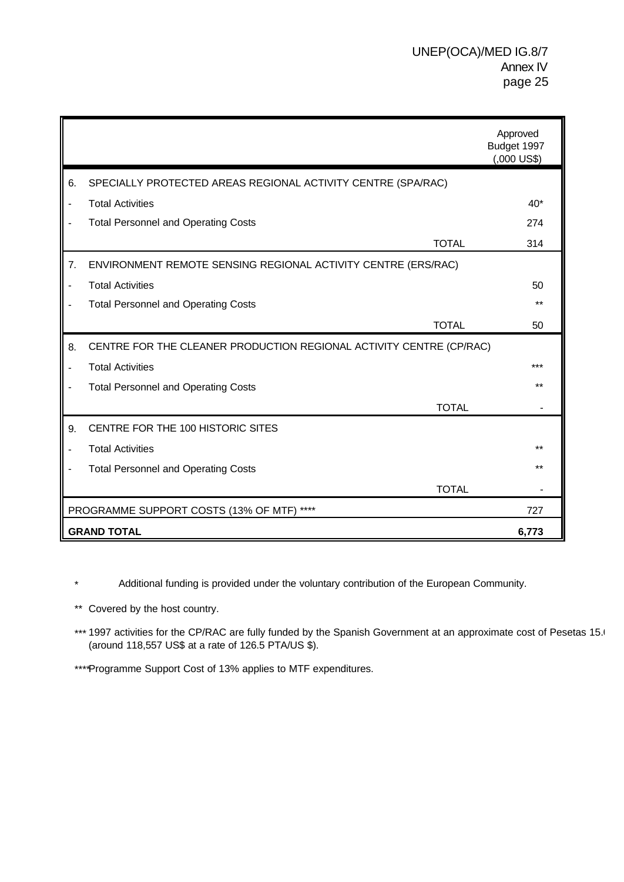| | | Approved Budget 1997 (,000 US$) |
|---|---|---|
| 6. | SPECIALLY PROTECTED AREAS REGIONAL ACTIVITY CENTRE (SPA/RAC) | |
| - | Total Activities | 40* |
| - | Total Personnel and Operating Costs | 274 |
| | TOTAL | 314 |
| 7. | ENVIRONMENT REMOTE SENSING REGIONAL ACTIVITY CENTRE (ERS/RAC) | |
| - | Total Activities | 50 |
| - | Total Personnel and Operating Costs | ** |
| | TOTAL | 50 |
| 8. | CENTRE FOR THE CLEANER PRODUCTION REGIONAL ACTIVITY CENTRE (CP/RAC) | |
| - | Total Activities | *** |
| - | Total Personnel and Operating Costs | ** |
| | TOTAL | - |
| 9. | CENTRE FOR THE 100 HISTORIC SITES | |
| - | Total Activities | ** |
| - | Total Personnel and Operating Costs | ** |
| | TOTAL | - |
| PROGRAMME SUPPORT COSTS (13% OF MTF) **** | | 727 |
| **GRAND TOTAL** | | **6,773** |

\* Additional funding is provided under the voluntary contribution of the European Community.

** Covered by the host country.

*** 1997 activities for the CP/RAC are fully funded by the Spanish Government at an approximate cost of Pesetas 15.( (around 118,557 US$ at a rate of 126.5 PTA/US $).

**** Programme Support Cost of 13% applies to MTF expenditures.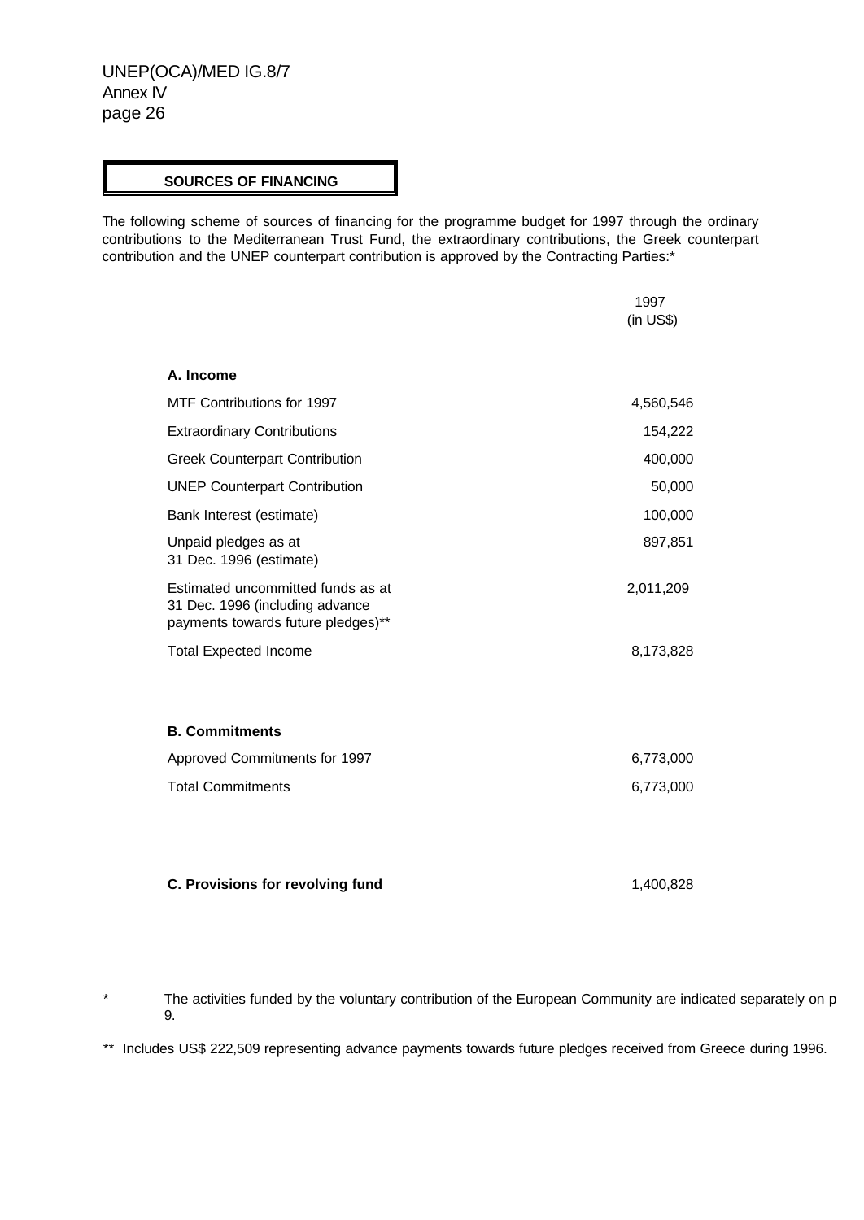## SOURCES OF FINANCING

The following scheme of sources of financing for the programme budget for 1997 through the ordinary contributions to the Mediterranean Trust Fund, the extraordinary contributions, the Greek counterpart contribution and the UNEP counterpart contribution is approved by the Contracting Parties:*

| | 1997 (in US$) |
|---|---|
| **A. Income** | |
| MTF Contributions for 1997 | 4,560,546 |
| Extraordinary Contributions | 154,222 |
| Greek Counterpart Contribution | 400,000 |
| UNEP Counterpart Contribution | 50,000 |
| Bank Interest (estimate) | 100,000 |
| Unpaid pledges as at 31 Dec. 1996 (estimate) | 897,851 |
| Estimated uncommitted funds as at 31 Dec. 1996 (including advance payments towards future pledges)** | 2,011,209 |
| Total Expected Income | 8,173,828 |
| **B. Commitments** | |
| Approved Commitments for 1997 | 6,773,000 |
| Total Commitments | 6,773,000 |
| **C. Provisions for revolving fund** | 1,400,828 |

\* The activities funded by the voluntary contribution of the European Community are indicated separately on p 9.

\*\* Includes US$ 222,509 representing advance payments towards future pledges received from Greece during 1996.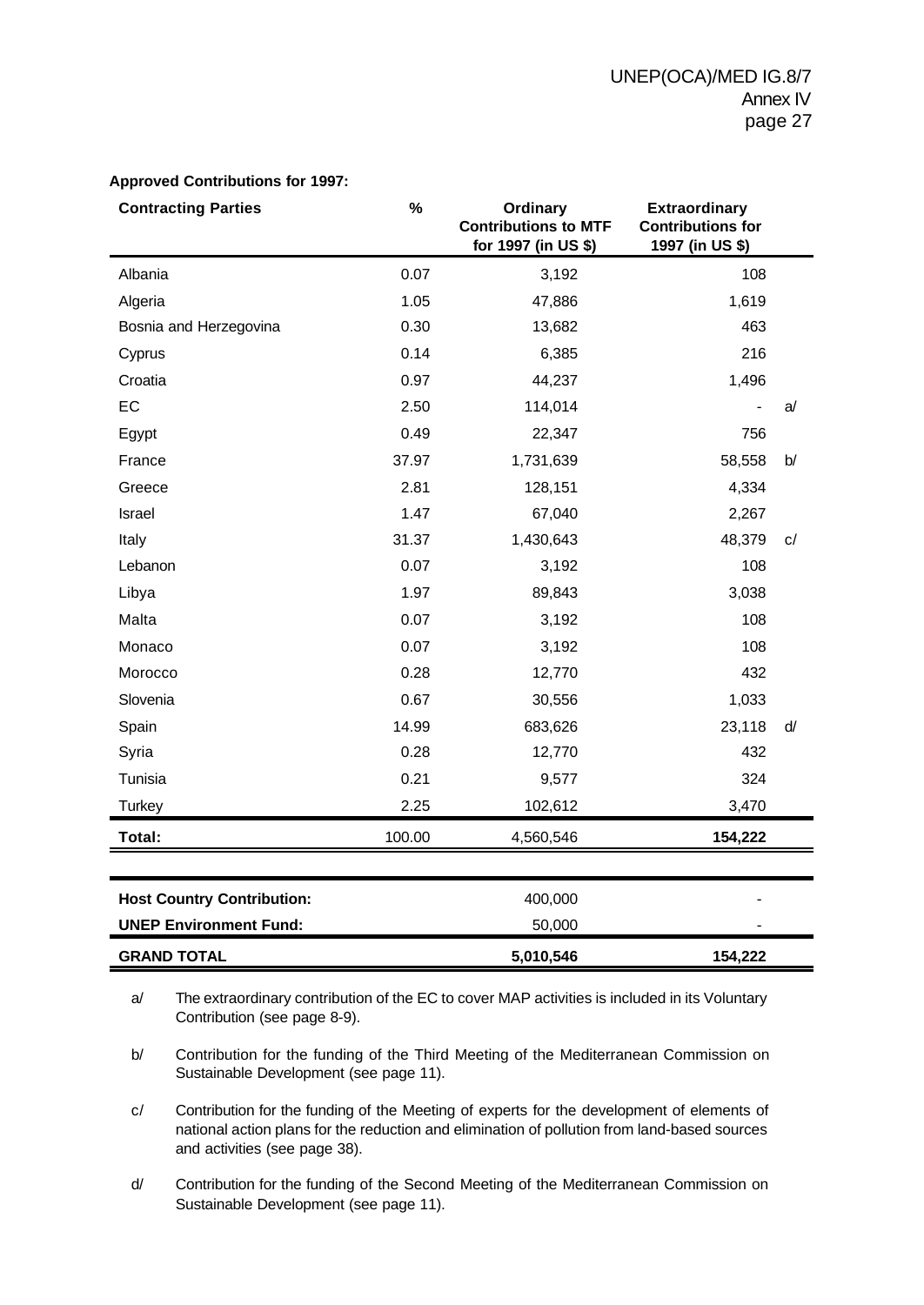**Approved Contributions for 1997:**

| Contracting Parties | % | Ordinary Contributions to MTF for 1997 (in US $) | Extraordinary Contributions for 1997 (in US $) | |
|---|---|---|---|---|
| Albania | 0.07 | 3,192 | 108 | |
| Algeria | 1.05 | 47,886 | 1,619 | |
| Bosnia and Herzegovina | 0.30 | 13,682 | 463 | |
| Cyprus | 0.14 | 6,385 | 216 | |
| Croatia | 0.97 | 44,237 | 1,496 | |
| EC | 2.50 | 114,014 | - | a/ |
| Egypt | 0.49 | 22,347 | 756 | |
| France | 37.97 | 1,731,639 | 58,558 | b/ |
| Greece | 2.81 | 128,151 | 4,334 | |
| Israel | 1.47 | 67,040 | 2,267 | |
| Italy | 31.37 | 1,430,643 | 48,379 | c/ |
| Lebanon | 0.07 | 3,192 | 108 | |
| Libya | 1.97 | 89,843 | 3,038 | |
| Malta | 0.07 | 3,192 | 108 | |
| Monaco | 0.07 | 3,192 | 108 | |
| Morocco | 0.28 | 12,770 | 432 | |
| Slovenia | 0.67 | 30,556 | 1,033 | |
| Spain | 14.99 | 683,626 | 23,118 | d/ |
| Syria | 0.28 | 12,770 | 432 | |
| Tunisia | 0.21 | 9,577 | 324 | |
| Turkey | 2.25 | 102,612 | 3,470 | |
| **Total:** | 100.00 | 4,560,546 | **154,222** | |
| **Host Country Contribution:** | | 400,000 | - | |
| **UNEP Environment Fund:** | | 50,000 | - | |
| **GRAND TOTAL** | | **5,010,546** | **154,222** | |

a/ The extraordinary contribution of the EC to cover MAP activities is included in its Voluntary Contribution (see page 8-9).

b/ Contribution for the funding of the Third Meeting of the Mediterranean Commission on Sustainable Development (see page 11).

c/ Contribution for the funding of the Meeting of experts for the development of elements of national action plans for the reduction and elimination of pollution from land-based sources and activities (see page 38).

d/ Contribution for the funding of the Second Meeting of the Mediterranean Commission on Sustainable Development (see page 11).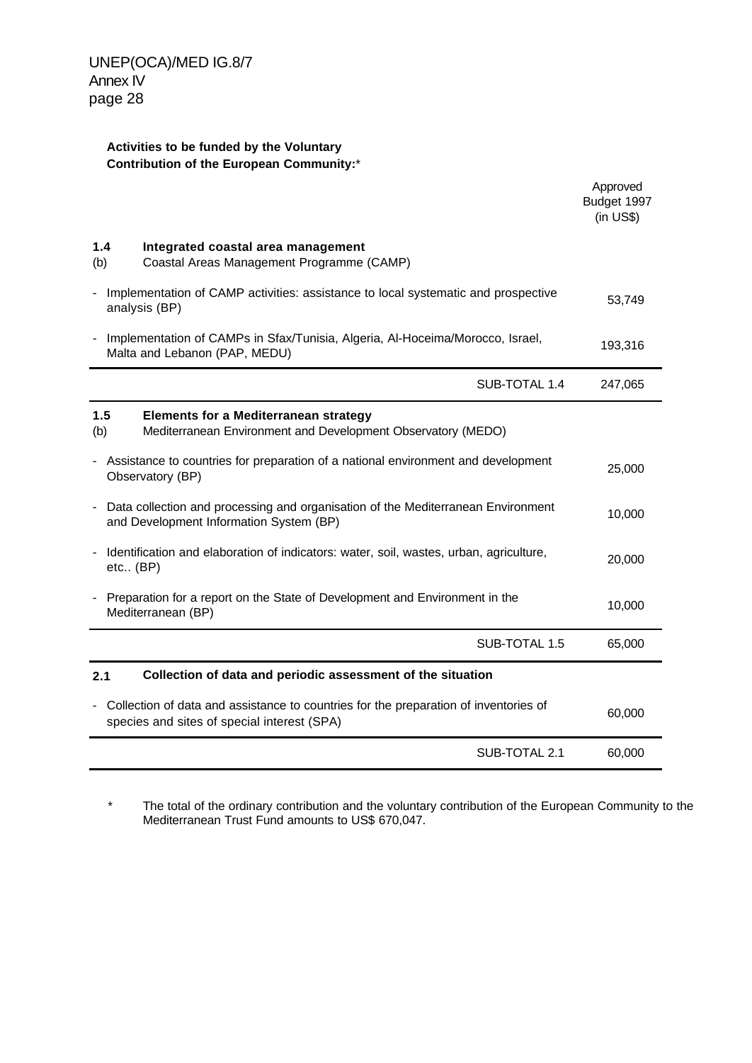**Activities to be funded by the Voluntary Contribution of the European Community:***

| | | Approved Budget 1997 (in US$) |
|---|---|---|
| **1.4** (b) | **Integrated coastal area management** Coastal Areas Management Programme (CAMP) | |
| - | Implementation of CAMP activities: assistance to local systematic and prospective analysis (BP) | 53,749 |
| - | Implementation of CAMPs in Sfax/Tunisia, Algeria, Al-Hoceima/Morocco, Israel, Malta and Lebanon (PAP, MEDU) | 193,316 |
| | SUB-TOTAL 1.4 | 247,065 |
| **1.5** (b) | **Elements for a Mediterranean strategy** Mediterranean Environment and Development Observatory (MEDO) | |
| - | Assistance to countries for preparation of a national environment and development Observatory (BP) | 25,000 |
| - | Data collection and processing and organisation of the Mediterranean Environment and Development Information System (BP) | 10,000 |
| - | Identification and elaboration of indicators: water, soil, wastes, urban, agriculture, etc.. (BP) | 20,000 |
| - | Preparation for a report on the State of Development and Environment in the Mediterranean (BP) | 10,000 |
| | SUB-TOTAL 1.5 | 65,000 |
| **2.1** | **Collection of data and periodic assessment of the situation** | |
| - | Collection of data and assistance to countries for the preparation of inventories of species and sites of special interest (SPA) | 60,000 |
| | SUB-TOTAL 2.1 | 60,000 |

\* The total of the ordinary contribution and the voluntary contribution of the European Community to the Mediterranean Trust Fund amounts to US$ 670,047.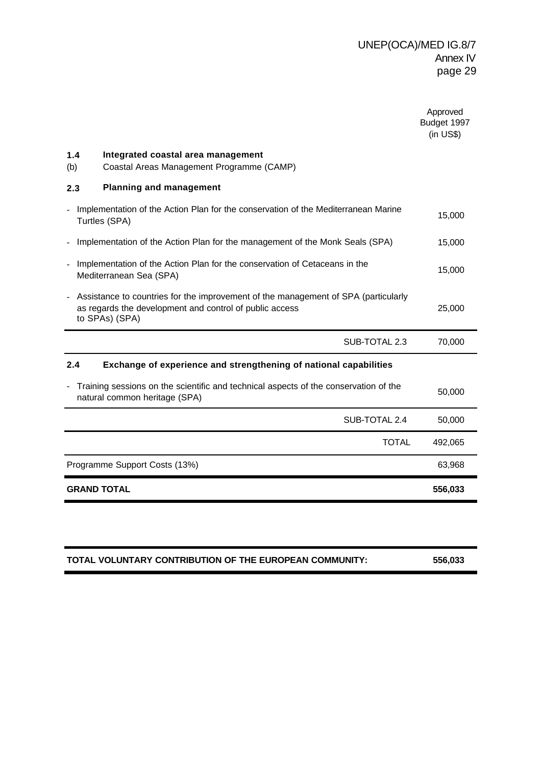| | Approved Budget 1997 (in US$) |
|---|---|
| **1.4 Integrated coastal area management** | |
| (b) Coastal Areas Management Programme (CAMP) | |
| **2.3 Planning and management** | |
| - Implementation of the Action Plan for the conservation of the Mediterranean Marine Turtles (SPA) | 15,000 |
| - Implementation of the Action Plan for the management of the Monk Seals (SPA) | 15,000 |
| - Implementation of the Action Plan for the conservation of Cetaceans in the Mediterranean Sea (SPA) | 15,000 |
| - Assistance to countries for the improvement of the management of SPA (particularly as regards the development and control of public access to SPAs) (SPA) | 25,000 |
| SUB-TOTAL 2.3 | 70,000 |
| **2.4 Exchange of experience and strengthening of national capabilities** | |
| - Training sessions on the scientific and technical aspects of the conservation of the natural common heritage (SPA) | 50,000 |
| SUB-TOTAL 2.4 | 50,000 |
| TOTAL | 492,065 |
| Programme Support Costs (13%) | 63,968 |
| **GRAND TOTAL** | **556,033** |

| | |
|---|---|
| **TOTAL VOLUNTARY CONTRIBUTION OF THE EUROPEAN COMMUNITY:** | **556,033** |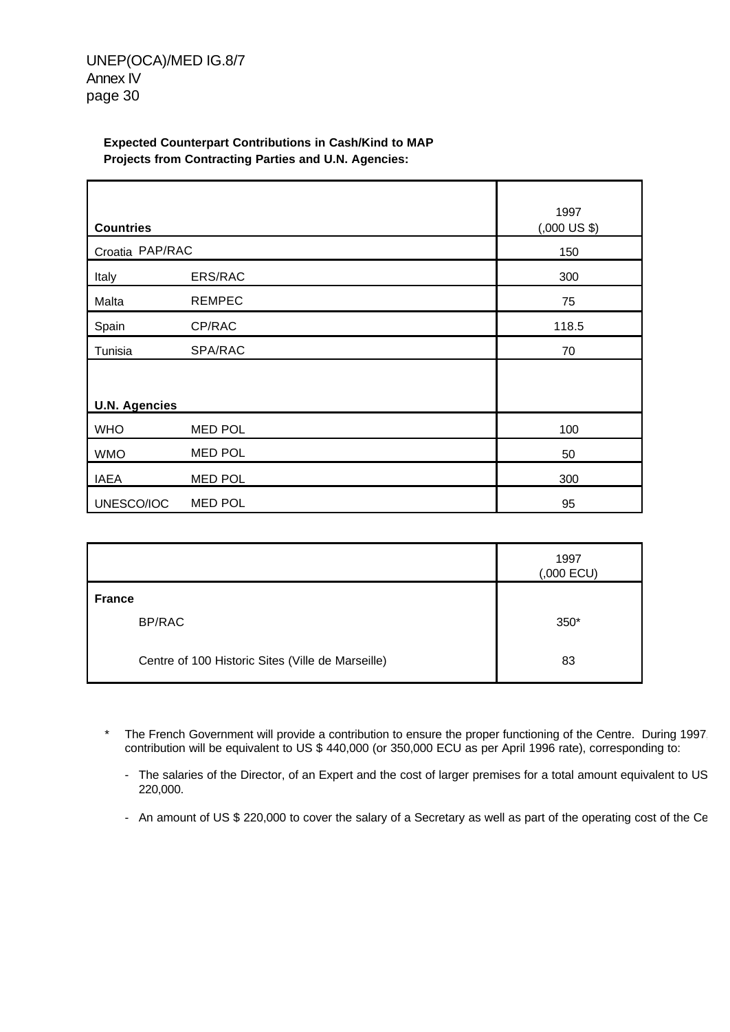**Expected Counterpart Contributions in Cash/Kind to MAP Projects from Contracting Parties and U.N. Agencies:**

| **Countries** | | 1997 (,000 US $) |
|---|---|---|
| Croatia | PAP/RAC | 150 |
| Italy | ERS/RAC | 300 |
| Malta | REMPEC | 75 |
| Spain | CP/RAC | 118.5 |
| Tunisia | SPA/RAC | 70 |
| **U.N. Agencies** | | |
| WHO | MED POL | 100 |
| WMO | MED POL | 50 |
| IAEA | MED POL | 300 |
| UNESCO/IOC | MED POL | 95 |

| | 1997 (,000 ECU) |
|---|---|
| **France** | |
| BP/RAC | 350* |
| Centre of 100 Historic Sites (Ville de Marseille) | 83 |

\* The French Government will provide a contribution to ensure the proper functioning of the Centre. During 1997, contribution will be equivalent to US $ 440,000 (or 350,000 ECU as per April 1996 rate), corresponding to:

- The salaries of the Director, of an Expert and the cost of larger premises for a total amount equivalent to US 220,000.
- An amount of US $ 220,000 to cover the salary of a Secretary as well as part of the operating cost of the Ce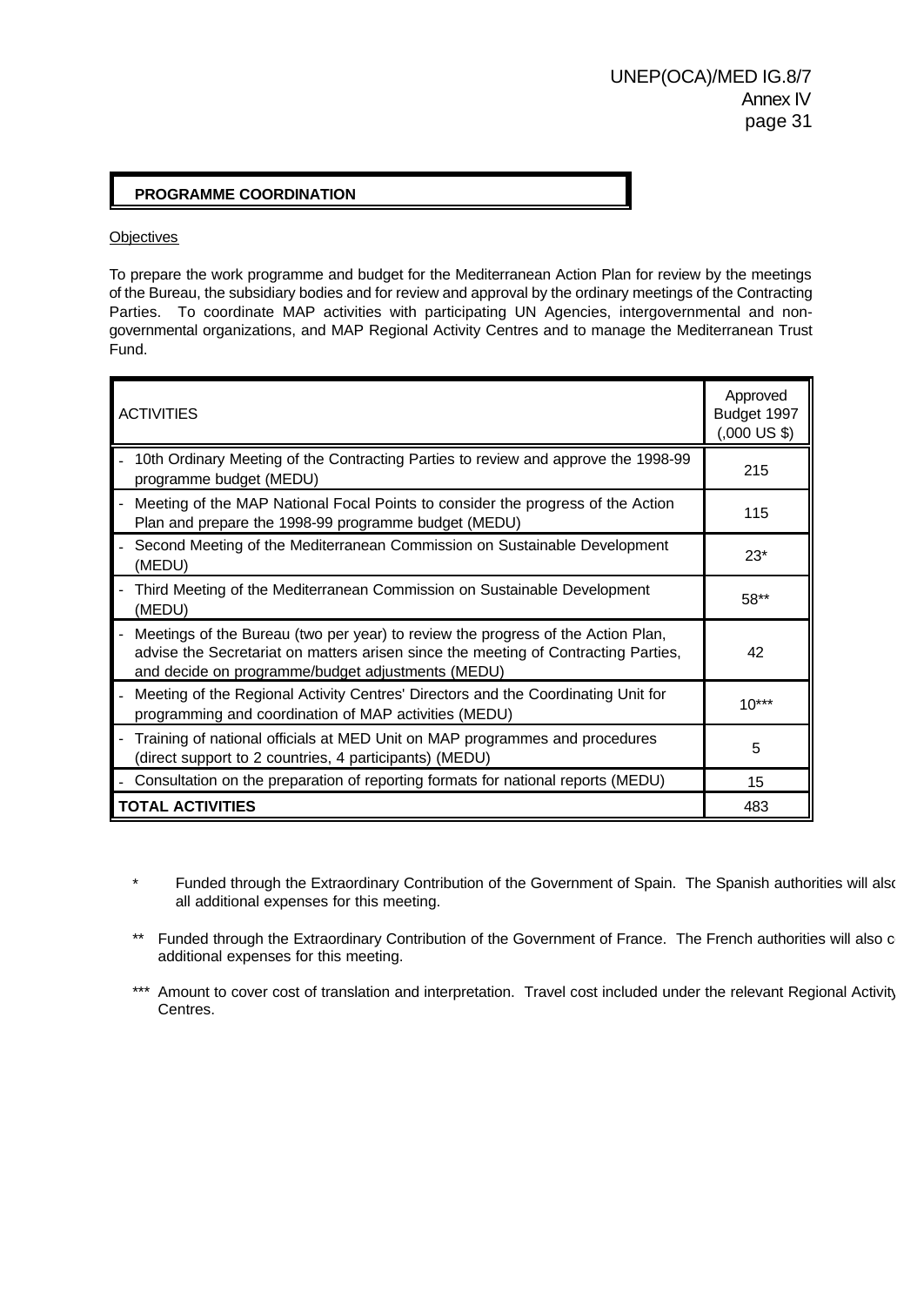## PROGRAMME COORDINATION

Objectives

To prepare the work programme and budget for the Mediterranean Action Plan for review by the meetings of the Bureau, the subsidiary bodies and for review and approval by the ordinary meetings of the Contracting Parties. To coordinate MAP activities with participating UN Agencies, intergovernmental and non-governmental organizations, and MAP Regional Activity Centres and to manage the Mediterranean Trust Fund.

| ACTIVITIES | Approved Budget 1997 (,000 US $) |
|---|---|
| - 10th Ordinary Meeting of the Contracting Parties to review and approve the 1998-99 programme budget (MEDU) | 215 |
| - Meeting of the MAP National Focal Points to consider the progress of the Action Plan and prepare the 1998-99 programme budget (MEDU) | 115 |
| - Second Meeting of the Mediterranean Commission on Sustainable Development (MEDU) | 23* |
| - Third Meeting of the Mediterranean Commission on Sustainable Development (MEDU) | 58** |
| - Meetings of the Bureau (two per year) to review the progress of the Action Plan, advise the Secretariat on matters arisen since the meeting of Contracting Parties, and decide on programme/budget adjustments (MEDU) | 42 |
| - Meeting of the Regional Activity Centres' Directors and the Coordinating Unit for programming and coordination of MAP activities (MEDU) | 10*** |
| - Training of national officials at MED Unit on MAP programmes and procedures (direct support to 2 countries, 4 participants) (MEDU) | 5 |
| - Consultation on the preparation of reporting formats for national reports (MEDU) | 15 |
| **TOTAL ACTIVITIES** | 483 |

\* Funded through the Extraordinary Contribution of the Government of Spain. The Spanish authorities will also all additional expenses for this meeting.

\** Funded through the Extraordinary Contribution of the Government of France. The French authorities will also c additional expenses for this meeting.

\*** Amount to cover cost of translation and interpretation. Travel cost included under the relevant Regional Activity Centres.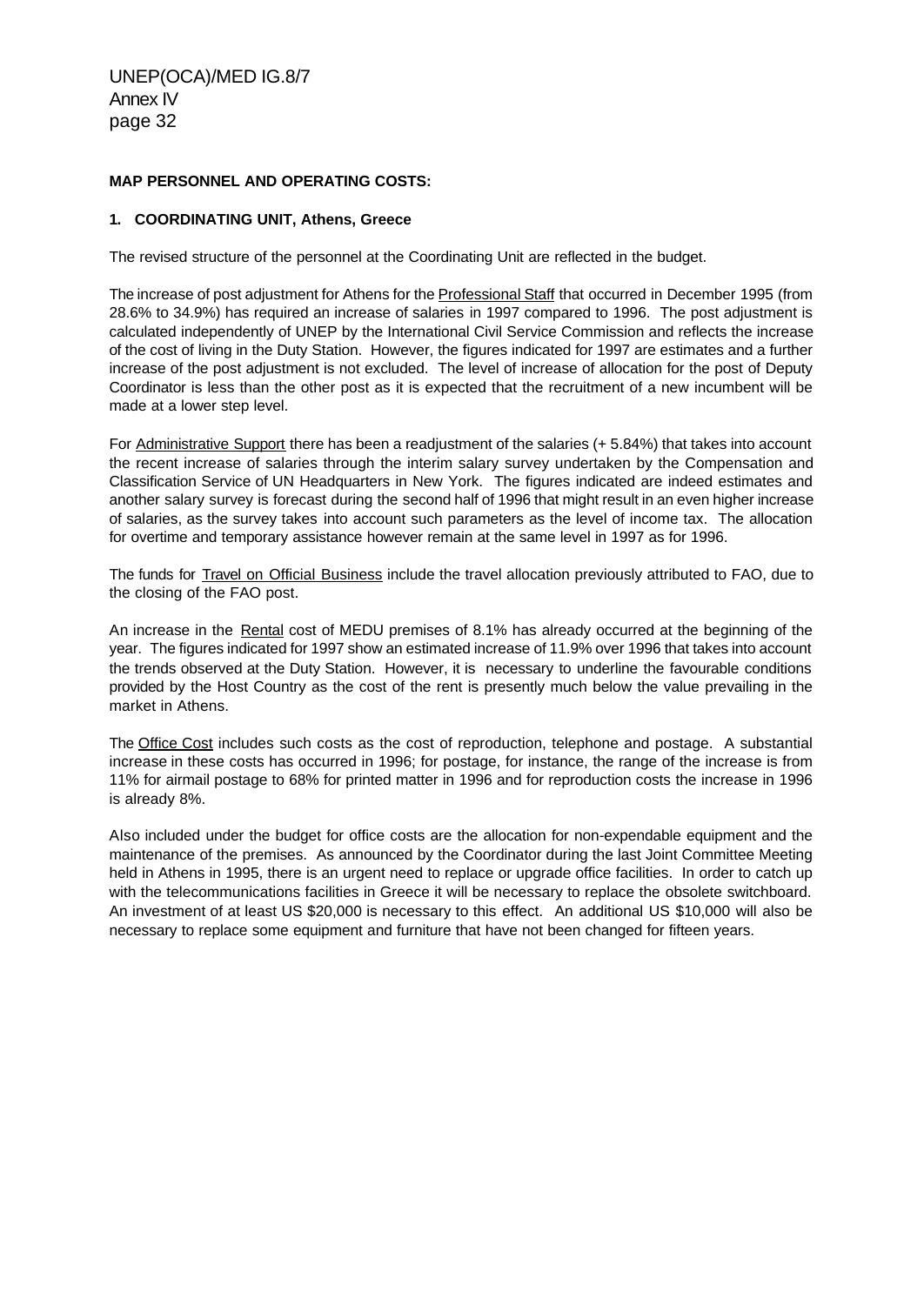**MAP PERSONNEL AND OPERATING COSTS:**

**1. COORDINATING UNIT, Athens, Greece**

The revised structure of the personnel at the Coordinating Unit are reflected in the budget.

The increase of post adjustment for Athens for the Professional Staff that occurred in December 1995 (from 28.6% to 34.9%) has required an increase of salaries in 1997 compared to 1996. The post adjustment is calculated independently of UNEP by the International Civil Service Commission and reflects the increase of the cost of living in the Duty Station. However, the figures indicated for 1997 are estimates and a further increase of the post adjustment is not excluded. The level of increase of allocation for the post of Deputy Coordinator is less than the other post as it is expected that the recruitment of a new incumbent will be made at a lower step level.

For Administrative Support there has been a readjustment of the salaries (+ 5.84%) that takes into account the recent increase of salaries through the interim salary survey undertaken by the Compensation and Classification Service of UN Headquarters in New York. The figures indicated are indeed estimates and another salary survey is forecast during the second half of 1996 that might result in an even higher increase of salaries, as the survey takes into account such parameters as the level of income tax. The allocation for overtime and temporary assistance however remain at the same level in 1997 as for 1996.

The funds for Travel on Official Business include the travel allocation previously attributed to FAO, due to the closing of the FAO post.

An increase in the Rental cost of MEDU premises of 8.1% has already occurred at the beginning of the year. The figures indicated for 1997 show an estimated increase of 11.9% over 1996 that takes into account the trends observed at the Duty Station. However, it is necessary to underline the favourable conditions provided by the Host Country as the cost of the rent is presently much below the value prevailing in the market in Athens.

The Office Cost includes such costs as the cost of reproduction, telephone and postage. A substantial increase in these costs has occurred in 1996; for postage, for instance, the range of the increase is from 11% for airmail postage to 68% for printed matter in 1996 and for reproduction costs the increase in 1996 is already 8%.

Also included under the budget for office costs are the allocation for non-expendable equipment and the maintenance of the premises. As announced by the Coordinator during the last Joint Committee Meeting held in Athens in 1995, there is an urgent need to replace or upgrade office facilities. In order to catch up with the telecommunications facilities in Greece it will be necessary to replace the obsolete switchboard. An investment of at least US $20,000 is necessary to this effect. An additional US $10,000 will also be necessary to replace some equipment and furniture that have not been changed for fifteen years.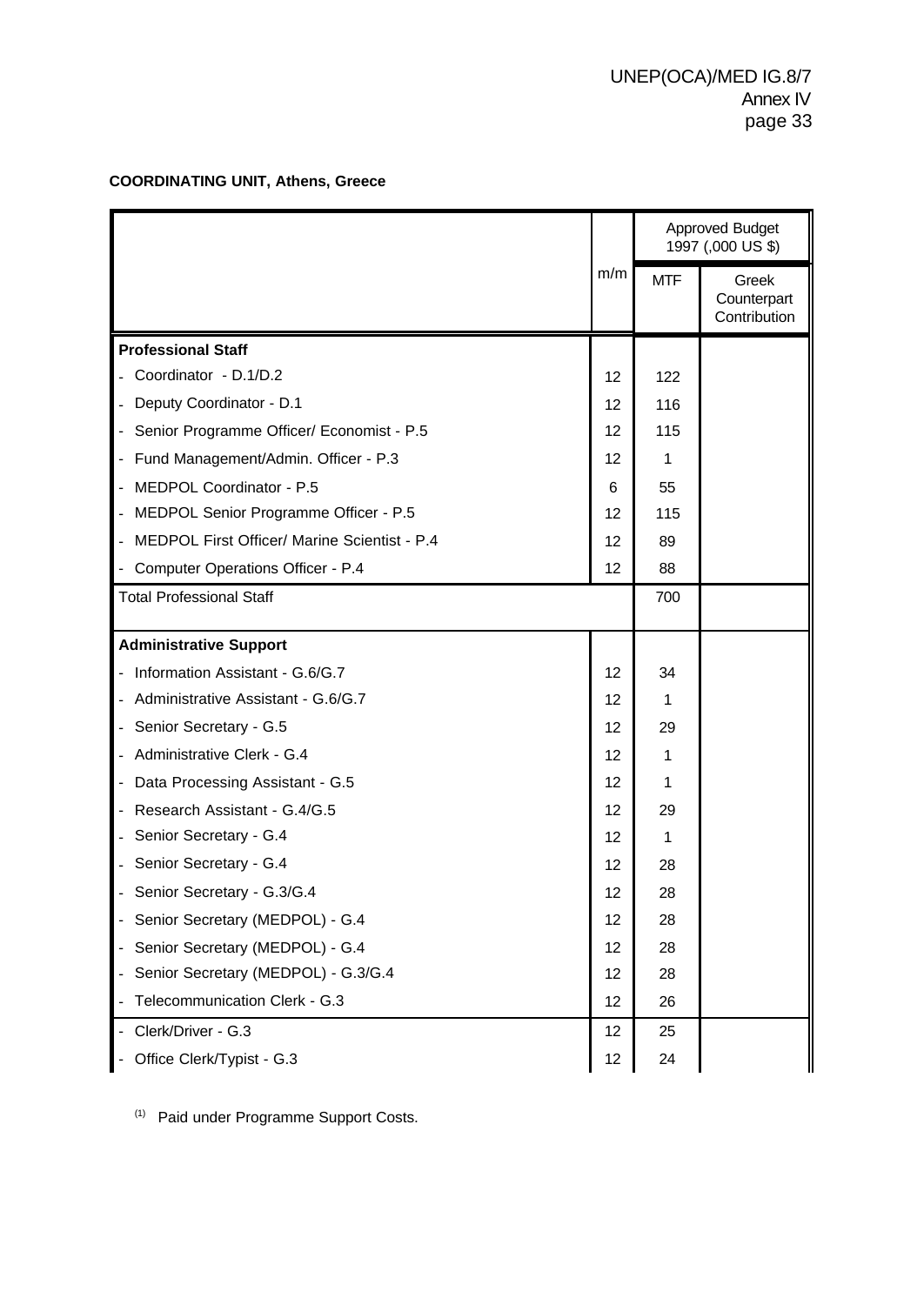**COORDINATING UNIT, Athens, Greece**

| | m/m | Approved Budget 1997 (,000 US $) | |
|---|---|---|---|
| | | MTF | Greek Counterpart Contribution |
| **Professional Staff** | | | |
| - Coordinator - D.1/D.2 | 12 | 122 | |
| - Deputy Coordinator - D.1 | 12 | 116 | |
| - Senior Programme Officer/ Economist - P.5 | 12 | 115 | |
| - Fund Management/Admin. Officer - P.3 | 12 | 1 | |
| - MEDPOL Coordinator - P.5 | 6 | 55 | |
| - MEDPOL Senior Programme Officer - P.5 | 12 | 115 | |
| - MEDPOL First Officer/ Marine Scientist - P.4 | 12 | 89 | |
| - Computer Operations Officer - P.4 | 12 | 88 | |
| Total Professional Staff | | 700 | |
| **Administrative Support** | | | |
| - Information Assistant - G.6/G.7 | 12 | 34 | |
| - Administrative Assistant - G.6/G.7 | 12 | 1 | |
| - Senior Secretary - G.5 | 12 | 29 | |
| - Administrative Clerk - G.4 | 12 | 1 | |
| - Data Processing Assistant - G.5 | 12 | 1 | |
| - Research Assistant - G.4/G.5 | 12 | 29 | |
| - Senior Secretary - G.4 | 12 | 1 | |
| - Senior Secretary - G.4 | 12 | 28 | |
| - Senior Secretary - G.3/G.4 | 12 | 28 | |
| - Senior Secretary (MEDPOL) - G.4 | 12 | 28 | |
| - Senior Secretary (MEDPOL) - G.4 | 12 | 28 | |
| - Senior Secretary (MEDPOL) - G.3/G.4 | 12 | 28 | |
| - Telecommunication Clerk - G.3 | 12 | 26 | |
| - Clerk/Driver - G.3 | 12 | 25 | |
| - Office Clerk/Typist - G.3 | 12 | 24 | |

(1) Paid under Programme Support Costs.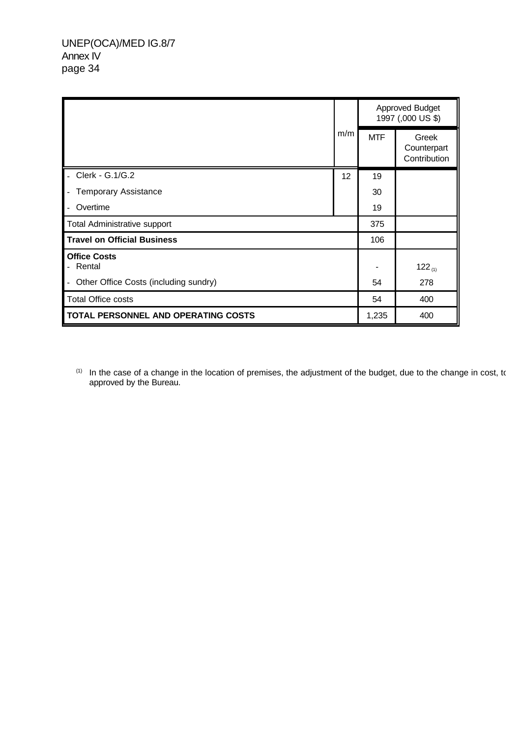| | m/m | Approved Budget 1997 (,000 US $) | |
|---|---|---|---|
| | | MTF | Greek Counterpart Contribution |
| - Clerk - G.1/G.2 | 12 | 19 | |
| - Temporary Assistance | | 30 | |
| - Overtime | | 19 | |
| Total Administrative support | | 375 | |
| **Travel on Official Business** | | 106 | |
| **Office Costs** - Rental | | - | 122 [(1)] |
| - Other Office Costs (including sundry) | | 54 | 278 |
| Total Office costs | | 54 | 400 |
| **TOTAL PERSONNEL AND OPERATING COSTS** | | 1,235 | 400 |

[(1)] In the case of a change in the location of premises, the adjustment of the budget, due to the change in cost, to approved by the Bureau.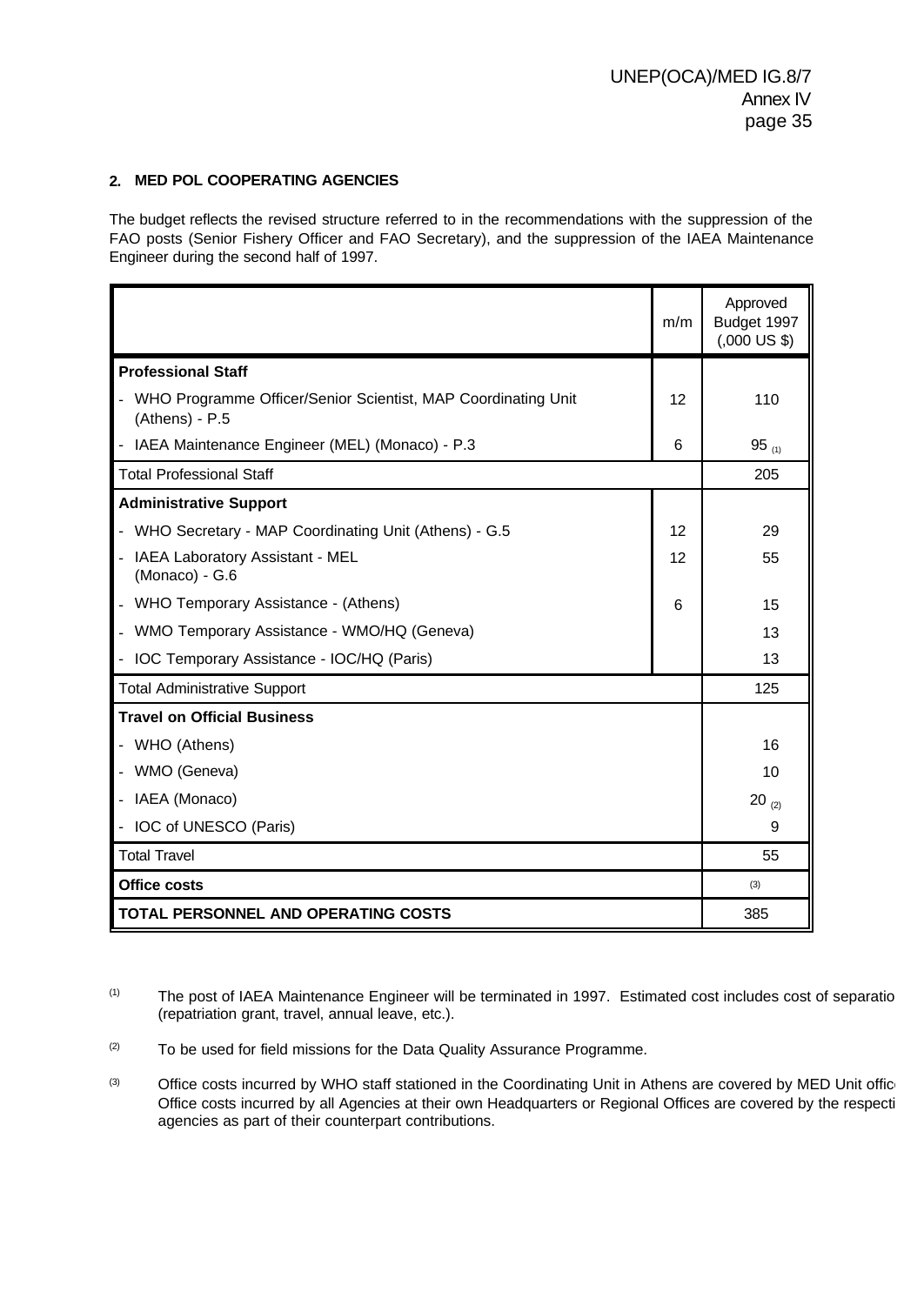## 2. MED POL COOPERATING AGENCIES

The budget reflects the revised structure referred to in the recommendations with the suppression of the FAO posts (Senior Fishery Officer and FAO Secretary), and the suppression of the IAEA Maintenance Engineer during the second half of 1997.

| | m/m | Approved Budget 1997 (,000 US $) |
|---|---|---|
| **Professional Staff** | | |
| - WHO Programme Officer/Senior Scientist, MAP Coordinating Unit (Athens) - P.5 | 12 | 110 |
| - IAEA Maintenance Engineer (MEL) (Monaco) - P.3 | 6 | 95 (1) |
| Total Professional Staff | | 205 |
| **Administrative Support** | | |
| - WHO Secretary - MAP Coordinating Unit (Athens) - G.5 | 12 | 29 |
| - IAEA Laboratory Assistant - MEL (Monaco) - G.6 | 12 | 55 |
| - WHO Temporary Assistance - (Athens) | 6 | 15 |
| - WMO Temporary Assistance - WMO/HQ (Geneva) | | 13 |
| - IOC Temporary Assistance - IOC/HQ (Paris) | | 13 |
| Total Administrative Support | | 125 |
| **Travel on Official Business** | | |
| - WHO (Athens) | | 16 |
| - WMO (Geneva) | | 10 |
| - IAEA (Monaco) | | 20 (2) |
| - IOC of UNESCO (Paris) | | 9 |
| Total Travel | | 55 |
| **Office costs** | | (3) |
| **TOTAL PERSONNEL AND OPERATING COSTS** | | 385 |

(1) The post of IAEA Maintenance Engineer will be terminated in 1997. Estimated cost includes cost of separatio (repatriation grant, travel, annual leave, etc.).

(2) To be used for field missions for the Data Quality Assurance Programme.

(3) Office costs incurred by WHO staff stationed in the Coordinating Unit in Athens are covered by MED Unit offic Office costs incurred by all Agencies at their own Headquarters or Regional Offices are covered by the respecti agencies as part of their counterpart contributions.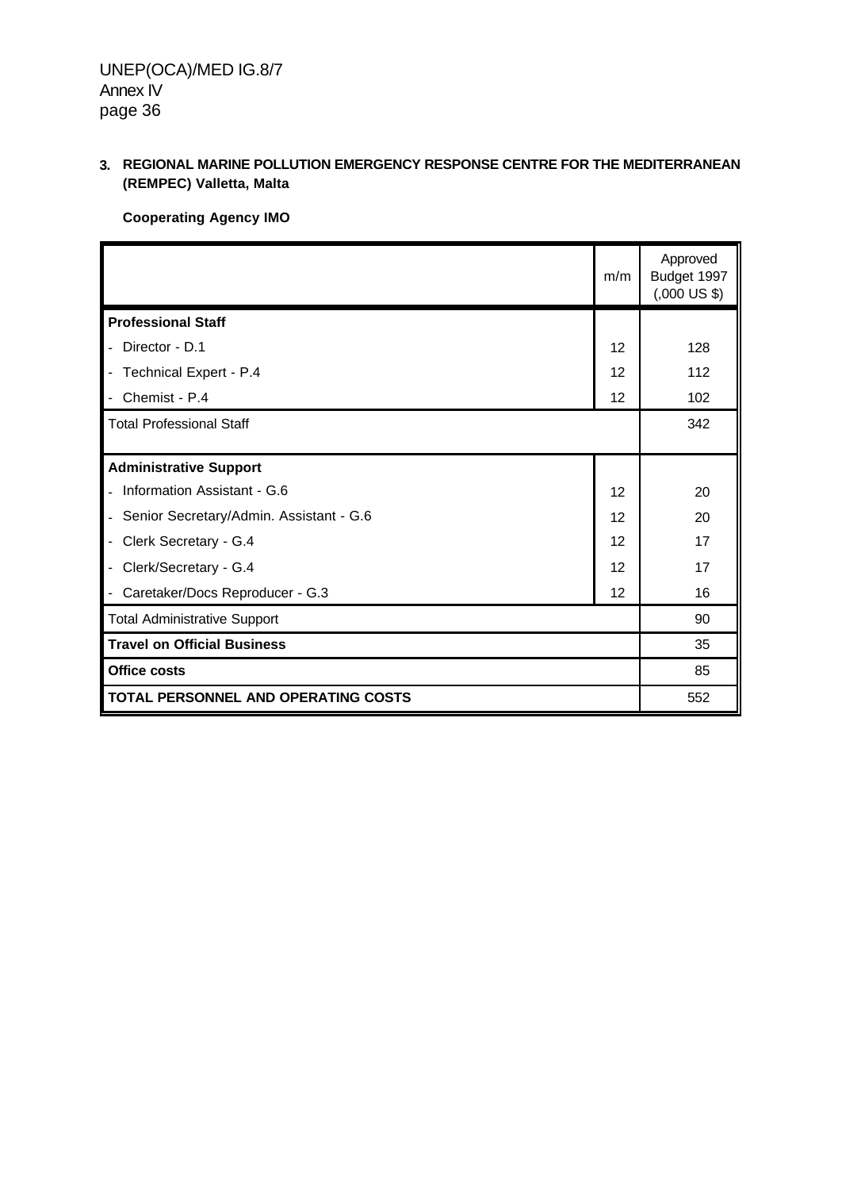### 3. REGIONAL MARINE POLLUTION EMERGENCY RESPONSE CENTRE FOR THE MEDITERRANEAN (REMPEC) Valletta, Malta

**Cooperating Agency IMO**

| | m/m | Approved Budget 1997 (,000 US $) |
|---|---|---|
| **Professional Staff** | | |
| - Director - D.1 | 12 | 128 |
| - Technical Expert - P.4 | 12 | 112 |
| - Chemist - P.4 | 12 | 102 |
| Total Professional Staff | | 342 |
| **Administrative Support** | | |
| - Information Assistant - G.6 | 12 | 20 |
| - Senior Secretary/Admin. Assistant - G.6 | 12 | 20 |
| - Clerk Secretary - G.4 | 12 | 17 |
| - Clerk/Secretary - G.4 | 12 | 17 |
| - Caretaker/Docs Reproducer - G.3 | 12 | 16 |
| Total Administrative Support | | 90 |
| **Travel on Official Business** | | 35 |
| **Office costs** | | 85 |
| **TOTAL PERSONNEL AND OPERATING COSTS** | | 552 |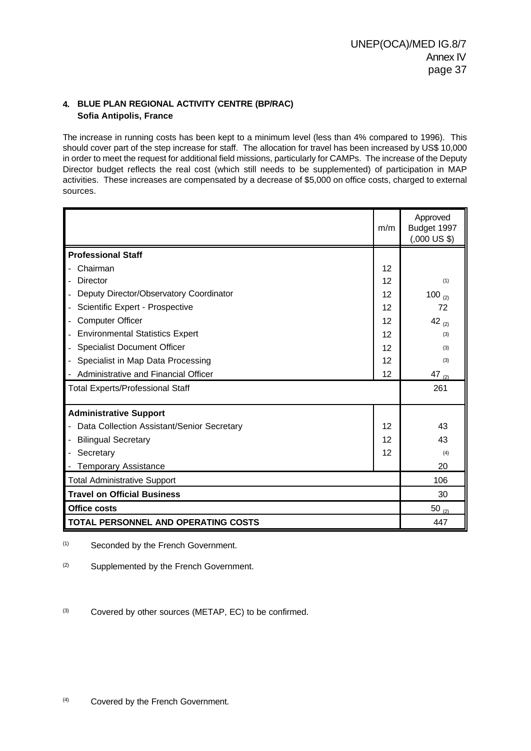## 4. BLUE PLAN REGIONAL ACTIVITY CENTRE (BP/RAC)
**Sofia Antipolis, France**

The increase in running costs has been kept to a minimum level (less than 4% compared to 1996). This should cover part of the step increase for staff. The allocation for travel has been increased by US$ 10,000 in order to meet the request for additional field missions, particularly for CAMPs. The increase of the Deputy Director budget reflects the real cost (which still needs to be supplemented) of participation in MAP activities. These increases are compensated by a decrease of $5,000 on office costs, charged to external sources.

| | m/m | Approved Budget 1997 (,000 US $) |
|---|---|---|
| **Professional Staff** | | |
| - Chairman | 12 | |
| - Director | 12 | (1) |
| - Deputy Director/Observatory Coordinator | 12 | 100 (2) |
| - Scientific Expert - Prospective | 12 | 72 |
| - Computer Officer | 12 | 42 (2) |
| - Environmental Statistics Expert | 12 | (3) |
| - Specialist Document Officer | 12 | (3) |
| - Specialist in Map Data Processing | 12 | (3) |
| - Administrative and Financial Officer | 12 | 47 (2) |
| Total Experts/Professional Staff | | 261 |
| **Administrative Support** | | |
| - Data Collection Assistant/Senior Secretary | 12 | 43 |
| - Bilingual Secretary | 12 | 43 |
| - Secretary | 12 | (4) |
| - Temporary Assistance | | 20 |
| Total Administrative Support | | 106 |
| **Travel on Official Business** | | 30 |
| **Office costs** | | 50 (2) |
| **TOTAL PERSONNEL AND OPERATING COSTS** | | 447 |

(1) Seconded by the French Government.

(2) Supplemented by the French Government.

(3) Covered by other sources (METAP, EC) to be confirmed.

(4) Covered by the French Government.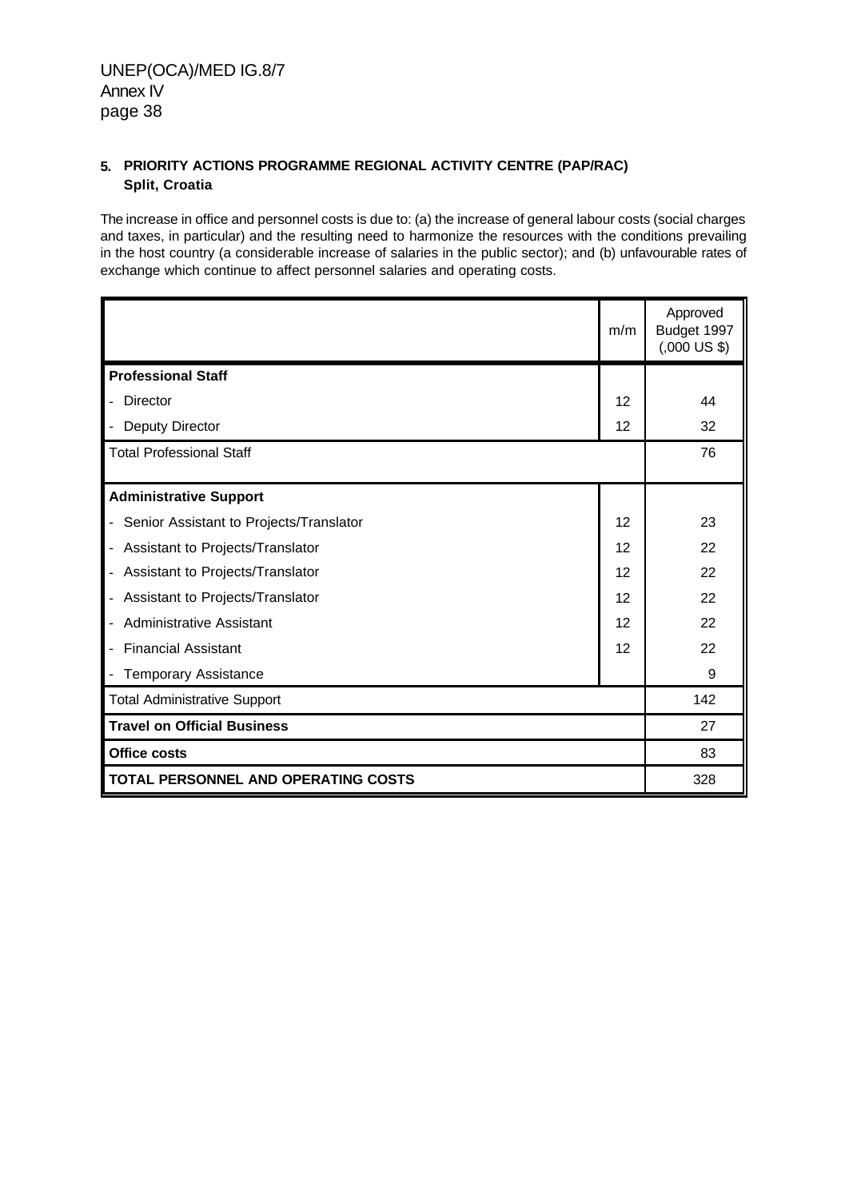## 5. PRIORITY ACTIONS PROGRAMME REGIONAL ACTIVITY CENTRE (PAP/RAC) Split, Croatia

The increase in office and personnel costs is due to: (a) the increase of general labour costs (social charges and taxes, in particular) and the resulting need to harmonize the resources with the conditions prevailing in the host country (a considerable increase of salaries in the public sector); and (b) unfavourable rates of exchange which continue to affect personnel salaries and operating costs.

| | m/m | Approved Budget 1997 (,000 US $) |
|---|---|---|
| **Professional Staff** | | |
| - Director | 12 | 44 |
| - Deputy Director | 12 | 32 |
| Total Professional Staff | | 76 |
| **Administrative Support** | | |
| - Senior Assistant to Projects/Translator | 12 | 23 |
| - Assistant to Projects/Translator | 12 | 22 |
| - Assistant to Projects/Translator | 12 | 22 |
| - Assistant to Projects/Translator | 12 | 22 |
| - Administrative Assistant | 12 | 22 |
| - Financial Assistant | 12 | 22 |
| - Temporary Assistance | | 9 |
| Total Administrative Support | | 142 |
| **Travel on Official Business** | | 27 |
| **Office costs** | | 83 |
| **TOTAL PERSONNEL AND OPERATING COSTS** | | 328 |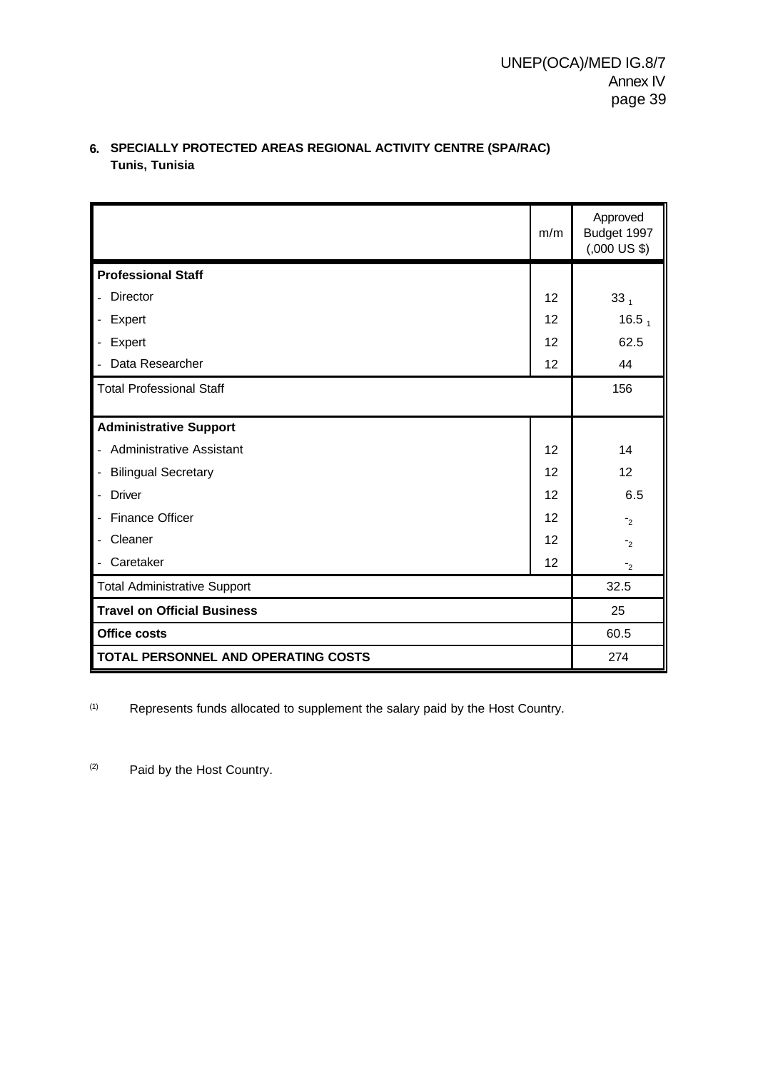## 6. SPECIALLY PROTECTED AREAS REGIONAL ACTIVITY CENTRE (SPA/RAC)
**Tunis, Tunisia**

| | m/m | Approved Budget 1997 (,000 US $) |
|---|---|---|
| **Professional Staff** | | |
| - Director | 12 | 33 [1] |
| - Expert | 12 | 16.5 [1] |
| - Expert | 12 | 62.5 |
| - Data Researcher | 12 | 44 |
| Total Professional Staff | | 156 |
| **Administrative Support** | | |
| - Administrative Assistant | 12 | 14 |
| - Bilingual Secretary | 12 | 12 |
| - Driver | 12 | 6.5 |
| - Finance Officer | 12 | - [2] |
| - Cleaner | 12 | - [2] |
| - Caretaker | 12 | - [2] |
| Total Administrative Support | | 32.5 |
| **Travel on Official Business** | | 25 |
| **Office costs** | | 60.5 |
| **TOTAL PERSONNEL AND OPERATING COSTS** | | 274 |

(1) Represents funds allocated to supplement the salary paid by the Host Country.

(2) Paid by the Host Country.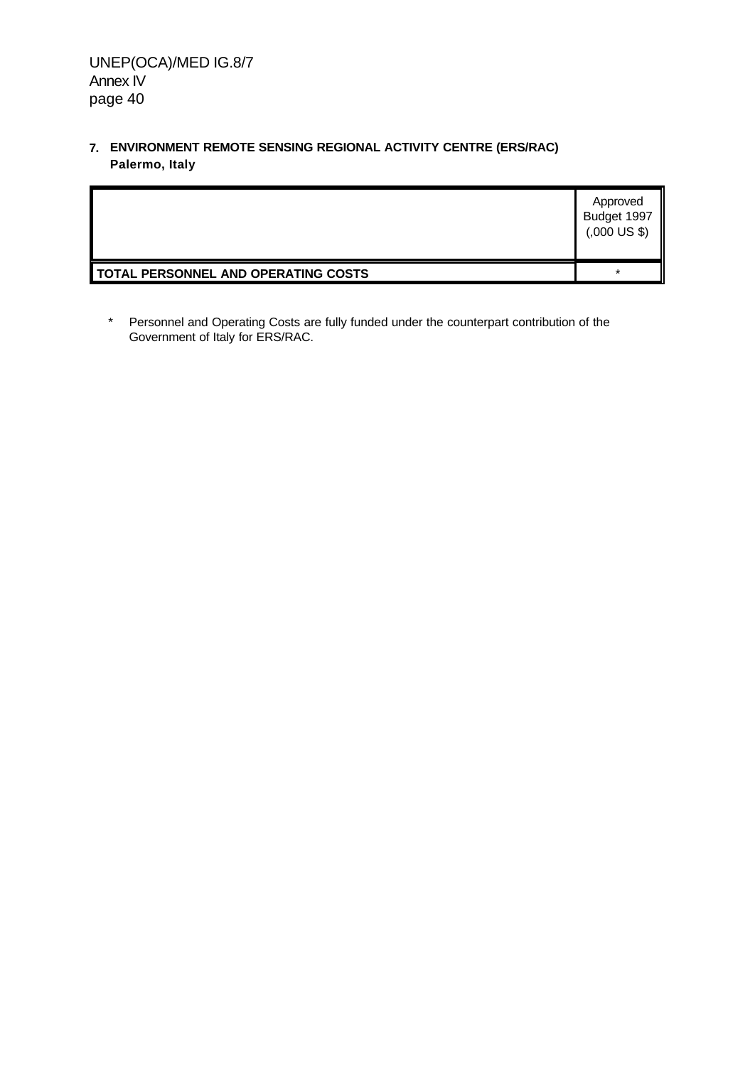## 7. ENVIRONMENT REMOTE SENSING REGIONAL ACTIVITY CENTRE (ERS/RAC) Palermo, Italy

| | Approved Budget 1997 (,000 US $) |
|---|---|
| **TOTAL PERSONNEL AND OPERATING COSTS** | * |

\* Personnel and Operating Costs are fully funded under the counterpart contribution of the Government of Italy for ERS/RAC.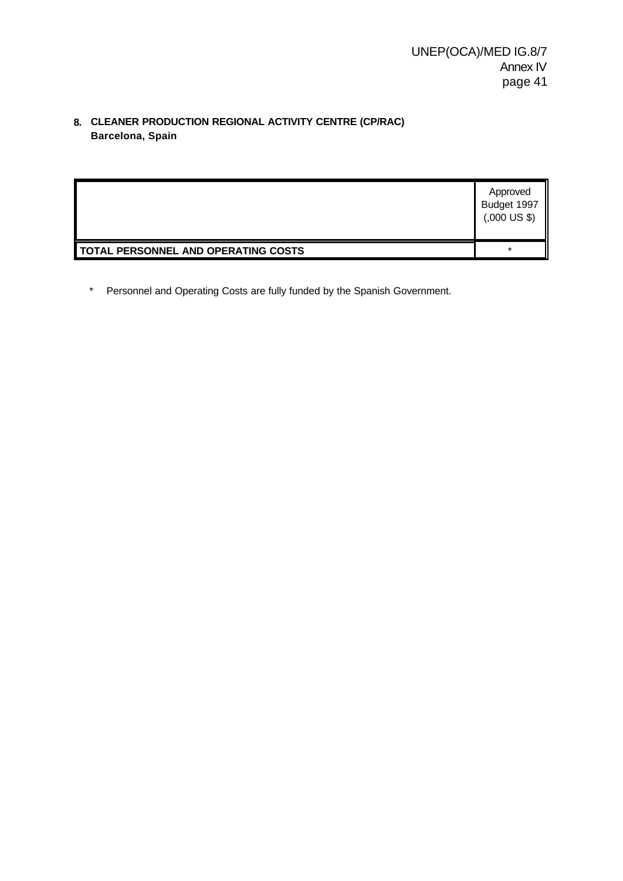## 8. CLEANER PRODUCTION REGIONAL ACTIVITY CENTRE (CP/RAC)
**Barcelona, Spain**

| | Approved Budget 1997 (,000 US $) |
|---|---|
| **TOTAL PERSONNEL AND OPERATING COSTS** | * |

\* Personnel and Operating Costs are fully funded by the Spanish Government.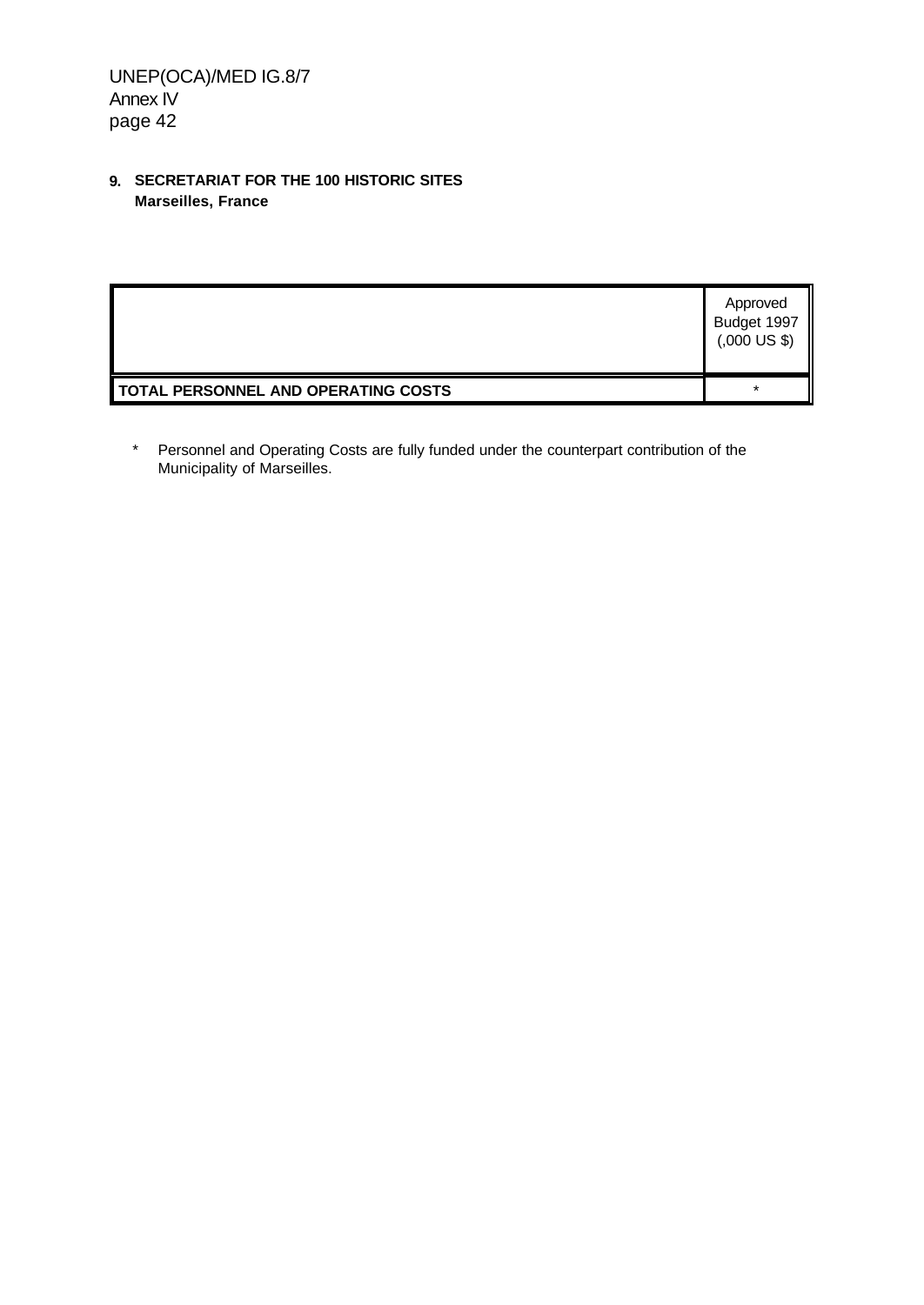**9. SECRETARIAT FOR THE 100 HISTORIC SITES**
**Marseilles, France**

| | Approved Budget 1997 (,000 US $) |
|---|---|
| **TOTAL PERSONNEL AND OPERATING COSTS** | * |

\* Personnel and Operating Costs are fully funded under the counterpart contribution of the Municipality of Marseilles.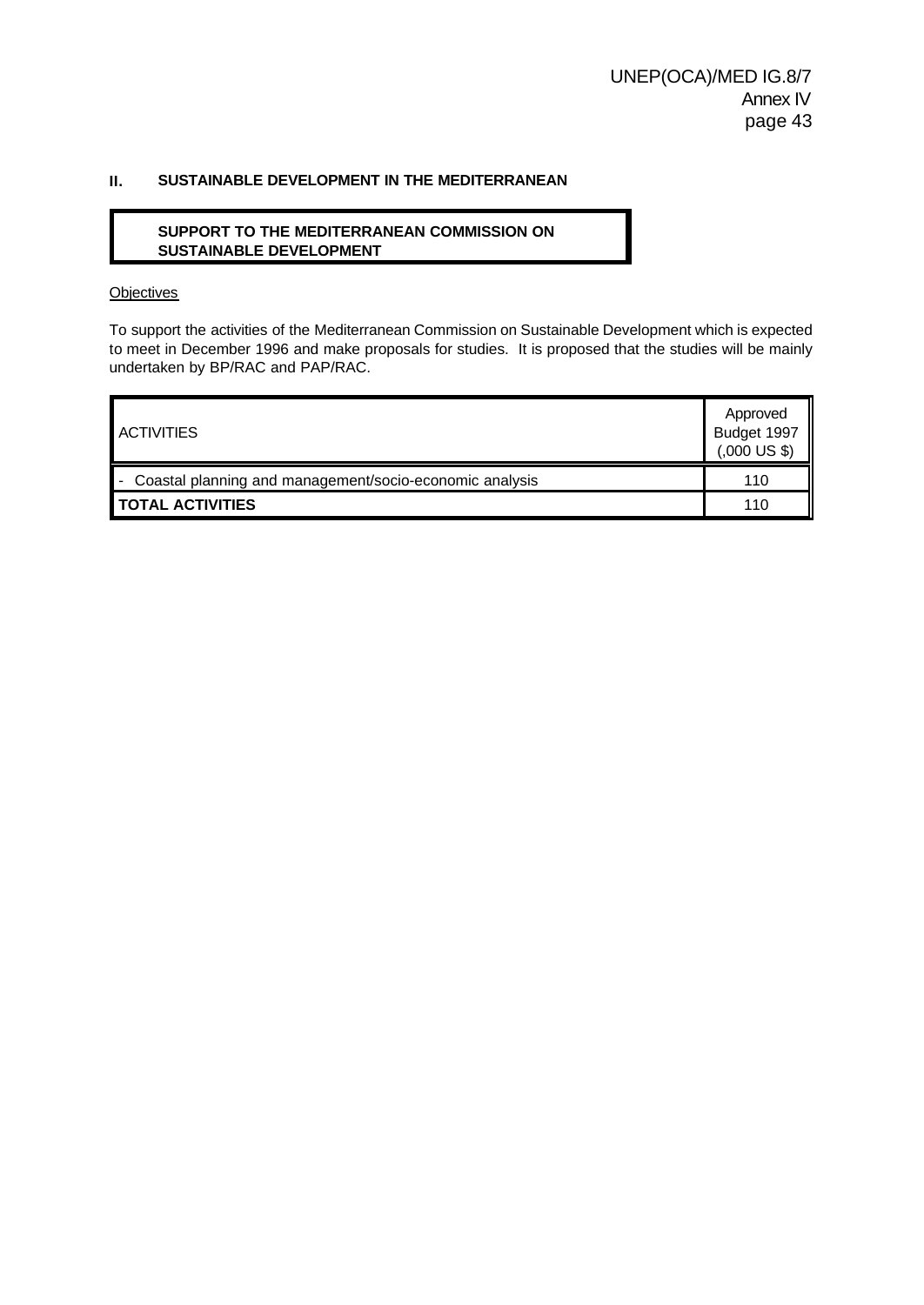## II. SUSTAINABLE DEVELOPMENT IN THE MEDITERRANEAN

### SUPPORT TO THE MEDITERRANEAN COMMISSION ON SUSTAINABLE DEVELOPMENT

Objectives

To support the activities of the Mediterranean Commission on Sustainable Development which is expected to meet in December 1996 and make proposals for studies. It is proposed that the studies will be mainly undertaken by BP/RAC and PAP/RAC.

| ACTIVITIES | Approved Budget 1997 (,000 US $) |
|---|---|
| - Coastal planning and management/socio-economic analysis | 110 |
| **TOTAL ACTIVITIES** | 110 |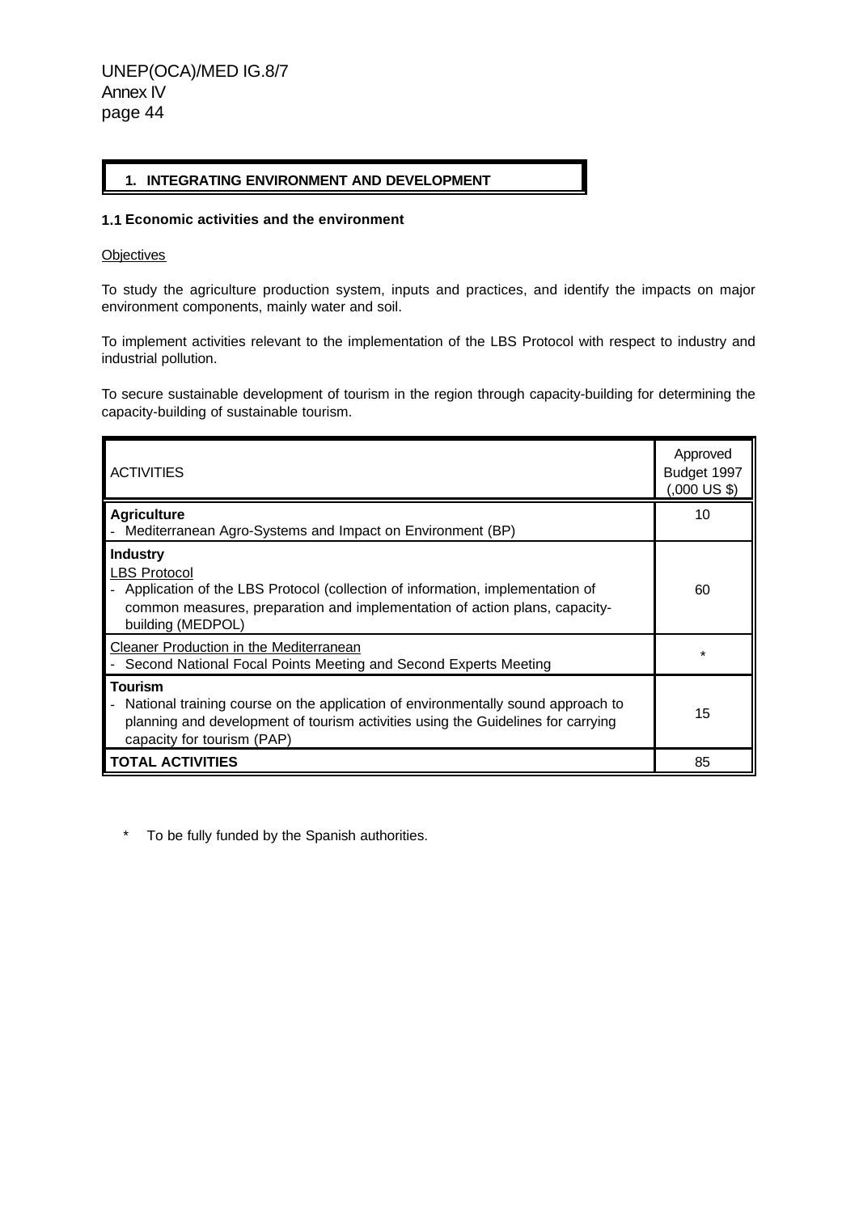## 1. INTEGRATING ENVIRONMENT AND DEVELOPMENT

### 1.1 Economic activities and the environment

Objectives

To study the agriculture production system, inputs and practices, and identify the impacts on major environment components, mainly water and soil.

To implement activities relevant to the implementation of the LBS Protocol with respect to industry and industrial pollution.

To secure sustainable development of tourism in the region through capacity-building for determining the capacity-building of sustainable tourism.

| ACTIVITIES | Approved Budget 1997 (,000 US $) |
|---|---|
| **Agriculture**<br>- Mediterranean Agro-Systems and Impact on Environment (BP) | 10 |
| **Industry**<br>LBS Protocol<br>- Application of the LBS Protocol (collection of information, implementation of common measures, preparation and implementation of action plans, capacity-building (MEDPOL) | 60 |
| Cleaner Production in the Mediterranean<br>- Second National Focal Points Meeting and Second Experts Meeting | * |
| **Tourism**<br>- National training course on the application of environmentally sound approach to planning and development of tourism activities using the Guidelines for carrying capacity for tourism (PAP) | 15 |
| **TOTAL ACTIVITIES** | 85 |

\* To be fully funded by the Spanish authorities.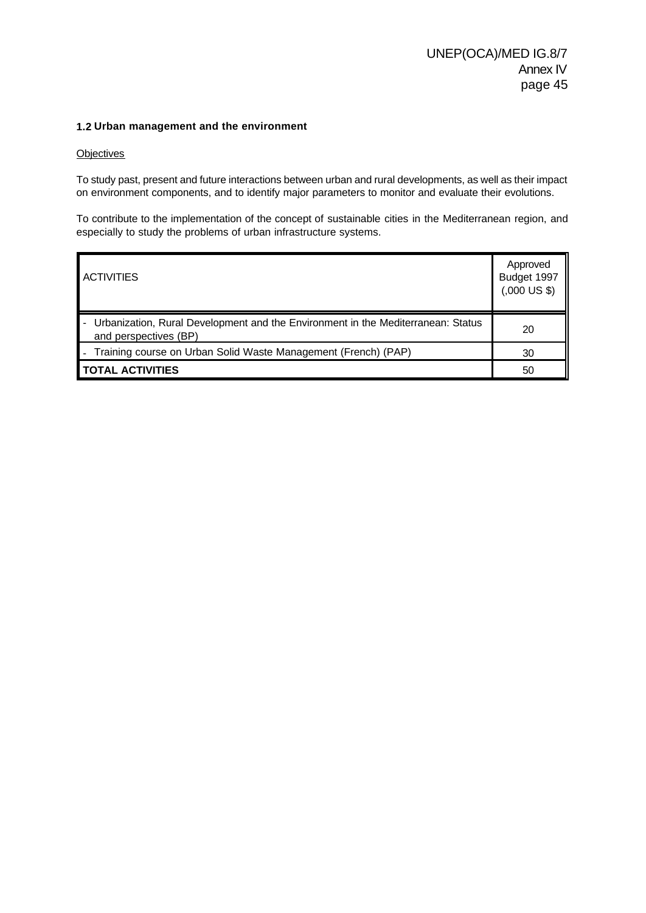### 1.2 Urban management and the environment

Objectives

To study past, present and future interactions between urban and rural developments, as well as their impact on environment components, and to identify major parameters to monitor and evaluate their evolutions.

To contribute to the implementation of the concept of sustainable cities in the Mediterranean region, and especially to study the problems of urban infrastructure systems.

| ACTIVITIES | Approved Budget 1997 (,000 US $) |
|---|---|
| - Urbanization, Rural Development and the Environment in the Mediterranean: Status and perspectives (BP) | 20 |
| - Training course on Urban Solid Waste Management (French) (PAP) | 30 |
| **TOTAL ACTIVITIES** | 50 |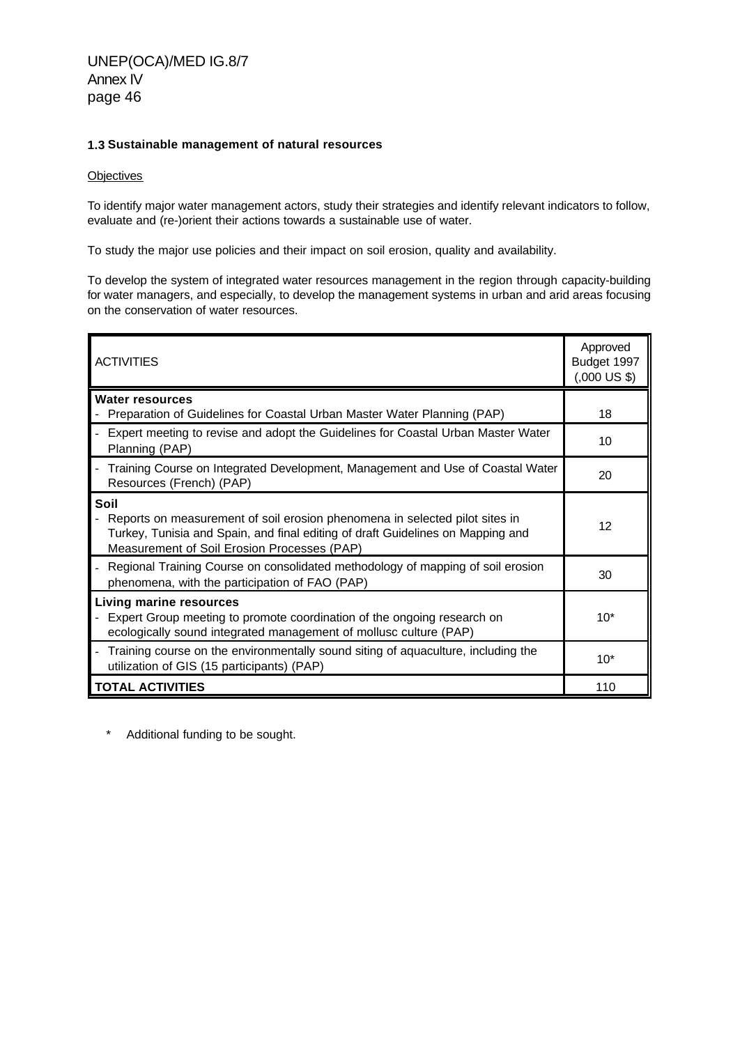### 1.3 Sustainable management of natural resources

Objectives

To identify major water management actors, study their strategies and identify relevant indicators to follow, evaluate and (re-)orient their actions towards a sustainable use of water.

To study the major use policies and their impact on soil erosion, quality and availability.

To develop the system of integrated water resources management in the region through capacity-building for water managers, and especially, to develop the management systems in urban and arid areas focusing on the conservation of water resources.

| ACTIVITIES | Approved Budget 1997 (,000 US $) |
|---|---|
| **Water resources**<br>- Preparation of Guidelines for Coastal Urban Master Water Planning (PAP) | 18 |
| - Expert meeting to revise and adopt the Guidelines for Coastal Urban Master Water Planning (PAP) | 10 |
| - Training Course on Integrated Development, Management and Use of Coastal Water Resources (French) (PAP) | 20 |
| **Soil**<br>- Reports on measurement of soil erosion phenomena in selected pilot sites in Turkey, Tunisia and Spain, and final editing of draft Guidelines on Mapping and Measurement of Soil Erosion Processes (PAP) | 12 |
| - Regional Training Course on consolidated methodology of mapping of soil erosion phenomena, with the participation of FAO (PAP) | 30 |
| **Living marine resources**<br>- Expert Group meeting to promote coordination of the ongoing research on ecologically sound integrated management of mollusc culture (PAP) | 10* |
| - Training course on the environmentally sound siting of aquaculture, including the utilization of GIS (15 participants) (PAP) | 10* |
| **TOTAL ACTIVITIES** | 110 |

\* Additional funding to be sought.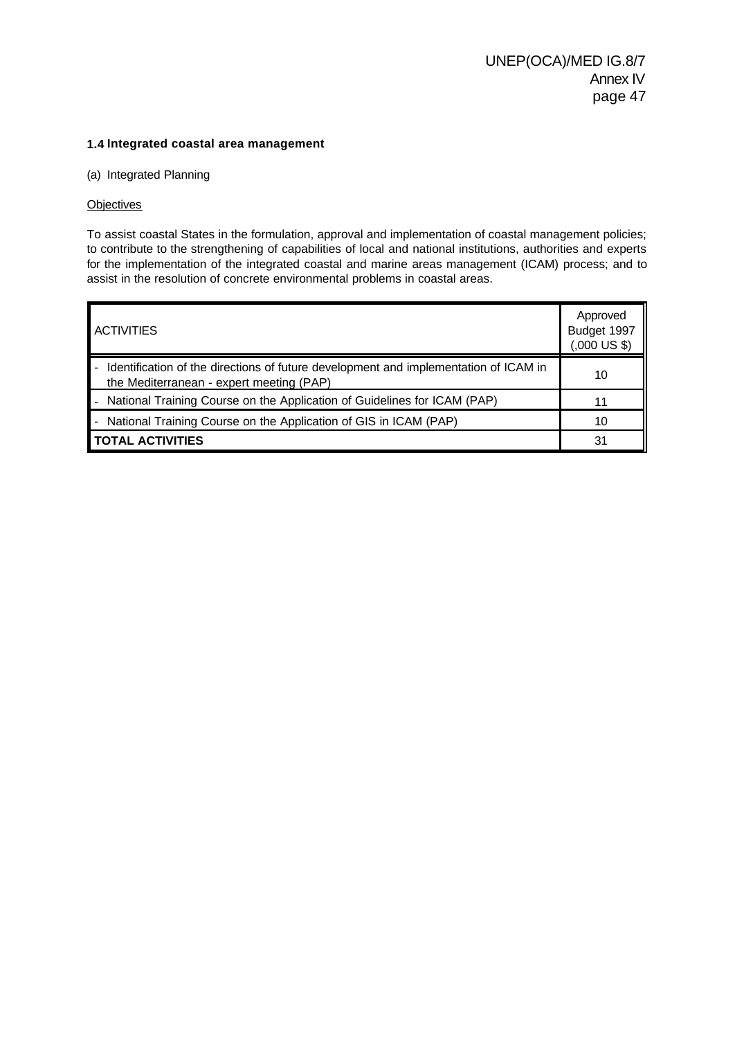### 1.4 Integrated coastal area management

(a) Integrated Planning

Objectives

To assist coastal States in the formulation, approval and implementation of coastal management policies; to contribute to the strengthening of capabilities of local and national institutions, authorities and experts for the implementation of the integrated coastal and marine areas management (ICAM) process; and to assist in the resolution of concrete environmental problems in coastal areas.

| ACTIVITIES | Approved Budget 1997 (,000 US $) |
|---|---|
| - Identification of the directions of future development and implementation of ICAM in the Mediterranean - expert meeting (PAP) | 10 |
| - National Training Course on the Application of Guidelines for ICAM (PAP) | 11 |
| - National Training Course on the Application of GIS in ICAM (PAP) | 10 |
| **TOTAL ACTIVITIES** | 31 |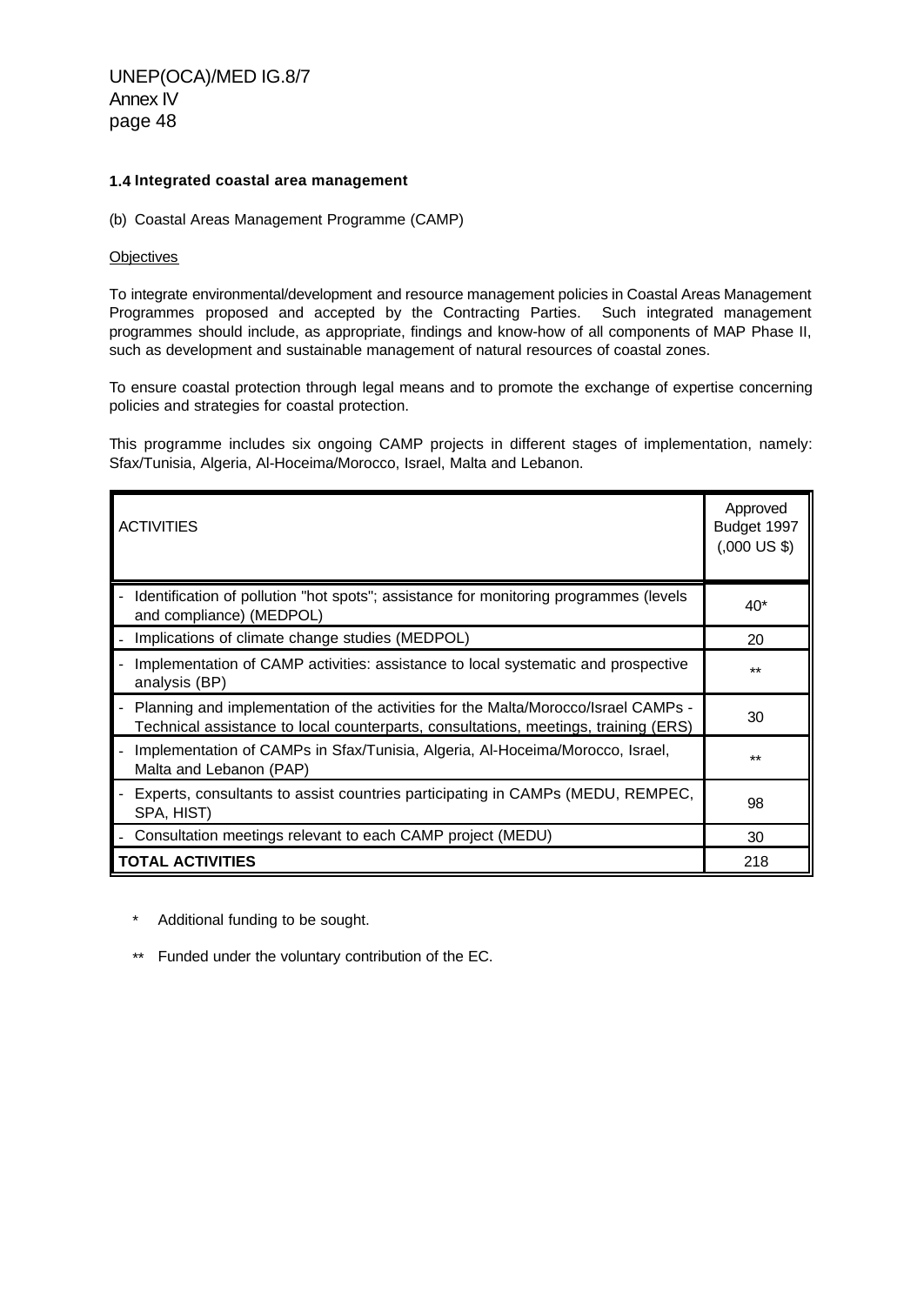### 1.4 Integrated coastal area management

(b) Coastal Areas Management Programme (CAMP)

Objectives

To integrate environmental/development and resource management policies in Coastal Areas Management Programmes proposed and accepted by the Contracting Parties. Such integrated management programmes should include, as appropriate, findings and know-how of all components of MAP Phase II, such as development and sustainable management of natural resources of coastal zones.

To ensure coastal protection through legal means and to promote the exchange of expertise concerning policies and strategies for coastal protection.

This programme includes six ongoing CAMP projects in different stages of implementation, namely: Sfax/Tunisia, Algeria, Al-Hoceima/Morocco, Israel, Malta and Lebanon.

| ACTIVITIES | Approved Budget 1997 (,000 US $) |
|---|---|
| - Identification of pollution "hot spots"; assistance for monitoring programmes (levels and compliance) (MEDPOL) | 40* |
| - Implications of climate change studies (MEDPOL) | 20 |
| - Implementation of CAMP activities: assistance to local systematic and prospective analysis (BP) | ** |
| - Planning and implementation of the activities for the Malta/Morocco/Israel CAMPs - Technical assistance to local counterparts, consultations, meetings, training (ERS) | 30 |
| - Implementation of CAMPs in Sfax/Tunisia, Algeria, Al-Hoceima/Morocco, Israel, Malta and Lebanon (PAP) | ** |
| - Experts, consultants to assist countries participating in CAMPs (MEDU, REMPEC, SPA, HIST) | 98 |
| - Consultation meetings relevant to each CAMP project (MEDU) | 30 |
| **TOTAL ACTIVITIES** | 218 |

\* Additional funding to be sought.

\** Funded under the voluntary contribution of the EC.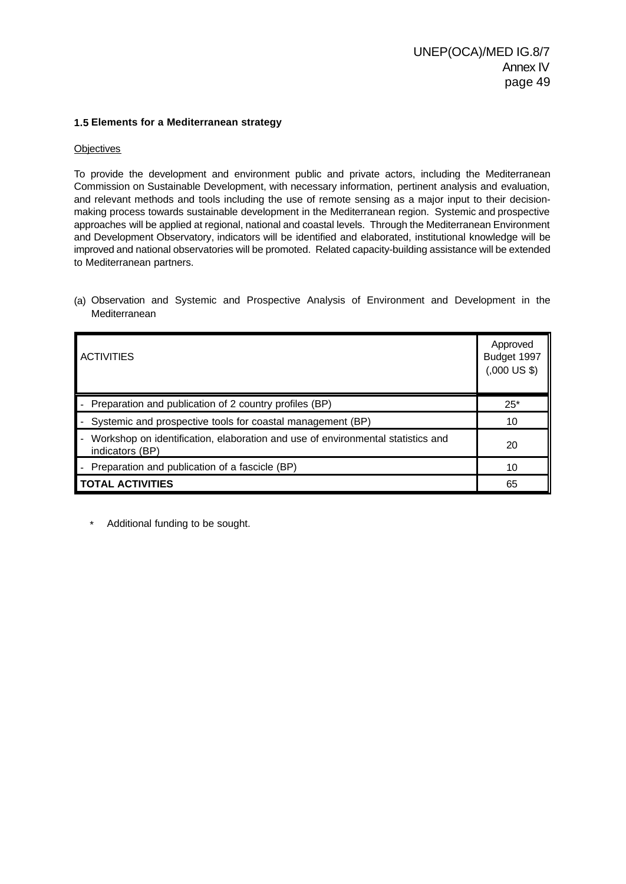### 1.5 Elements for a Mediterranean strategy

Objectives

To provide the development and environment public and private actors, including the Mediterranean Commission on Sustainable Development, with necessary information, pertinent analysis and evaluation, and relevant methods and tools including the use of remote sensing as a major input to their decision-making process towards sustainable development in the Mediterranean region. Systemic and prospective approaches will be applied at regional, national and coastal levels. Through the Mediterranean Environment and Development Observatory, indicators will be identified and elaborated, institutional knowledge will be improved and national observatories will be promoted. Related capacity-building assistance will be extended to Mediterranean partners.

(a) Observation and Systemic and Prospective Analysis of Environment and Development in the Mediterranean

| ACTIVITIES | Approved Budget 1997 (,000 US $) |
|---|---|
| - Preparation and publication of 2 country profiles (BP) | 25* |
| - Systemic and prospective tools for coastal management (BP) | 10 |
| - Workshop on identification, elaboration and use of environmental statistics and indicators (BP) | 20 |
| - Preparation and publication of a fascicle (BP) | 10 |
| **TOTAL ACTIVITIES** | 65 |

\* Additional funding to be sought.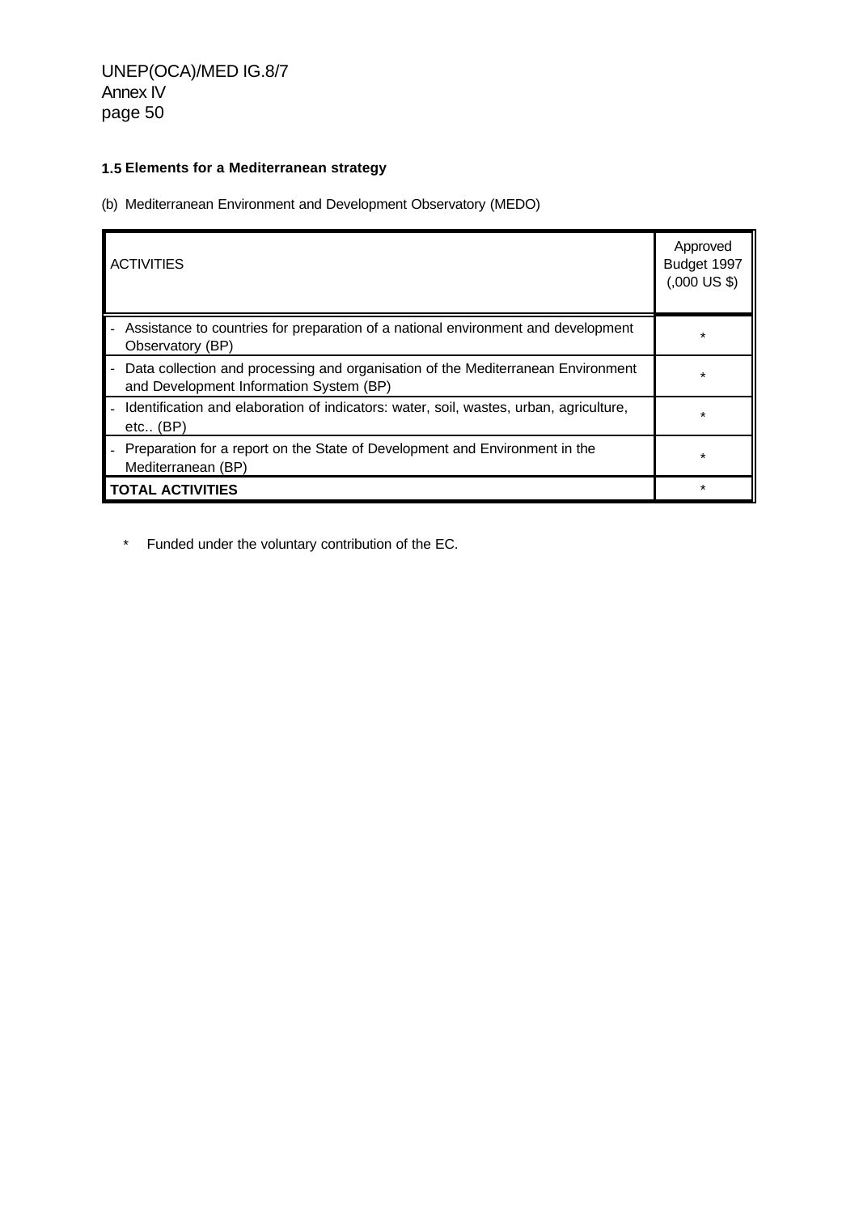### 1.5 Elements for a Mediterranean strategy

(b) Mediterranean Environment and Development Observatory (MEDO)

| ACTIVITIES | Approved Budget 1997 (,000 US $) |
|---|---|
| - Assistance to countries for preparation of a national environment and development Observatory (BP) | * |
| - Data collection and processing and organisation of the Mediterranean Environment and Development Information System (BP) | * |
| - Identification and elaboration of indicators: water, soil, wastes, urban, agriculture, etc.. (BP) | * |
| - Preparation for a report on the State of Development and Environment in the Mediterranean (BP) | * |
| **TOTAL ACTIVITIES** | * |

\* Funded under the voluntary contribution of the EC.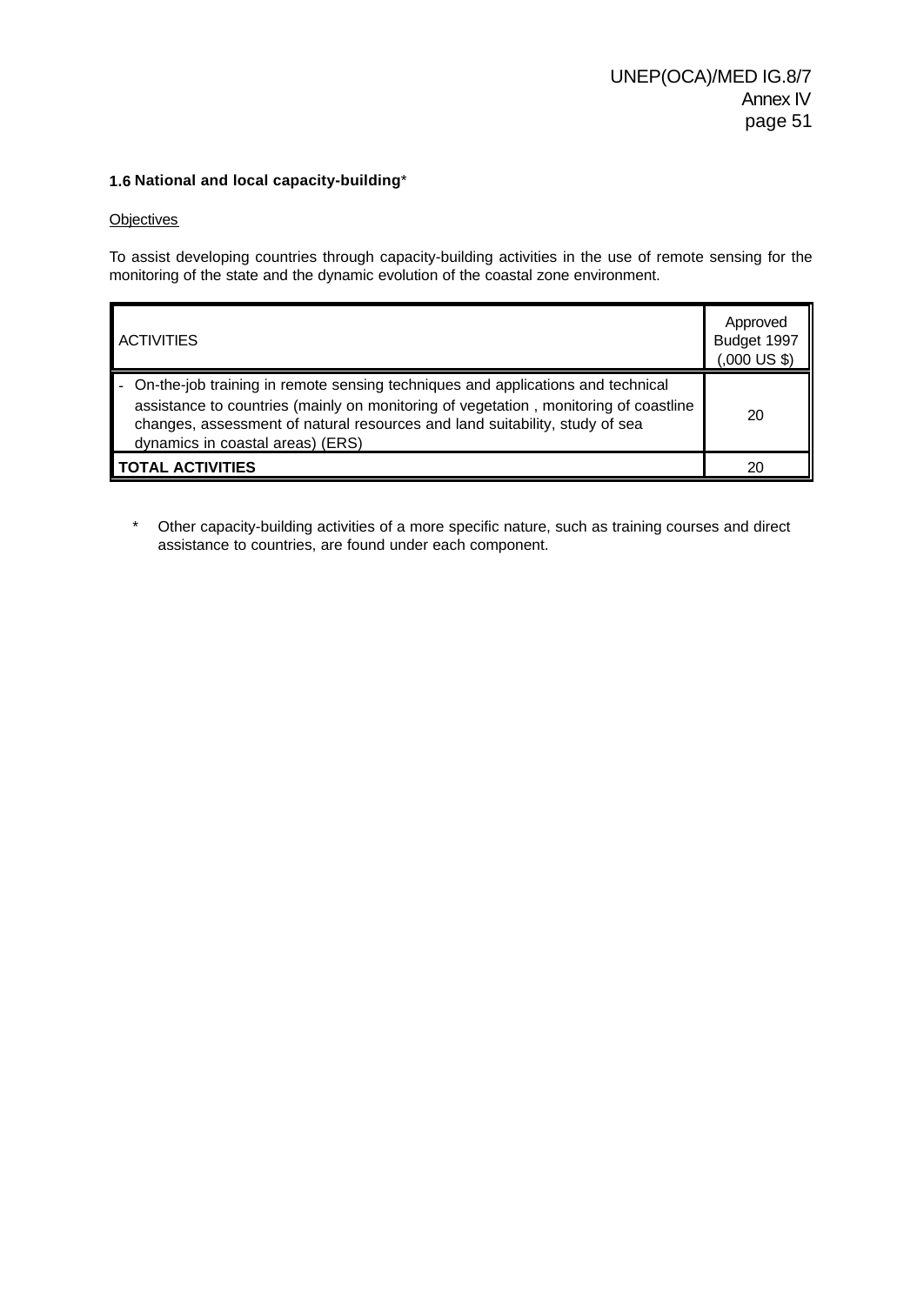### 1.6 National and local capacity-building*

Objectives

To assist developing countries through capacity-building activities in the use of remote sensing for the monitoring of the state and the dynamic evolution of the coastal zone environment.

| ACTIVITIES | Approved Budget 1997 (,000 US $) |
|---|---|
| - On-the-job training in remote sensing techniques and applications and technical assistance to countries (mainly on monitoring of vegetation , monitoring of coastline changes, assessment of natural resources and land suitability, study of sea dynamics in coastal areas) (ERS) | 20 |
| **TOTAL ACTIVITIES** | 20 |

\* Other capacity-building activities of a more specific nature, such as training courses and direct assistance to countries, are found under each component.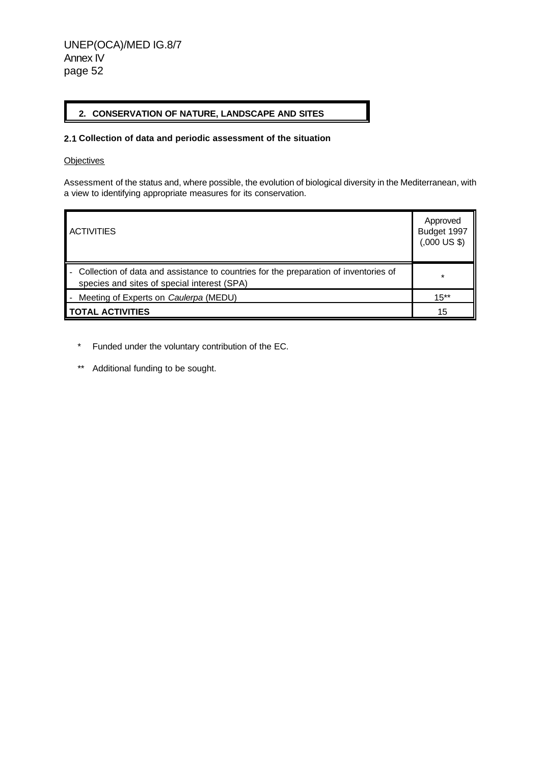## 2. CONSERVATION OF NATURE, LANDSCAPE AND SITES

### 2.1 Collection of data and periodic assessment of the situation

Objectives

Assessment of the status and, where possible, the evolution of biological diversity in the Mediterranean, with a view to identifying appropriate measures for its conservation.

| ACTIVITIES | Approved Budget 1997 (,000 US $) |
|---|---|
| - Collection of data and assistance to countries for the preparation of inventories of species and sites of special interest (SPA) | * |
| - Meeting of Experts on *Caulerpa* (MEDU) | 15** |
| **TOTAL ACTIVITIES** | 15 |

\* Funded under the voluntary contribution of the EC.

** Additional funding to be sought.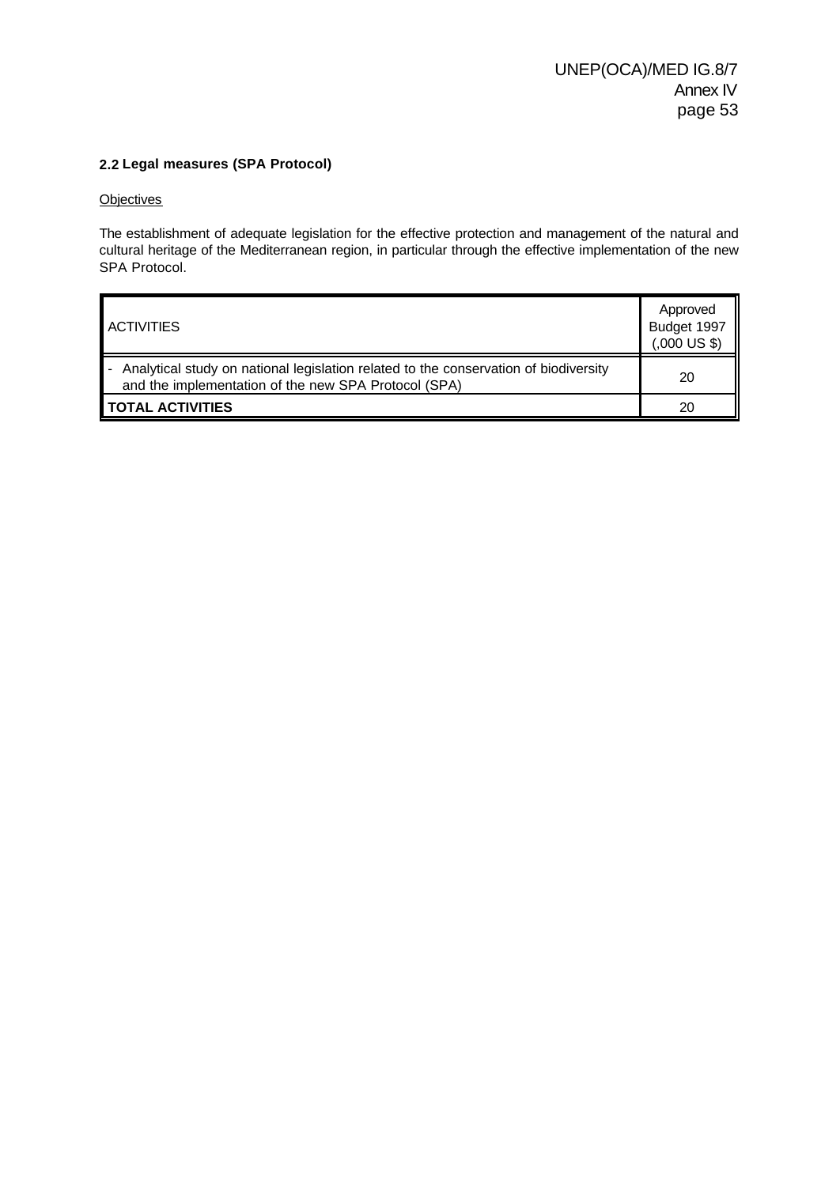### 2.2 Legal measures (SPA Protocol)

Objectives

The establishment of adequate legislation for the effective protection and management of the natural and cultural heritage of the Mediterranean region, in particular through the effective implementation of the new SPA Protocol.

| ACTIVITIES | Approved Budget 1997 (,000 US $) |
|---|---|
| - Analytical study on national legislation related to the conservation of biodiversity and the implementation of the new SPA Protocol (SPA) | 20 |
| **TOTAL ACTIVITIES** | 20 |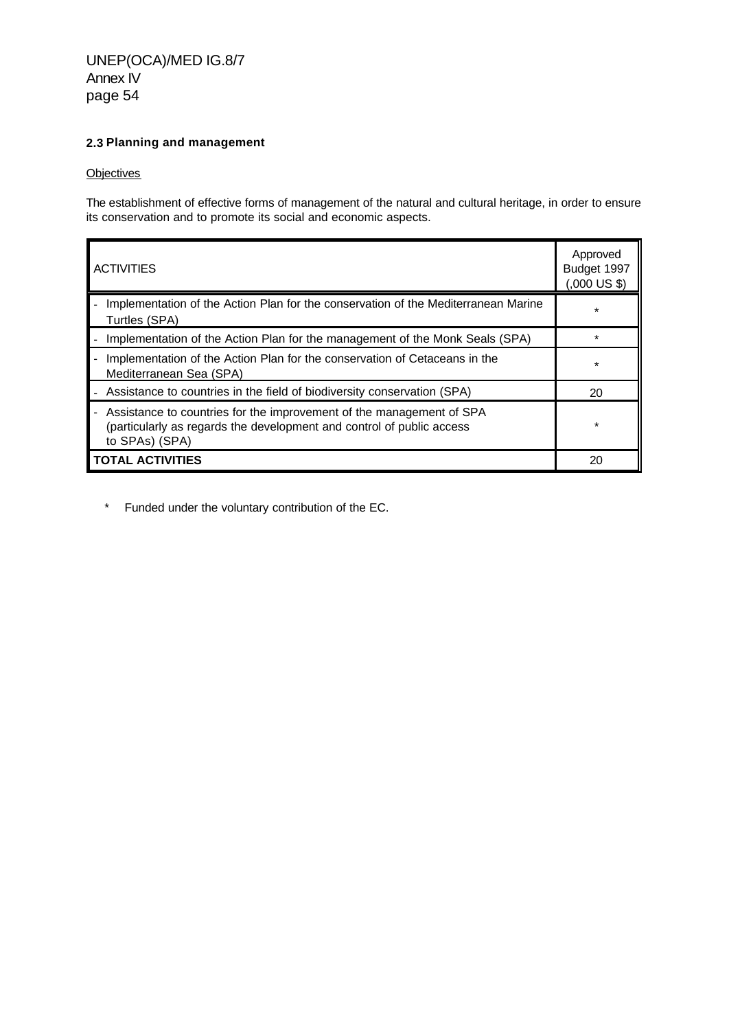### 2.3 Planning and management

Objectives

The establishment of effective forms of management of the natural and cultural heritage, in order to ensure its conservation and to promote its social and economic aspects.

| ACTIVITIES | Approved Budget 1997 (,000 US $) |
|---|---|
| - Implementation of the Action Plan for the conservation of the Mediterranean Marine Turtles (SPA) | * |
| - Implementation of the Action Plan for the management of the Monk Seals (SPA) | * |
| - Implementation of the Action Plan for the conservation of Cetaceans in the Mediterranean Sea (SPA) | * |
| - Assistance to countries in the field of biodiversity conservation (SPA) | 20 |
| - Assistance to countries for the improvement of the management of SPA (particularly as regards the development and control of public access to SPAs) (SPA) | * |
| **TOTAL ACTIVITIES** | 20 |

\* Funded under the voluntary contribution of the EC.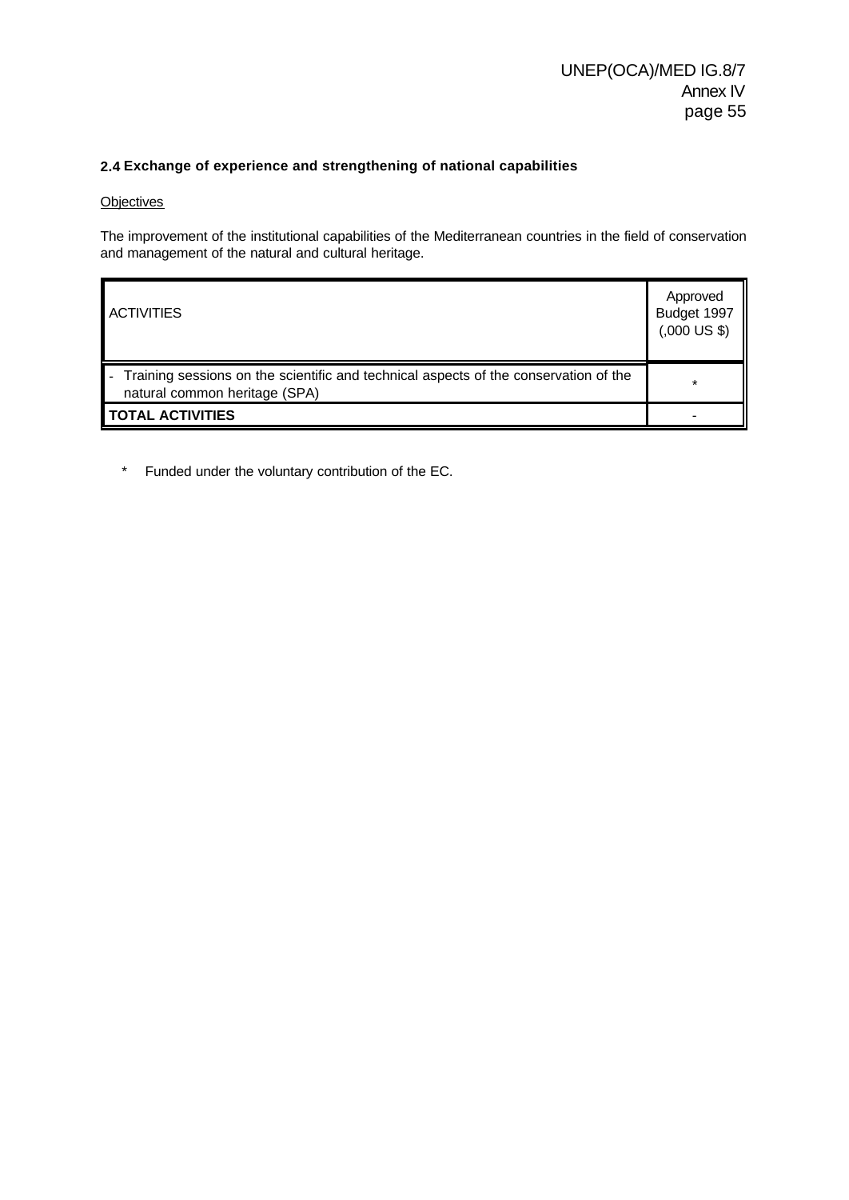### 2.4 Exchange of experience and strengthening of national capabilities

Objectives

The improvement of the institutional capabilities of the Mediterranean countries in the field of conservation and management of the natural and cultural heritage.

| ACTIVITIES | Approved Budget 1997 (,000 US $) |
| --- | --- |
| - Training sessions on the scientific and technical aspects of the conservation of the natural common heritage (SPA) | * |
| **TOTAL ACTIVITIES** | - |

\* Funded under the voluntary contribution of the EC.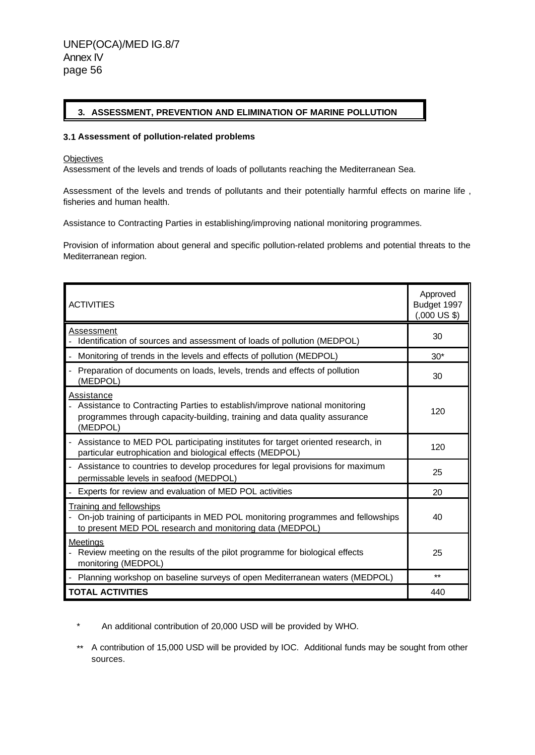## 3. ASSESSMENT, PREVENTION AND ELIMINATION OF MARINE POLLUTION

### 3.1 Assessment of pollution-related problems

Objectives

Assessment of the levels and trends of loads of pollutants reaching the Mediterranean Sea.

Assessment of the levels and trends of pollutants and their potentially harmful effects on marine life , fisheries and human health.

Assistance to Contracting Parties in establishing/improving national monitoring programmes.

Provision of information about general and specific pollution-related problems and potential threats to the Mediterranean region.

| ACTIVITIES | Approved Budget 1997 (,000 US $) |
|---|---|
| Assessment<br>- Identification of sources and assessment of loads of pollution (MEDPOL) | 30 |
| - Monitoring of trends in the levels and effects of pollution (MEDPOL) | 30* |
| - Preparation of documents on loads, levels, trends and effects of pollution (MEDPOL) | 30 |
| Assistance<br>- Assistance to Contracting Parties to establish/improve national monitoring programmes through capacity-building, training and data quality assurance (MEDPOL) | 120 |
| - Assistance to MED POL participating institutes for target oriented research, in particular eutrophication and biological effects (MEDPOL) | 120 |
| - Assistance to countries to develop procedures for legal provisions for maximum permissable levels in seafood (MEDPOL) | 25 |
| - Experts for review and evaluation of MED POL activities | 20 |
| Training and fellowships<br>- On-job training of participants in MED POL monitoring programmes and fellowships to present MED POL research and monitoring data (MEDPOL) | 40 |
| Meetings<br>- Review meeting on the results of the pilot programme for biological effects monitoring (MEDPOL) | 25 |
| - Planning workshop on baseline surveys of open Mediterranean waters (MEDPOL) | ** |
| **TOTAL ACTIVITIES** | 440 |

\* An additional contribution of 20,000 USD will be provided by WHO.

** A contribution of 15,000 USD will be provided by IOC. Additional funds may be sought from other sources.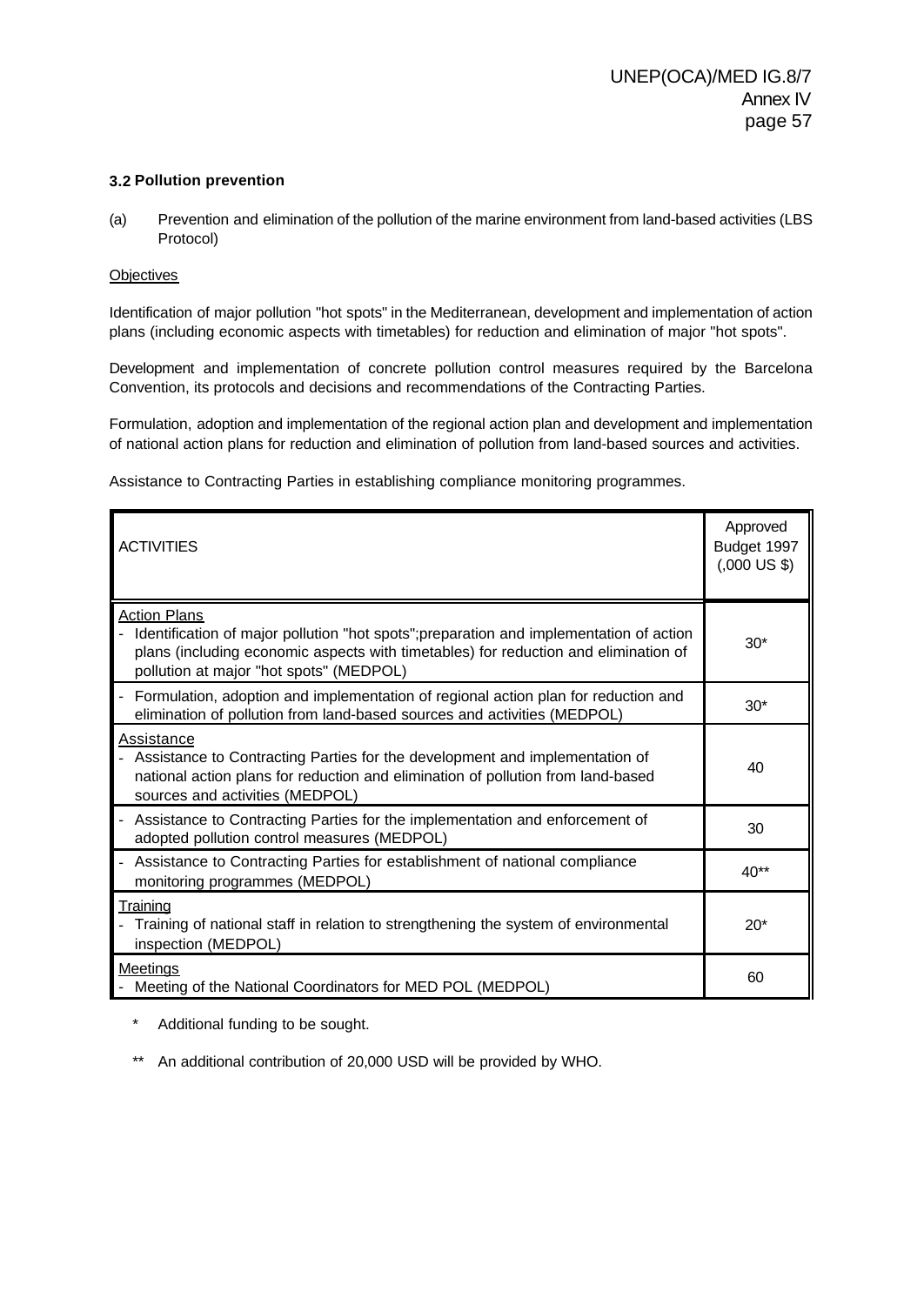### 3.2 Pollution prevention

(a) Prevention and elimination of the pollution of the marine environment from land-based activities (LBS Protocol)

Objectives

Identification of major pollution "hot spots" in the Mediterranean, development and implementation of action plans (including economic aspects with timetables) for reduction and elimination of major "hot spots".

Development and implementation of concrete pollution control measures required by the Barcelona Convention, its protocols and decisions and recommendations of the Contracting Parties.

Formulation, adoption and implementation of the regional action plan and development and implementation of national action plans for reduction and elimination of pollution from land-based sources and activities.

Assistance to Contracting Parties in establishing compliance monitoring programmes.

| ACTIVITIES | Approved Budget 1997 (,000 US $) |
|---|---|
| Action Plans<br>- Identification of major pollution "hot spots";preparation and implementation of action plans (including economic aspects with timetables) for reduction and elimination of pollution at major "hot spots" (MEDPOL) | 30* |
| - Formulation, adoption and implementation of regional action plan for reduction and elimination of pollution from land-based sources and activities (MEDPOL) | 30* |
| Assistance<br>- Assistance to Contracting Parties for the development and implementation of national action plans for reduction and elimination of pollution from land-based sources and activities (MEDPOL) | 40 |
| - Assistance to Contracting Parties for the implementation and enforcement of adopted pollution control measures (MEDPOL) | 30 |
| - Assistance to Contracting Parties for establishment of national compliance monitoring programmes (MEDPOL) | 40** |
| Training<br>- Training of national staff in relation to strengthening the system of environmental inspection (MEDPOL) | 20* |
| Meetings<br>- Meeting of the National Coordinators for MED POL (MEDPOL) | 60 |

\* Additional funding to be sought.

** An additional contribution of 20,000 USD will be provided by WHO.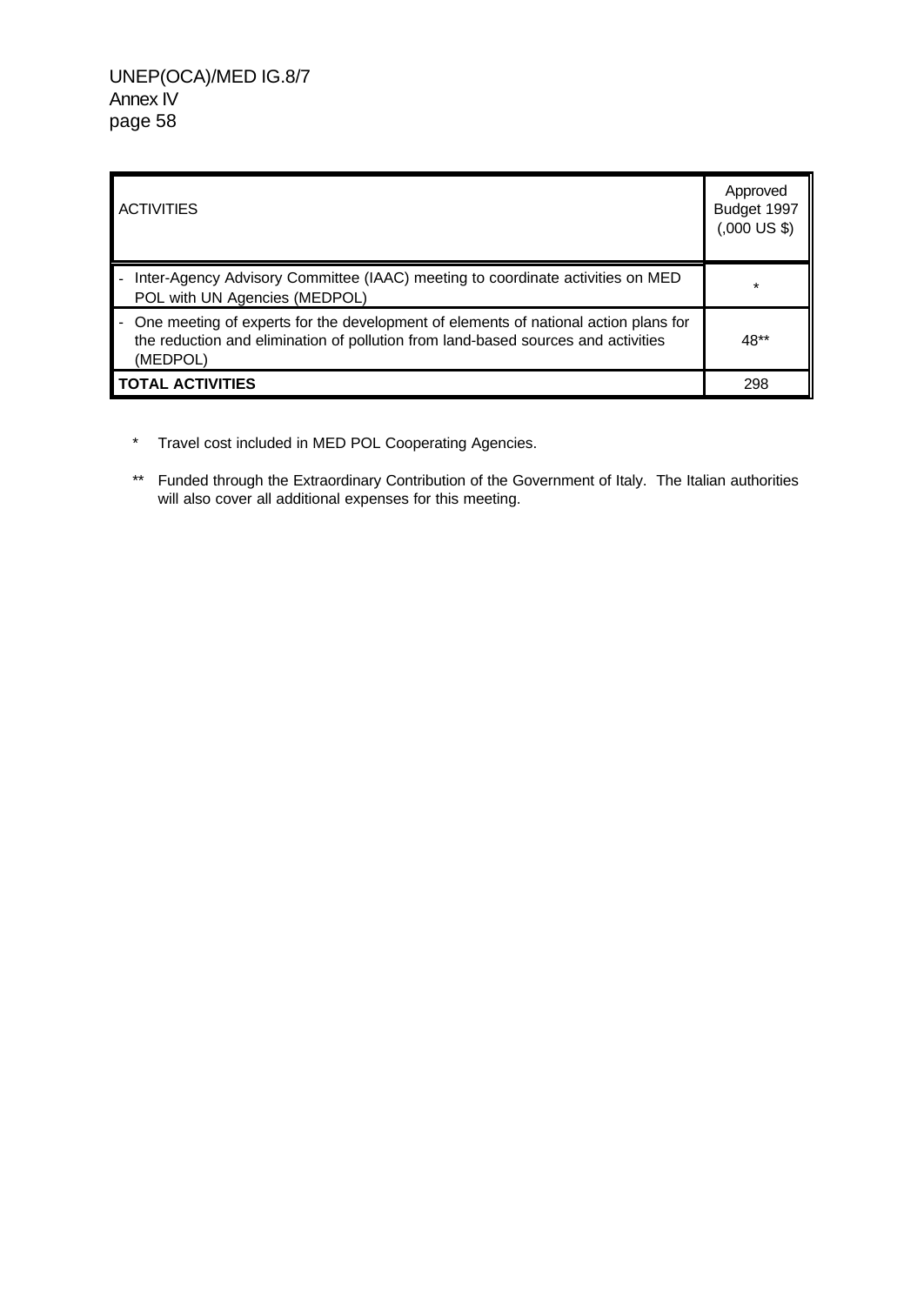| ACTIVITIES | Approved Budget 1997 (,000 US $) |
| --- | --- |
| - Inter-Agency Advisory Committee (IAAC) meeting to coordinate activities on MED POL with UN Agencies (MEDPOL) | * |
| - One meeting of experts for the development of elements of national action plans for the reduction and elimination of pollution from land-based sources and activities (MEDPOL) | 48** |
| **TOTAL ACTIVITIES** | 298 |

\* Travel cost included in MED POL Cooperating Agencies.

\*\* Funded through the Extraordinary Contribution of the Government of Italy. The Italian authorities will also cover all additional expenses for this meeting.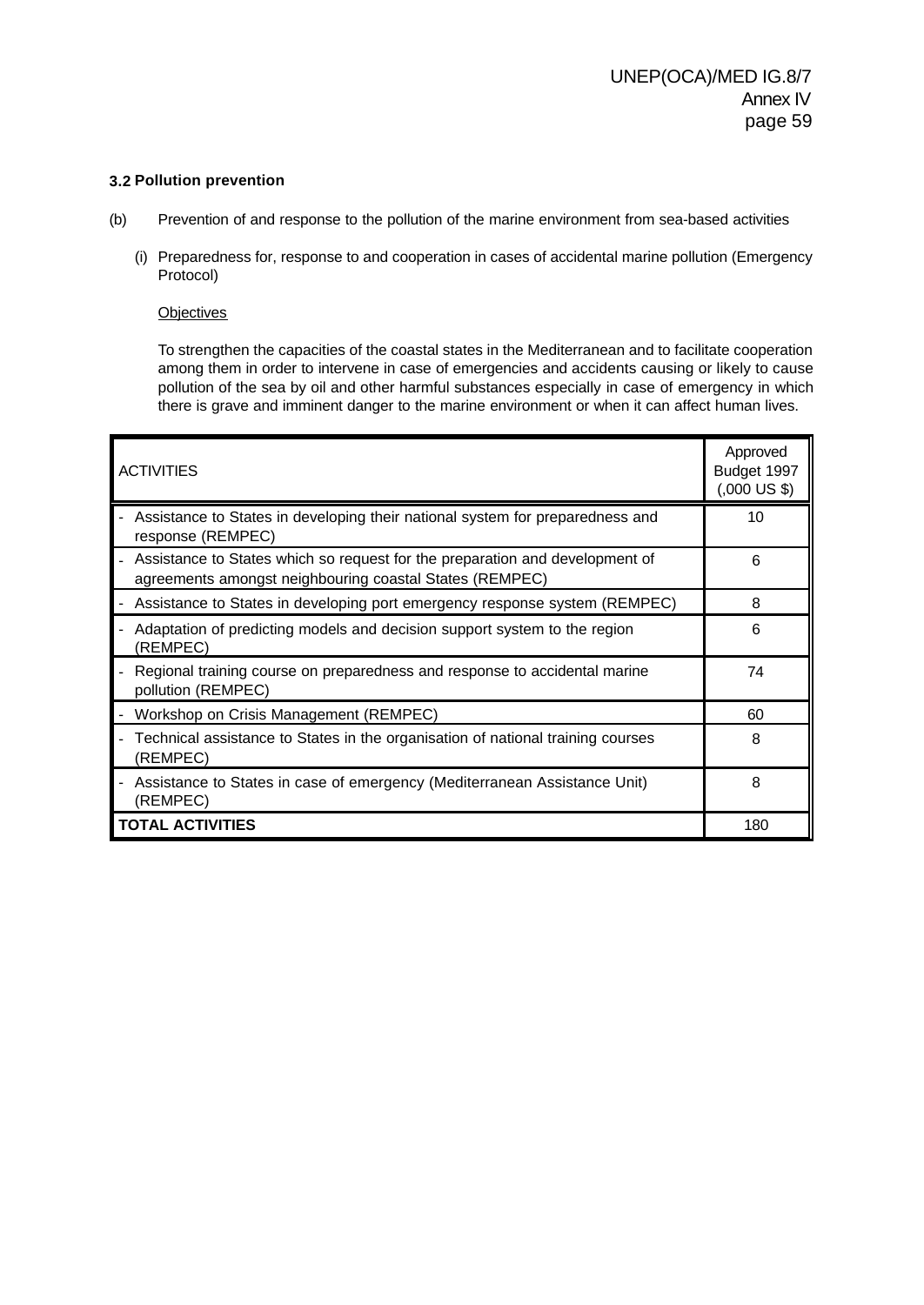### 3.2 Pollution prevention

(b) Prevention of and response to the pollution of the marine environment from sea-based activities

(i) Preparedness for, response to and cooperation in cases of accidental marine pollution (Emergency Protocol)

Objectives

To strengthen the capacities of the coastal states in the Mediterranean and to facilitate cooperation among them in order to intervene in case of emergencies and accidents causing or likely to cause pollution of the sea by oil and other harmful substances especially in case of emergency in which there is grave and imminent danger to the marine environment or when it can affect human lives.

| ACTIVITIES | Approved Budget 1997 (,000 US $) |
|---|---|
| - Assistance to States in developing their national system for preparedness and response (REMPEC) | 10 |
| - Assistance to States which so request for the preparation and development of agreements amongst neighbouring coastal States (REMPEC) | 6 |
| - Assistance to States in developing port emergency response system (REMPEC) | 8 |
| - Adaptation of predicting models and decision support system to the region (REMPEC) | 6 |
| - Regional training course on preparedness and response to accidental marine pollution (REMPEC) | 74 |
| - Workshop on Crisis Management (REMPEC) | 60 |
| - Technical assistance to States in the organisation of national training courses (REMPEC) | 8 |
| - Assistance to States in case of emergency (Mediterranean Assistance Unit) (REMPEC) | 8 |
| **TOTAL ACTIVITIES** | 180 |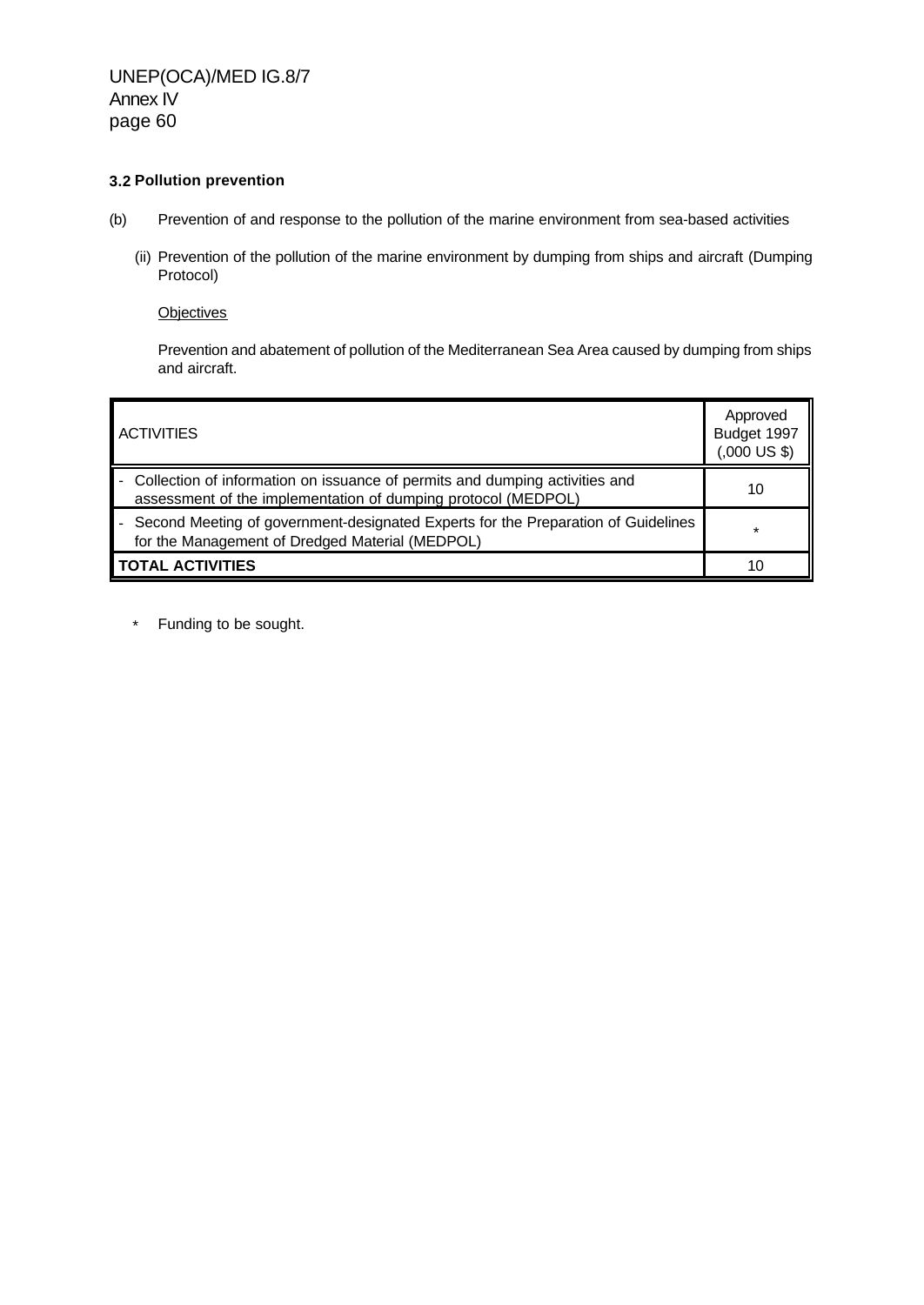### 3.2 Pollution prevention

(b) Prevention of and response to the pollution of the marine environment from sea-based activities

(ii) Prevention of the pollution of the marine environment by dumping from ships and aircraft (Dumping Protocol)

Objectives

Prevention and abatement of pollution of the Mediterranean Sea Area caused by dumping from ships and aircraft.

| ACTIVITIES | Approved Budget 1997 (,000 US $) |
|---|---|
| - Collection of information on issuance of permits and dumping activities and assessment of the implementation of dumping protocol (MEDPOL) | 10 |
| - Second Meeting of government-designated Experts for the Preparation of Guidelines for the Management of Dredged Material (MEDPOL) | * |
| **TOTAL ACTIVITIES** | 10 |

\* Funding to be sought.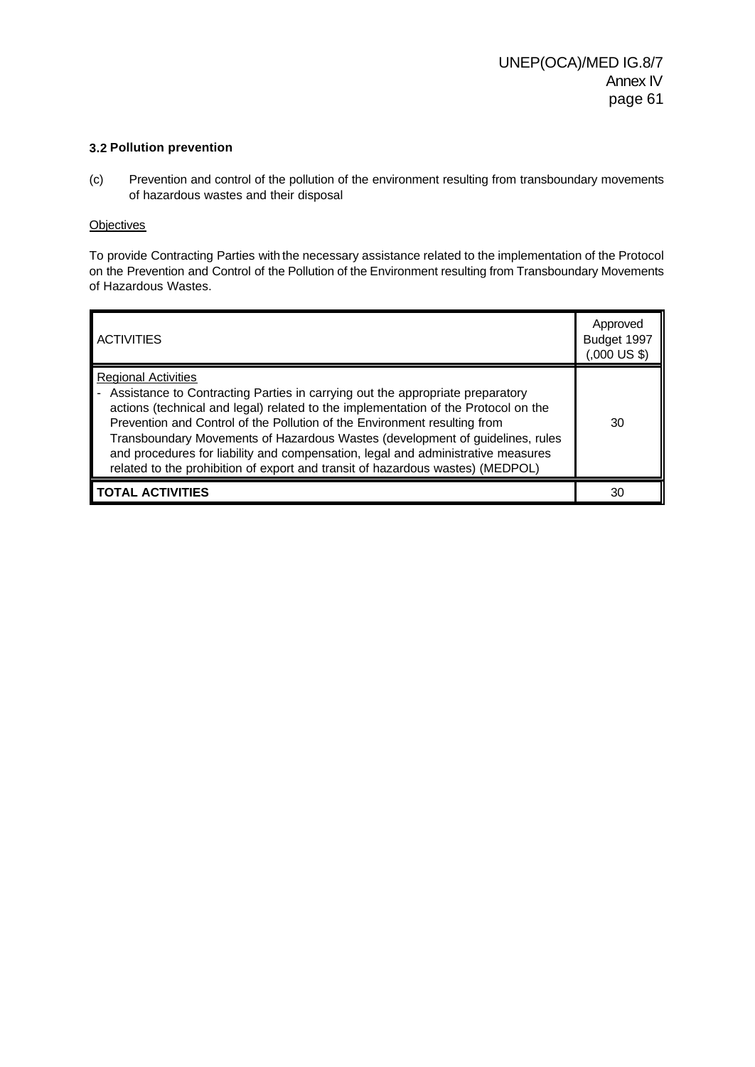### 3.2 Pollution prevention

(c) Prevention and control of the pollution of the environment resulting from transboundary movements of hazardous wastes and their disposal

Objectives

To provide Contracting Parties with the necessary assistance related to the implementation of the Protocol on the Prevention and Control of the Pollution of the Environment resulting from Transboundary Movements of Hazardous Wastes.

| ACTIVITIES | Approved Budget 1997 (,000 US $) |
|---|---|
| Regional Activities<br>- Assistance to Contracting Parties in carrying out the appropriate preparatory actions (technical and legal) related to the implementation of the Protocol on the Prevention and Control of the Pollution of the Environment resulting from Transboundary Movements of Hazardous Wastes (development of guidelines, rules and procedures for liability and compensation, legal and administrative measures related to the prohibition of export and transit of hazardous wastes) (MEDPOL) | 30 |
| **TOTAL ACTIVITIES** | 30 |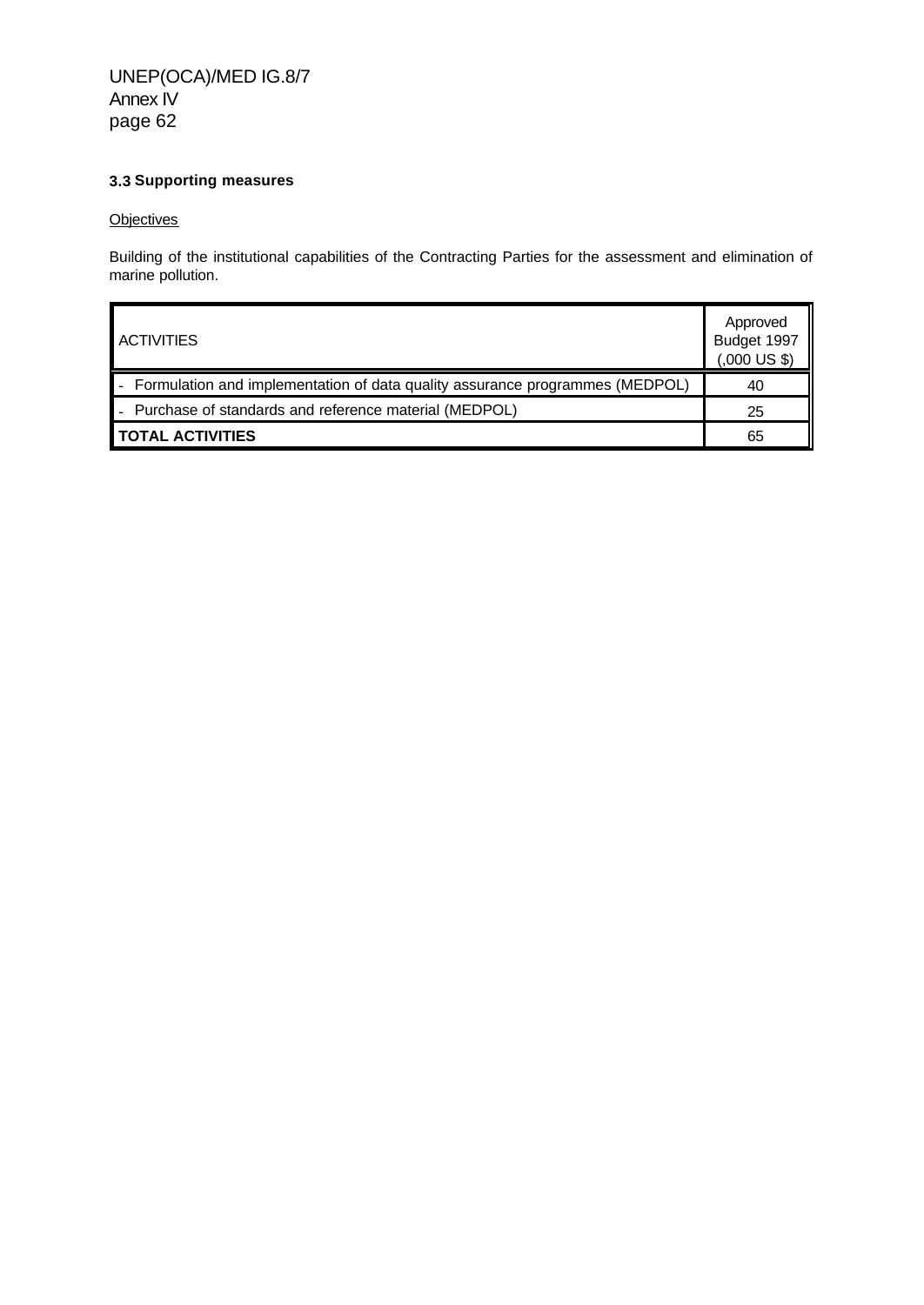### 3.3 Supporting measures

Objectives

Building of the institutional capabilities of the Contracting Parties for the assessment and elimination of marine pollution.

| ACTIVITIES | Approved Budget 1997 (,000 US $) |
|---|---|
| - Formulation and implementation of data quality assurance programmes (MEDPOL) | 40 |
| - Purchase of standards and reference material (MEDPOL) | 25 |
| **TOTAL ACTIVITIES** | 65 |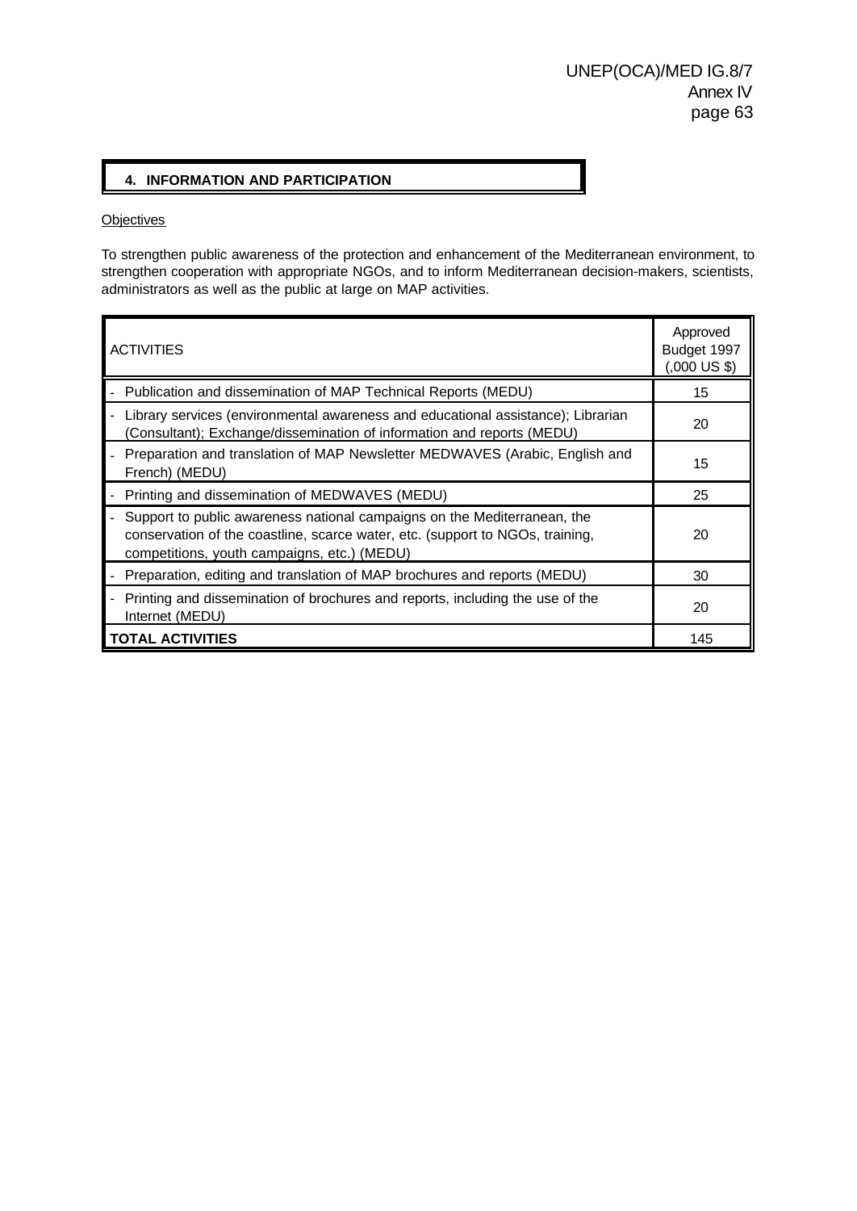## 4. INFORMATION AND PARTICIPATION

Objectives

To strengthen public awareness of the protection and enhancement of the Mediterranean environment, to strengthen cooperation with appropriate NGOs, and to inform Mediterranean decision-makers, scientists, administrators as well as the public at large on MAP activities.

| ACTIVITIES | Approved Budget 1997 (,000 US $) |
|---|---|
| - Publication and dissemination of MAP Technical Reports (MEDU) | 15 |
| - Library services (environmental awareness and educational assistance); Librarian (Consultant); Exchange/dissemination of information and reports (MEDU) | 20 |
| - Preparation and translation of MAP Newsletter MEDWAVES (Arabic, English and French) (MEDU) | 15 |
| - Printing and dissemination of MEDWAVES (MEDU) | 25 |
| - Support to public awareness national campaigns on the Mediterranean, the conservation of the coastline, scarce water, etc. (support to NGOs, training, competitions, youth campaigns, etc.) (MEDU) | 20 |
| - Preparation, editing and translation of MAP brochures and reports (MEDU) | 30 |
| - Printing and dissemination of brochures and reports, including the use of the Internet (MEDU) | 20 |
| **TOTAL ACTIVITIES** | 145 |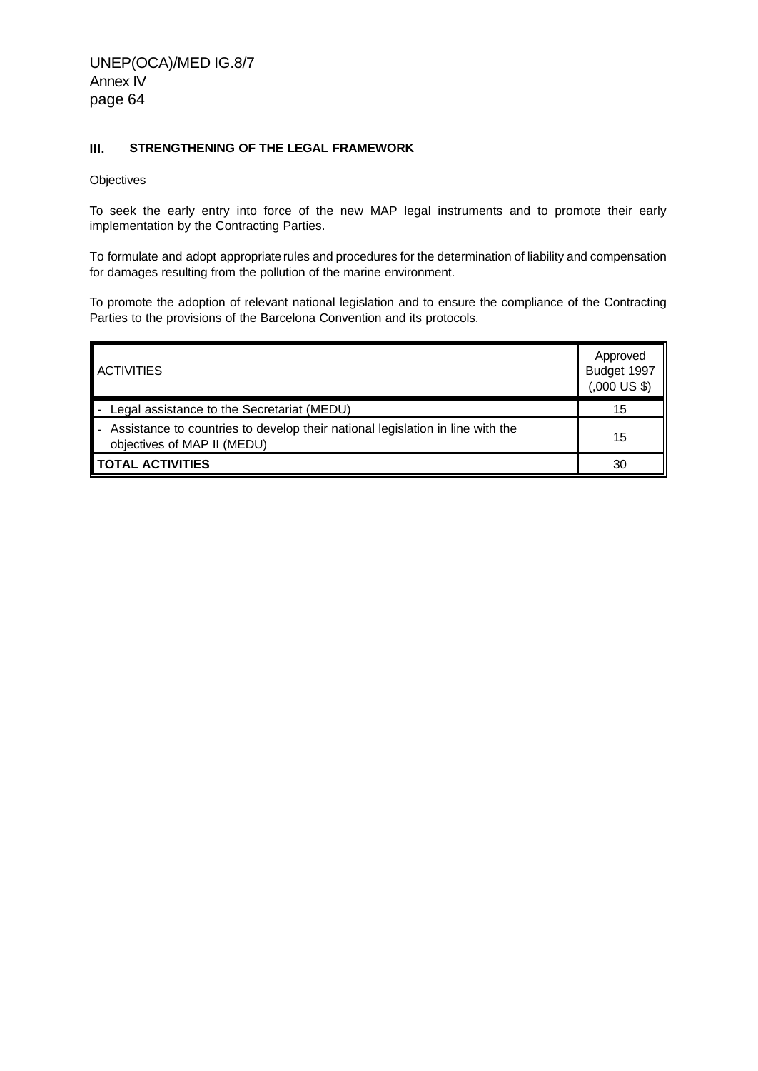## III. STRENGTHENING OF THE LEGAL FRAMEWORK

Objectives

To seek the early entry into force of the new MAP legal instruments and to promote their early implementation by the Contracting Parties.

To formulate and adopt appropriate rules and procedures for the determination of liability and compensation for damages resulting from the pollution of the marine environment.

To promote the adoption of relevant national legislation and to ensure the compliance of the Contracting Parties to the provisions of the Barcelona Convention and its protocols.

| ACTIVITIES | Approved Budget 1997 (,000 US $) |
|---|---|
| - Legal assistance to the Secretariat (MEDU) | 15 |
| - Assistance to countries to develop their national legislation in line with the objectives of MAP II (MEDU) | 15 |
| **TOTAL ACTIVITIES** | 30 |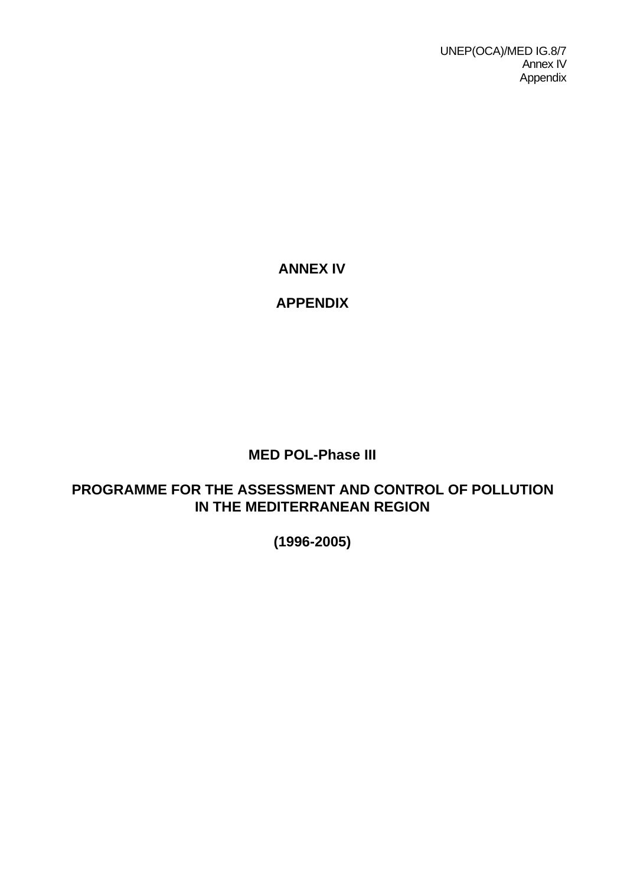# ANNEX IV

# APPENDIX

## MED POL-Phase III

## PROGRAMME FOR THE ASSESSMENT AND CONTROL OF POLLUTION IN THE MEDITERRANEAN REGION

## (1996-2005)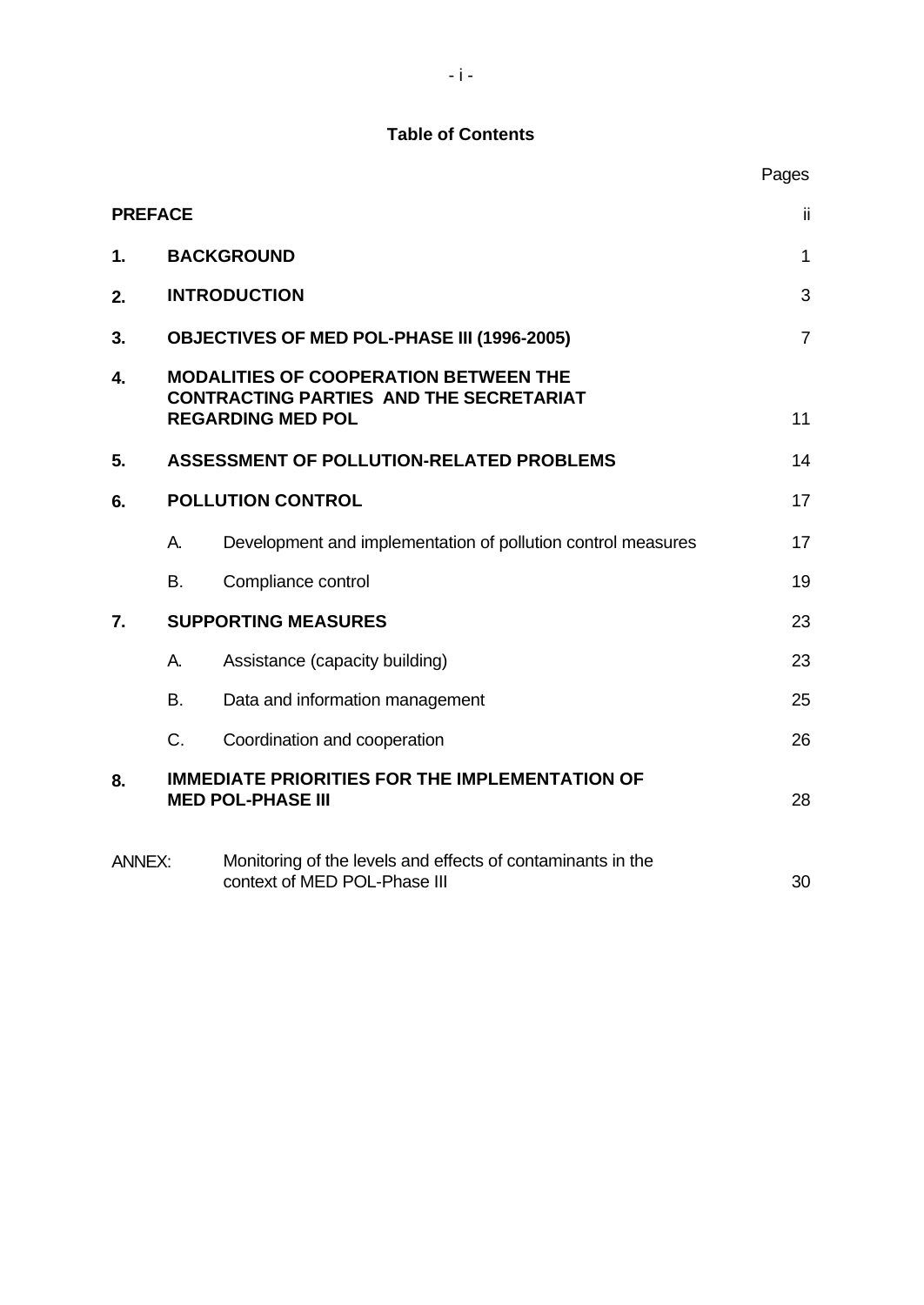# Table of Contents

| | | | Pages |
|---|---|---|---|
| **PREFACE** | | | ii |
| **1.** | **BACKGROUND** | | 1 |
| **2.** | **INTRODUCTION** | | 3 |
| **3.** | **OBJECTIVES OF MED POL-PHASE III (1996-2005)** | | 7 |
| **4.** | **MODALITIES OF COOPERATION BETWEEN THE CONTRACTING PARTIES AND THE SECRETARIAT REGARDING MED POL** | | 11 |
| **5.** | **ASSESSMENT OF POLLUTION-RELATED PROBLEMS** | | 14 |
| **6.** | **POLLUTION CONTROL** | | 17 |
| | A. | Development and implementation of pollution control measures | 17 |
| | B. | Compliance control | 19 |
| **7.** | **SUPPORTING MEASURES** | | 23 |
| | A. | Assistance (capacity building) | 23 |
| | B. | Data and information management | 25 |
| | C. | Coordination and cooperation | 26 |
| **8.** | **IMMEDIATE PRIORITIES FOR THE IMPLEMENTATION OF MED POL-PHASE III** | | 28 |
| ANNEX: | | Monitoring of the levels and effects of contaminants in the context of MED POL-Phase III | 30 |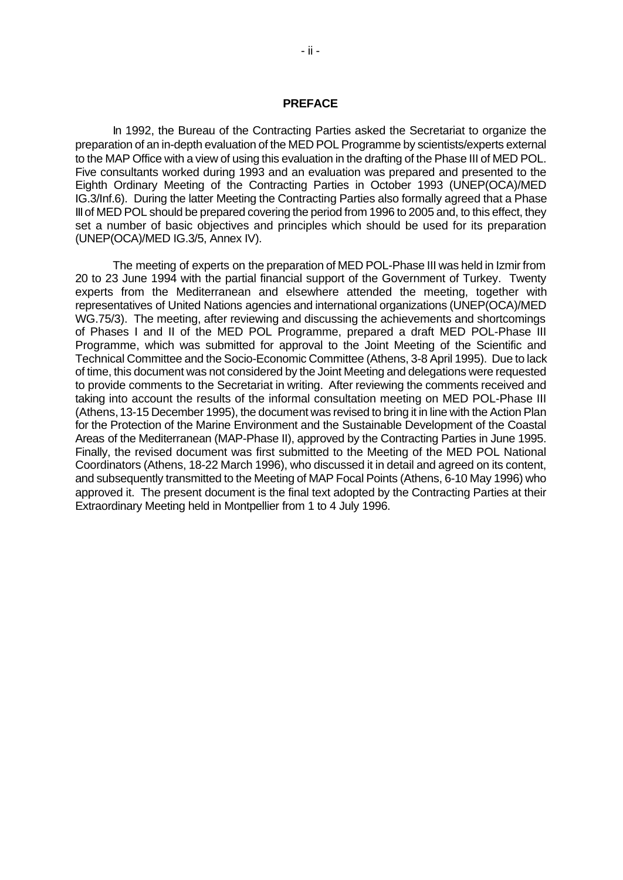## PREFACE

In 1992, the Bureau of the Contracting Parties asked the Secretariat to organize the preparation of an in-depth evaluation of the MED POL Programme by scientists/experts external to the MAP Office with a view of using this evaluation in the drafting of the Phase III of MED POL. Five consultants worked during 1993 and an evaluation was prepared and presented to the Eighth Ordinary Meeting of the Contracting Parties in October 1993 (UNEP(OCA)/MED IG.3/Inf.6). During the latter Meeting the Contracting Parties also formally agreed that a Phase III of MED POL should be prepared covering the period from 1996 to 2005 and, to this effect, they set a number of basic objectives and principles which should be used for its preparation (UNEP(OCA)/MED IG.3/5, Annex IV).

The meeting of experts on the preparation of MED POL-Phase III was held in Izmir from 20 to 23 June 1994 with the partial financial support of the Government of Turkey. Twenty experts from the Mediterranean and elsewhere attended the meeting, together with representatives of United Nations agencies and international organizations (UNEP(OCA)/MED WG.75/3). The meeting, after reviewing and discussing the achievements and shortcomings of Phases I and II of the MED POL Programme, prepared a draft MED POL-Phase III Programme, which was submitted for approval to the Joint Meeting of the Scientific and Technical Committee and the Socio-Economic Committee (Athens, 3-8 April 1995). Due to lack of time, this document was not considered by the Joint Meeting and delegations were requested to provide comments to the Secretariat in writing. After reviewing the comments received and taking into account the results of the informal consultation meeting on MED POL-Phase III (Athens, 13-15 December 1995), the document was revised to bring it in line with the Action Plan for the Protection of the Marine Environment and the Sustainable Development of the Coastal Areas of the Mediterranean (MAP-Phase II), approved by the Contracting Parties in June 1995. Finally, the revised document was first submitted to the Meeting of the MED POL National Coordinators (Athens, 18-22 March 1996), who discussed it in detail and agreed on its content, and subsequently transmitted to the Meeting of MAP Focal Points (Athens, 6-10 May 1996) who approved it. The present document is the final text adopted by the Contracting Parties at their Extraordinary Meeting held in Montpellier from 1 to 4 July 1996.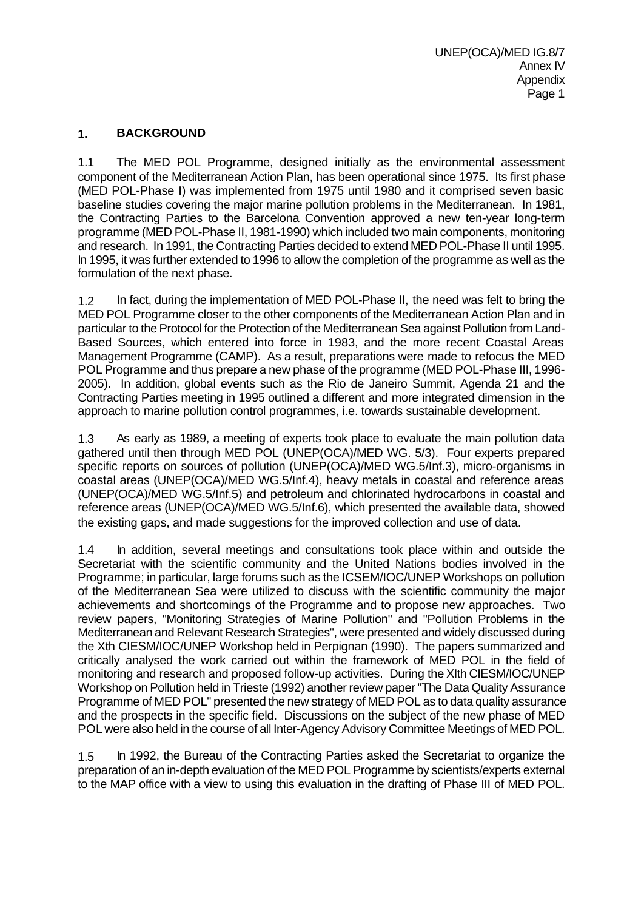## 1. BACKGROUND

1.1 The MED POL Programme, designed initially as the environmental assessment component of the Mediterranean Action Plan, has been operational since 1975. Its first phase (MED POL-Phase I) was implemented from 1975 until 1980 and it comprised seven basic baseline studies covering the major marine pollution problems in the Mediterranean. In 1981, the Contracting Parties to the Barcelona Convention approved a new ten-year long-term programme (MED POL-Phase II, 1981-1990) which included two main components, monitoring and research. In 1991, the Contracting Parties decided to extend MED POL-Phase II until 1995. In 1995, it was further extended to 1996 to allow the completion of the programme as well as the formulation of the next phase.

1.2 In fact, during the implementation of MED POL-Phase II, the need was felt to bring the MED POL Programme closer to the other components of the Mediterranean Action Plan and in particular to the Protocol for the Protection of the Mediterranean Sea against Pollution from Land-Based Sources, which entered into force in 1983, and the more recent Coastal Areas Management Programme (CAMP). As a result, preparations were made to refocus the MED POL Programme and thus prepare a new phase of the programme (MED POL-Phase III, 1996-2005). In addition, global events such as the Rio de Janeiro Summit, Agenda 21 and the Contracting Parties meeting in 1995 outlined a different and more integrated dimension in the approach to marine pollution control programmes, i.e. towards sustainable development.

1.3 As early as 1989, a meeting of experts took place to evaluate the main pollution data gathered until then through MED POL (UNEP(OCA)/MED WG. 5/3). Four experts prepared specific reports on sources of pollution (UNEP(OCA)/MED WG.5/Inf.3), micro-organisms in coastal areas (UNEP(OCA)/MED WG.5/Inf.4), heavy metals in coastal and reference areas (UNEP(OCA)/MED WG.5/Inf.5) and petroleum and chlorinated hydrocarbons in coastal and reference areas (UNEP(OCA)/MED WG.5/Inf.6), which presented the available data, showed the existing gaps, and made suggestions for the improved collection and use of data.

1.4 In addition, several meetings and consultations took place within and outside the Secretariat with the scientific community and the United Nations bodies involved in the Programme; in particular, large forums such as the ICSEM/IOC/UNEP Workshops on pollution of the Mediterranean Sea were utilized to discuss with the scientific community the major achievements and shortcomings of the Programme and to propose new approaches. Two review papers, "Monitoring Strategies of Marine Pollution" and "Pollution Problems in the Mediterranean and Relevant Research Strategies", were presented and widely discussed during the Xth CIESM/IOC/UNEP Workshop held in Perpignan (1990). The papers summarized and critically analysed the work carried out within the framework of MED POL in the field of monitoring and research and proposed follow-up activities. During the XIth CIESM/IOC/UNEP Workshop on Pollution held in Trieste (1992) another review paper "The Data Quality Assurance Programme of MED POL" presented the new strategy of MED POL as to data quality assurance and the prospects in the specific field. Discussions on the subject of the new phase of MED POL were also held in the course of all Inter-Agency Advisory Committee Meetings of MED POL.

1.5 In 1992, the Bureau of the Contracting Parties asked the Secretariat to organize the preparation of an in-depth evaluation of the MED POL Programme by scientists/experts external to the MAP office with a view to using this evaluation in the drafting of Phase III of MED POL.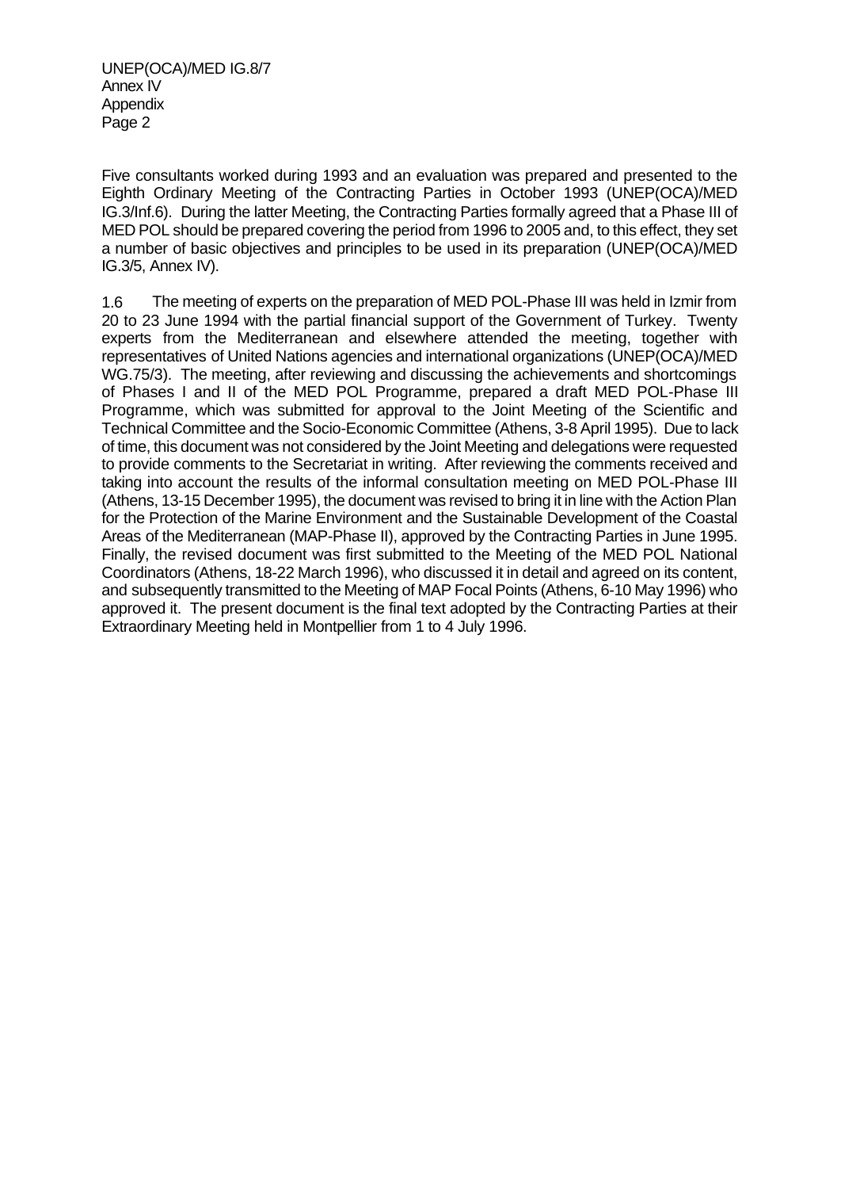Five consultants worked during 1993 and an evaluation was prepared and presented to the Eighth Ordinary Meeting of the Contracting Parties in October 1993 (UNEP(OCA)/MED IG.3/Inf.6). During the latter Meeting, the Contracting Parties formally agreed that a Phase III of MED POL should be prepared covering the period from 1996 to 2005 and, to this effect, they set a number of basic objectives and principles to be used in its preparation (UNEP(OCA)/MED IG.3/5, Annex IV).

1.6 The meeting of experts on the preparation of MED POL-Phase III was held in Izmir from 20 to 23 June 1994 with the partial financial support of the Government of Turkey. Twenty experts from the Mediterranean and elsewhere attended the meeting, together with representatives of United Nations agencies and international organizations (UNEP(OCA)/MED WG.75/3). The meeting, after reviewing and discussing the achievements and shortcomings of Phases I and II of the MED POL Programme, prepared a draft MED POL-Phase III Programme, which was submitted for approval to the Joint Meeting of the Scientific and Technical Committee and the Socio-Economic Committee (Athens, 3-8 April 1995). Due to lack of time, this document was not considered by the Joint Meeting and delegations were requested to provide comments to the Secretariat in writing. After reviewing the comments received and taking into account the results of the informal consultation meeting on MED POL-Phase III (Athens, 13-15 December 1995), the document was revised to bring it in line with the Action Plan for the Protection of the Marine Environment and the Sustainable Development of the Coastal Areas of the Mediterranean (MAP-Phase II), approved by the Contracting Parties in June 1995. Finally, the revised document was first submitted to the Meeting of the MED POL National Coordinators (Athens, 18-22 March 1996), who discussed it in detail and agreed on its content, and subsequently transmitted to the Meeting of MAP Focal Points (Athens, 6-10 May 1996) who approved it. The present document is the final text adopted by the Contracting Parties at their Extraordinary Meeting held in Montpellier from 1 to 4 July 1996.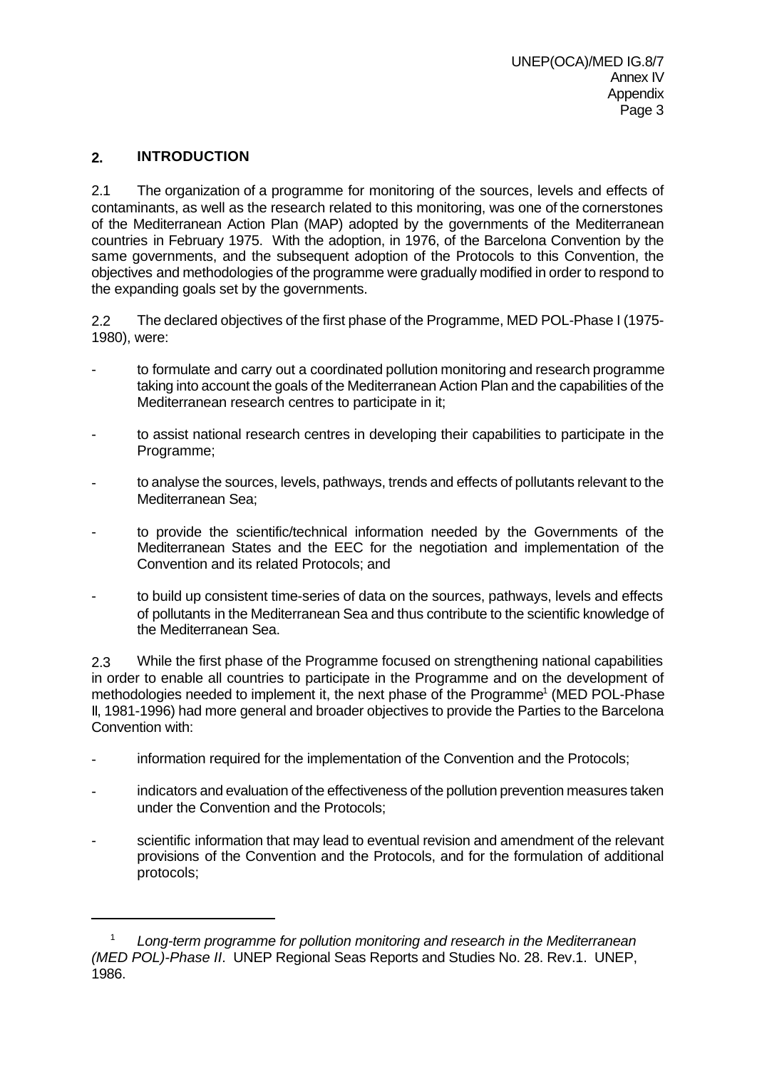## 2. INTRODUCTION

2.1 The organization of a programme for monitoring of the sources, levels and effects of contaminants, as well as the research related to this monitoring, was one of the cornerstones of the Mediterranean Action Plan (MAP) adopted by the governments of the Mediterranean countries in February 1975. With the adoption, in 1976, of the Barcelona Convention by the same governments, and the subsequent adoption of the Protocols to this Convention, the objectives and methodologies of the programme were gradually modified in order to respond to the expanding goals set by the governments.

2.2 The declared objectives of the first phase of the Programme, MED POL-Phase I (1975-1980), were:

- to formulate and carry out a coordinated pollution monitoring and research programme taking into account the goals of the Mediterranean Action Plan and the capabilities of the Mediterranean research centres to participate in it;
- to assist national research centres in developing their capabilities to participate in the Programme;
- to analyse the sources, levels, pathways, trends and effects of pollutants relevant to the Mediterranean Sea;
- to provide the scientific/technical information needed by the Governments of the Mediterranean States and the EEC for the negotiation and implementation of the Convention and its related Protocols; and
- to build up consistent time-series of data on the sources, pathways, levels and effects of pollutants in the Mediterranean Sea and thus contribute to the scientific knowledge of the Mediterranean Sea.

2.3 While the first phase of the Programme focused on strengthening national capabilities in order to enable all countries to participate in the Programme and on the development of methodologies needed to implement it, the next phase of the Programme[1] (MED POL-Phase II, 1981-1996) had more general and broader objectives to provide the Parties to the Barcelona Convention with:

- information required for the implementation of the Convention and the Protocols;
- indicators and evaluation of the effectiveness of the pollution prevention measures taken under the Convention and the Protocols;
- scientific information that may lead to eventual revision and amendment of the relevant provisions of the Convention and the Protocols, and for the formulation of additional protocols;

---

[1] *Long-term programme for pollution monitoring and research in the Mediterranean (MED POL)-Phase II*. UNEP Regional Seas Reports and Studies No. 28. Rev.1. UNEP, 1986.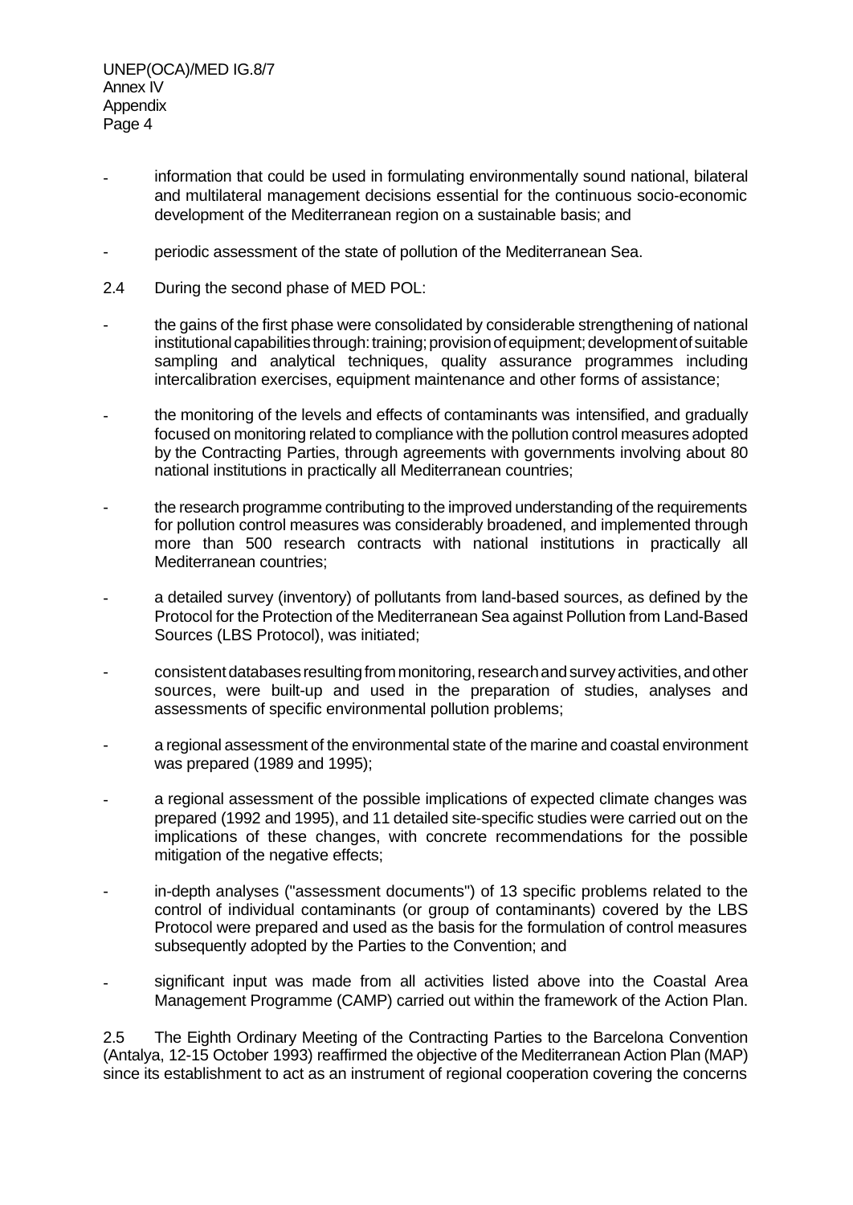- information that could be used in formulating environmentally sound national, bilateral and multilateral management decisions essential for the continuous socio-economic development of the Mediterranean region on a sustainable basis; and

- periodic assessment of the state of pollution of the Mediterranean Sea.

2.4 During the second phase of MED POL:

- the gains of the first phase were consolidated by considerable strengthening of national institutional capabilities through: training; provision of equipment; development of suitable sampling and analytical techniques, quality assurance programmes including intercalibration exercises, equipment maintenance and other forms of assistance;

- the monitoring of the levels and effects of contaminants was intensified, and gradually focused on monitoring related to compliance with the pollution control measures adopted by the Contracting Parties, through agreements with governments involving about 80 national institutions in practically all Mediterranean countries;

- the research programme contributing to the improved understanding of the requirements for pollution control measures was considerably broadened, and implemented through more than 500 research contracts with national institutions in practically all Mediterranean countries;

- a detailed survey (inventory) of pollutants from land-based sources, as defined by the Protocol for the Protection of the Mediterranean Sea against Pollution from Land-Based Sources (LBS Protocol), was initiated;

- consistent databases resulting from monitoring, research and survey activities, and other sources, were built-up and used in the preparation of studies, analyses and assessments of specific environmental pollution problems;

- a regional assessment of the environmental state of the marine and coastal environment was prepared (1989 and 1995);

- a regional assessment of the possible implications of expected climate changes was prepared (1992 and 1995), and 11 detailed site-specific studies were carried out on the implications of these changes, with concrete recommendations for the possible mitigation of the negative effects;

- in-depth analyses ("assessment documents") of 13 specific problems related to the control of individual contaminants (or group of contaminants) covered by the LBS Protocol were prepared and used as the basis for the formulation of control measures subsequently adopted by the Parties to the Convention; and

- significant input was made from all activities listed above into the Coastal Area Management Programme (CAMP) carried out within the framework of the Action Plan.

2.5 The Eighth Ordinary Meeting of the Contracting Parties to the Barcelona Convention (Antalya, 12-15 October 1993) reaffirmed the objective of the Mediterranean Action Plan (MAP) since its establishment to act as an instrument of regional cooperation covering the concerns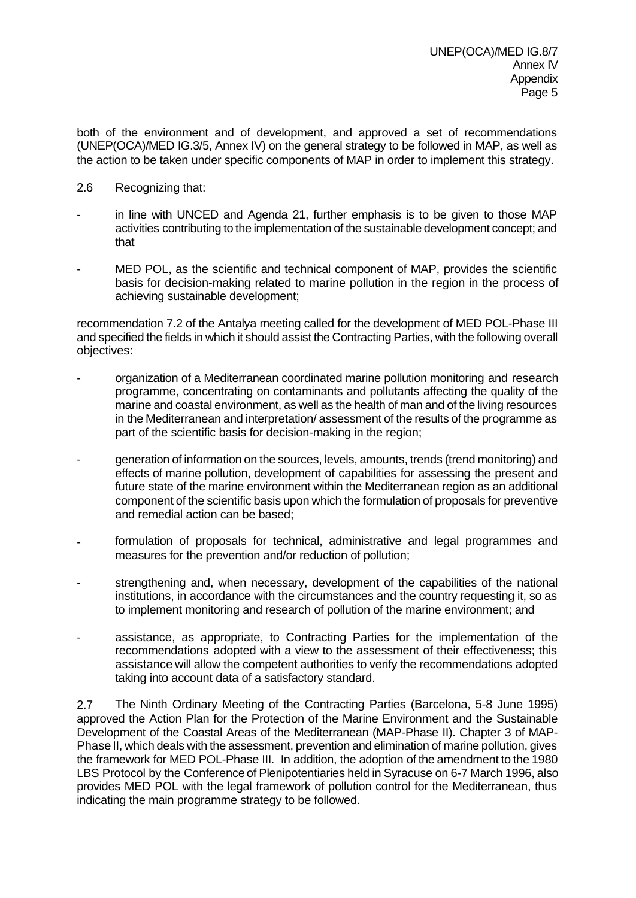both of the environment and of development, and approved a set of recommendations (UNEP(OCA)/MED IG.3/5, Annex IV) on the general strategy to be followed in MAP, as well as the action to be taken under specific components of MAP in order to implement this strategy.

2.6 Recognizing that:

- in line with UNCED and Agenda 21, further emphasis is to be given to those MAP activities contributing to the implementation of the sustainable development concept; and that

- MED POL, as the scientific and technical component of MAP, provides the scientific basis for decision-making related to marine pollution in the region in the process of achieving sustainable development;

recommendation 7.2 of the Antalya meeting called for the development of MED POL-Phase III and specified the fields in which it should assist the Contracting Parties, with the following overall objectives:

- organization of a Mediterranean coordinated marine pollution monitoring and research programme, concentrating on contaminants and pollutants affecting the quality of the marine and coastal environment, as well as the health of man and of the living resources in the Mediterranean and interpretation/ assessment of the results of the programme as part of the scientific basis for decision-making in the region;

- generation of information on the sources, levels, amounts, trends (trend monitoring) and effects of marine pollution, development of capabilities for assessing the present and future state of the marine environment within the Mediterranean region as an additional component of the scientific basis upon which the formulation of proposals for preventive and remedial action can be based;

- formulation of proposals for technical, administrative and legal programmes and measures for the prevention and/or reduction of pollution;

- strengthening and, when necessary, development of the capabilities of the national institutions, in accordance with the circumstances and the country requesting it, so as to implement monitoring and research of pollution of the marine environment; and

- assistance, as appropriate, to Contracting Parties for the implementation of the recommendations adopted with a view to the assessment of their effectiveness; this assistance will allow the competent authorities to verify the recommendations adopted taking into account data of a satisfactory standard.

2.7 The Ninth Ordinary Meeting of the Contracting Parties (Barcelona, 5-8 June 1995) approved the Action Plan for the Protection of the Marine Environment and the Sustainable Development of the Coastal Areas of the Mediterranean (MAP-Phase II). Chapter 3 of MAP-Phase II, which deals with the assessment, prevention and elimination of marine pollution, gives the framework for MED POL-Phase III. In addition, the adoption of the amendment to the 1980 LBS Protocol by the Conference of Plenipotentiaries held in Syracuse on 6-7 March 1996, also provides MED POL with the legal framework of pollution control for the Mediterranean, thus indicating the main programme strategy to be followed.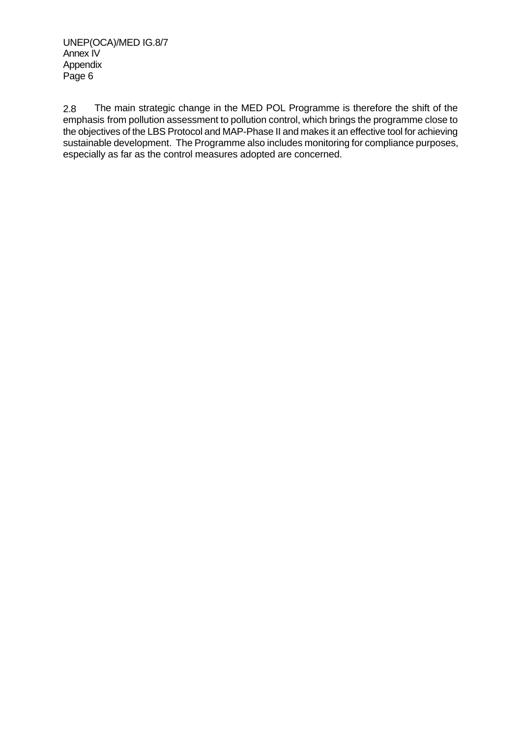2.8 The main strategic change in the MED POL Programme is therefore the shift of the emphasis from pollution assessment to pollution control, which brings the programme close to the objectives of the LBS Protocol and MAP-Phase II and makes it an effective tool for achieving sustainable development. The Programme also includes monitoring for compliance purposes, especially as far as the control measures adopted are concerned.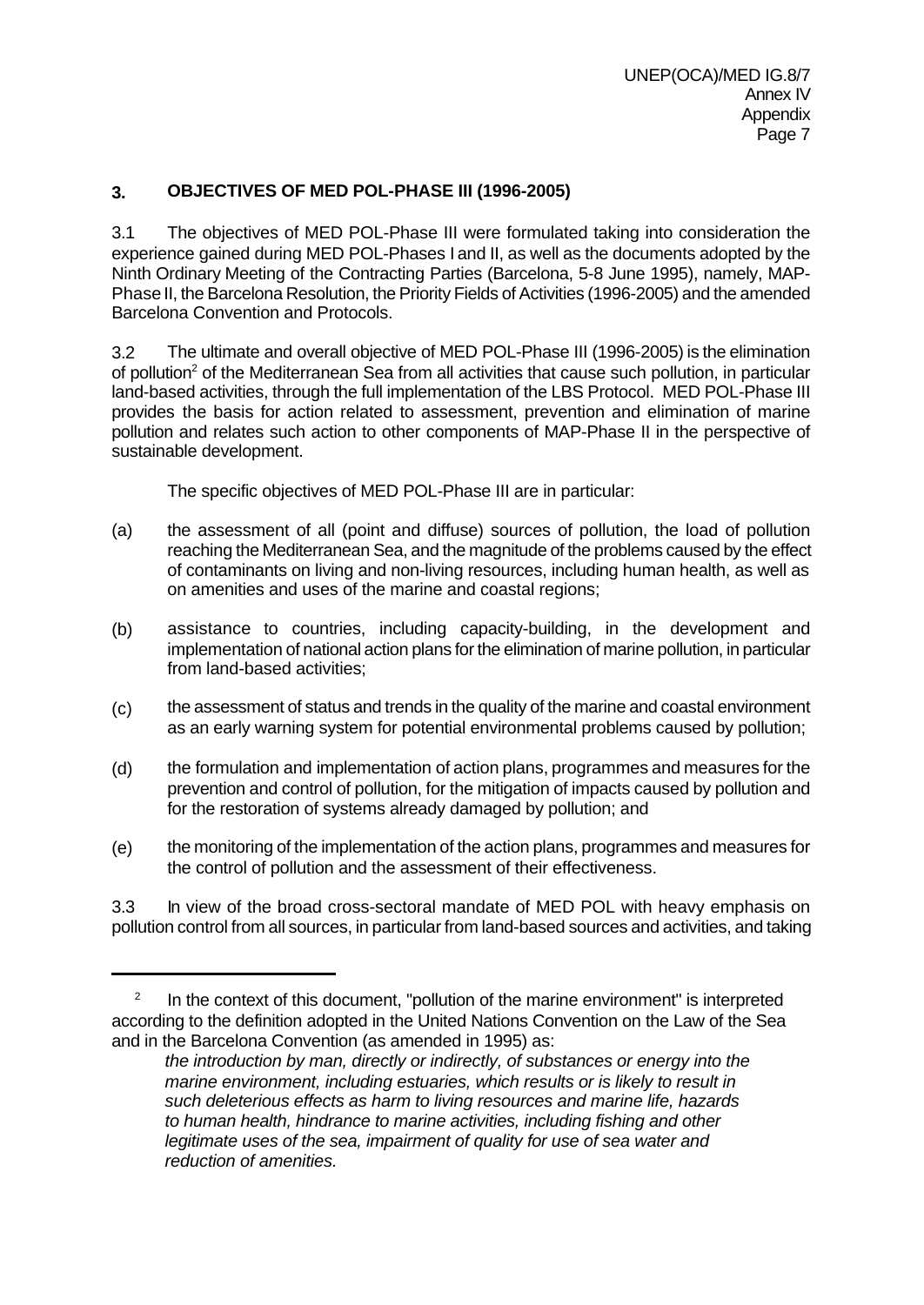## 3. OBJECTIVES OF MED POL-PHASE III (1996-2005)

3.1 The objectives of MED POL-Phase III were formulated taking into consideration the experience gained during MED POL-Phases I and II, as well as the documents adopted by the Ninth Ordinary Meeting of the Contracting Parties (Barcelona, 5-8 June 1995), namely, MAP-Phase II, the Barcelona Resolution, the Priority Fields of Activities (1996-2005) and the amended Barcelona Convention and Protocols.

3.2 The ultimate and overall objective of MED POL-Phase III (1996-2005) is the elimination of pollution[2] of the Mediterranean Sea from all activities that cause such pollution, in particular land-based activities, through the full implementation of the LBS Protocol. MED POL-Phase III provides the basis for action related to assessment, prevention and elimination of marine pollution and relates such action to other components of MAP-Phase II in the perspective of sustainable development.

The specific objectives of MED POL-Phase III are in particular:

(a) the assessment of all (point and diffuse) sources of pollution, the load of pollution reaching the Mediterranean Sea, and the magnitude of the problems caused by the effect of contaminants on living and non-living resources, including human health, as well as on amenities and uses of the marine and coastal regions;

(b) assistance to countries, including capacity-building, in the development and implementation of national action plans for the elimination of marine pollution, in particular from land-based activities;

(c) the assessment of status and trends in the quality of the marine and coastal environment as an early warning system for potential environmental problems caused by pollution;

(d) the formulation and implementation of action plans, programmes and measures for the prevention and control of pollution, for the mitigation of impacts caused by pollution and for the restoration of systems already damaged by pollution; and

(e) the monitoring of the implementation of the action plans, programmes and measures for the control of pollution and the assessment of their effectiveness.

3.3 In view of the broad cross-sectoral mandate of MED POL with heavy emphasis on pollution control from all sources, in particular from land-based sources and activities, and taking

---

[2] In the context of this document, "pollution of the marine environment" is interpreted according to the definition adopted in the United Nations Convention on the Law of the Sea and in the Barcelona Convention (as amended in 1995) as:

*the introduction by man, directly or indirectly, of substances or energy into the marine environment, including estuaries, which results or is likely to result in such deleterious effects as harm to living resources and marine life, hazards to human health, hindrance to marine activities, including fishing and other legitimate uses of the sea, impairment of quality for use of sea water and reduction of amenities.*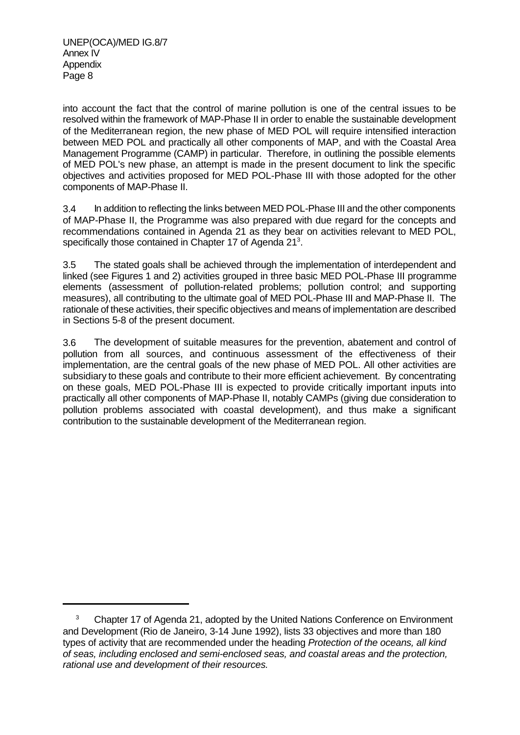into account the fact that the control of marine pollution is one of the central issues to be resolved within the framework of MAP-Phase II in order to enable the sustainable development of the Mediterranean region, the new phase of MED POL will require intensified interaction between MED POL and practically all other components of MAP, and with the Coastal Area Management Programme (CAMP) in particular. Therefore, in outlining the possible elements of MED POL's new phase, an attempt is made in the present document to link the specific objectives and activities proposed for MED POL-Phase III with those adopted for the other components of MAP-Phase II.

3.4 In addition to reflecting the links between MED POL-Phase III and the other components of MAP-Phase II, the Programme was also prepared with due regard for the concepts and recommendations contained in Agenda 21 as they bear on activities relevant to MED POL, specifically those contained in Chapter 17 of Agenda 21[3].

3.5 The stated goals shall be achieved through the implementation of interdependent and linked (see Figures 1 and 2) activities grouped in three basic MED POL-Phase III programme elements (assessment of pollution-related problems; pollution control; and supporting measures), all contributing to the ultimate goal of MED POL-Phase III and MAP-Phase II. The rationale of these activities, their specific objectives and means of implementation are described in Sections 5-8 of the present document.

3.6 The development of suitable measures for the prevention, abatement and control of pollution from all sources, and continuous assessment of the effectiveness of their implementation, are the central goals of the new phase of MED POL. All other activities are subsidiary to these goals and contribute to their more efficient achievement. By concentrating on these goals, MED POL-Phase III is expected to provide critically important inputs into practically all other components of MAP-Phase II, notably CAMPs (giving due consideration to pollution problems associated with coastal development), and thus make a significant contribution to the sustainable development of the Mediterranean region.

---

[3] Chapter 17 of Agenda 21, adopted by the United Nations Conference on Environment and Development (Rio de Janeiro, 3-14 June 1992), lists 33 objectives and more than 180 types of activity that are recommended under the heading *Protection of the oceans, all kind of seas, including enclosed and semi-enclosed seas, and coastal areas and the protection, rational use and development of their resources.*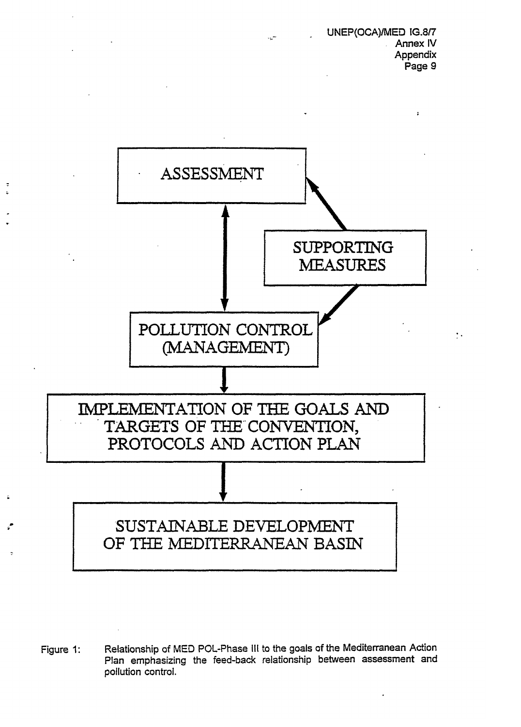ASSESSMENT

SUPPORTING MEASURES

POLLUTION CONTROL (MANAGEMENT)

IMPLEMENTATION OF THE GOALS AND TARGETS OF THE CONVENTION, PROTOCOLS AND ACTION PLAN

SUSTAINABLE DEVELOPMENT OF THE MEDITERRANEAN BASIN

Figure 1: Relationship of MED POL-Phase III to the goals of the Mediterranean Action Plan emphasizing the feed-back relationship between assessment and pollution control.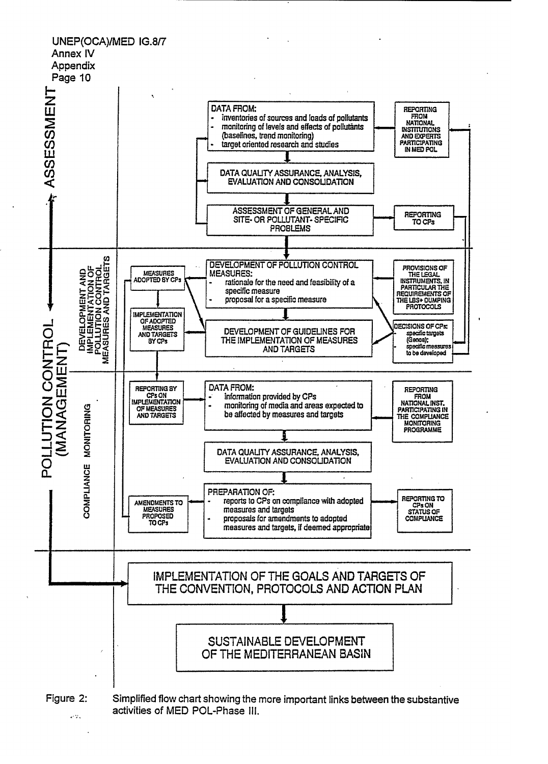ASSESSMENT

DATA FROM:
- inventories of sources and loads of pollutants
- monitoring of levels and effects of pollutants (baselines, trend monitoring)
- target oriented research and studies

REPORTING FROM NATIONAL INSTITUTIONS AND EXPERTS PARTICIPATING IN MED POL

DATA QUALITY ASSURANCE, ANALYSIS, EVALUATION AND CONSOLIDATION

ASSESSMENT OF GENERAL AND SITE- OR POLLUTANT- SPECIFIC PROBLEMS

REPORTING TO CPs

POLLUTION CONTROL (MANAGEMENT)

DEVELOPMENT AND IMPLEMENTATION OF POLLUTION CONTROL MEASURES AND TARGETS

MEASURES ADOPTED BY CPs

DEVELOPMENT OF POLLUTION CONTROL MEASURES:
- rationale for the need and feasibility of a specific measure
- proposal for a specific measure

PROVISIONS OF THE LEGAL INSTRUMENTS, IN PARTICULAR THE REQUIREMENTS OF THE LBS+ DUMPING PROTOCOLS

IMPLEMENTATION OF ADOPTED MEASURES AND TARGETS BY CPs

DEVELOPMENT OF GUIDELINES FOR THE IMPLEMENTATION OF MEASURES AND TARGETS

DECISIONS OF CPs:
- specific targets (Genoa);
- specific measures to be developed

COMPLIANCE MONITORING

REPORTING BY CPs ON IMPLEMENTATION OF MEASURES AND TARGETS

DATA FROM:
- information provided by CPs
- monitoring of media and areas expected to be affected by measures and targets

REPORTING FROM NATIONAL INST. PARTICIPATING IN THE COMPLIANCE MONITORING PROGRAMME

DATA QUALITY ASSURANCE, ANALYSIS, EVALUATION AND CONSOLIDATION

AMENDMENTS TO MEASURES PROPOSED TO CPs

PREPARATION OF:
- reports to CPs on compliance with adopted measures and targets
- proposals for amendments to adopted measures and targets, if deemed appropriate

REPORTING TO CPs ON STATUS OF COMPLIANCE

IMPLEMENTATION OF THE GOALS AND TARGETS OF THE CONVENTION, PROTOCOLS AND ACTION PLAN

SUSTAINABLE DEVELOPMENT OF THE MEDITERRANEAN BASIN

Figure 2: Simplified flow chart showing the more important links between the substantive activities of MED POL-Phase III.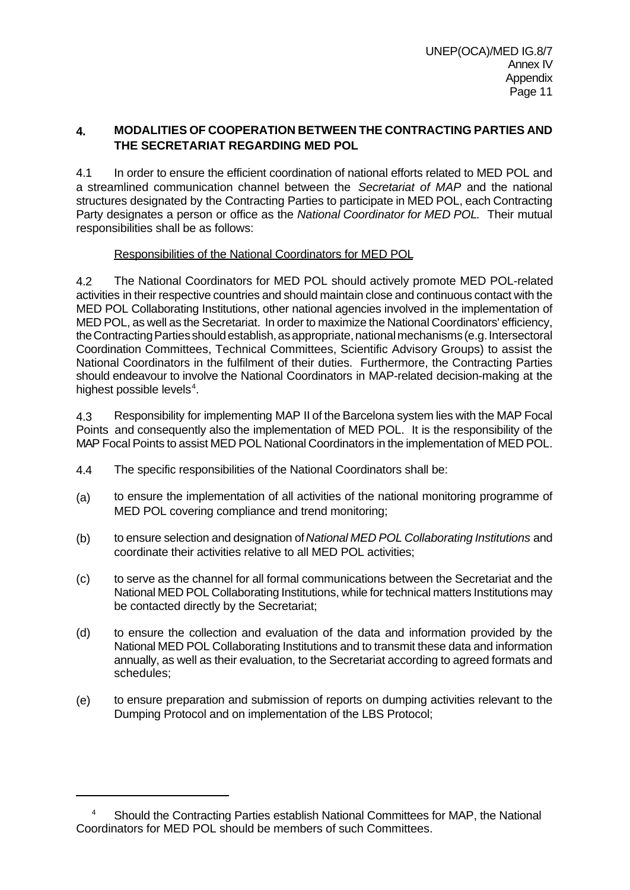## 4. MODALITIES OF COOPERATION BETWEEN THE CONTRACTING PARTIES AND THE SECRETARIAT REGARDING MED POL

4.1 In order to ensure the efficient coordination of national efforts related to MED POL and a streamlined communication channel between the *Secretariat of MAP* and the national structures designated by the Contracting Parties to participate in MED POL, each Contracting Party designates a person or office as the *National Coordinator for MED POL*. Their mutual responsibilities shall be as follows:

Responsibilities of the National Coordinators for MED POL

4.2 The National Coordinators for MED POL should actively promote MED POL-related activities in their respective countries and should maintain close and continuous contact with the MED POL Collaborating Institutions, other national agencies involved in the implementation of MED POL, as well as the Secretariat. In order to maximize the National Coordinators' efficiency, the Contracting Parties should establish, as appropriate, national mechanisms (e.g. Intersectoral Coordination Committees, Technical Committees, Scientific Advisory Groups) to assist the National Coordinators in the fulfilment of their duties. Furthermore, the Contracting Parties should endeavour to involve the National Coordinators in MAP-related decision-making at the highest possible levels[4].

4.3 Responsibility for implementing MAP II of the Barcelona system lies with the MAP Focal Points and consequently also the implementation of MED POL. It is the responsibility of the MAP Focal Points to assist MED POL National Coordinators in the implementation of MED POL.

4.4 The specific responsibilities of the National Coordinators shall be:

(a) to ensure the implementation of all activities of the national monitoring programme of MED POL covering compliance and trend monitoring;

(b) to ensure selection and designation of *National MED POL Collaborating Institutions* and coordinate their activities relative to all MED POL activities;

(c) to serve as the channel for all formal communications between the Secretariat and the National MED POL Collaborating Institutions, while for technical matters Institutions may be contacted directly by the Secretariat;

(d) to ensure the collection and evaluation of the data and information provided by the National MED POL Collaborating Institutions and to transmit these data and information annually, as well as their evaluation, to the Secretariat according to agreed formats and schedules;

(e) to ensure preparation and submission of reports on dumping activities relevant to the Dumping Protocol and on implementation of the LBS Protocol;

---

[4] Should the Contracting Parties establish National Committees for MAP, the National Coordinators for MED POL should be members of such Committees.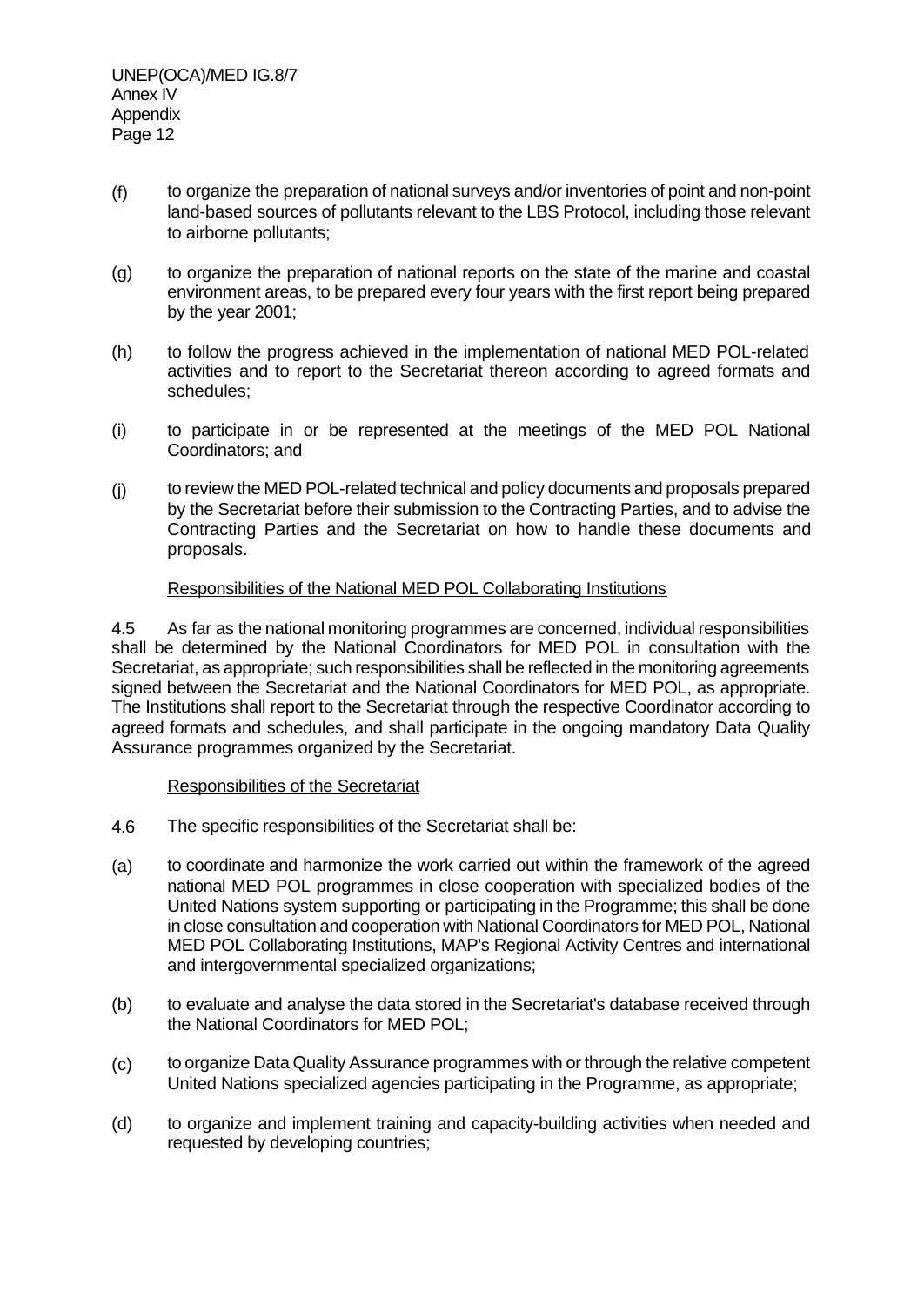(f) to organize the preparation of national surveys and/or inventories of point and non-point land-based sources of pollutants relevant to the LBS Protocol, including those relevant to airborne pollutants;

(g) to organize the preparation of national reports on the state of the marine and coastal environment areas, to be prepared every four years with the first report being prepared by the year 2001;

(h) to follow the progress achieved in the implementation of national MED POL-related activities and to report to the Secretariat thereon according to agreed formats and schedules;

(i) to participate in or be represented at the meetings of the MED POL National Coordinators; and

(j) to review the MED POL-related technical and policy documents and proposals prepared by the Secretariat before their submission to the Contracting Parties, and to advise the Contracting Parties and the Secretariat on how to handle these documents and proposals.

<u>Responsibilities of the National MED POL Collaborating Institutions</u>

4.5 As far as the national monitoring programmes are concerned, individual responsibilities shall be determined by the National Coordinators for MED POL in consultation with the Secretariat, as appropriate; such responsibilities shall be reflected in the monitoring agreements signed between the Secretariat and the National Coordinators for MED POL, as appropriate. The Institutions shall report to the Secretariat through the respective Coordinator according to agreed formats and schedules, and shall participate in the ongoing mandatory Data Quality Assurance programmes organized by the Secretariat.

<u>Responsibilities of the Secretariat</u>

4.6 The specific responsibilities of the Secretariat shall be:

(a) to coordinate and harmonize the work carried out within the framework of the agreed national MED POL programmes in close cooperation with specialized bodies of the United Nations system supporting or participating in the Programme; this shall be done in close consultation and cooperation with National Coordinators for MED POL, National MED POL Collaborating Institutions, MAP's Regional Activity Centres and international and intergovernmental specialized organizations;

(b) to evaluate and analyse the data stored in the Secretariat's database received through the National Coordinators for MED POL;

(c) to organize Data Quality Assurance programmes with or through the relative competent United Nations specialized agencies participating in the Programme, as appropriate;

(d) to organize and implement training and capacity-building activities when needed and requested by developing countries;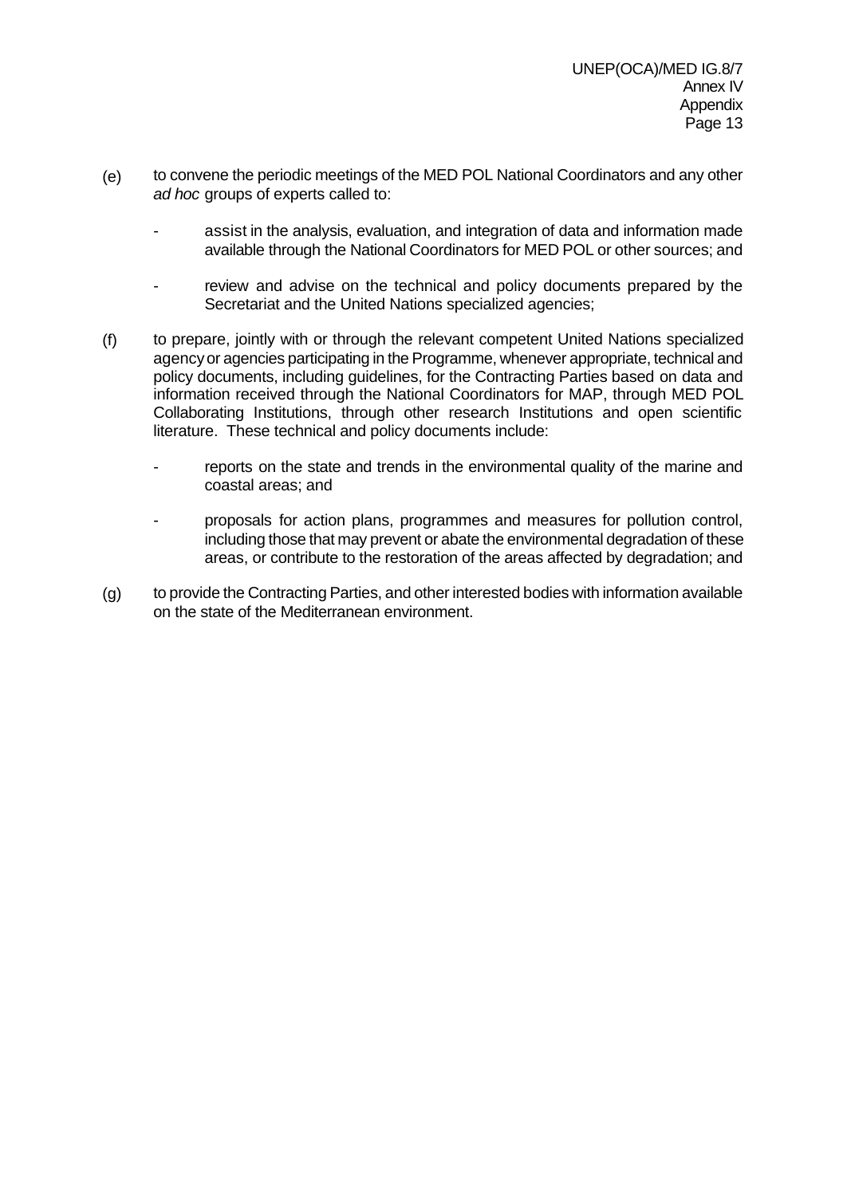(e) to convene the periodic meetings of the MED POL National Coordinators and any other *ad hoc* groups of experts called to:

- assist in the analysis, evaluation, and integration of data and information made available through the National Coordinators for MED POL or other sources; and

- review and advise on the technical and policy documents prepared by the Secretariat and the United Nations specialized agencies;

(f) to prepare, jointly with or through the relevant competent United Nations specialized agency or agencies participating in the Programme, whenever appropriate, technical and policy documents, including guidelines, for the Contracting Parties based on data and information received through the National Coordinators for MAP, through MED POL Collaborating Institutions, through other research Institutions and open scientific literature. These technical and policy documents include:

- reports on the state and trends in the environmental quality of the marine and coastal areas; and

- proposals for action plans, programmes and measures for pollution control, including those that may prevent or abate the environmental degradation of these areas, or contribute to the restoration of the areas affected by degradation; and

(g) to provide the Contracting Parties, and other interested bodies with information available on the state of the Mediterranean environment.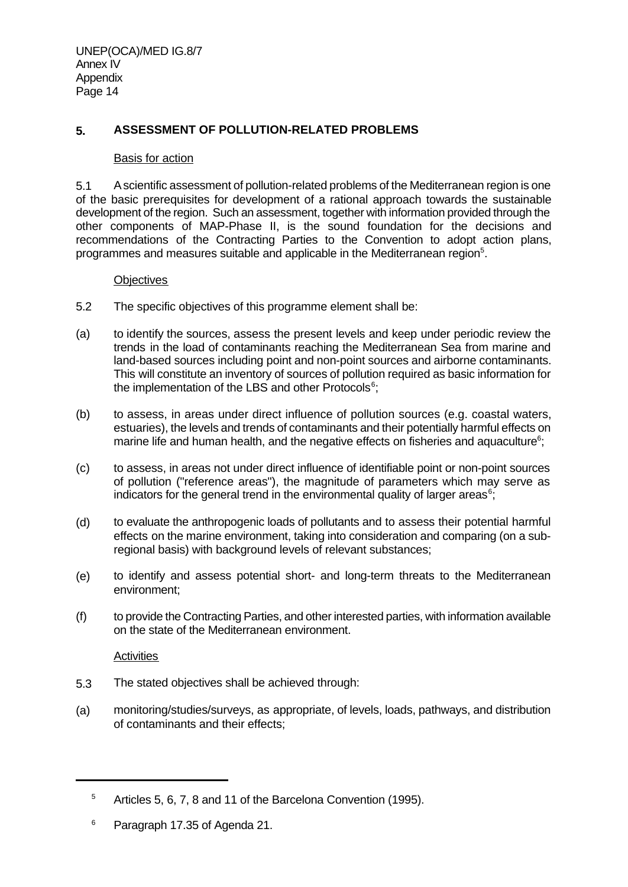## 5. ASSESSMENT OF POLLUTION-RELATED PROBLEMS

Basis for action

5.1 A scientific assessment of pollution-related problems of the Mediterranean region is one of the basic prerequisites for development of a rational approach towards the sustainable development of the region. Such an assessment, together with information provided through the other components of MAP-Phase II, is the sound foundation for the decisions and recommendations of the Contracting Parties to the Convention to adopt action plans, programmes and measures suitable and applicable in the Mediterranean region[5].

Objectives

5.2 The specific objectives of this programme element shall be:

(a) to identify the sources, assess the present levels and keep under periodic review the trends in the load of contaminants reaching the Mediterranean Sea from marine and land-based sources including point and non-point sources and airborne contaminants. This will constitute an inventory of sources of pollution required as basic information for the implementation of the LBS and other Protocols[6];

(b) to assess, in areas under direct influence of pollution sources (e.g. coastal waters, estuaries), the levels and trends of contaminants and their potentially harmful effects on marine life and human health, and the negative effects on fisheries and aquaculture[6];

(c) to assess, in areas not under direct influence of identifiable point or non-point sources of pollution ("reference areas"), the magnitude of parameters which may serve as indicators for the general trend in the environmental quality of larger areas[6];

(d) to evaluate the anthropogenic loads of pollutants and to assess their potential harmful effects on the marine environment, taking into consideration and comparing (on a sub-regional basis) with background levels of relevant substances;

(e) to identify and assess potential short- and long-term threats to the Mediterranean environment;

(f) to provide the Contracting Parties, and other interested parties, with information available on the state of the Mediterranean environment.

Activities

5.3 The stated objectives shall be achieved through:

(a) monitoring/studies/surveys, as appropriate, of levels, loads, pathways, and distribution of contaminants and their effects;

---

[5] Articles 5, 6, 7, 8 and 11 of the Barcelona Convention (1995).

[6] Paragraph 17.35 of Agenda 21.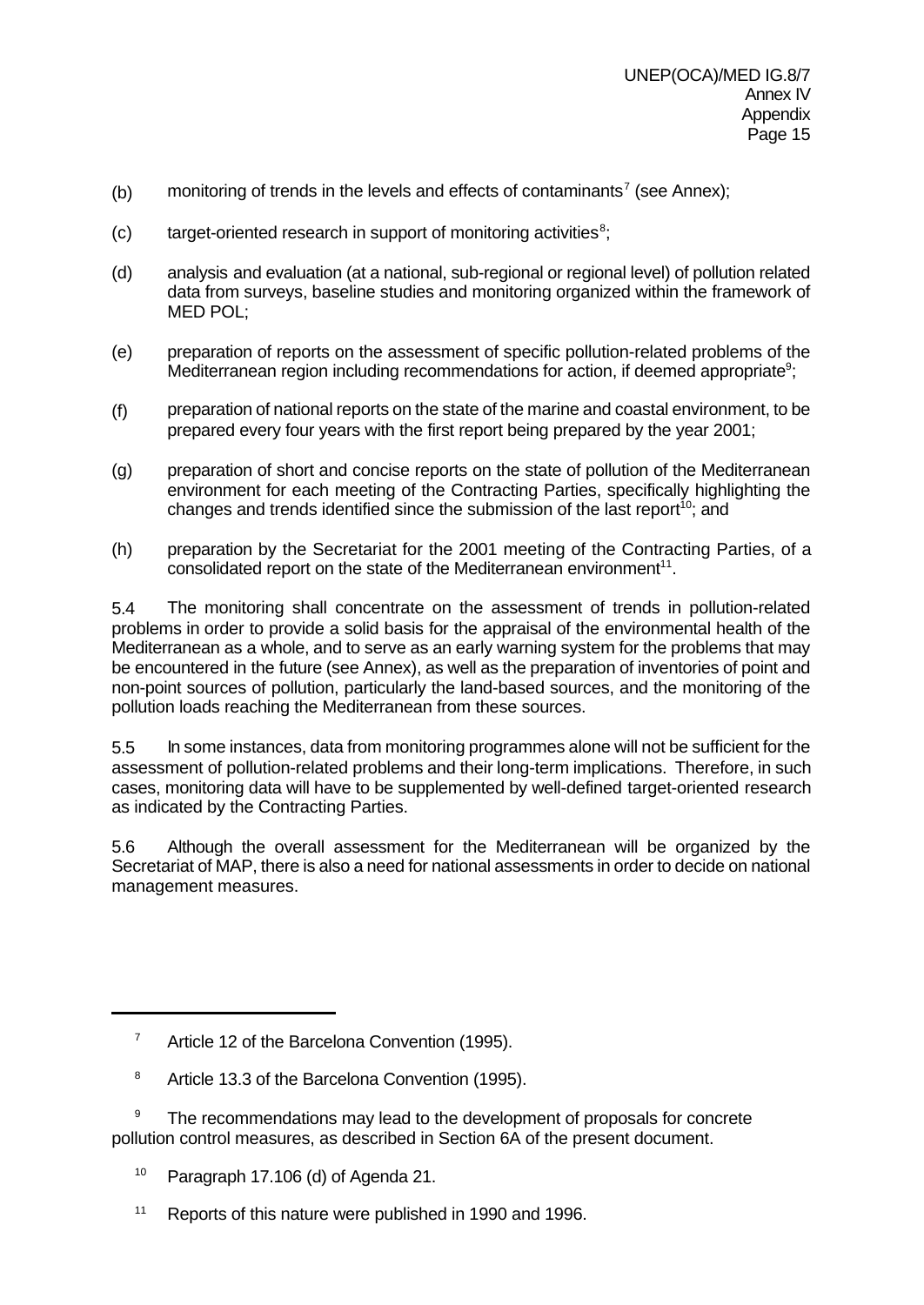(b) monitoring of trends in the levels and effects of contaminants[7] (see Annex);

(c) target-oriented research in support of monitoring activities[8];

(d) analysis and evaluation (at a national, sub-regional or regional level) of pollution related data from surveys, baseline studies and monitoring organized within the framework of MED POL;

(e) preparation of reports on the assessment of specific pollution-related problems of the Mediterranean region including recommendations for action, if deemed appropriate[9];

(f) preparation of national reports on the state of the marine and coastal environment, to be prepared every four years with the first report being prepared by the year 2001;

(g) preparation of short and concise reports on the state of pollution of the Mediterranean environment for each meeting of the Contracting Parties, specifically highlighting the changes and trends identified since the submission of the last report[10]; and

(h) preparation by the Secretariat for the 2001 meeting of the Contracting Parties, of a consolidated report on the state of the Mediterranean environment[11].

5.4 The monitoring shall concentrate on the assessment of trends in pollution-related problems in order to provide a solid basis for the appraisal of the environmental health of the Mediterranean as a whole, and to serve as an early warning system for the problems that may be encountered in the future (see Annex), as well as the preparation of inventories of point and non-point sources of pollution, particularly the land-based sources, and the monitoring of the pollution loads reaching the Mediterranean from these sources.

5.5 In some instances, data from monitoring programmes alone will not be sufficient for the assessment of pollution-related problems and their long-term implications. Therefore, in such cases, monitoring data will have to be supplemented by well-defined target-oriented research as indicated by the Contracting Parties.

5.6 Although the overall assessment for the Mediterranean will be organized by the Secretariat of MAP, there is also a need for national assessments in order to decide on national management measures.

---

[7] Article 12 of the Barcelona Convention (1995).

[8] Article 13.3 of the Barcelona Convention (1995).

[9] The recommendations may lead to the development of proposals for concrete pollution control measures, as described in Section 6A of the present document.

[10] Paragraph 17.106 (d) of Agenda 21.

[11] Reports of this nature were published in 1990 and 1996.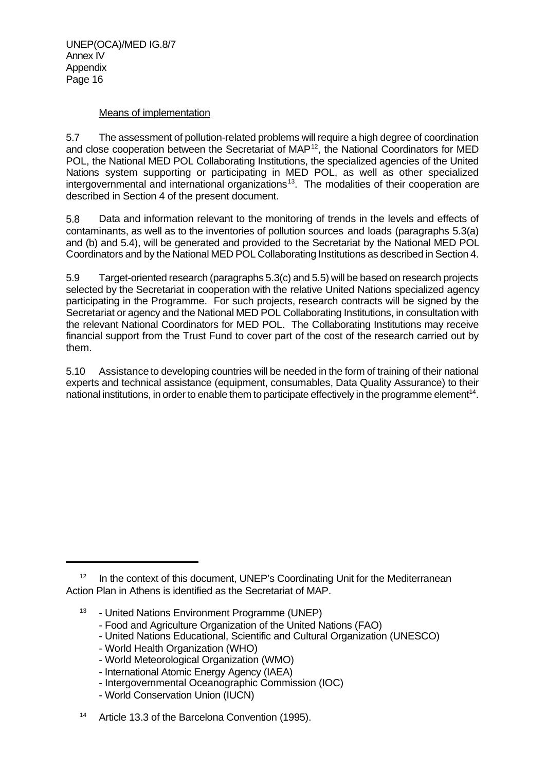Means of implementation

5.7 The assessment of pollution-related problems will require a high degree of coordination and close cooperation between the Secretariat of MAP[12], the National Coordinators for MED POL, the National MED POL Collaborating Institutions, the specialized agencies of the United Nations system supporting or participating in MED POL, as well as other specialized intergovernmental and international organizations[13]. The modalities of their cooperation are described in Section 4 of the present document.

5.8 Data and information relevant to the monitoring of trends in the levels and effects of contaminants, as well as to the inventories of pollution sources and loads (paragraphs 5.3(a) and (b) and 5.4), will be generated and provided to the Secretariat by the National MED POL Coordinators and by the National MED POL Collaborating Institutions as described in Section 4.

5.9 Target-oriented research (paragraphs 5.3(c) and 5.5) will be based on research projects selected by the Secretariat in cooperation with the relative United Nations specialized agency participating in the Programme. For such projects, research contracts will be signed by the Secretariat or agency and the National MED POL Collaborating Institutions, in consultation with the relevant National Coordinators for MED POL. The Collaborating Institutions may receive financial support from the Trust Fund to cover part of the cost of the research carried out by them.

5.10 Assistance to developing countries will be needed in the form of training of their national experts and technical assistance (equipment, consumables, Data Quality Assurance) to their national institutions, in order to enable them to participate effectively in the programme element[14].

---

[12] In the context of this document, UNEP's Coordinating Unit for the Mediterranean Action Plan in Athens is identified as the Secretariat of MAP.

[13]
- United Nations Environment Programme (UNEP)
- Food and Agriculture Organization of the United Nations (FAO)
- United Nations Educational, Scientific and Cultural Organization (UNESCO)
- World Health Organization (WHO)
- World Meteorological Organization (WMO)
- International Atomic Energy Agency (IAEA)
- Intergovernmental Oceanographic Commission (IOC)
- World Conservation Union (IUCN)

[14] Article 13.3 of the Barcelona Convention (1995).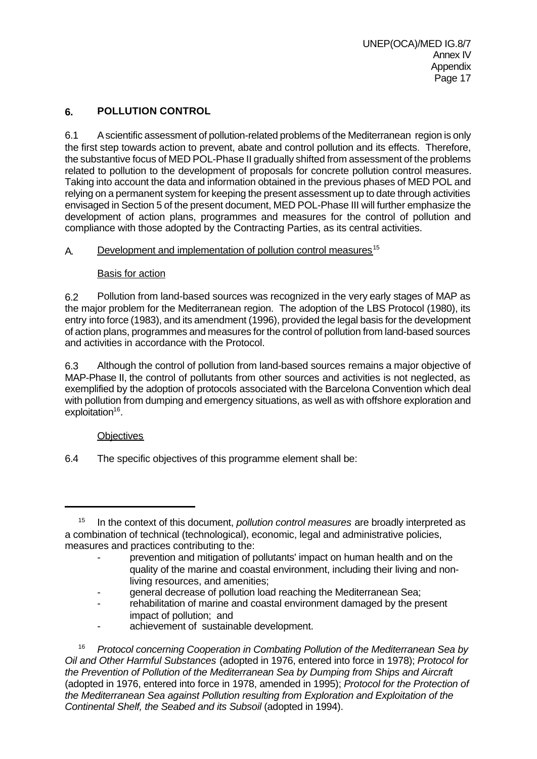## 6. POLLUTION CONTROL

6.1 A scientific assessment of pollution-related problems of the Mediterranean region is only the first step towards action to prevent, abate and control pollution and its effects. Therefore, the substantive focus of MED POL-Phase II gradually shifted from assessment of the problems related to pollution to the development of proposals for concrete pollution control measures. Taking into account the data and information obtained in the previous phases of MED POL and relying on a permanent system for keeping the present assessment up to date through activities envisaged in Section 5 of the present document, MED POL-Phase III will further emphasize the development of action plans, programmes and measures for the control of pollution and compliance with those adopted by the Contracting Parties, as its central activities.

### A. Development and implementation of pollution control measures[15]

Basis for action

6.2 Pollution from land-based sources was recognized in the very early stages of MAP as the major problem for the Mediterranean region. The adoption of the LBS Protocol (1980), its entry into force (1983), and its amendment (1996), provided the legal basis for the development of action plans, programmes and measures for the control of pollution from land-based sources and activities in accordance with the Protocol.

6.3 Although the control of pollution from land-based sources remains a major objective of MAP-Phase II, the control of pollutants from other sources and activities is not neglected, as exemplified by the adoption of protocols associated with the Barcelona Convention which deal with pollution from dumping and emergency situations, as well as with offshore exploration and exploitation[16].

Objectives

6.4 The specific objectives of this programme element shall be:

---

[15] In the context of this document, *pollution control measures* are broadly interpreted as a combination of technical (technological), economic, legal and administrative policies, measures and practices contributing to the:

- prevention and mitigation of pollutants' impact on human health and on the quality of the marine and coastal environment, including their living and non-living resources, and amenities;
- general decrease of pollution load reaching the Mediterranean Sea;
- rehabilitation of marine and coastal environment damaged by the present impact of pollution; and
- achievement of sustainable development.

[16] *Protocol concerning Cooperation in Combating Pollution of the Mediterranean Sea by Oil and Other Harmful Substances* (adopted in 1976, entered into force in 1978); *Protocol for the Prevention of Pollution of the Mediterranean Sea by Dumping from Ships and Aircraft* (adopted in 1976, entered into force in 1978, amended in 1995); *Protocol for the Protection of the Mediterranean Sea against Pollution resulting from Exploration and Exploitation of the Continental Shelf, the Seabed and its Subsoil* (adopted in 1994).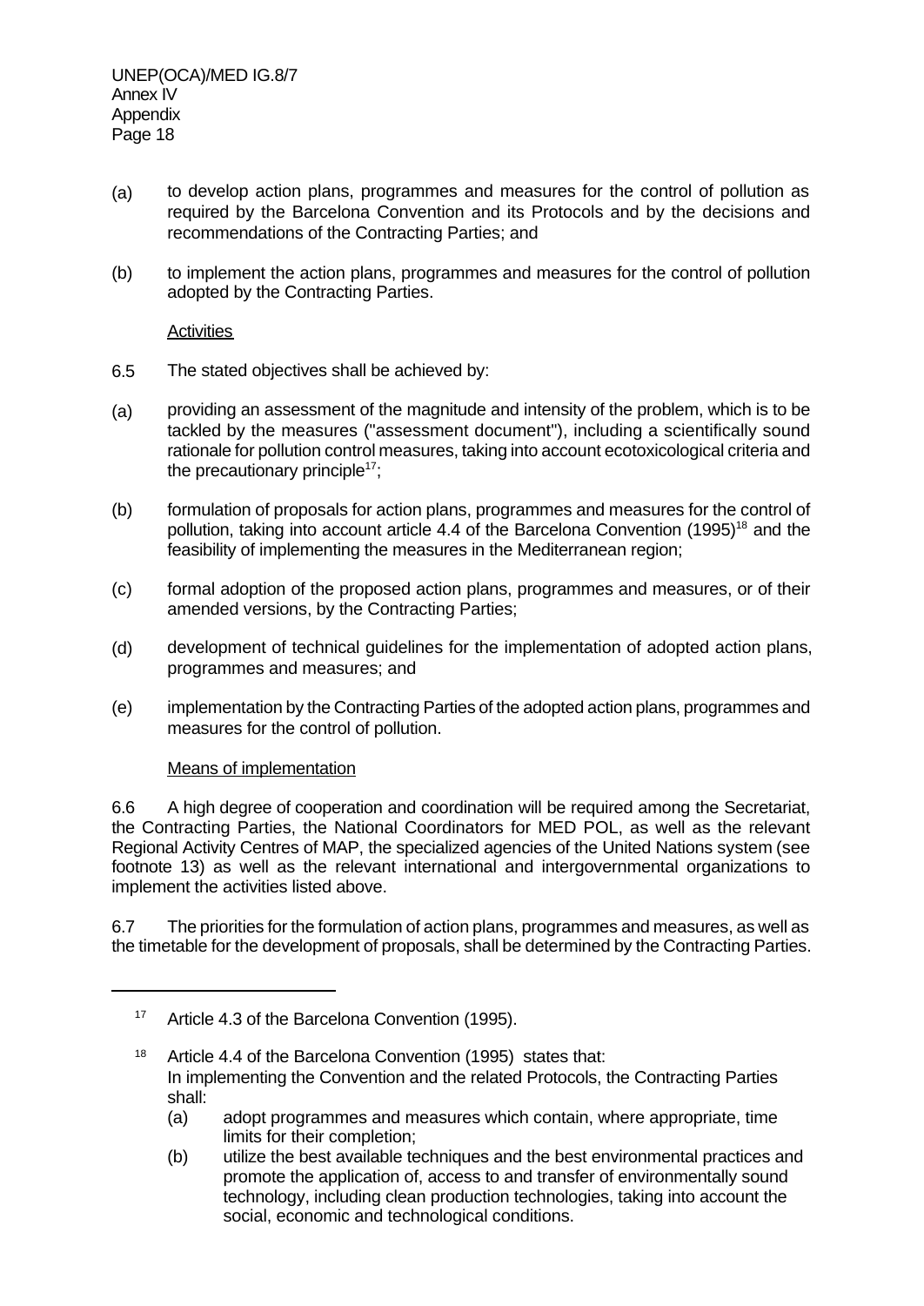(a) to develop action plans, programmes and measures for the control of pollution as required by the Barcelona Convention and its Protocols and by the decisions and recommendations of the Contracting Parties; and

(b) to implement the action plans, programmes and measures for the control of pollution adopted by the Contracting Parties.

Activities

6.5 The stated objectives shall be achieved by:

(a) providing an assessment of the magnitude and intensity of the problem, which is to be tackled by the measures ("assessment document"), including a scientifically sound rationale for pollution control measures, taking into account ecotoxicological criteria and the precautionary principle[17];

(b) formulation of proposals for action plans, programmes and measures for the control of pollution, taking into account article 4.4 of the Barcelona Convention (1995)[18] and the feasibility of implementing the measures in the Mediterranean region;

(c) formal adoption of the proposed action plans, programmes and measures, or of their amended versions, by the Contracting Parties;

(d) development of technical guidelines for the implementation of adopted action plans, programmes and measures; and

(e) implementation by the Contracting Parties of the adopted action plans, programmes and measures for the control of pollution.

Means of implementation

6.6 A high degree of cooperation and coordination will be required among the Secretariat, the Contracting Parties, the National Coordinators for MED POL, as well as the relevant Regional Activity Centres of MAP, the specialized agencies of the United Nations system (see footnote 13) as well as the relevant international and intergovernmental organizations to implement the activities listed above.

6.7 The priorities for the formulation of action plans, programmes and measures, as well as the timetable for the development of proposals, shall be determined by the Contracting Parties.

---

[17] Article 4.3 of the Barcelona Convention (1995).

[18] Article 4.4 of the Barcelona Convention (1995) states that:
In implementing the Convention and the related Protocols, the Contracting Parties shall:

(a) adopt programmes and measures which contain, where appropriate, time limits for their completion;

(b) utilize the best available techniques and the best environmental practices and promote the application of, access to and transfer of environmentally sound technology, including clean production technologies, taking into account the social, economic and technological conditions.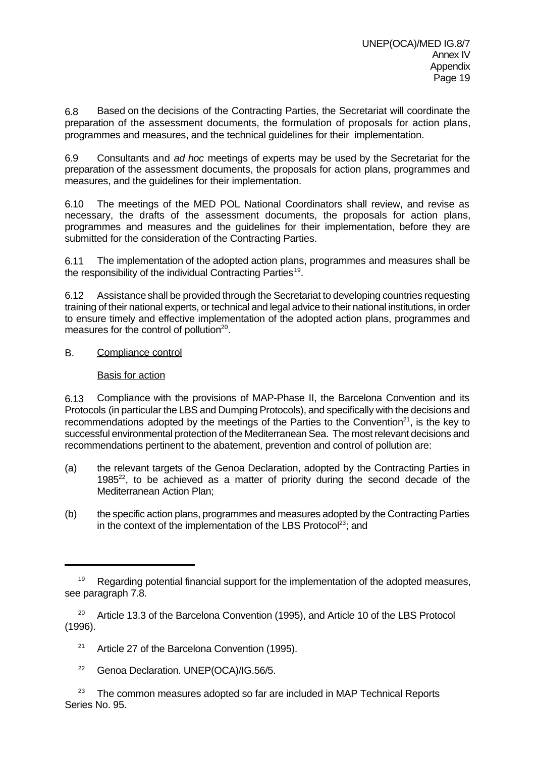6.8 Based on the decisions of the Contracting Parties, the Secretariat will coordinate the preparation of the assessment documents, the formulation of proposals for action plans, programmes and measures, and the technical guidelines for their implementation.

6.9 Consultants and *ad hoc* meetings of experts may be used by the Secretariat for the preparation of the assessment documents, the proposals for action plans, programmes and measures, and the guidelines for their implementation.

6.10 The meetings of the MED POL National Coordinators shall review, and revise as necessary, the drafts of the assessment documents, the proposals for action plans, programmes and measures and the guidelines for their implementation, before they are submitted for the consideration of the Contracting Parties.

6.11 The implementation of the adopted action plans, programmes and measures shall be the responsibility of the individual Contracting Parties[19].

6.12 Assistance shall be provided through the Secretariat to developing countries requesting training of their national experts, or technical and legal advice to their national institutions, in order to ensure timely and effective implementation of the adopted action plans, programmes and measures for the control of pollution[20].

B. Compliance control

Basis for action

6.13 Compliance with the provisions of MAP-Phase II, the Barcelona Convention and its Protocols (in particular the LBS and Dumping Protocols), and specifically with the decisions and recommendations adopted by the meetings of the Parties to the Convention[21], is the key to successful environmental protection of the Mediterranean Sea. The most relevant decisions and recommendations pertinent to the abatement, prevention and control of pollution are:

(a) the relevant targets of the Genoa Declaration, adopted by the Contracting Parties in 1985[22], to be achieved as a matter of priority during the second decade of the Mediterranean Action Plan;

(b) the specific action plans, programmes and measures adopted by the Contracting Parties in the context of the implementation of the LBS Protocol[23]; and

---

[19] Regarding potential financial support for the implementation of the adopted measures, see paragraph 7.8.

[20] Article 13.3 of the Barcelona Convention (1995), and Article 10 of the LBS Protocol (1996).

[21] Article 27 of the Barcelona Convention (1995).

[22] Genoa Declaration. UNEP(OCA)/IG.56/5.

[23] The common measures adopted so far are included in MAP Technical Reports Series No. 95.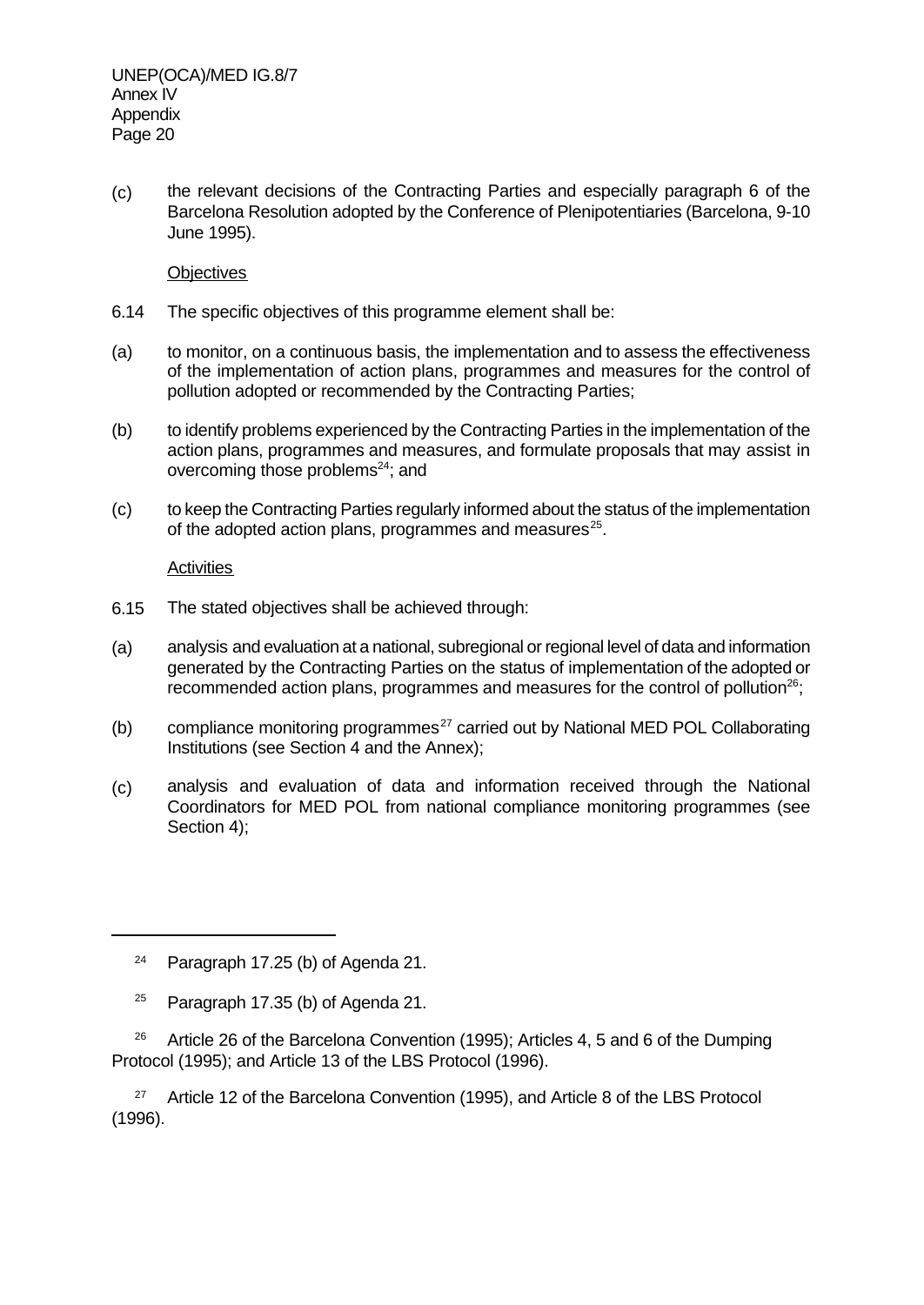(c) the relevant decisions of the Contracting Parties and especially paragraph 6 of the Barcelona Resolution adopted by the Conference of Plenipotentiaries (Barcelona, 9-10 June 1995).

Objectives

6.14 The specific objectives of this programme element shall be:

(a) to monitor, on a continuous basis, the implementation and to assess the effectiveness of the implementation of action plans, programmes and measures for the control of pollution adopted or recommended by the Contracting Parties;

(b) to identify problems experienced by the Contracting Parties in the implementation of the action plans, programmes and measures, and formulate proposals that may assist in overcoming those problems[24]; and

(c) to keep the Contracting Parties regularly informed about the status of the implementation of the adopted action plans, programmes and measures[25].

Activities

6.15 The stated objectives shall be achieved through:

(a) analysis and evaluation at a national, subregional or regional level of data and information generated by the Contracting Parties on the status of implementation of the adopted or recommended action plans, programmes and measures for the control of pollution[26];

(b) compliance monitoring programmes[27] carried out by National MED POL Collaborating Institutions (see Section 4 and the Annex);

(c) analysis and evaluation of data and information received through the National Coordinators for MED POL from national compliance monitoring programmes (see Section 4);

---

[24] Paragraph 17.25 (b) of Agenda 21.

[25] Paragraph 17.35 (b) of Agenda 21.

[26] Article 26 of the Barcelona Convention (1995); Articles 4, 5 and 6 of the Dumping Protocol (1995); and Article 13 of the LBS Protocol (1996).

[27] Article 12 of the Barcelona Convention (1995), and Article 8 of the LBS Protocol (1996).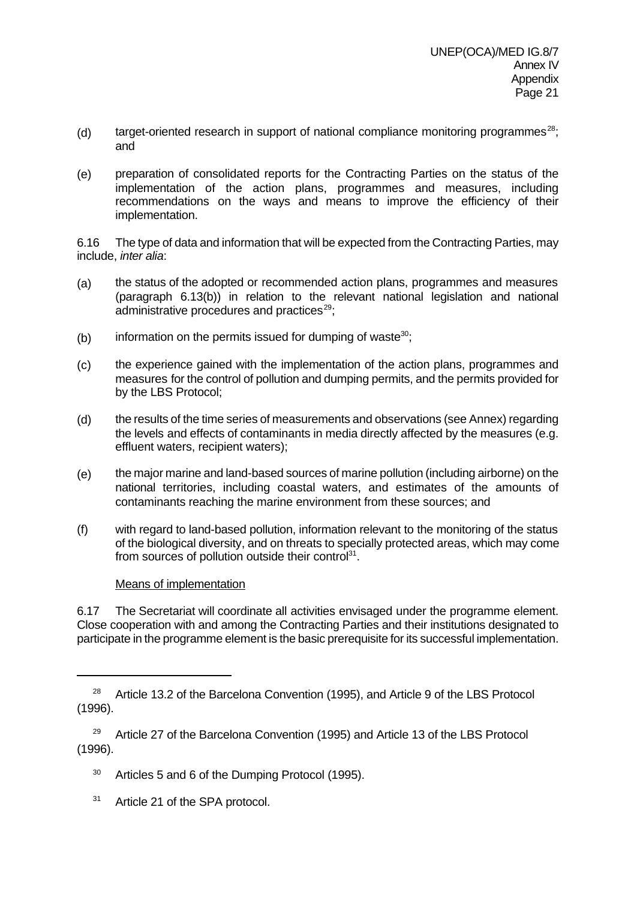(d) target-oriented research in support of national compliance monitoring programmes[28]; and

(e) preparation of consolidated reports for the Contracting Parties on the status of the implementation of the action plans, programmes and measures, including recommendations on the ways and means to improve the efficiency of their implementation.

6.16 The type of data and information that will be expected from the Contracting Parties, may include, *inter alia*:

(a) the status of the adopted or recommended action plans, programmes and measures (paragraph 6.13(b)) in relation to the relevant national legislation and national administrative procedures and practices[29];

(b) information on the permits issued for dumping of waste[30];

(c) the experience gained with the implementation of the action plans, programmes and measures for the control of pollution and dumping permits, and the permits provided for by the LBS Protocol;

(d) the results of the time series of measurements and observations (see Annex) regarding the levels and effects of contaminants in media directly affected by the measures (e.g. effluent waters, recipient waters);

(e) the major marine and land-based sources of marine pollution (including airborne) on the national territories, including coastal waters, and estimates of the amounts of contaminants reaching the marine environment from these sources; and

(f) with regard to land-based pollution, information relevant to the monitoring of the status of the biological diversity, and on threats to specially protected areas, which may come from sources of pollution outside their control[31].

Means of implementation

6.17 The Secretariat will coordinate all activities envisaged under the programme element. Close cooperation with and among the Contracting Parties and their institutions designated to participate in the programme element is the basic prerequisite for its successful implementation.

---

[28] Article 13.2 of the Barcelona Convention (1995), and Article 9 of the LBS Protocol (1996).

[29] Article 27 of the Barcelona Convention (1995) and Article 13 of the LBS Protocol (1996).

[30] Articles 5 and 6 of the Dumping Protocol (1995).

[31] Article 21 of the SPA protocol.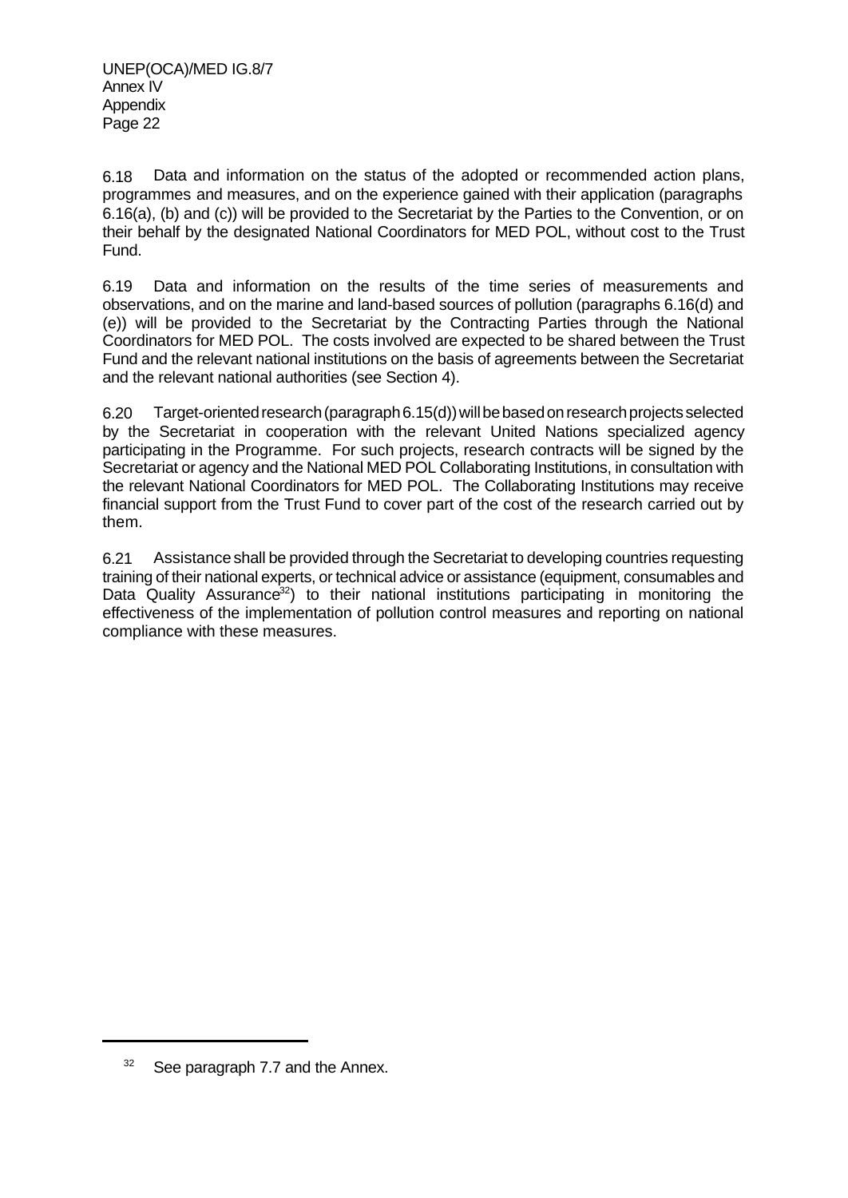6.18 Data and information on the status of the adopted or recommended action plans, programmes and measures, and on the experience gained with their application (paragraphs 6.16(a), (b) and (c)) will be provided to the Secretariat by the Parties to the Convention, or on their behalf by the designated National Coordinators for MED POL, without cost to the Trust Fund.

6.19 Data and information on the results of the time series of measurements and observations, and on the marine and land-based sources of pollution (paragraphs 6.16(d) and (e)) will be provided to the Secretariat by the Contracting Parties through the National Coordinators for MED POL. The costs involved are expected to be shared between the Trust Fund and the relevant national institutions on the basis of agreements between the Secretariat and the relevant national authorities (see Section 4).

6.20 Target-oriented research (paragraph 6.15(d)) will be based on research projects selected by the Secretariat in cooperation with the relevant United Nations specialized agency participating in the Programme. For such projects, research contracts will be signed by the Secretariat or agency and the National MED POL Collaborating Institutions, in consultation with the relevant National Coordinators for MED POL. The Collaborating Institutions may receive financial support from the Trust Fund to cover part of the cost of the research carried out by them.

6.21 Assistance shall be provided through the Secretariat to developing countries requesting training of their national experts, or technical advice or assistance (equipment, consumables and Data Quality Assurance[32]) to their national institutions participating in monitoring the effectiveness of the implementation of pollution control measures and reporting on national compliance with these measures.

[32] See paragraph 7.7 and the Annex.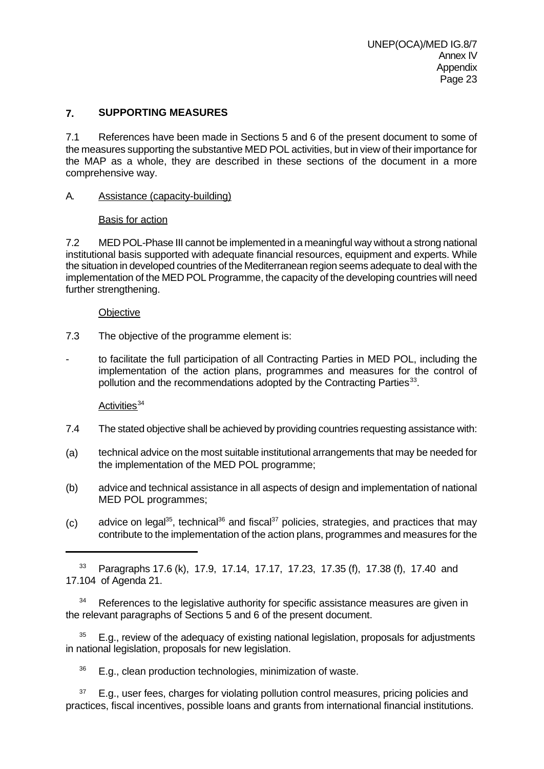## 7. SUPPORTING MEASURES

7.1 References have been made in Sections 5 and 6 of the present document to some of the measures supporting the substantive MED POL activities, but in view of their importance for the MAP as a whole, they are described in these sections of the document in a more comprehensive way.

### A. Assistance (capacity-building)

Basis for action

7.2 MED POL-Phase III cannot be implemented in a meaningful way without a strong national institutional basis supported with adequate financial resources, equipment and experts. While the situation in developed countries of the Mediterranean region seems adequate to deal with the implementation of the MED POL Programme, the capacity of the developing countries will need further strengthening.

Objective

7.3 The objective of the programme element is:

- to facilitate the full participation of all Contracting Parties in MED POL, including the implementation of the action plans, programmes and measures for the control of pollution and the recommendations adopted by the Contracting Parties[33].

Activities[34]

7.4 The stated objective shall be achieved by providing countries requesting assistance with:

(a) technical advice on the most suitable institutional arrangements that may be needed for the implementation of the MED POL programme;

(b) advice and technical assistance in all aspects of design and implementation of national MED POL programmes;

(c) advice on legal[35], technical[36] and fiscal[37] policies, strategies, and practices that may contribute to the implementation of the action plans, programmes and measures for the

---

[33] Paragraphs 17.6 (k), 17.9, 17.14, 17.17, 17.23, 17.35 (f), 17.38 (f), 17.40 and 17.104 of Agenda 21.

[34] References to the legislative authority for specific assistance measures are given in the relevant paragraphs of Sections 5 and 6 of the present document.

[35] E.g., review of the adequacy of existing national legislation, proposals for adjustments in national legislation, proposals for new legislation.

[36] E.g., clean production technologies, minimization of waste.

[37] E.g., user fees, charges for violating pollution control measures, pricing policies and practices, fiscal incentives, possible loans and grants from international financial institutions.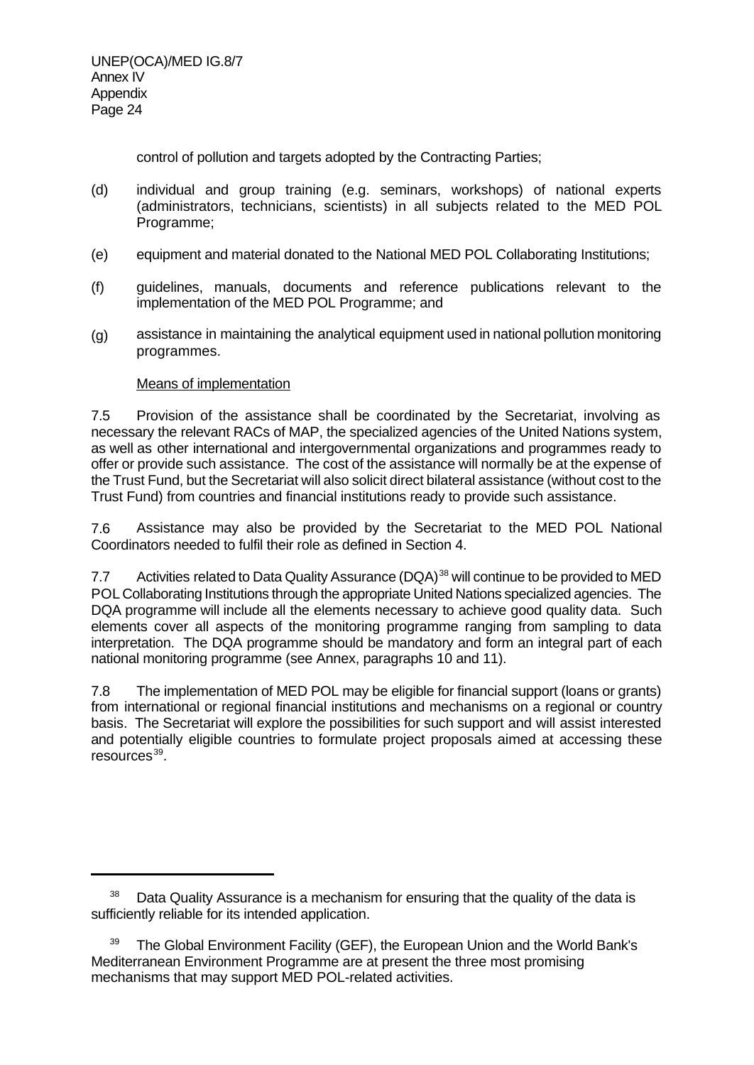control of pollution and targets adopted by the Contracting Parties;

(d) individual and group training (e.g. seminars, workshops) of national experts (administrators, technicians, scientists) in all subjects related to the MED POL Programme;

(e) equipment and material donated to the National MED POL Collaborating Institutions;

(f) guidelines, manuals, documents and reference publications relevant to the implementation of the MED POL Programme; and

(g) assistance in maintaining the analytical equipment used in national pollution monitoring programmes.

Means of implementation

7.5 Provision of the assistance shall be coordinated by the Secretariat, involving as necessary the relevant RACs of MAP, the specialized agencies of the United Nations system, as well as other international and intergovernmental organizations and programmes ready to offer or provide such assistance. The cost of the assistance will normally be at the expense of the Trust Fund, but the Secretariat will also solicit direct bilateral assistance (without cost to the Trust Fund) from countries and financial institutions ready to provide such assistance.

7.6 Assistance may also be provided by the Secretariat to the MED POL National Coordinators needed to fulfil their role as defined in Section 4.

7.7 Activities related to Data Quality Assurance (DQA)[38] will continue to be provided to MED POL Collaborating Institutions through the appropriate United Nations specialized agencies. The DQA programme will include all the elements necessary to achieve good quality data. Such elements cover all aspects of the monitoring programme ranging from sampling to data interpretation. The DQA programme should be mandatory and form an integral part of each national monitoring programme (see Annex, paragraphs 10 and 11).

7.8 The implementation of MED POL may be eligible for financial support (loans or grants) from international or regional financial institutions and mechanisms on a regional or country basis. The Secretariat will explore the possibilities for such support and will assist interested and potentially eligible countries to formulate project proposals aimed at accessing these resources[39].

---

[38] Data Quality Assurance is a mechanism for ensuring that the quality of the data is sufficiently reliable for its intended application.

[39] The Global Environment Facility (GEF), the European Union and the World Bank's Mediterranean Environment Programme are at present the three most promising mechanisms that may support MED POL-related activities.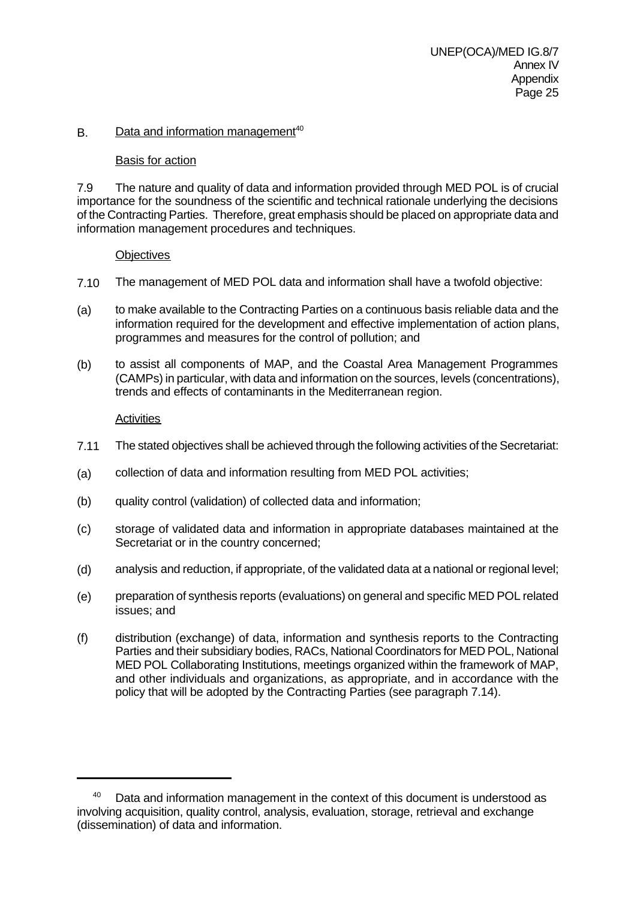## B. Data and information management[40]

### Basis for action

7.9 The nature and quality of data and information provided through MED POL is of crucial importance for the soundness of the scientific and technical rationale underlying the decisions of the Contracting Parties. Therefore, great emphasis should be placed on appropriate data and information management procedures and techniques.

### Objectives

7.10 The management of MED POL data and information shall have a twofold objective:

(a) to make available to the Contracting Parties on a continuous basis reliable data and the information required for the development and effective implementation of action plans, programmes and measures for the control of pollution; and

(b) to assist all components of MAP, and the Coastal Area Management Programmes (CAMPs) in particular, with data and information on the sources, levels (concentrations), trends and effects of contaminants in the Mediterranean region.

### Activities

7.11 The stated objectives shall be achieved through the following activities of the Secretariat:

(a) collection of data and information resulting from MED POL activities;

(b) quality control (validation) of collected data and information;

(c) storage of validated data and information in appropriate databases maintained at the Secretariat or in the country concerned;

(d) analysis and reduction, if appropriate, of the validated data at a national or regional level;

(e) preparation of synthesis reports (evaluations) on general and specific MED POL related issues; and

(f) distribution (exchange) of data, information and synthesis reports to the Contracting Parties and their subsidiary bodies, RACs, National Coordinators for MED POL, National MED POL Collaborating Institutions, meetings organized within the framework of MAP, and other individuals and organizations, as appropriate, and in accordance with the policy that will be adopted by the Contracting Parties (see paragraph 7.14).

---

[40] Data and information management in the context of this document is understood as involving acquisition, quality control, analysis, evaluation, storage, retrieval and exchange (dissemination) of data and information.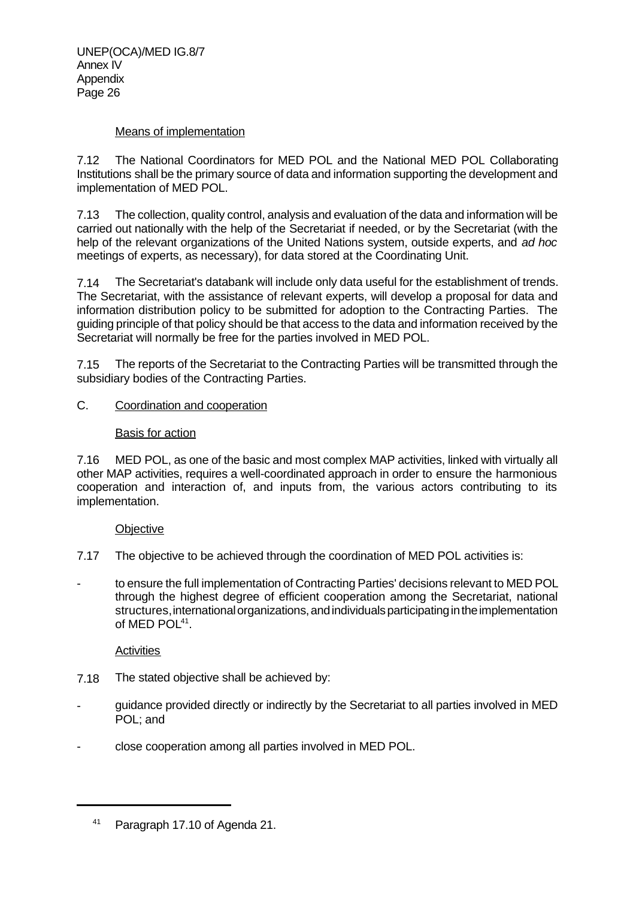Means of implementation

7.12 The National Coordinators for MED POL and the National MED POL Collaborating Institutions shall be the primary source of data and information supporting the development and implementation of MED POL.

7.13 The collection, quality control, analysis and evaluation of the data and information will be carried out nationally with the help of the Secretariat if needed, or by the Secretariat (with the help of the relevant organizations of the United Nations system, outside experts, and *ad hoc* meetings of experts, as necessary), for data stored at the Coordinating Unit.

7.14 The Secretariat's databank will include only data useful for the establishment of trends. The Secretariat, with the assistance of relevant experts, will develop a proposal for data and information distribution policy to be submitted for adoption to the Contracting Parties. The guiding principle of that policy should be that access to the data and information received by the Secretariat will normally be free for the parties involved in MED POL.

7.15 The reports of the Secretariat to the Contracting Parties will be transmitted through the subsidiary bodies of the Contracting Parties.

C. Coordination and cooperation

Basis for action

7.16 MED POL, as one of the basic and most complex MAP activities, linked with virtually all other MAP activities, requires a well-coordinated approach in order to ensure the harmonious cooperation and interaction of, and inputs from, the various actors contributing to its implementation.

Objective

7.17 The objective to be achieved through the coordination of MED POL activities is:

- to ensure the full implementation of Contracting Parties' decisions relevant to MED POL through the highest degree of efficient cooperation among the Secretariat, national structures, international organizations, and individuals participating in the implementation of MED POL[41].

Activities

7.18 The stated objective shall be achieved by:

- guidance provided directly or indirectly by the Secretariat to all parties involved in MED POL; and

- close cooperation among all parties involved in MED POL.

[41] Paragraph 17.10 of Agenda 21.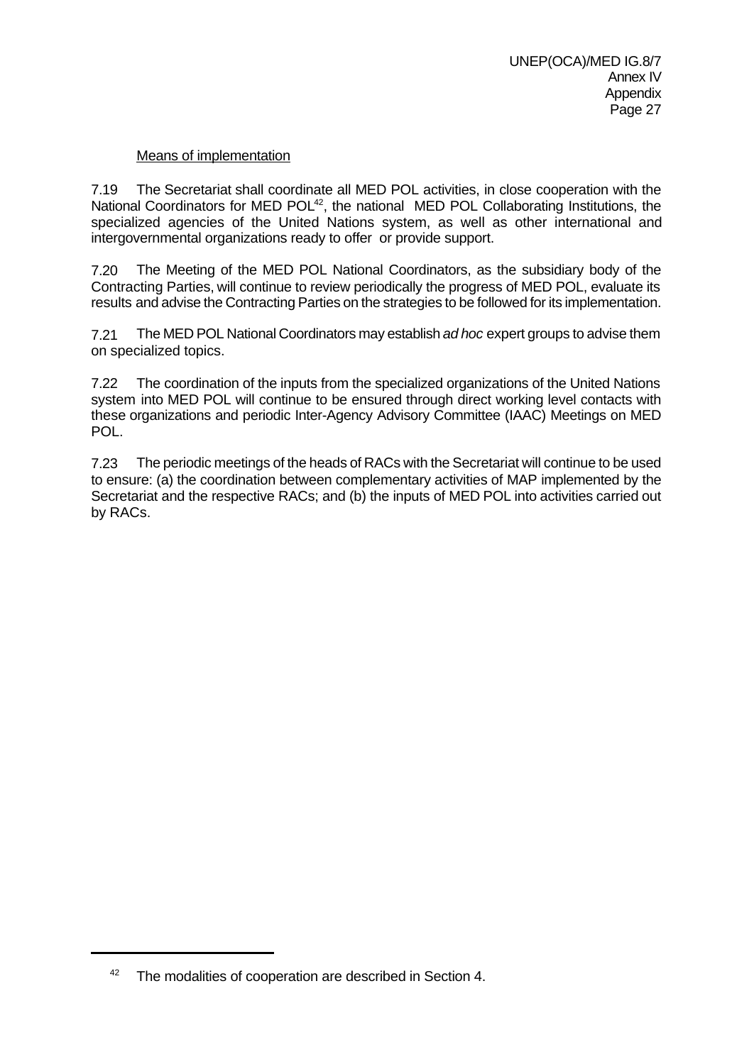Means of implementation

7.19 The Secretariat shall coordinate all MED POL activities, in close cooperation with the National Coordinators for MED POL[42], the national MED POL Collaborating Institutions, the specialized agencies of the United Nations system, as well as other international and intergovernmental organizations ready to offer or provide support.

7.20 The Meeting of the MED POL National Coordinators, as the subsidiary body of the Contracting Parties, will continue to review periodically the progress of MED POL, evaluate its results and advise the Contracting Parties on the strategies to be followed for its implementation.

7.21 The MED POL National Coordinators may establish *ad hoc* expert groups to advise them on specialized topics.

7.22 The coordination of the inputs from the specialized organizations of the United Nations system into MED POL will continue to be ensured through direct working level contacts with these organizations and periodic Inter-Agency Advisory Committee (IAAC) Meetings on MED POL.

7.23 The periodic meetings of the heads of RACs with the Secretariat will continue to be used to ensure: (a) the coordination between complementary activities of MAP implemented by the Secretariat and the respective RACs; and (b) the inputs of MED POL into activities carried out by RACs.

[42] The modalities of cooperation are described in Section 4.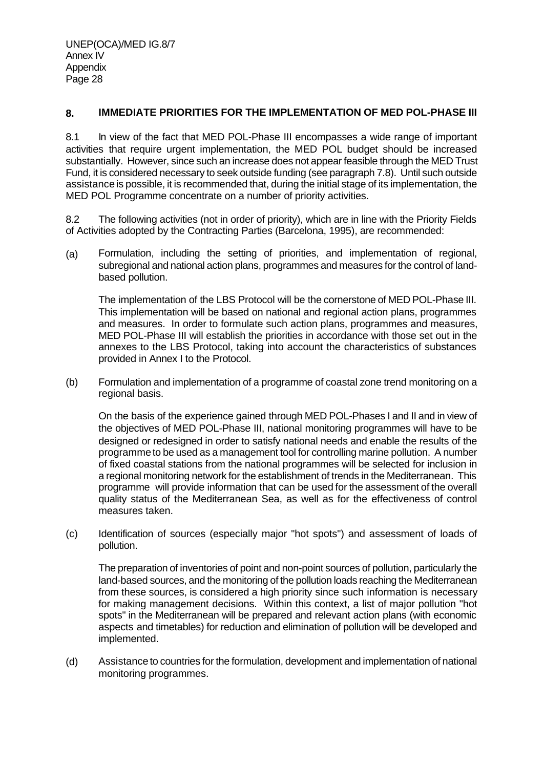## 8. IMMEDIATE PRIORITIES FOR THE IMPLEMENTATION OF MED POL-PHASE III

8.1 In view of the fact that MED POL-Phase III encompasses a wide range of important activities that require urgent implementation, the MED POL budget should be increased substantially. However, since such an increase does not appear feasible through the MED Trust Fund, it is considered necessary to seek outside funding (see paragraph 7.8). Until such outside assistance is possible, it is recommended that, during the initial stage of its implementation, the MED POL Programme concentrate on a number of priority activities.

8.2 The following activities (not in order of priority), which are in line with the Priority Fields of Activities adopted by the Contracting Parties (Barcelona, 1995), are recommended:

(a) Formulation, including the setting of priorities, and implementation of regional, subregional and national action plans, programmes and measures for the control of land-based pollution.

The implementation of the LBS Protocol will be the cornerstone of MED POL-Phase III. This implementation will be based on national and regional action plans, programmes and measures. In order to formulate such action plans, programmes and measures, MED POL-Phase III will establish the priorities in accordance with those set out in the annexes to the LBS Protocol, taking into account the characteristics of substances provided in Annex I to the Protocol.

(b) Formulation and implementation of a programme of coastal zone trend monitoring on a regional basis.

On the basis of the experience gained through MED POL-Phases I and II and in view of the objectives of MED POL-Phase III, national monitoring programmes will have to be designed or redesigned in order to satisfy national needs and enable the results of the programme to be used as a management tool for controlling marine pollution. A number of fixed coastal stations from the national programmes will be selected for inclusion in a regional monitoring network for the establishment of trends in the Mediterranean. This programme will provide information that can be used for the assessment of the overall quality status of the Mediterranean Sea, as well as for the effectiveness of control measures taken.

(c) Identification of sources (especially major "hot spots") and assessment of loads of pollution.

The preparation of inventories of point and non-point sources of pollution, particularly the land-based sources, and the monitoring of the pollution loads reaching the Mediterranean from these sources, is considered a high priority since such information is necessary for making management decisions. Within this context, a list of major pollution "hot spots" in the Mediterranean will be prepared and relevant action plans (with economic aspects and timetables) for reduction and elimination of pollution will be developed and implemented.

(d) Assistance to countries for the formulation, development and implementation of national monitoring programmes.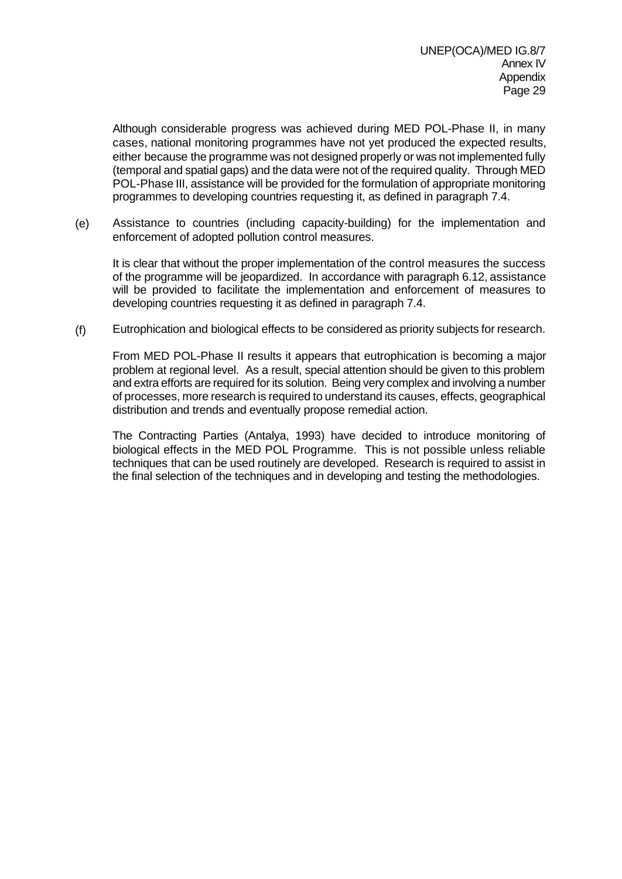Although considerable progress was achieved during MED POL-Phase II, in many cases, national monitoring programmes have not yet produced the expected results, either because the programme was not designed properly or was not implemented fully (temporal and spatial gaps) and the data were not of the required quality. Through MED POL-Phase III, assistance will be provided for the formulation of appropriate monitoring programmes to developing countries requesting it, as defined in paragraph 7.4.

(e) Assistance to countries (including capacity-building) for the implementation and enforcement of adopted pollution control measures.

It is clear that without the proper implementation of the control measures the success of the programme will be jeopardized. In accordance with paragraph 6.12, assistance will be provided to facilitate the implementation and enforcement of measures to developing countries requesting it as defined in paragraph 7.4.

(f) Eutrophication and biological effects to be considered as priority subjects for research.

From MED POL-Phase II results it appears that eutrophication is becoming a major problem at regional level. As a result, special attention should be given to this problem and extra efforts are required for its solution. Being very complex and involving a number of processes, more research is required to understand its causes, effects, geographical distribution and trends and eventually propose remedial action.

The Contracting Parties (Antalya, 1993) have decided to introduce monitoring of biological effects in the MED POL Programme. This is not possible unless reliable techniques that can be used routinely are developed. Research is required to assist in the final selection of the techniques and in developing and testing the methodologies.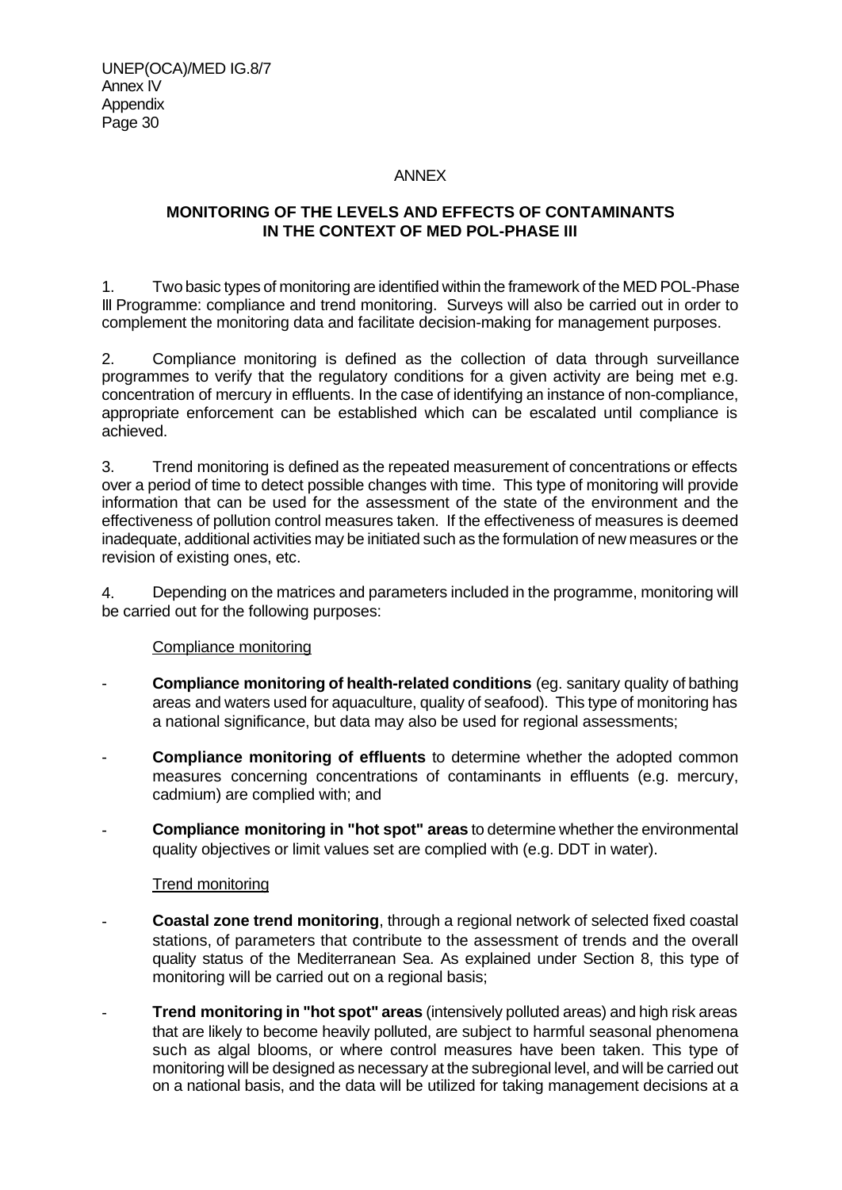## ANNEX

### MONITORING OF THE LEVELS AND EFFECTS OF CONTAMINANTS IN THE CONTEXT OF MED POL-PHASE III

1. Two basic types of monitoring are identified within the framework of the MED POL-Phase III Programme: compliance and trend monitoring. Surveys will also be carried out in order to complement the monitoring data and facilitate decision-making for management purposes.

2. Compliance monitoring is defined as the collection of data through surveillance programmes to verify that the regulatory conditions for a given activity are being met e.g. concentration of mercury in effluents. In the case of identifying an instance of non-compliance, appropriate enforcement can be established which can be escalated until compliance is achieved.

3. Trend monitoring is defined as the repeated measurement of concentrations or effects over a period of time to detect possible changes with time. This type of monitoring will provide information that can be used for the assessment of the state of the environment and the effectiveness of pollution control measures taken. If the effectiveness of measures is deemed inadequate, additional activities may be initiated such as the formulation of new measures or the revision of existing ones, etc.

4. Depending on the matrices and parameters included in the programme, monitoring will be carried out for the following purposes:

<u>Compliance monitoring</u>

- **Compliance monitoring of health-related conditions** (eg. sanitary quality of bathing areas and waters used for aquaculture, quality of seafood). This type of monitoring has a national significance, but data may also be used for regional assessments;

- **Compliance monitoring of effluents** to determine whether the adopted common measures concerning concentrations of contaminants in effluents (e.g. mercury, cadmium) are complied with; and

- **Compliance monitoring in "hot spot" areas** to determine whether the environmental quality objectives or limit values set are complied with (e.g. DDT in water).

<u>Trend monitoring</u>

- **Coastal zone trend monitoring**, through a regional network of selected fixed coastal stations, of parameters that contribute to the assessment of trends and the overall quality status of the Mediterranean Sea. As explained under Section 8, this type of monitoring will be carried out on a regional basis;

- **Trend monitoring in "hot spot" areas** (intensively polluted areas) and high risk areas that are likely to become heavily polluted, are subject to harmful seasonal phenomena such as algal blooms, or where control measures have been taken. This type of monitoring will be designed as necessary at the subregional level, and will be carried out on a national basis, and the data will be utilized for taking management decisions at a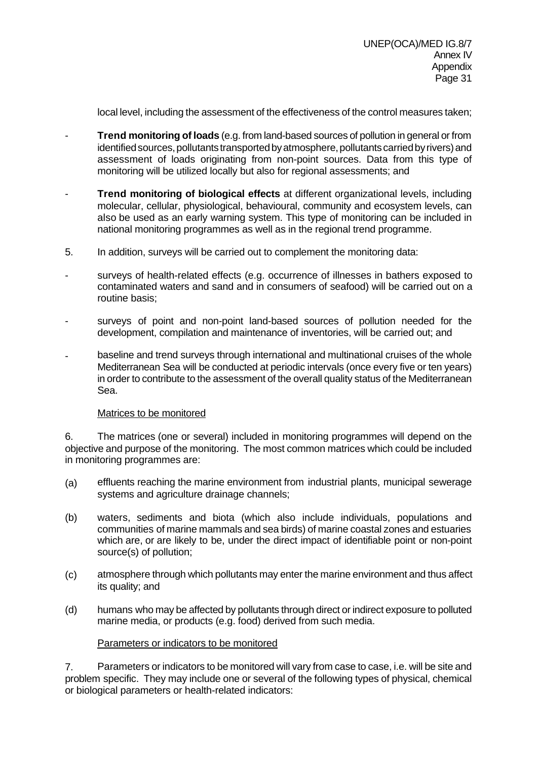local level, including the assessment of the effectiveness of the control measures taken;

- **Trend monitoring of loads** (e.g. from land-based sources of pollution in general or from identified sources, pollutants transported by atmosphere, pollutants carried by rivers) and assessment of loads originating from non-point sources. Data from this type of monitoring will be utilized locally but also for regional assessments; and

- **Trend monitoring of biological effects** at different organizational levels, including molecular, cellular, physiological, behavioural, community and ecosystem levels, can also be used as an early warning system. This type of monitoring can be included in national monitoring programmes as well as in the regional trend programme.

5. In addition, surveys will be carried out to complement the monitoring data:

- surveys of health-related effects (e.g. occurrence of illnesses in bathers exposed to contaminated waters and sand and in consumers of seafood) will be carried out on a routine basis;

- surveys of point and non-point land-based sources of pollution needed for the development, compilation and maintenance of inventories, will be carried out; and

- baseline and trend surveys through international and multinational cruises of the whole Mediterranean Sea will be conducted at periodic intervals (once every five or ten years) in order to contribute to the assessment of the overall quality status of the Mediterranean Sea.

Matrices to be monitored

6. The matrices (one or several) included in monitoring programmes will depend on the objective and purpose of the monitoring. The most common matrices which could be included in monitoring programmes are:

(a) effluents reaching the marine environment from industrial plants, municipal sewerage systems and agriculture drainage channels;

(b) waters, sediments and biota (which also include individuals, populations and communities of marine mammals and sea birds) of marine coastal zones and estuaries which are, or are likely to be, under the direct impact of identifiable point or non-point source(s) of pollution;

(c) atmosphere through which pollutants may enter the marine environment and thus affect its quality; and

(d) humans who may be affected by pollutants through direct or indirect exposure to polluted marine media, or products (e.g. food) derived from such media.

Parameters or indicators to be monitored

7. Parameters or indicators to be monitored will vary from case to case, i.e. will be site and problem specific. They may include one or several of the following types of physical, chemical or biological parameters or health-related indicators: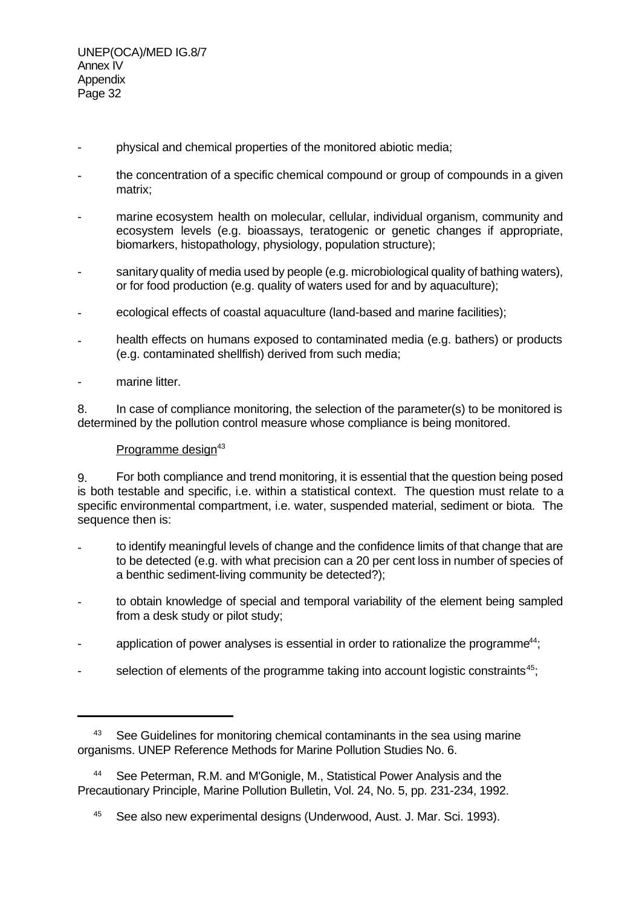- physical and chemical properties of the monitored abiotic media;

- the concentration of a specific chemical compound or group of compounds in a given matrix;

- marine ecosystem health on molecular, cellular, individual organism, community and ecosystem levels (e.g. bioassays, teratogenic or genetic changes if appropriate, biomarkers, histopathology, physiology, population structure);

- sanitary quality of media used by people (e.g. microbiological quality of bathing waters), or for food production (e.g. quality of waters used for and by aquaculture);

- ecological effects of coastal aquaculture (land-based and marine facilities);

- health effects on humans exposed to contaminated media (e.g. bathers) or products (e.g. contaminated shellfish) derived from such media;

- marine litter.

8. In case of compliance monitoring, the selection of the parameter(s) to be monitored is determined by the pollution control measure whose compliance is being monitored.

Programme design[43]

9. For both compliance and trend monitoring, it is essential that the question being posed is both testable and specific, i.e. within a statistical context. The question must relate to a specific environmental compartment, i.e. water, suspended material, sediment or biota. The sequence then is:

- to identify meaningful levels of change and the confidence limits of that change that are to be detected (e.g. with what precision can a 20 per cent loss in number of species of a benthic sediment-living community be detected?);

- to obtain knowledge of special and temporal variability of the element being sampled from a desk study or pilot study;

- application of power analyses is essential in order to rationalize the programme[44];

- selection of elements of the programme taking into account logistic constraints[45];

---

[43] See Guidelines for monitoring chemical contaminants in the sea using marine organisms. UNEP Reference Methods for Marine Pollution Studies No. 6.

[44] See Peterman, R.M. and M'Gonigle, M., Statistical Power Analysis and the Precautionary Principle, Marine Pollution Bulletin, Vol. 24, No. 5, pp. 231-234, 1992.

[45] See also new experimental designs (Underwood, Aust. J. Mar. Sci. 1993).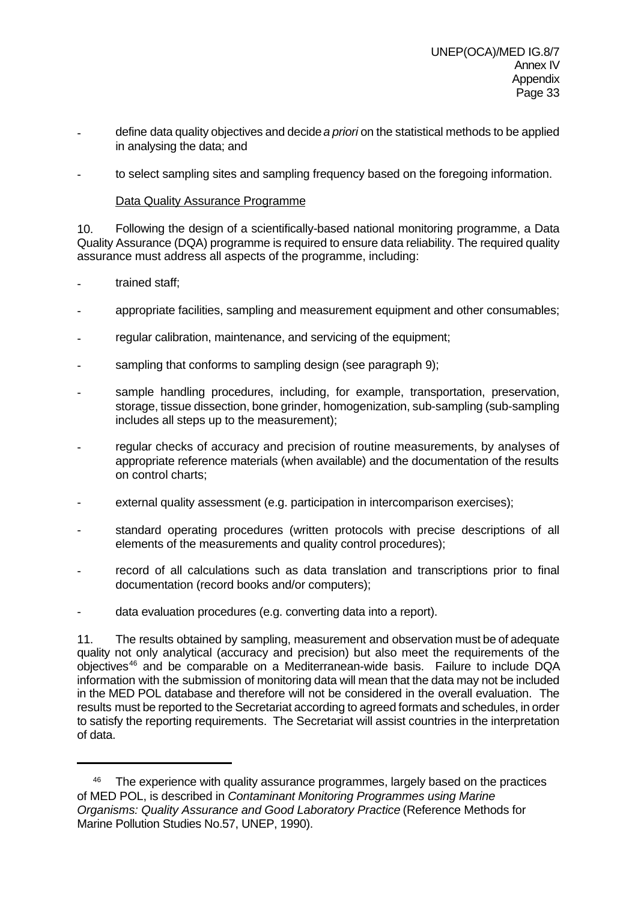- define data quality objectives and decide *a priori* on the statistical methods to be applied in analysing the data; and

- to select sampling sites and sampling frequency based on the foregoing information.

Data Quality Assurance Programme

10. Following the design of a scientifically-based national monitoring programme, a Data Quality Assurance (DQA) programme is required to ensure data reliability. The required quality assurance must address all aspects of the programme, including:

- trained staff;

- appropriate facilities, sampling and measurement equipment and other consumables;

- regular calibration, maintenance, and servicing of the equipment;

- sampling that conforms to sampling design (see paragraph 9);

- sample handling procedures, including, for example, transportation, preservation, storage, tissue dissection, bone grinder, homogenization, sub-sampling (sub-sampling includes all steps up to the measurement);

- regular checks of accuracy and precision of routine measurements, by analyses of appropriate reference materials (when available) and the documentation of the results on control charts;

- external quality assessment (e.g. participation in intercomparison exercises);

- standard operating procedures (written protocols with precise descriptions of all elements of the measurements and quality control procedures);

- record of all calculations such as data translation and transcriptions prior to final documentation (record books and/or computers);

- data evaluation procedures (e.g. converting data into a report).

11. The results obtained by sampling, measurement and observation must be of adequate quality not only analytical (accuracy and precision) but also meet the requirements of the objectives[46] and be comparable on a Mediterranean-wide basis. Failure to include DQA information with the submission of monitoring data will mean that the data may not be included in the MED POL database and therefore will not be considered in the overall evaluation. The results must be reported to the Secretariat according to agreed formats and schedules, in order to satisfy the reporting requirements. The Secretariat will assist countries in the interpretation of data.

---

[46] The experience with quality assurance programmes, largely based on the practices of MED POL, is described in *Contaminant Monitoring Programmes using Marine Organisms: Quality Assurance and Good Laboratory Practice* (Reference Methods for Marine Pollution Studies No.57, UNEP, 1990).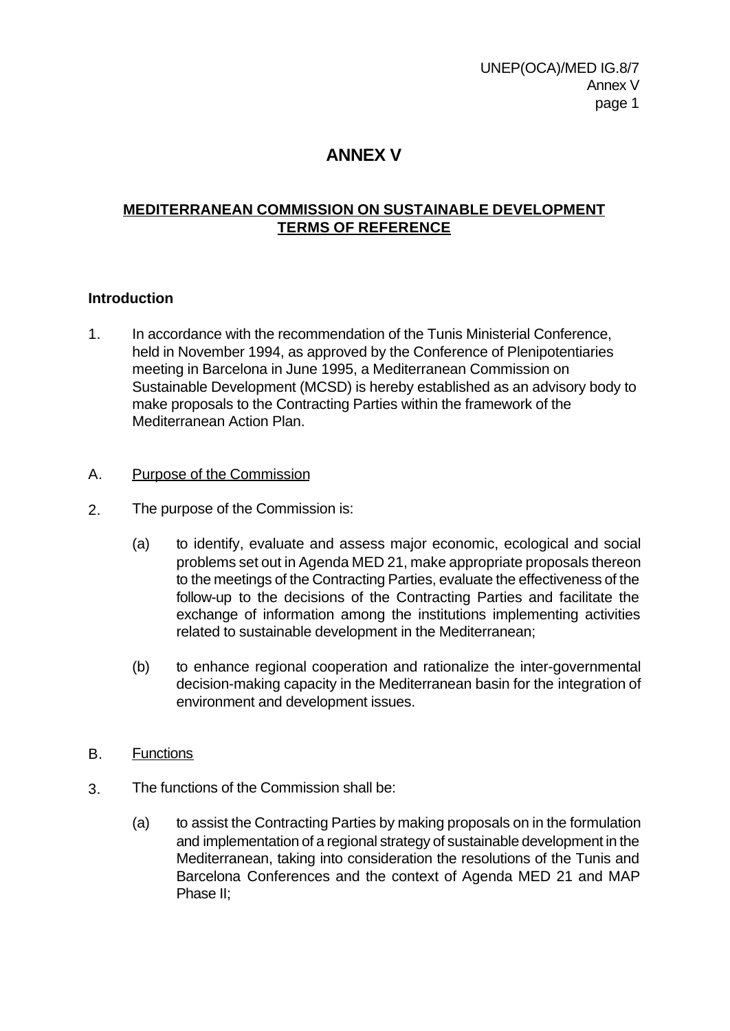# ANNEX V

## MEDITERRANEAN COMMISSION ON SUSTAINABLE DEVELOPMENT TERMS OF REFERENCE

### Introduction

1. In accordance with the recommendation of the Tunis Ministerial Conference, held in November 1994, as approved by the Conference of Plenipotentiaries meeting in Barcelona in June 1995, a Mediterranean Commission on Sustainable Development (MCSD) is hereby established as an advisory body to make proposals to the Contracting Parties within the framework of the Mediterranean Action Plan.

A. Purpose of the Commission

2. The purpose of the Commission is:

   (a) to identify, evaluate and assess major economic, ecological and social problems set out in Agenda MED 21, make appropriate proposals thereon to the meetings of the Contracting Parties, evaluate the effectiveness of the follow-up to the decisions of the Contracting Parties and facilitate the exchange of information among the institutions implementing activities related to sustainable development in the Mediterranean;

   (b) to enhance regional cooperation and rationalize the inter-governmental decision-making capacity in the Mediterranean basin for the integration of environment and development issues.

B. Functions

3. The functions of the Commission shall be:

   (a) to assist the Contracting Parties by making proposals on in the formulation and implementation of a regional strategy of sustainable development in the Mediterranean, taking into consideration the resolutions of the Tunis and Barcelona Conferences and the context of Agenda MED 21 and MAP Phase II;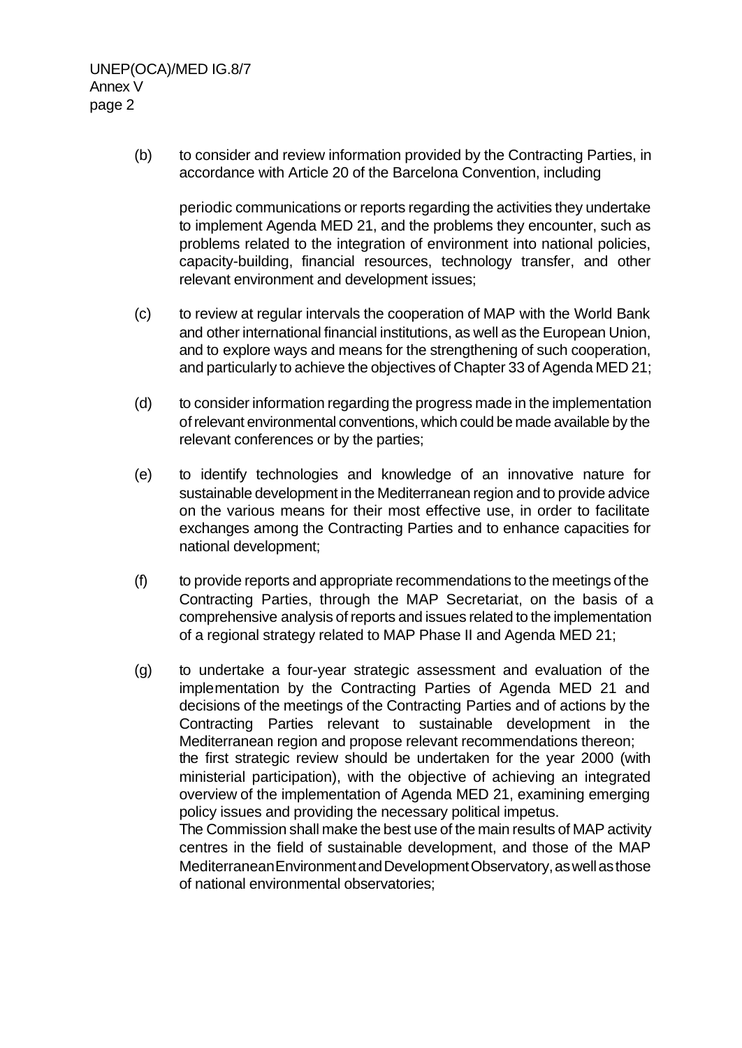(b) to consider and review information provided by the Contracting Parties, in accordance with Article 20 of the Barcelona Convention, including

periodic communications or reports regarding the activities they undertake to implement Agenda MED 21, and the problems they encounter, such as problems related to the integration of environment into national policies, capacity-building, financial resources, technology transfer, and other relevant environment and development issues;

(c) to review at regular intervals the cooperation of MAP with the World Bank and other international financial institutions, as well as the European Union, and to explore ways and means for the strengthening of such cooperation, and particularly to achieve the objectives of Chapter 33 of Agenda MED 21;

(d) to consider information regarding the progress made in the implementation of relevant environmental conventions, which could be made available by the relevant conferences or by the parties;

(e) to identify technologies and knowledge of an innovative nature for sustainable development in the Mediterranean region and to provide advice on the various means for their most effective use, in order to facilitate exchanges among the Contracting Parties and to enhance capacities for national development;

(f) to provide reports and appropriate recommendations to the meetings of the Contracting Parties, through the MAP Secretariat, on the basis of a comprehensive analysis of reports and issues related to the implementation of a regional strategy related to MAP Phase II and Agenda MED 21;

(g) to undertake a four-year strategic assessment and evaluation of the implementation by the Contracting Parties of Agenda MED 21 and decisions of the meetings of the Contracting Parties and of actions by the Contracting Parties relevant to sustainable development in the Mediterranean region and propose relevant recommendations thereon; the first strategic review should be undertaken for the year 2000 (with ministerial participation), with the objective of achieving an integrated overview of the implementation of Agenda MED 21, examining emerging policy issues and providing the necessary political impetus.
The Commission shall make the best use of the main results of MAP activity centres in the field of sustainable development, and those of the MAP Mediterranean Environment and Development Observatory, as well as those of national environmental observatories;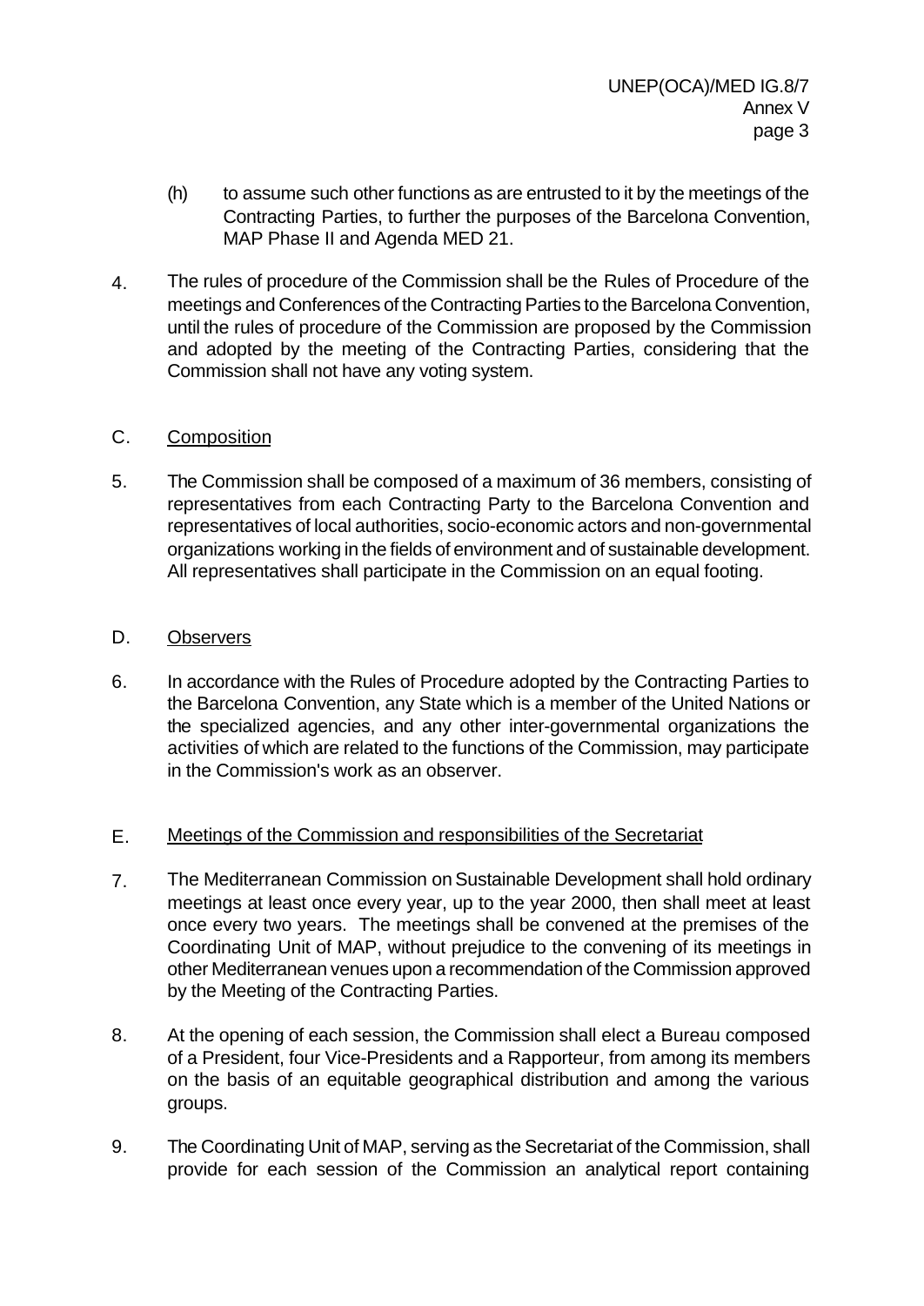(h) to assume such other functions as are entrusted to it by the meetings of the Contracting Parties, to further the purposes of the Barcelona Convention, MAP Phase II and Agenda MED 21.

4. The rules of procedure of the Commission shall be the Rules of Procedure of the meetings and Conferences of the Contracting Parties to the Barcelona Convention, until the rules of procedure of the Commission are proposed by the Commission and adopted by the meeting of the Contracting Parties, considering that the Commission shall not have any voting system.

C. Composition

5. The Commission shall be composed of a maximum of 36 members, consisting of representatives from each Contracting Party to the Barcelona Convention and representatives of local authorities, socio-economic actors and non-governmental organizations working in the fields of environment and of sustainable development. All representatives shall participate in the Commission on an equal footing.

D. Observers

6. In accordance with the Rules of Procedure adopted by the Contracting Parties to the Barcelona Convention, any State which is a member of the United Nations or the specialized agencies, and any other inter-governmental organizations the activities of which are related to the functions of the Commission, may participate in the Commission's work as an observer.

E. Meetings of the Commission and responsibilities of the Secretariat

7. The Mediterranean Commission on Sustainable Development shall hold ordinary meetings at least once every year, up to the year 2000, then shall meet at least once every two years. The meetings shall be convened at the premises of the Coordinating Unit of MAP, without prejudice to the convening of its meetings in other Mediterranean venues upon a recommendation of the Commission approved by the Meeting of the Contracting Parties.

8. At the opening of each session, the Commission shall elect a Bureau composed of a President, four Vice-Presidents and a Rapporteur, from among its members on the basis of an equitable geographical distribution and among the various groups.

9. The Coordinating Unit of MAP, serving as the Secretariat of the Commission, shall provide for each session of the Commission an analytical report containing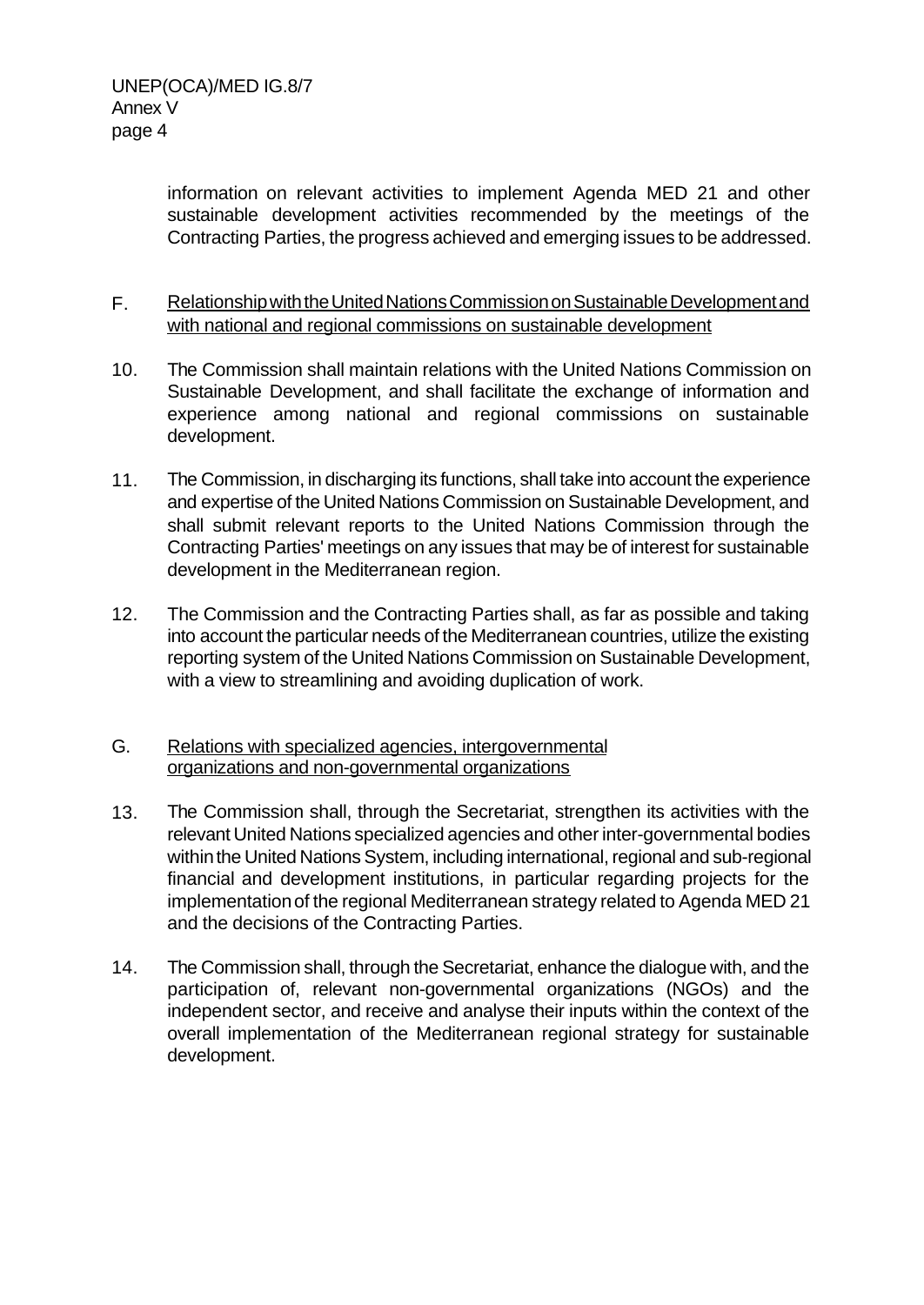information on relevant activities to implement Agenda MED 21 and other sustainable development activities recommended by the meetings of the Contracting Parties, the progress achieved and emerging issues to be addressed.

F. Relationship with the United Nations Commission on Sustainable Development and with national and regional commissions on sustainable development

10. The Commission shall maintain relations with the United Nations Commission on Sustainable Development, and shall facilitate the exchange of information and experience among national and regional commissions on sustainable development.

11. The Commission, in discharging its functions, shall take into account the experience and expertise of the United Nations Commission on Sustainable Development, and shall submit relevant reports to the United Nations Commission through the Contracting Parties' meetings on any issues that may be of interest for sustainable development in the Mediterranean region.

12. The Commission and the Contracting Parties shall, as far as possible and taking into account the particular needs of the Mediterranean countries, utilize the existing reporting system of the United Nations Commission on Sustainable Development, with a view to streamlining and avoiding duplication of work.

G. Relations with specialized agencies, intergovernmental organizations and non-governmental organizations

13. The Commission shall, through the Secretariat, strengthen its activities with the relevant United Nations specialized agencies and other inter-governmental bodies within the United Nations System, including international, regional and sub-regional financial and development institutions, in particular regarding projects for the implementation of the regional Mediterranean strategy related to Agenda MED 21 and the decisions of the Contracting Parties.

14. The Commission shall, through the Secretariat, enhance the dialogue with, and the participation of, relevant non-governmental organizations (NGOs) and the independent sector, and receive and analyse their inputs within the context of the overall implementation of the Mediterranean regional strategy for sustainable development.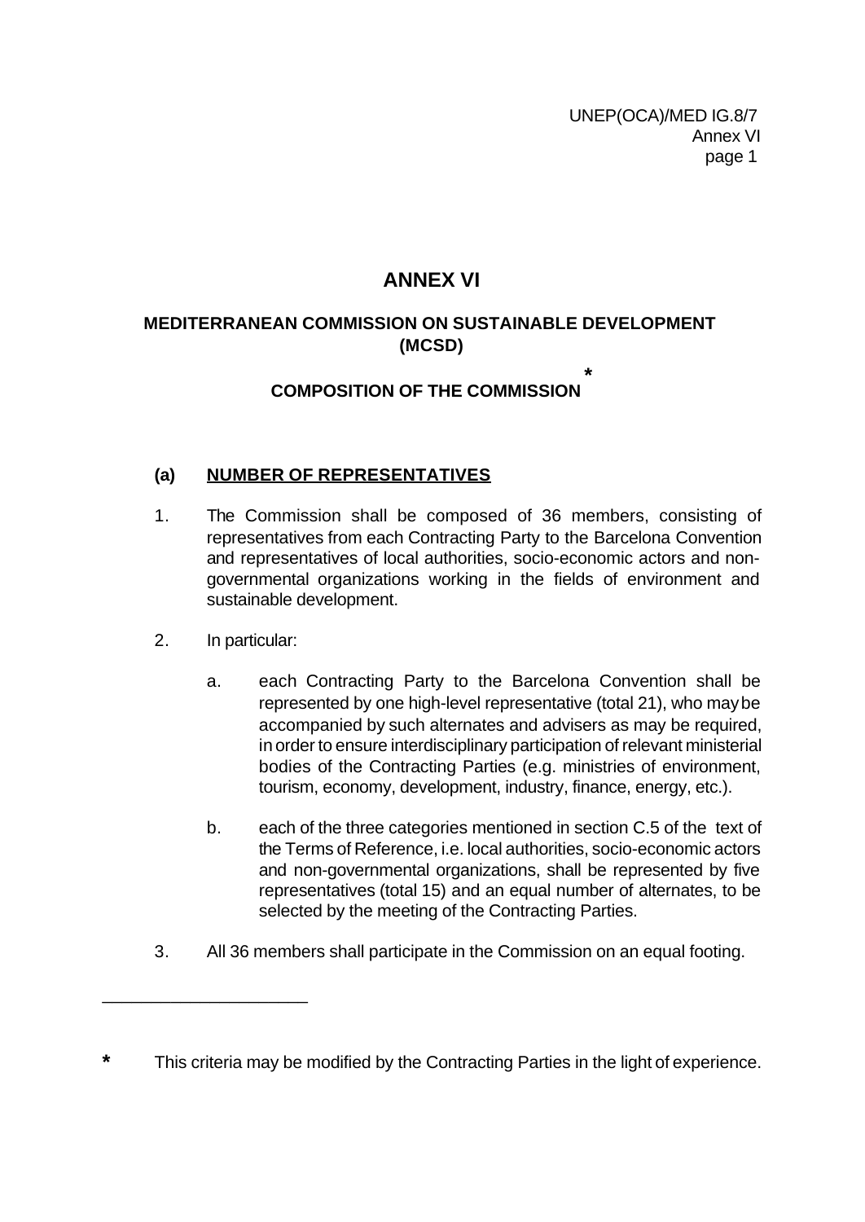# ANNEX VI

## MEDITERRANEAN COMMISSION ON SUSTAINABLE DEVELOPMENT (MCSD)

## COMPOSITION OF THE COMMISSION *

### (a) NUMBER OF REPRESENTATIVES

1. The Commission shall be composed of 36 members, consisting of representatives from each Contracting Party to the Barcelona Convention and representatives of local authorities, socio-economic actors and non-governmental organizations working in the fields of environment and sustainable development.

2. In particular:

   a. each Contracting Party to the Barcelona Convention shall be represented by one high-level representative (total 21), who may be accompanied by such alternates and advisers as may be required, in order to ensure interdisciplinary participation of relevant ministerial bodies of the Contracting Parties (e.g. ministries of environment, tourism, economy, development, industry, finance, energy, etc.).

   b. each of the three categories mentioned in section C.5 of the text of the Terms of Reference, i.e. local authorities, socio-economic actors and non-governmental organizations, shall be represented by five representatives (total 15) and an equal number of alternates, to be selected by the meeting of the Contracting Parties.

3. All 36 members shall participate in the Commission on an equal footing.

---

* This criteria may be modified by the Contracting Parties in the light of experience.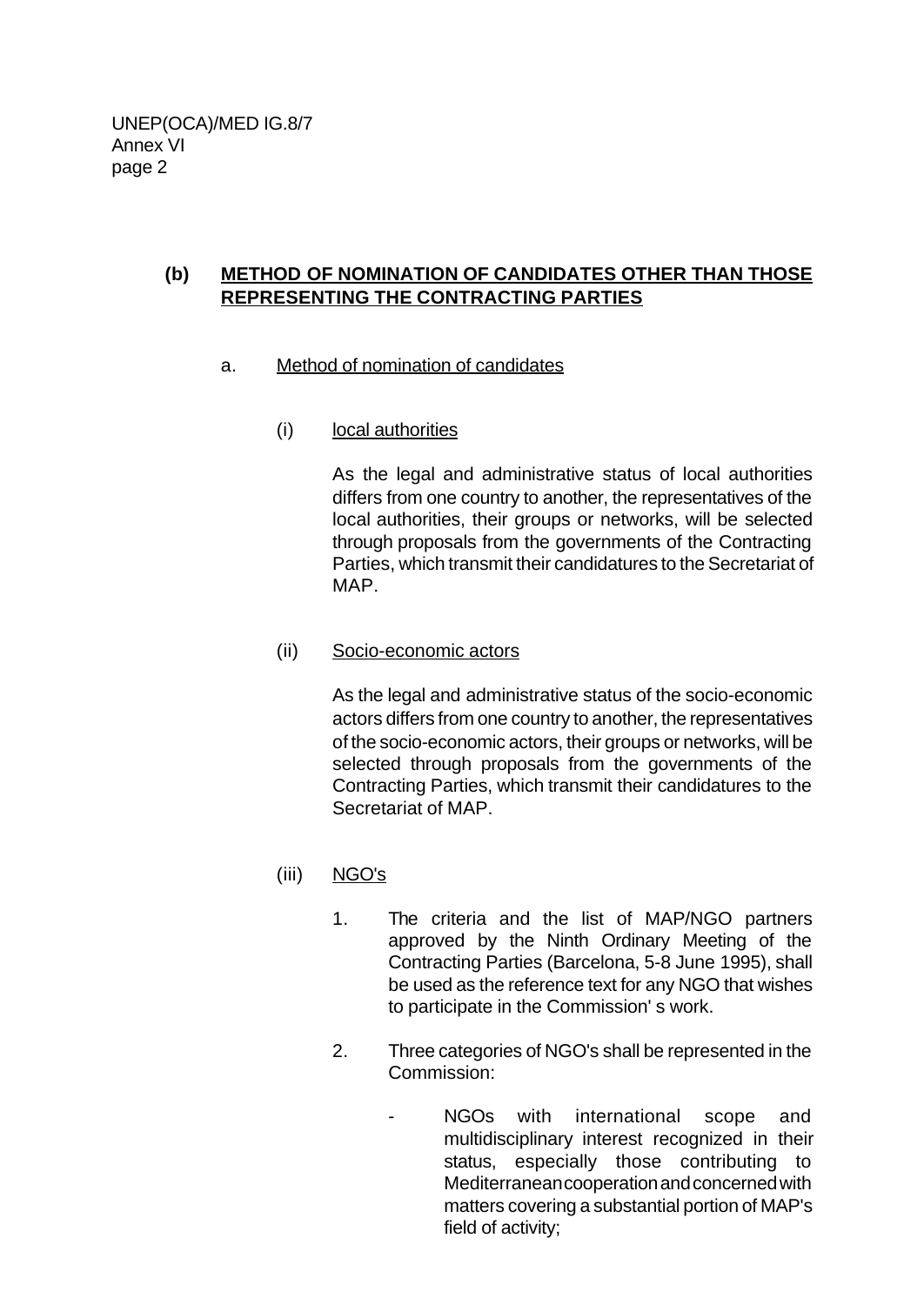**(b) METHOD OF NOMINATION OF CANDIDATES OTHER THAN THOSE REPRESENTING THE CONTRACTING PARTIES**

a. Method of nomination of candidates

(i) local authorities

As the legal and administrative status of local authorities differs from one country to another, the representatives of the local authorities, their groups or networks, will be selected through proposals from the governments of the Contracting Parties, which transmit their candidatures to the Secretariat of MAP.

(ii) Socio-economic actors

As the legal and administrative status of the socio-economic actors differs from one country to another, the representatives of the socio-economic actors, their groups or networks, will be selected through proposals from the governments of the Contracting Parties, which transmit their candidatures to the Secretariat of MAP.

(iii) NGO's

1. The criteria and the list of MAP/NGO partners approved by the Ninth Ordinary Meeting of the Contracting Parties (Barcelona, 5-8 June 1995), shall be used as the reference text for any NGO that wishes to participate in the Commission' s work.

2. Three categories of NGO's shall be represented in the Commission:

   - NGOs with international scope and multidisciplinary interest recognized in their status, especially those contributing to Mediterranean cooperation and concerned with matters covering a substantial portion of MAP's field of activity;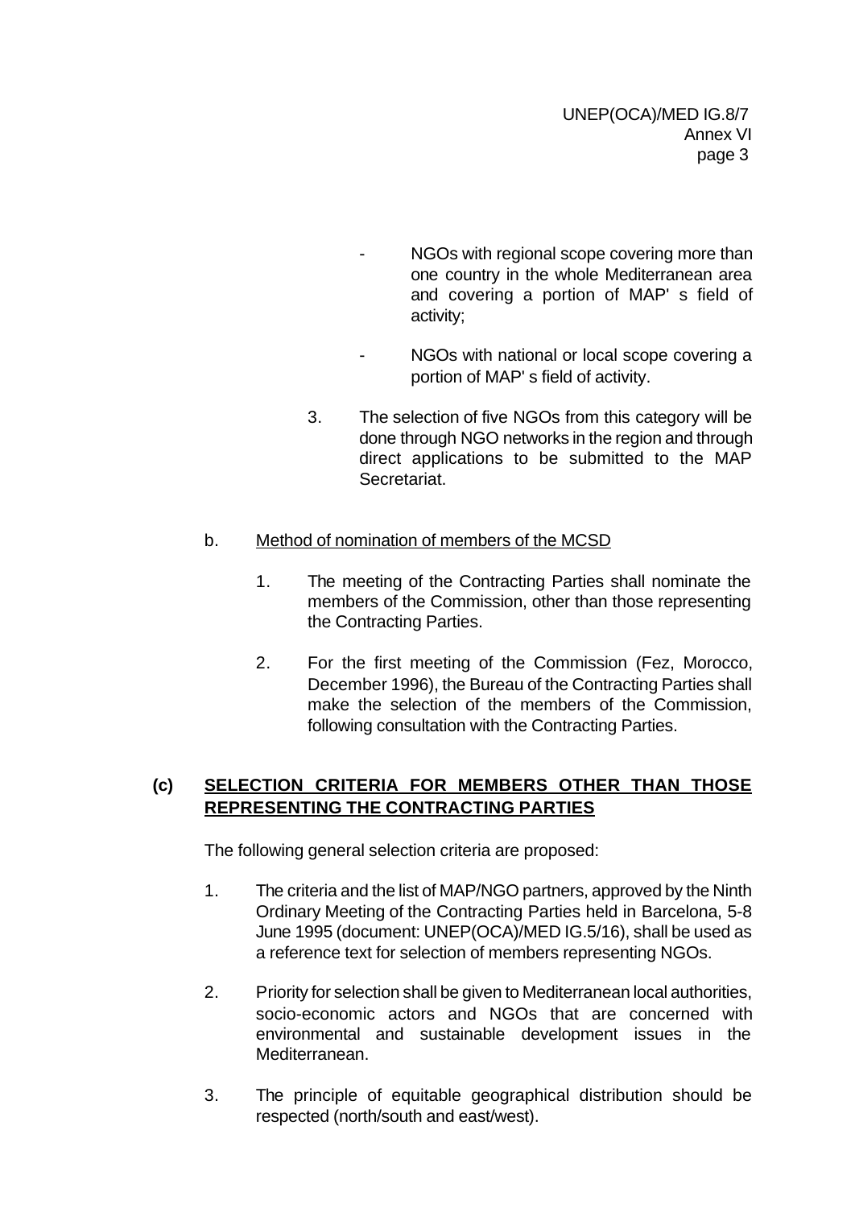- NGOs with regional scope covering more than one country in the whole Mediterranean area and covering a portion of MAP' s field of activity;

- NGOs with national or local scope covering a portion of MAP' s field of activity.

3. The selection of five NGOs from this category will be done through NGO networks in the region and through direct applications to be submitted to the MAP Secretariat.

b. <u>Method of nomination of members of the MCSD</u>

1. The meeting of the Contracting Parties shall nominate the members of the Commission, other than those representing the Contracting Parties.

2. For the first meeting of the Commission (Fez, Morocco, December 1996), the Bureau of the Contracting Parties shall make the selection of the members of the Commission, following consultation with the Contracting Parties.

## (c) SELECTION CRITERIA FOR MEMBERS OTHER THAN THOSE REPRESENTING THE CONTRACTING PARTIES

The following general selection criteria are proposed:

1. The criteria and the list of MAP/NGO partners, approved by the Ninth Ordinary Meeting of the Contracting Parties held in Barcelona, 5-8 June 1995 (document: UNEP(OCA)/MED IG.5/16), shall be used as a reference text for selection of members representing NGOs.

2. Priority for selection shall be given to Mediterranean local authorities, socio-economic actors and NGOs that are concerned with environmental and sustainable development issues in the Mediterranean.

3. The principle of equitable geographical distribution should be respected (north/south and east/west).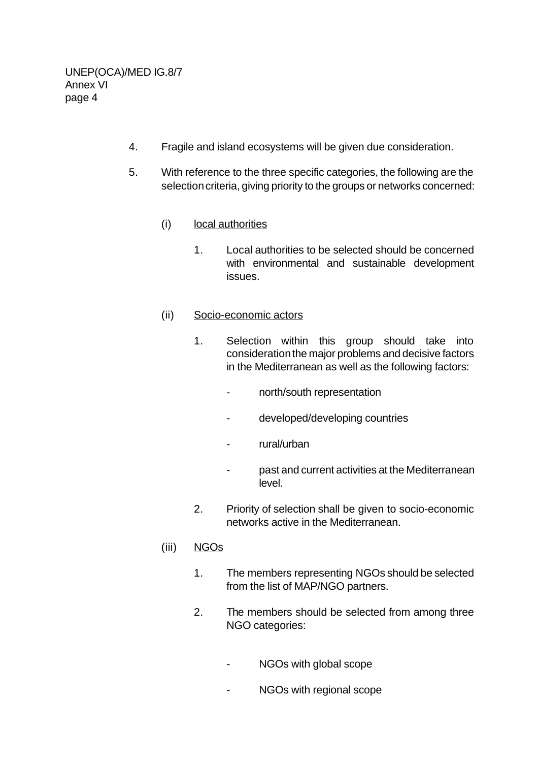4. Fragile and island ecosystems will be given due consideration.

5. With reference to the three specific categories, the following are the selection criteria, giving priority to the groups or networks concerned:

   (i) <u>local authorities</u>

   1. Local authorities to be selected should be concerned with environmental and sustainable development issues.

   (ii) <u>Socio-economic actors</u>

   1. Selection within this group should take into consideration the major problems and decisive factors in the Mediterranean as well as the following factors:

      - north/south representation
      - developed/developing countries
      - rural/urban
      - past and current activities at the Mediterranean level.

   2. Priority of selection shall be given to socio-economic networks active in the Mediterranean.

   (iii) <u>NGOs</u>

   1. The members representing NGOs should be selected from the list of MAP/NGO partners.

   2. The members should be selected from among three NGO categories:

      - NGOs with global scope
      - NGOs with regional scope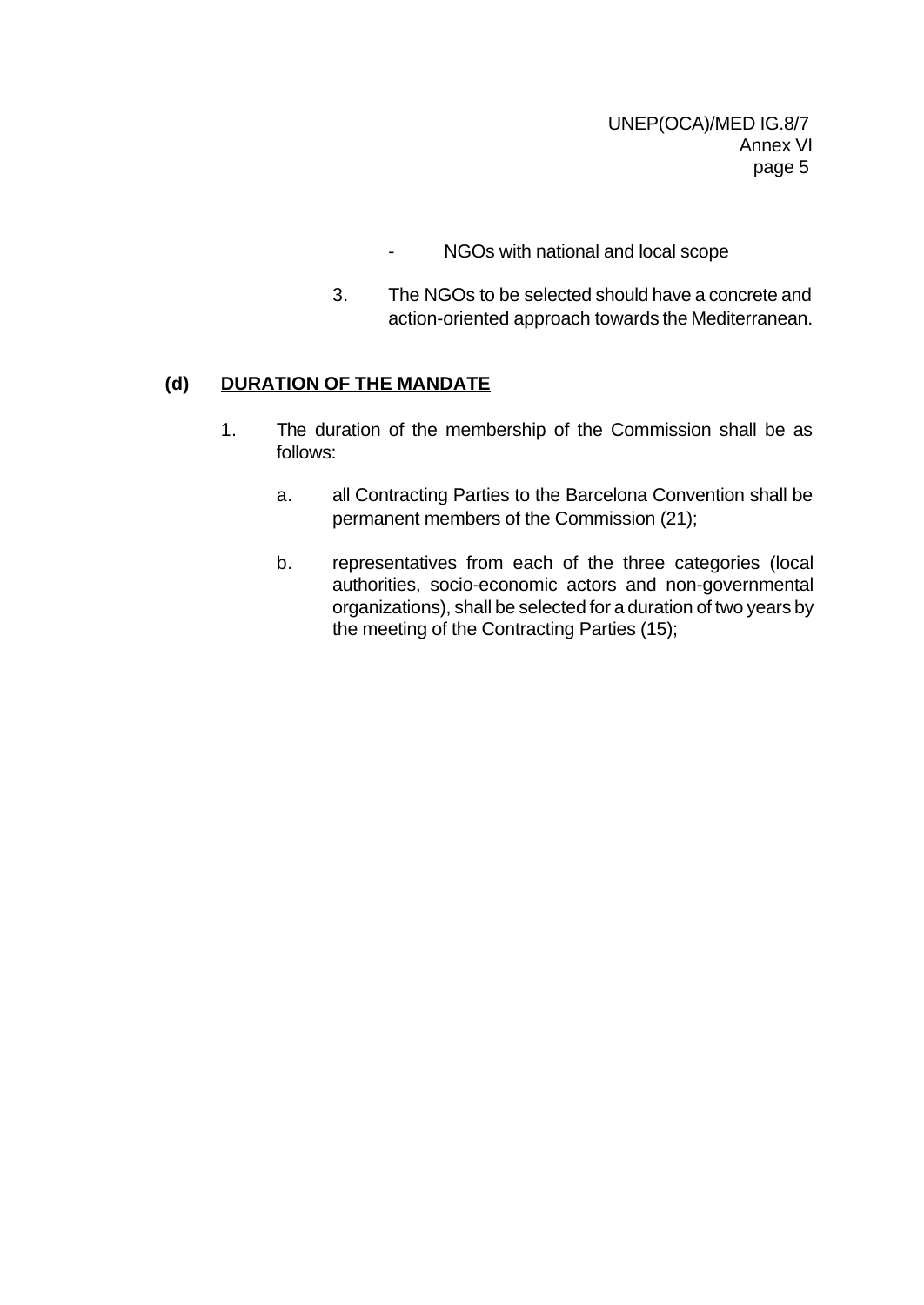- NGOs with national and local scope

3. The NGOs to be selected should have a concrete and action-oriented approach towards the Mediterranean.

### (d) DURATION OF THE MANDATE

1. The duration of the membership of the Commission shall be as follows:

   a. all Contracting Parties to the Barcelona Convention shall be permanent members of the Commission (21);

   b. representatives from each of the three categories (local authorities, socio-economic actors and non-governmental organizations), shall be selected for a duration of two years by the meeting of the Contracting Parties (15);